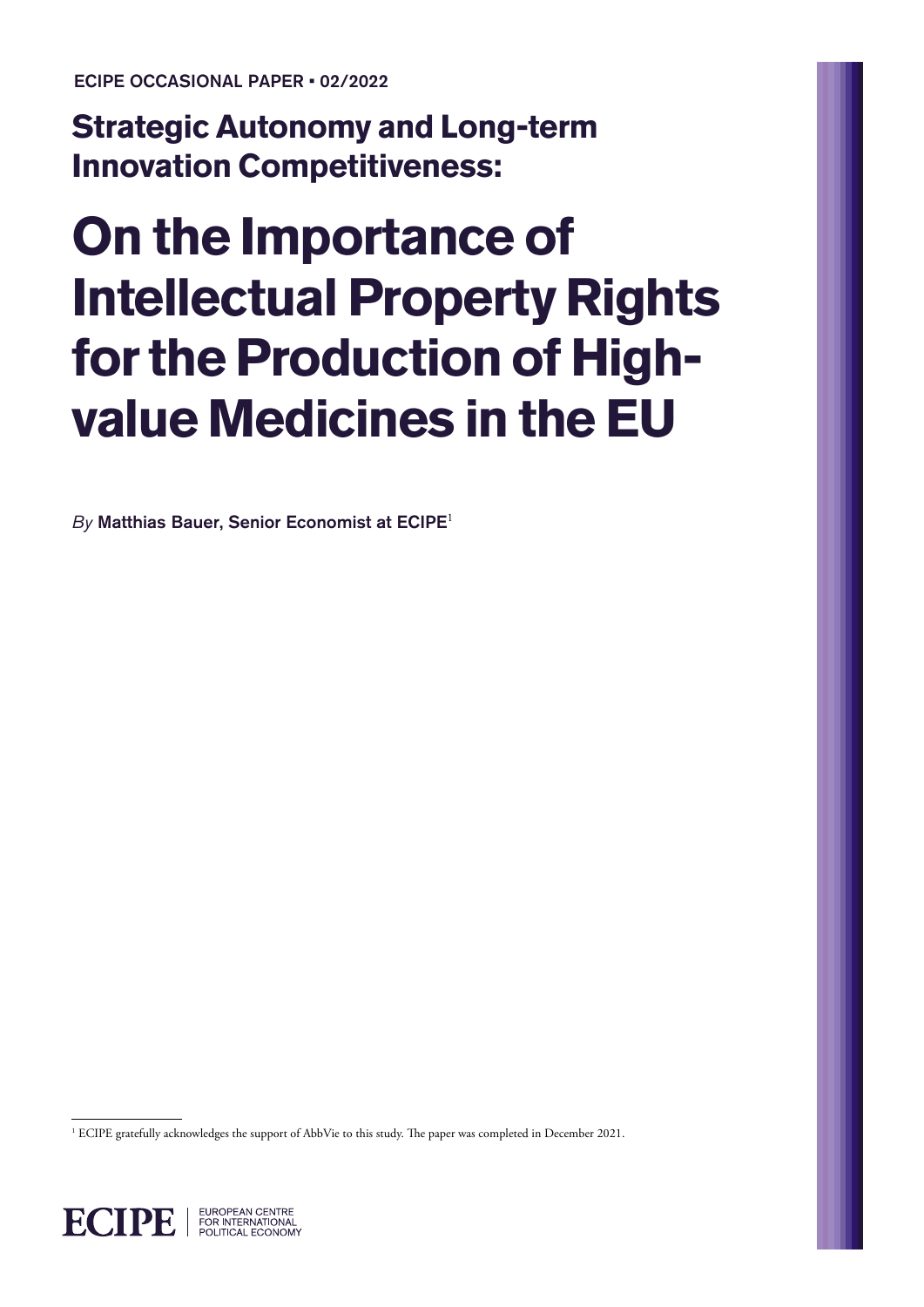ECIPE OCCASIONAL PAPER • 02/2022

## Strategic Autonomy and Long-term Innovation Competitiveness:

# On the Importance of Intellectual Property Rights for the Production of High-value Medicines in the EU

*By* Matthias Bauer, Senior Economist at ECIPE[1]

[1] ECIPE gratefully acknowledges the support of AbbVie to this study. The paper was completed in December 2021.

ECIPE | EUROPEAN CENTRE FOR INTERNATIONAL POLITICAL ECONOMY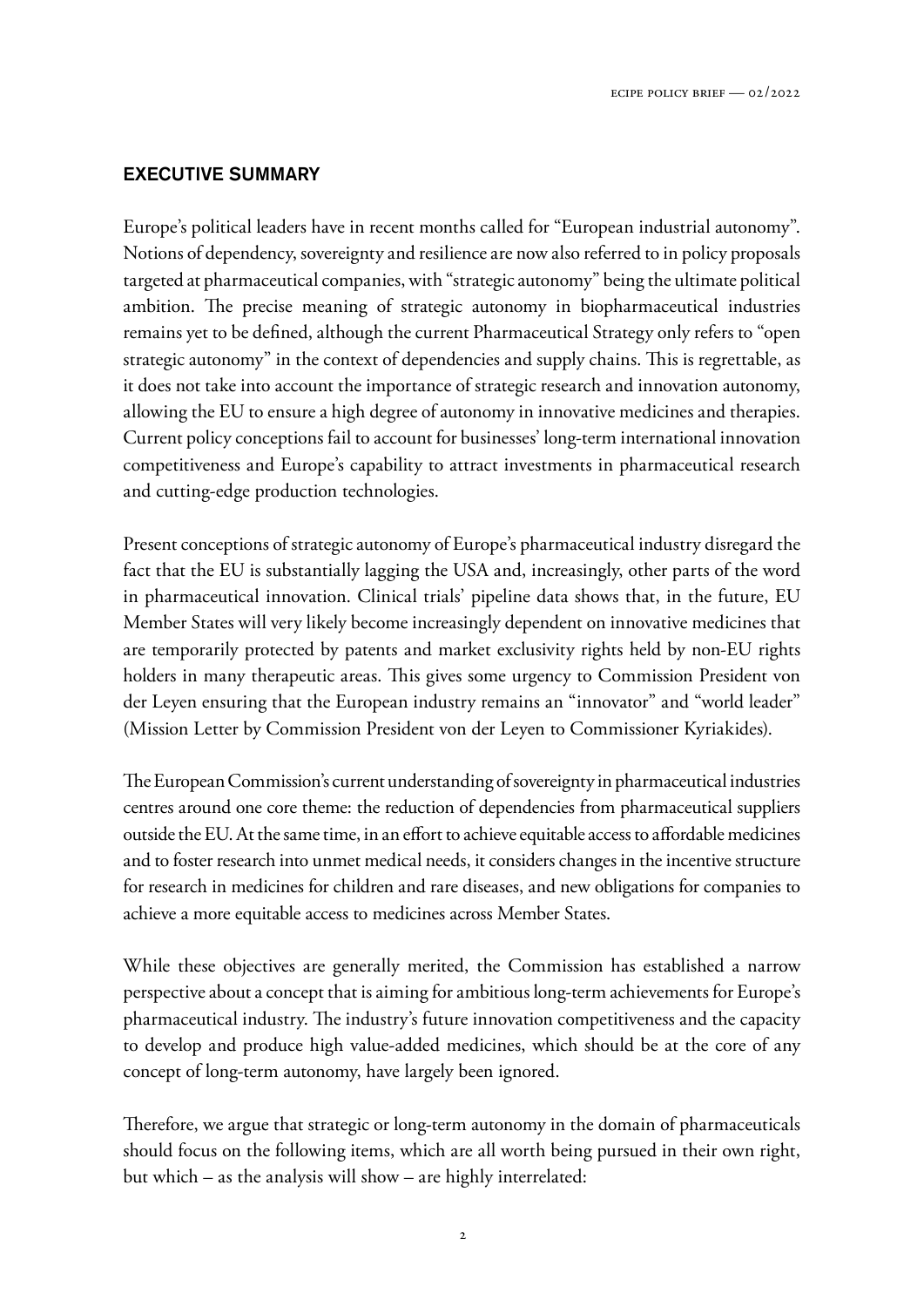## EXECUTIVE SUMMARY

Europe's political leaders have in recent months called for "European industrial autonomy". Notions of dependency, sovereignty and resilience are now also referred to in policy proposals targeted at pharmaceutical companies, with "strategic autonomy" being the ultimate political ambition. The precise meaning of strategic autonomy in biopharmaceutical industries remains yet to be defined, although the current Pharmaceutical Strategy only refers to "open strategic autonomy" in the context of dependencies and supply chains. This is regrettable, as it does not take into account the importance of strategic research and innovation autonomy, allowing the EU to ensure a high degree of autonomy in innovative medicines and therapies. Current policy conceptions fail to account for businesses' long-term international innovation competitiveness and Europe's capability to attract investments in pharmaceutical research and cutting-edge production technologies.

Present conceptions of strategic autonomy of Europe's pharmaceutical industry disregard the fact that the EU is substantially lagging the USA and, increasingly, other parts of the word in pharmaceutical innovation. Clinical trials' pipeline data shows that, in the future, EU Member States will very likely become increasingly dependent on innovative medicines that are temporarily protected by patents and market exclusivity rights held by non-EU rights holders in many therapeutic areas. This gives some urgency to Commission President von der Leyen ensuring that the European industry remains an "innovator" and "world leader" (Mission Letter by Commission President von der Leyen to Commissioner Kyriakides).

The European Commission's current understanding of sovereignty in pharmaceutical industries centres around one core theme: the reduction of dependencies from pharmaceutical suppliers outside the EU. At the same time, in an effort to achieve equitable access to affordable medicines and to foster research into unmet medical needs, it considers changes in the incentive structure for research in medicines for children and rare diseases, and new obligations for companies to achieve a more equitable access to medicines across Member States.

While these objectives are generally merited, the Commission has established a narrow perspective about a concept that is aiming for ambitious long-term achievements for Europe's pharmaceutical industry. The industry's future innovation competitiveness and the capacity to develop and produce high value-added medicines, which should be at the core of any concept of long-term autonomy, have largely been ignored.

Therefore, we argue that strategic or long-term autonomy in the domain of pharmaceuticals should focus on the following items, which are all worth being pursued in their own right, but which – as the analysis will show – are highly interrelated: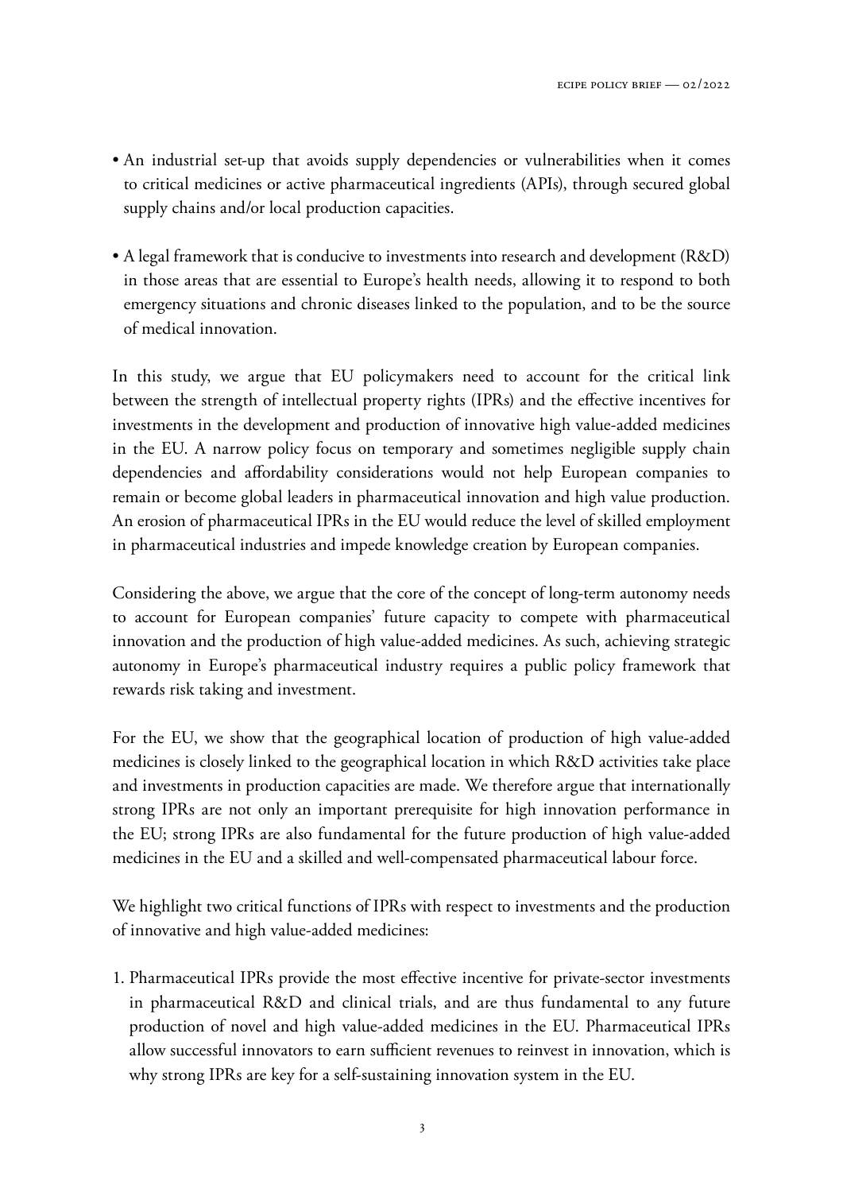- An industrial set-up that avoids supply dependencies or vulnerabilities when it comes to critical medicines or active pharmaceutical ingredients (APIs), through secured global supply chains and/or local production capacities.

- A legal framework that is conducive to investments into research and development (R&D) in those areas that are essential to Europe's health needs, allowing it to respond to both emergency situations and chronic diseases linked to the population, and to be the source of medical innovation.

In this study, we argue that EU policymakers need to account for the critical link between the strength of intellectual property rights (IPRs) and the effective incentives for investments in the development and production of innovative high value-added medicines in the EU. A narrow policy focus on temporary and sometimes negligible supply chain dependencies and affordability considerations would not help European companies to remain or become global leaders in pharmaceutical innovation and high value production. An erosion of pharmaceutical IPRs in the EU would reduce the level of skilled employment in pharmaceutical industries and impede knowledge creation by European companies.

Considering the above, we argue that the core of the concept of long-term autonomy needs to account for European companies' future capacity to compete with pharmaceutical innovation and the production of high value-added medicines. As such, achieving strategic autonomy in Europe's pharmaceutical industry requires a public policy framework that rewards risk taking and investment.

For the EU, we show that the geographical location of production of high value-added medicines is closely linked to the geographical location in which R&D activities take place and investments in production capacities are made. We therefore argue that internationally strong IPRs are not only an important prerequisite for high innovation performance in the EU; strong IPRs are also fundamental for the future production of high value-added medicines in the EU and a skilled and well-compensated pharmaceutical labour force.

We highlight two critical functions of IPRs with respect to investments and the production of innovative and high value-added medicines:

1. Pharmaceutical IPRs provide the most effective incentive for private-sector investments in pharmaceutical R&D and clinical trials, and are thus fundamental to any future production of novel and high value-added medicines in the EU. Pharmaceutical IPRs allow successful innovators to earn sufficient revenues to reinvest in innovation, which is why strong IPRs are key for a self-sustaining innovation system in the EU.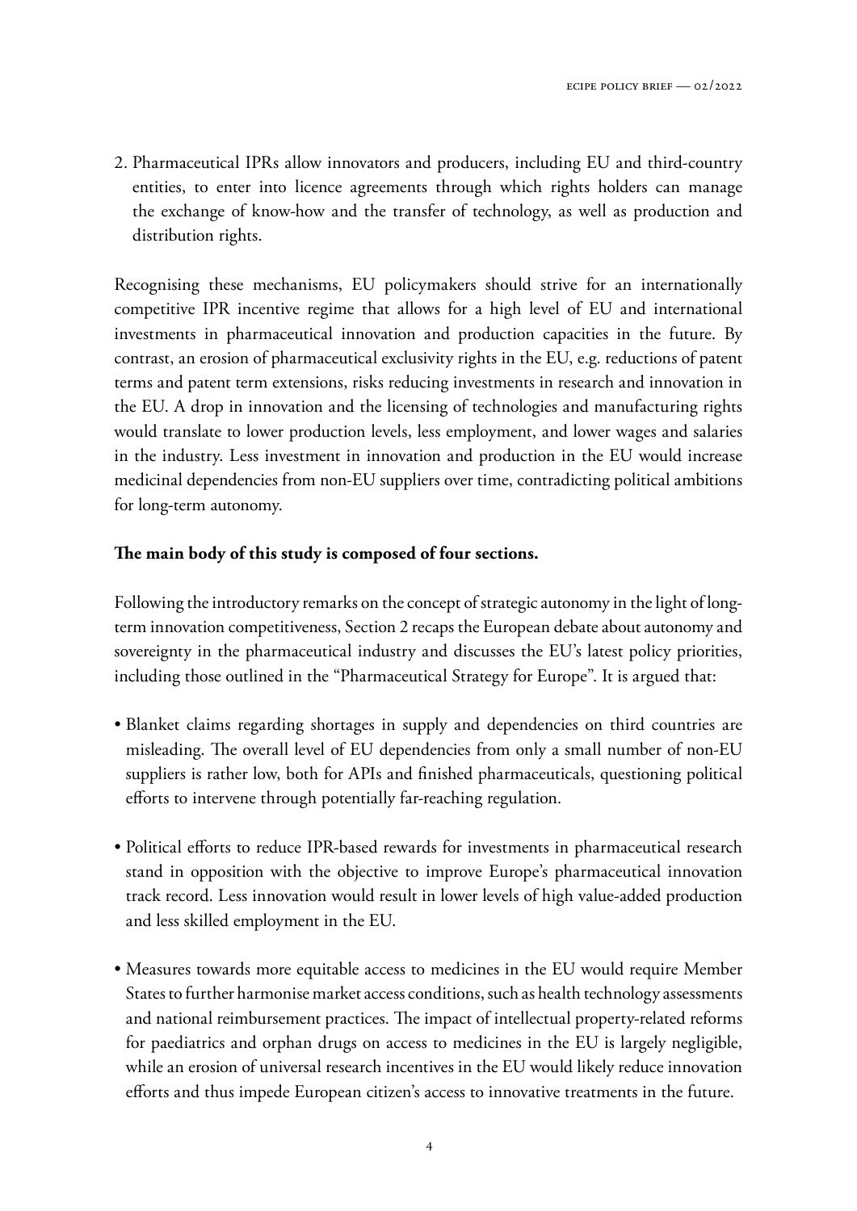2. Pharmaceutical IPRs allow innovators and producers, including EU and third-country entities, to enter into licence agreements through which rights holders can manage the exchange of know-how and the transfer of technology, as well as production and distribution rights.

Recognising these mechanisms, EU policymakers should strive for an internationally competitive IPR incentive regime that allows for a high level of EU and international investments in pharmaceutical innovation and production capacities in the future. By contrast, an erosion of pharmaceutical exclusivity rights in the EU, e.g. reductions of patent terms and patent term extensions, risks reducing investments in research and innovation in the EU. A drop in innovation and the licensing of technologies and manufacturing rights would translate to lower production levels, less employment, and lower wages and salaries in the industry. Less investment in innovation and production in the EU would increase medicinal dependencies from non-EU suppliers over time, contradicting political ambitions for long-term autonomy.

**The main body of this study is composed of four sections.**

Following the introductory remarks on the concept of strategic autonomy in the light of long-term innovation competitiveness, Section 2 recaps the European debate about autonomy and sovereignty in the pharmaceutical industry and discusses the EU's latest policy priorities, including those outlined in the "Pharmaceutical Strategy for Europe". It is argued that:

- Blanket claims regarding shortages in supply and dependencies on third countries are misleading. The overall level of EU dependencies from only a small number of non-EU suppliers is rather low, both for APIs and finished pharmaceuticals, questioning political efforts to intervene through potentially far-reaching regulation.

- Political efforts to reduce IPR-based rewards for investments in pharmaceutical research stand in opposition with the objective to improve Europe's pharmaceutical innovation track record. Less innovation would result in lower levels of high value-added production and less skilled employment in the EU.

- Measures towards more equitable access to medicines in the EU would require Member States to further harmonise market access conditions, such as health technology assessments and national reimbursement practices. The impact of intellectual property-related reforms for paediatrics and orphan drugs on access to medicines in the EU is largely negligible, while an erosion of universal research incentives in the EU would likely reduce innovation efforts and thus impede European citizen's access to innovative treatments in the future.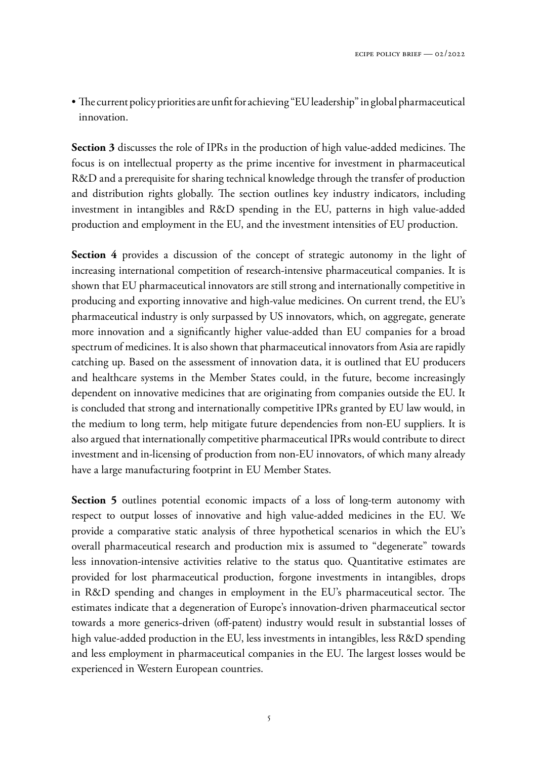- The current policy priorities are unfit for achieving "EU leadership" in global pharmaceutical innovation.

**Section 3** discusses the role of IPRs in the production of high value-added medicines. The focus is on intellectual property as the prime incentive for investment in pharmaceutical R&D and a prerequisite for sharing technical knowledge through the transfer of production and distribution rights globally. The section outlines key industry indicators, including investment in intangibles and R&D spending in the EU, patterns in high value-added production and employment in the EU, and the investment intensities of EU production.

**Section 4** provides a discussion of the concept of strategic autonomy in the light of increasing international competition of research-intensive pharmaceutical companies. It is shown that EU pharmaceutical innovators are still strong and internationally competitive in producing and exporting innovative and high-value medicines. On current trend, the EU's pharmaceutical industry is only surpassed by US innovators, which, on aggregate, generate more innovation and a significantly higher value-added than EU companies for a broad spectrum of medicines. It is also shown that pharmaceutical innovators from Asia are rapidly catching up. Based on the assessment of innovation data, it is outlined that EU producers and healthcare systems in the Member States could, in the future, become increasingly dependent on innovative medicines that are originating from companies outside the EU. It is concluded that strong and internationally competitive IPRs granted by EU law would, in the medium to long term, help mitigate future dependencies from non-EU suppliers. It is also argued that internationally competitive pharmaceutical IPRs would contribute to direct investment and in-licensing of production from non-EU innovators, of which many already have a large manufacturing footprint in EU Member States.

**Section 5** outlines potential economic impacts of a loss of long-term autonomy with respect to output losses of innovative and high value-added medicines in the EU. We provide a comparative static analysis of three hypothetical scenarios in which the EU's overall pharmaceutical research and production mix is assumed to "degenerate" towards less innovation-intensive activities relative to the status quo. Quantitative estimates are provided for lost pharmaceutical production, forgone investments in intangibles, drops in R&D spending and changes in employment in the EU's pharmaceutical sector. The estimates indicate that a degeneration of Europe's innovation-driven pharmaceutical sector towards a more generics-driven (off-patent) industry would result in substantial losses of high value-added production in the EU, less investments in intangibles, less R&D spending and less employment in pharmaceutical companies in the EU. The largest losses would be experienced in Western European countries.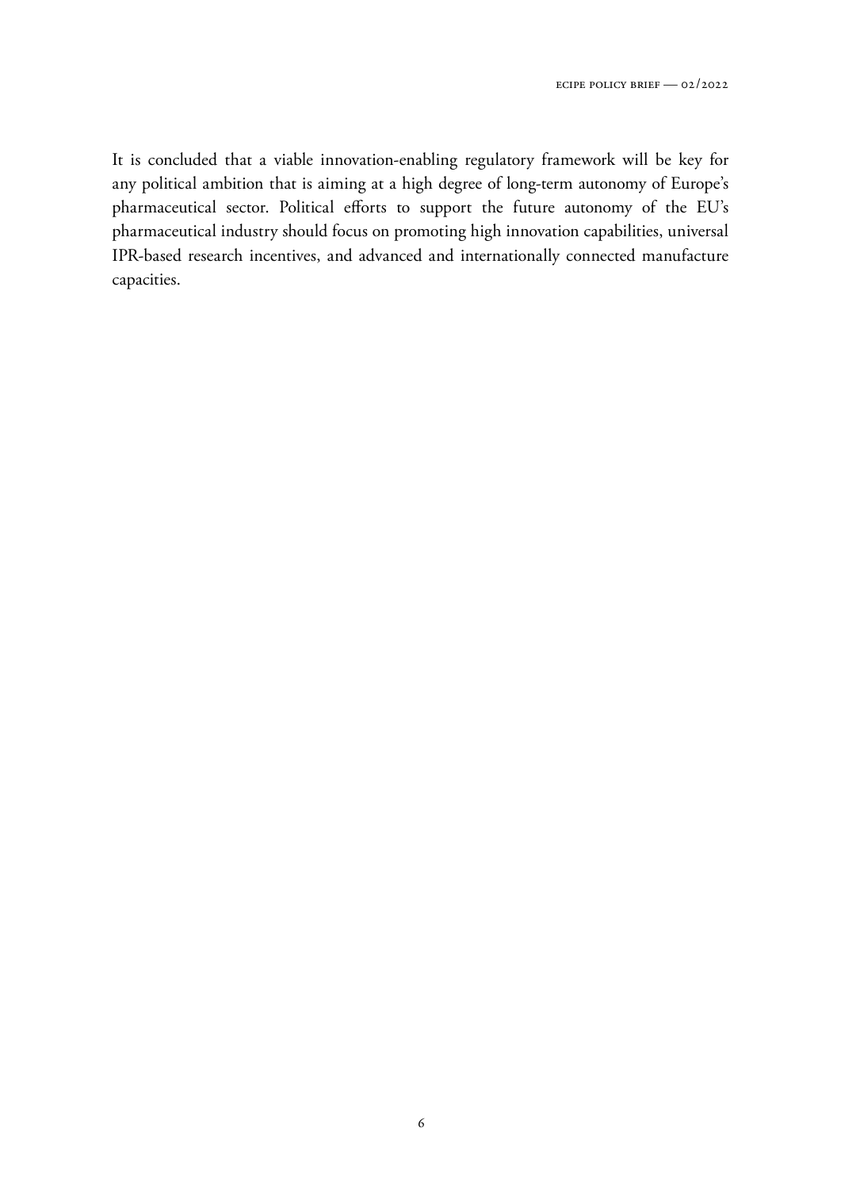It is concluded that a viable innovation-enabling regulatory framework will be key for any political ambition that is aiming at a high degree of long-term autonomy of Europe's pharmaceutical sector. Political efforts to support the future autonomy of the EU's pharmaceutical industry should focus on promoting high innovation capabilities, universal IPR-based research incentives, and advanced and internationally connected manufacture capacities.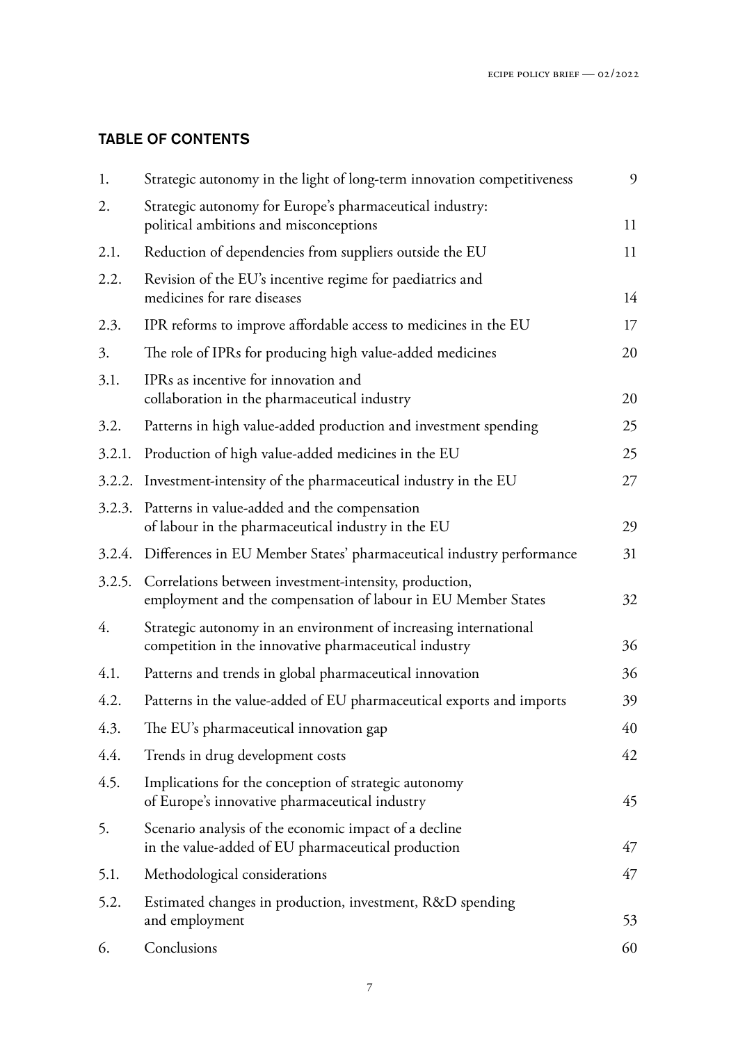## TABLE OF CONTENTS

| | | |
|---|---|---|
| 1. | Strategic autonomy in the light of long-term innovation competitiveness | 9 |
| 2. | Strategic autonomy for Europe's pharmaceutical industry: political ambitions and misconceptions | 11 |
| 2.1. | Reduction of dependencies from suppliers outside the EU | 11 |
| 2.2. | Revision of the EU's incentive regime for paediatrics and medicines for rare diseases | 14 |
| 2.3. | IPR reforms to improve affordable access to medicines in the EU | 17 |
| 3. | The role of IPRs for producing high value-added medicines | 20 |
| 3.1. | IPRs as incentive for innovation and collaboration in the pharmaceutical industry | 20 |
| 3.2. | Patterns in high value-added production and investment spending | 25 |
| 3.2.1. | Production of high value-added medicines in the EU | 25 |
| 3.2.2. | Investment-intensity of the pharmaceutical industry in the EU | 27 |
| 3.2.3. | Patterns in value-added and the compensation of labour in the pharmaceutical industry in the EU | 29 |
| 3.2.4. | Differences in EU Member States' pharmaceutical industry performance | 31 |
| 3.2.5. | Correlations between investment-intensity, production, employment and the compensation of labour in EU Member States | 32 |
| 4. | Strategic autonomy in an environment of increasing international competition in the innovative pharmaceutical industry | 36 |
| 4.1. | Patterns and trends in global pharmaceutical innovation | 36 |
| 4.2. | Patterns in the value-added of EU pharmaceutical exports and imports | 39 |
| 4.3. | The EU's pharmaceutical innovation gap | 40 |
| 4.4. | Trends in drug development costs | 42 |
| 4.5. | Implications for the conception of strategic autonomy of Europe's innovative pharmaceutical industry | 45 |
| 5. | Scenario analysis of the economic impact of a decline in the value-added of EU pharmaceutical production | 47 |
| 5.1. | Methodological considerations | 47 |
| 5.2. | Estimated changes in production, investment, R&D spending and employment | 53 |
| 6. | Conclusions | 60 |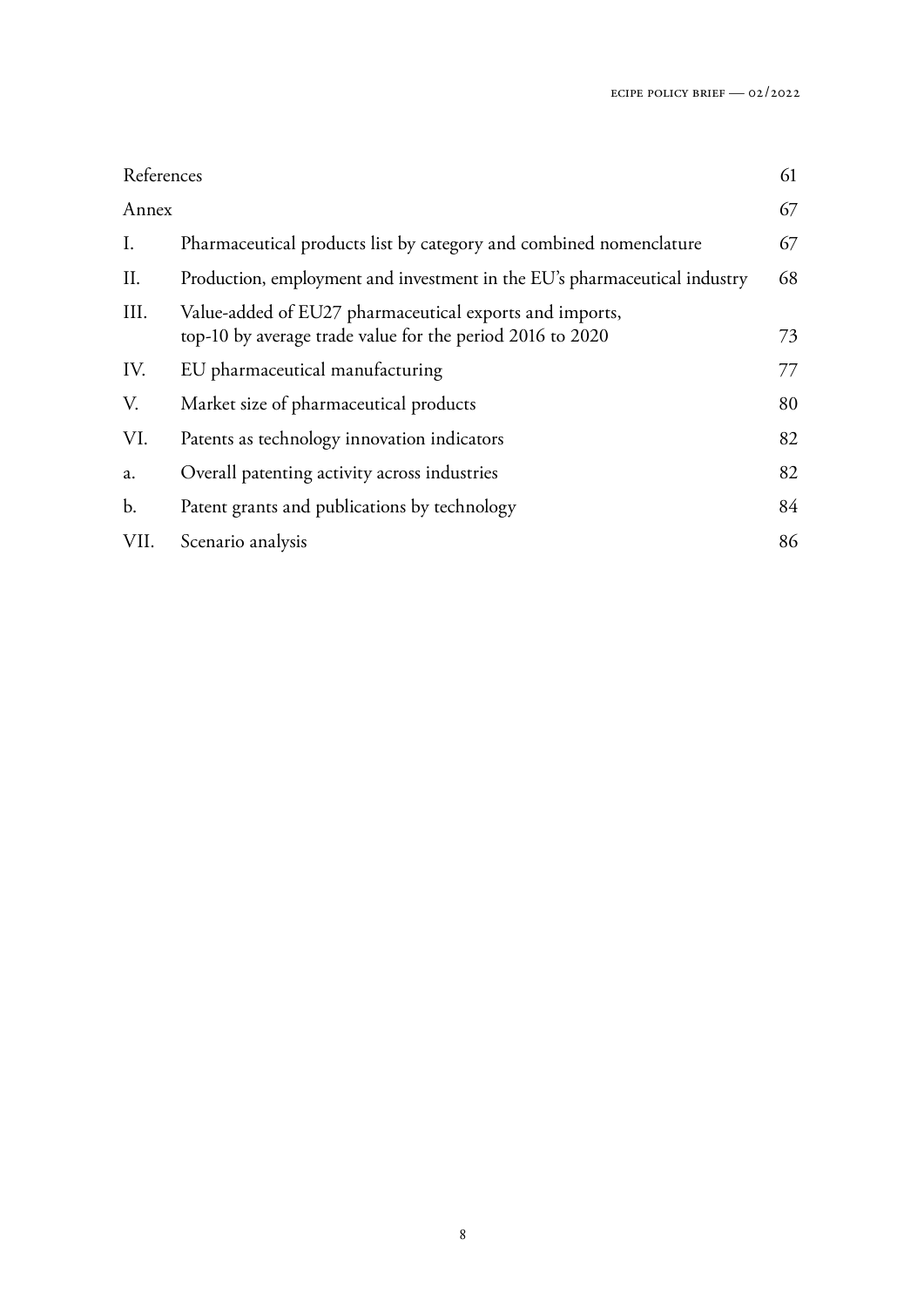| | | |
|---|---|---|
| References | | 61 |
| Annex | | 67 |
| I. | Pharmaceutical products list by category and combined nomenclature | 67 |
| II. | Production, employment and investment in the EU's pharmaceutical industry | 68 |
| III. | Value-added of EU27 pharmaceutical exports and imports, top-10 by average trade value for the period 2016 to 2020 | 73 |
| IV. | EU pharmaceutical manufacturing | 77 |
| V. | Market size of pharmaceutical products | 80 |
| VI. | Patents as technology innovation indicators | 82 |
| a. | Overall patenting activity across industries | 82 |
| b. | Patent grants and publications by technology | 84 |
| VII. | Scenario analysis | 86 |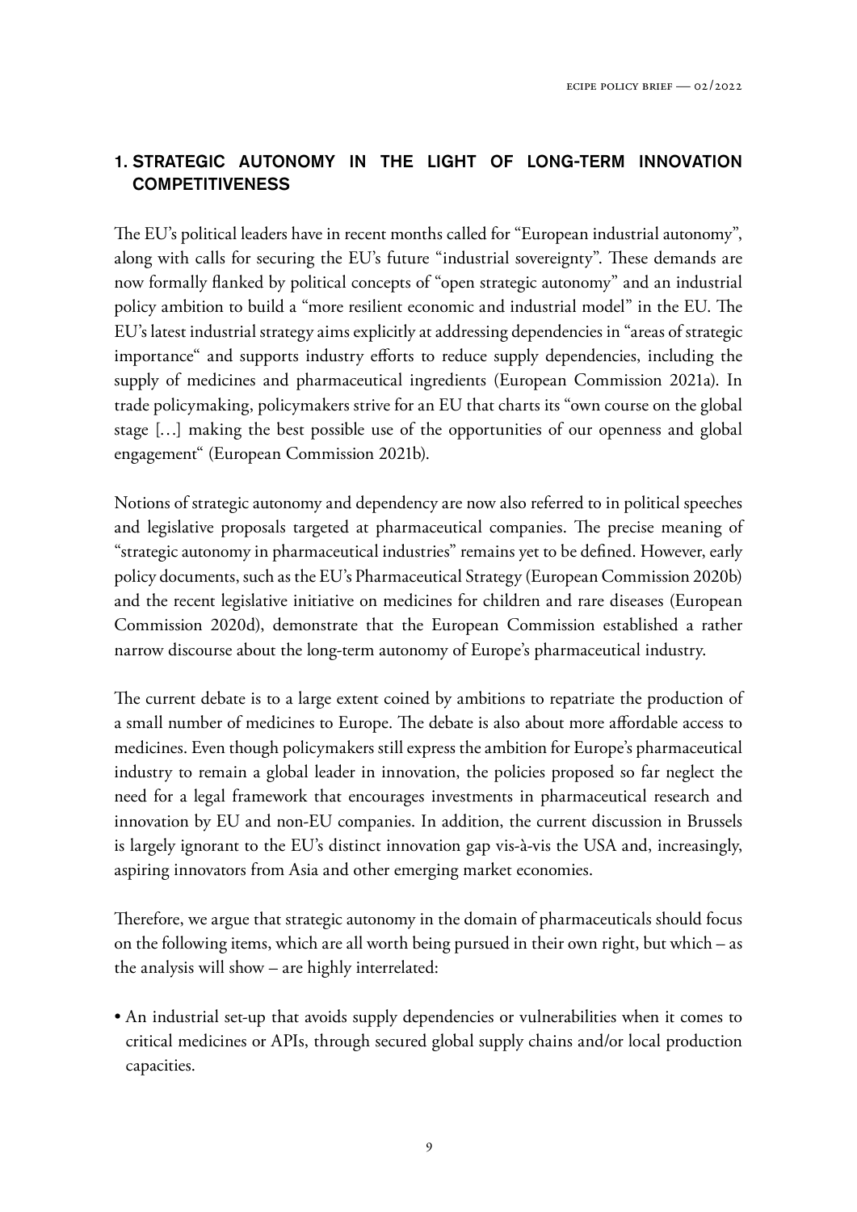## 1. STRATEGIC AUTONOMY IN THE LIGHT OF LONG-TERM INNOVATION COMPETITIVENESS

The EU's political leaders have in recent months called for "European industrial autonomy", along with calls for securing the EU's future "industrial sovereignty". These demands are now formally flanked by political concepts of "open strategic autonomy" and an industrial policy ambition to build a "more resilient economic and industrial model" in the EU. The EU's latest industrial strategy aims explicitly at addressing dependencies in "areas of strategic importance" and supports industry efforts to reduce supply dependencies, including the supply of medicines and pharmaceutical ingredients (European Commission 2021a). In trade policymaking, policymakers strive for an EU that charts its "own course on the global stage […] making the best possible use of the opportunities of our openness and global engagement" (European Commission 2021b).

Notions of strategic autonomy and dependency are now also referred to in political speeches and legislative proposals targeted at pharmaceutical companies. The precise meaning of "strategic autonomy in pharmaceutical industries" remains yet to be defined. However, early policy documents, such as the EU's Pharmaceutical Strategy (European Commission 2020b) and the recent legislative initiative on medicines for children and rare diseases (European Commission 2020d), demonstrate that the European Commission established a rather narrow discourse about the long-term autonomy of Europe's pharmaceutical industry.

The current debate is to a large extent coined by ambitions to repatriate the production of a small number of medicines to Europe. The debate is also about more affordable access to medicines. Even though policymakers still express the ambition for Europe's pharmaceutical industry to remain a global leader in innovation, the policies proposed so far neglect the need for a legal framework that encourages investments in pharmaceutical research and innovation by EU and non-EU companies. In addition, the current discussion in Brussels is largely ignorant to the EU's distinct innovation gap vis-à-vis the USA and, increasingly, aspiring innovators from Asia and other emerging market economies.

Therefore, we argue that strategic autonomy in the domain of pharmaceuticals should focus on the following items, which are all worth being pursued in their own right, but which – as the analysis will show – are highly interrelated:

- An industrial set-up that avoids supply dependencies or vulnerabilities when it comes to critical medicines or APIs, through secured global supply chains and/or local production capacities.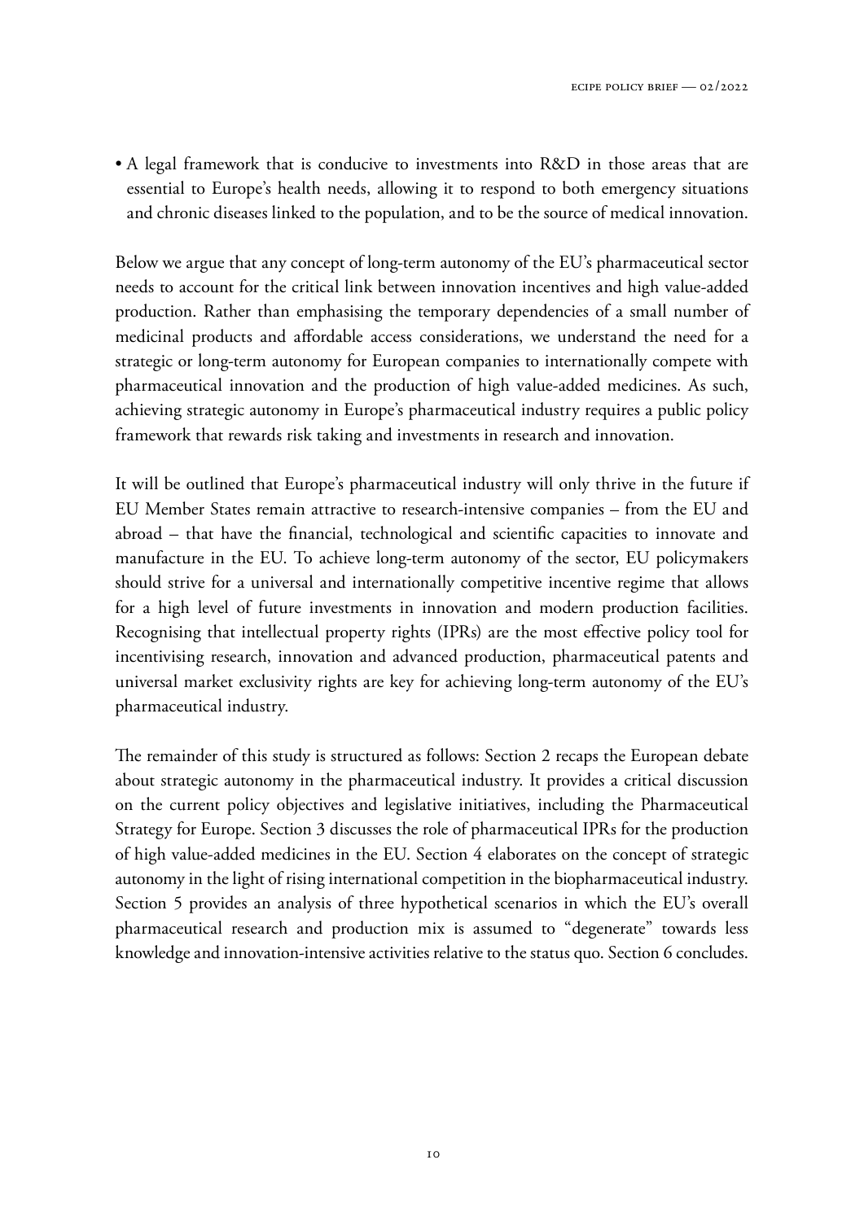- A legal framework that is conducive to investments into R&D in those areas that are essential to Europe's health needs, allowing it to respond to both emergency situations and chronic diseases linked to the population, and to be the source of medical innovation.

Below we argue that any concept of long-term autonomy of the EU's pharmaceutical sector needs to account for the critical link between innovation incentives and high value-added production. Rather than emphasising the temporary dependencies of a small number of medicinal products and affordable access considerations, we understand the need for a strategic or long-term autonomy for European companies to internationally compete with pharmaceutical innovation and the production of high value-added medicines. As such, achieving strategic autonomy in Europe's pharmaceutical industry requires a public policy framework that rewards risk taking and investments in research and innovation.

It will be outlined that Europe's pharmaceutical industry will only thrive in the future if EU Member States remain attractive to research-intensive companies – from the EU and abroad – that have the financial, technological and scientific capacities to innovate and manufacture in the EU. To achieve long-term autonomy of the sector, EU policymakers should strive for a universal and internationally competitive incentive regime that allows for a high level of future investments in innovation and modern production facilities. Recognising that intellectual property rights (IPRs) are the most effective policy tool for incentivising research, innovation and advanced production, pharmaceutical patents and universal market exclusivity rights are key for achieving long-term autonomy of the EU's pharmaceutical industry.

The remainder of this study is structured as follows: Section 2 recaps the European debate about strategic autonomy in the pharmaceutical industry. It provides a critical discussion on the current policy objectives and legislative initiatives, including the Pharmaceutical Strategy for Europe. Section 3 discusses the role of pharmaceutical IPRs for the production of high value-added medicines in the EU. Section 4 elaborates on the concept of strategic autonomy in the light of rising international competition in the biopharmaceutical industry. Section 5 provides an analysis of three hypothetical scenarios in which the EU's overall pharmaceutical research and production mix is assumed to "degenerate" towards less knowledge and innovation-intensive activities relative to the status quo. Section 6 concludes.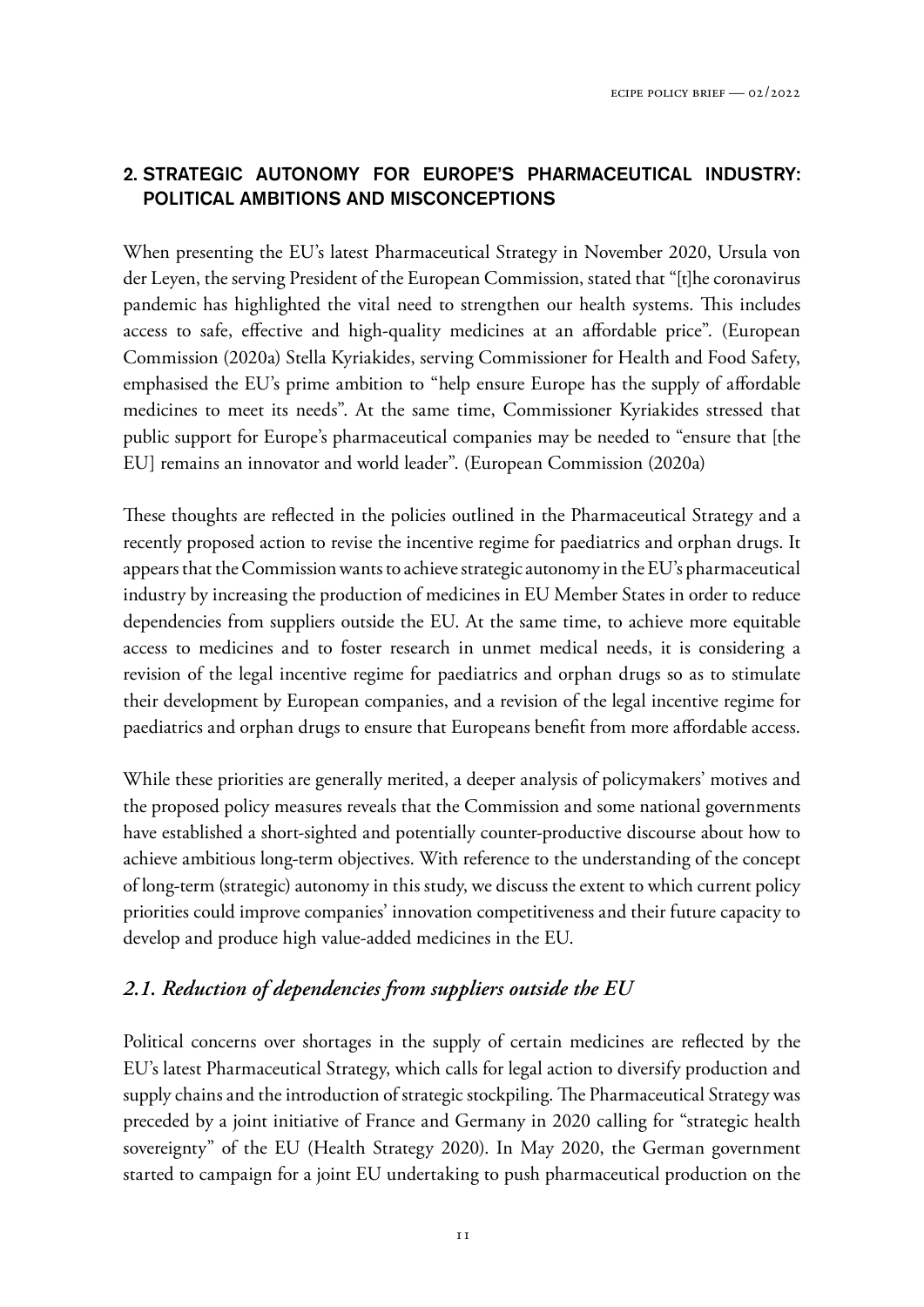## 2. STRATEGIC AUTONOMY FOR EUROPE'S PHARMACEUTICAL INDUSTRY: POLITICAL AMBITIONS AND MISCONCEPTIONS

When presenting the EU's latest Pharmaceutical Strategy in November 2020, Ursula von der Leyen, the serving President of the European Commission, stated that "[t]he coronavirus pandemic has highlighted the vital need to strengthen our health systems. This includes access to safe, effective and high-quality medicines at an affordable price". (European Commission (2020a) Stella Kyriakides, serving Commissioner for Health and Food Safety, emphasised the EU's prime ambition to "help ensure Europe has the supply of affordable medicines to meet its needs". At the same time, Commissioner Kyriakides stressed that public support for Europe's pharmaceutical companies may be needed to "ensure that [the EU] remains an innovator and world leader". (European Commission (2020a)

These thoughts are reflected in the policies outlined in the Pharmaceutical Strategy and a recently proposed action to revise the incentive regime for paediatrics and orphan drugs. It appears that the Commission wants to achieve strategic autonomy in the EU's pharmaceutical industry by increasing the production of medicines in EU Member States in order to reduce dependencies from suppliers outside the EU. At the same time, to achieve more equitable access to medicines and to foster research in unmet medical needs, it is considering a revision of the legal incentive regime for paediatrics and orphan drugs so as to stimulate their development by European companies, and a revision of the legal incentive regime for paediatrics and orphan drugs to ensure that Europeans benefit from more affordable access.

While these priorities are generally merited, a deeper analysis of policymakers' motives and the proposed policy measures reveals that the Commission and some national governments have established a short-sighted and potentially counter-productive discourse about how to achieve ambitious long-term objectives. With reference to the understanding of the concept of long-term (strategic) autonomy in this study, we discuss the extent to which current policy priorities could improve companies' innovation competitiveness and their future capacity to develop and produce high value-added medicines in the EU.

### *2.1. Reduction of dependencies from suppliers outside the EU*

Political concerns over shortages in the supply of certain medicines are reflected by the EU's latest Pharmaceutical Strategy, which calls for legal action to diversify production and supply chains and the introduction of strategic stockpiling. The Pharmaceutical Strategy was preceded by a joint initiative of France and Germany in 2020 calling for "strategic health sovereignty" of the EU (Health Strategy 2020). In May 2020, the German government started to campaign for a joint EU undertaking to push pharmaceutical production on the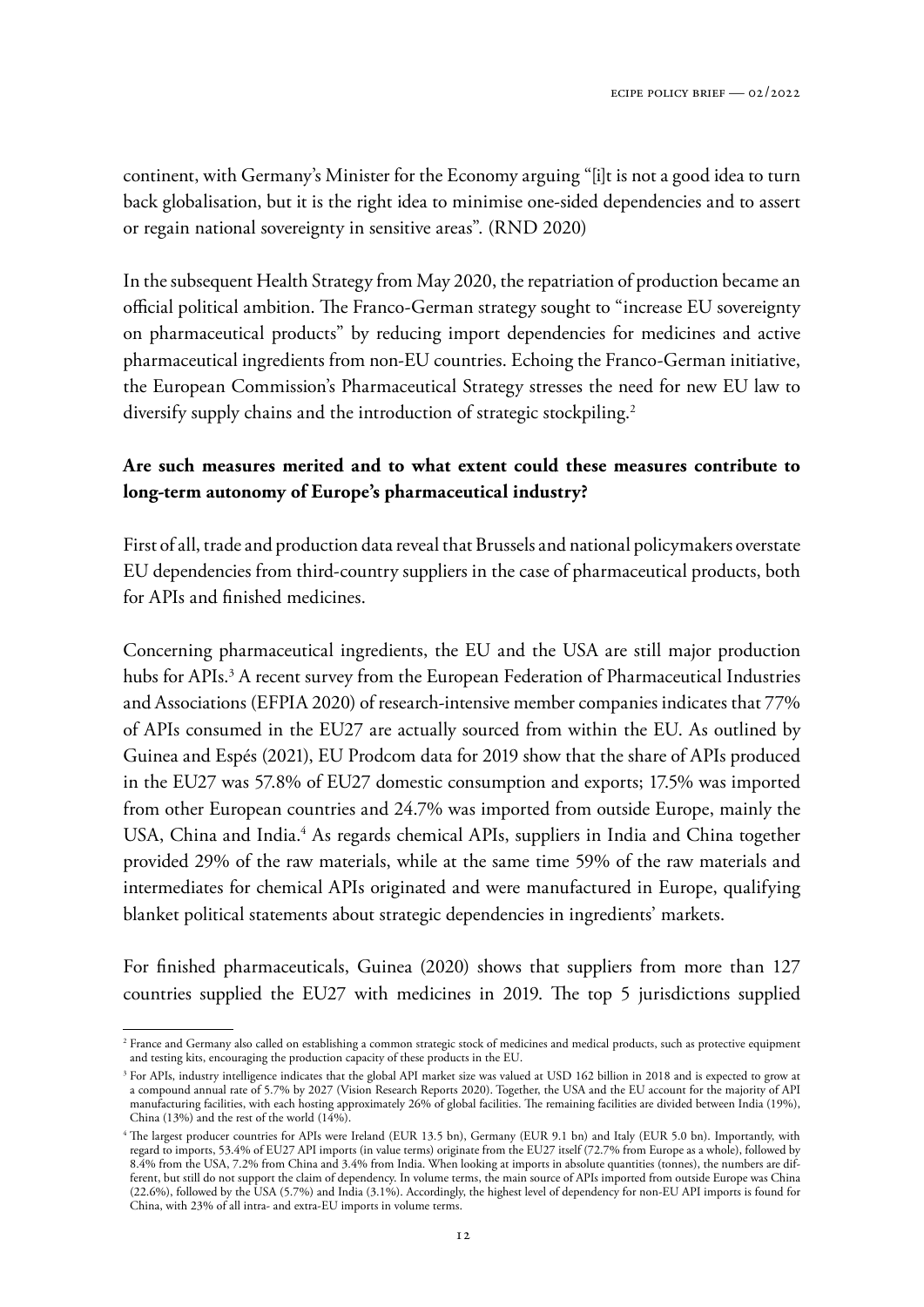continent, with Germany's Minister for the Economy arguing "[i]t is not a good idea to turn back globalisation, but it is the right idea to minimise one-sided dependencies and to assert or regain national sovereignty in sensitive areas". (RND 2020)

In the subsequent Health Strategy from May 2020, the repatriation of production became an official political ambition. The Franco-German strategy sought to "increase EU sovereignty on pharmaceutical products" by reducing import dependencies for medicines and active pharmaceutical ingredients from non-EU countries. Echoing the Franco-German initiative, the European Commission's Pharmaceutical Strategy stresses the need for new EU law to diversify supply chains and the introduction of strategic stockpiling.[2]

**Are such measures merited and to what extent could these measures contribute to long-term autonomy of Europe's pharmaceutical industry?**

First of all, trade and production data reveal that Brussels and national policymakers overstate EU dependencies from third-country suppliers in the case of pharmaceutical products, both for APIs and finished medicines.

Concerning pharmaceutical ingredients, the EU and the USA are still major production hubs for APIs.[3] A recent survey from the European Federation of Pharmaceutical Industries and Associations (EFPIA 2020) of research-intensive member companies indicates that 77% of APIs consumed in the EU27 are actually sourced from within the EU. As outlined by Guinea and Espés (2021), EU Prodcom data for 2019 show that the share of APIs produced in the EU27 was 57.8% of EU27 domestic consumption and exports; 17.5% was imported from other European countries and 24.7% was imported from outside Europe, mainly the USA, China and India.[4] As regards chemical APIs, suppliers in India and China together provided 29% of the raw materials, while at the same time 59% of the raw materials and intermediates for chemical APIs originated and were manufactured in Europe, qualifying blanket political statements about strategic dependencies in ingredients' markets.

For finished pharmaceuticals, Guinea (2020) shows that suppliers from more than 127 countries supplied the EU27 with medicines in 2019. The top 5 jurisdictions supplied

---

[2] France and Germany also called on establishing a common strategic stock of medicines and medical products, such as protective equipment and testing kits, encouraging the production capacity of these products in the EU.

[3] For APIs, industry intelligence indicates that the global API market size was valued at USD 162 billion in 2018 and is expected to grow at a compound annual rate of 5.7% by 2027 (Vision Research Reports 2020). Together, the USA and the EU account for the majority of API manufacturing facilities, with each hosting approximately 26% of global facilities. The remaining facilities are divided between India (19%), China (13%) and the rest of the world (14%).

[4] The largest producer countries for APIs were Ireland (EUR 13.5 bn), Germany (EUR 9.1 bn) and Italy (EUR 5.0 bn). Importantly, with regard to imports, 53.4% of EU27 API imports (in value terms) originate from the EU27 itself (72.7% from Europe as a whole), followed by 8.4% from the USA, 7.2% from China and 3.4% from India. When looking at imports in absolute quantities (tonnes), the numbers are different, but still do not support the claim of dependency. In volume terms, the main source of APIs imported from outside Europe was China (22.6%), followed by the USA (5.7%) and India (3.1%). Accordingly, the highest level of dependency for non-EU API imports is found for China, with 23% of all intra- and extra-EU imports in volume terms.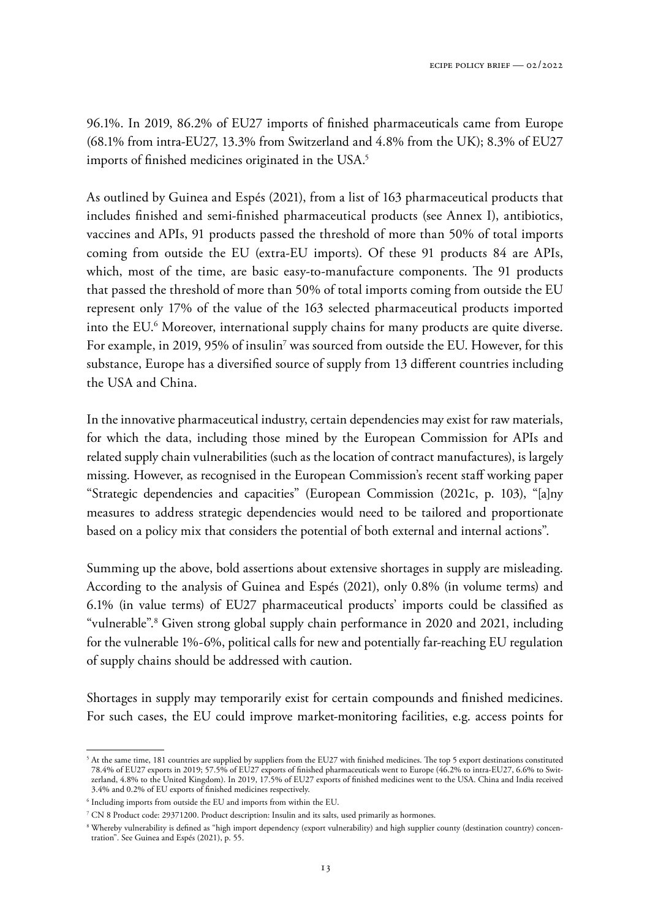96.1%. In 2019, 86.2% of EU27 imports of finished pharmaceuticals came from Europe (68.1% from intra-EU27, 13.3% from Switzerland and 4.8% from the UK); 8.3% of EU27 imports of finished medicines originated in the USA.[5]

As outlined by Guinea and Espés (2021), from a list of 163 pharmaceutical products that includes finished and semi-finished pharmaceutical products (see Annex I), antibiotics, vaccines and APIs, 91 products passed the threshold of more than 50% of total imports coming from outside the EU (extra-EU imports). Of these 91 products 84 are APIs, which, most of the time, are basic easy-to-manufacture components. The 91 products that passed the threshold of more than 50% of total imports coming from outside the EU represent only 17% of the value of the 163 selected pharmaceutical products imported into the EU.[6] Moreover, international supply chains for many products are quite diverse. For example, in 2019, 95% of insulin[7] was sourced from outside the EU. However, for this substance, Europe has a diversified source of supply from 13 different countries including the USA and China.

In the innovative pharmaceutical industry, certain dependencies may exist for raw materials, for which the data, including those mined by the European Commission for APIs and related supply chain vulnerabilities (such as the location of contract manufactures), is largely missing. However, as recognised in the European Commission's recent staff working paper "Strategic dependencies and capacities" (European Commission (2021c, p. 103), "[a]ny measures to address strategic dependencies would need to be tailored and proportionate based on a policy mix that considers the potential of both external and internal actions".

Summing up the above, bold assertions about extensive shortages in supply are misleading. According to the analysis of Guinea and Espés (2021), only 0.8% (in volume terms) and 6.1% (in value terms) of EU27 pharmaceutical products' imports could be classified as "vulnerable".[8] Given strong global supply chain performance in 2020 and 2021, including for the vulnerable 1%-6%, political calls for new and potentially far-reaching EU regulation of supply chains should be addressed with caution.

Shortages in supply may temporarily exist for certain compounds and finished medicines. For such cases, the EU could improve market-monitoring facilities, e.g. access points for

---

[5] At the same time, 181 countries are supplied by suppliers from the EU27 with finished medicines. The top 5 export destinations constituted 78.4% of EU27 exports in 2019; 57.5% of EU27 exports of finished pharmaceuticals went to Europe (46.2% to intra-EU27, 6.6% to Switzerland, 4.8% to the United Kingdom). In 2019, 17.5% of EU27 exports of finished medicines went to the USA. China and India received 3.4% and 0.2% of EU exports of finished medicines respectively.

[6] Including imports from outside the EU and imports from within the EU.

[7] CN 8 Product code: 29371200. Product description: Insulin and its salts, used primarily as hormones.

[8] Whereby vulnerability is defined as "high import dependency (export vulnerability) and high supplier county (destination country) concentration". See Guinea and Espés (2021), p. 55.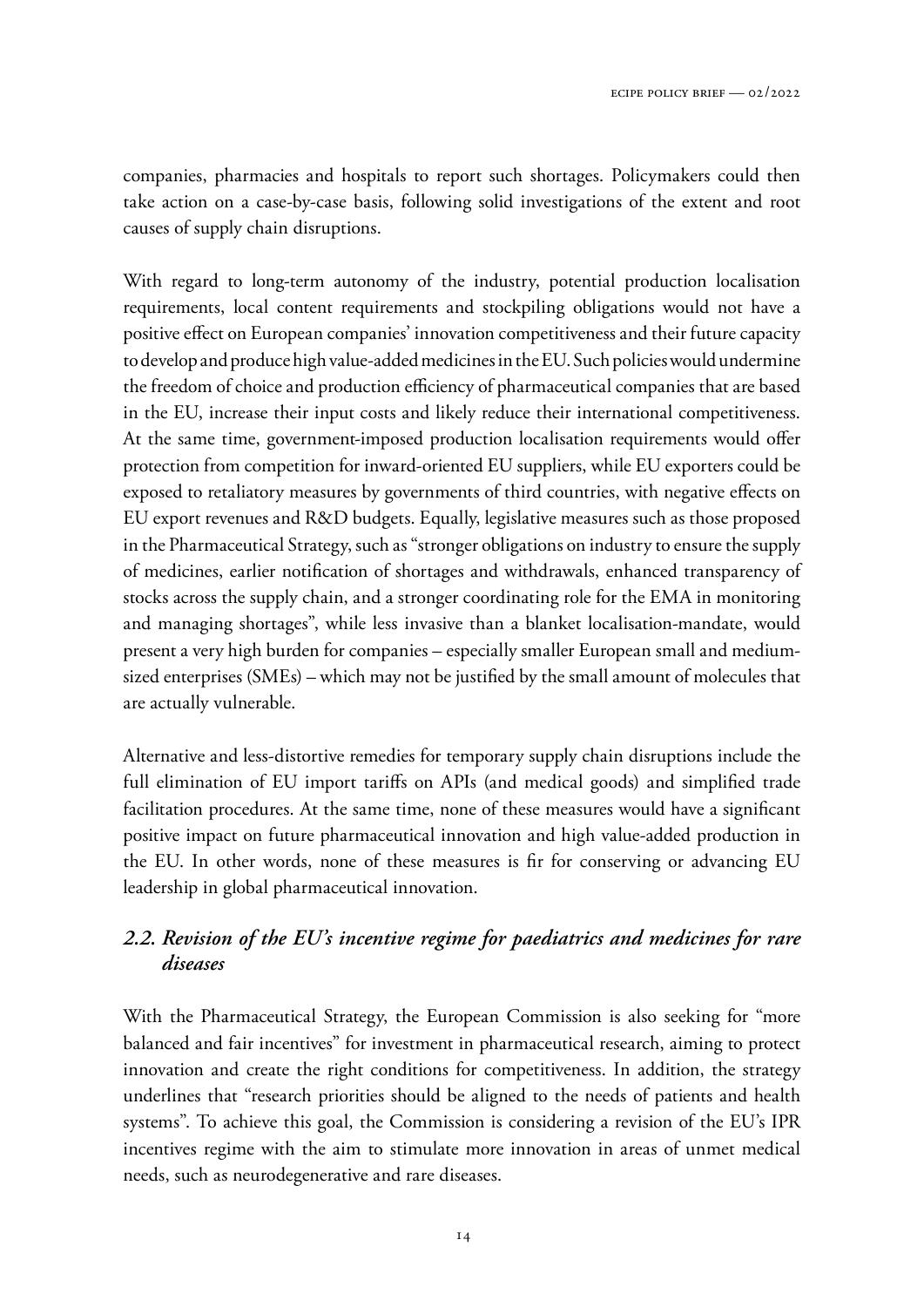companies, pharmacies and hospitals to report such shortages. Policymakers could then take action on a case-by-case basis, following solid investigations of the extent and root causes of supply chain disruptions.

With regard to long-term autonomy of the industry, potential production localisation requirements, local content requirements and stockpiling obligations would not have a positive effect on European companies' innovation competitiveness and their future capacity to develop and produce high value-added medicines in the EU. Such policies would undermine the freedom of choice and production efficiency of pharmaceutical companies that are based in the EU, increase their input costs and likely reduce their international competitiveness. At the same time, government-imposed production localisation requirements would offer protection from competition for inward-oriented EU suppliers, while EU exporters could be exposed to retaliatory measures by governments of third countries, with negative effects on EU export revenues and R&D budgets. Equally, legislative measures such as those proposed in the Pharmaceutical Strategy, such as "stronger obligations on industry to ensure the supply of medicines, earlier notification of shortages and withdrawals, enhanced transparency of stocks across the supply chain, and a stronger coordinating role for the EMA in monitoring and managing shortages", while less invasive than a blanket localisation-mandate, would present a very high burden for companies – especially smaller European small and medium-sized enterprises (SMEs) – which may not be justified by the small amount of molecules that are actually vulnerable.

Alternative and less-distortive remedies for temporary supply chain disruptions include the full elimination of EU import tariffs on APIs (and medical goods) and simplified trade facilitation procedures. At the same time, none of these measures would have a significant positive impact on future pharmaceutical innovation and high value-added production in the EU. In other words, none of these measures is fir for conserving or advancing EU leadership in global pharmaceutical innovation.

## *2.2. Revision of the EU's incentive regime for paediatrics and medicines for rare diseases*

With the Pharmaceutical Strategy, the European Commission is also seeking for "more balanced and fair incentives" for investment in pharmaceutical research, aiming to protect innovation and create the right conditions for competitiveness. In addition, the strategy underlines that "research priorities should be aligned to the needs of patients and health systems". To achieve this goal, the Commission is considering a revision of the EU's IPR incentives regime with the aim to stimulate more innovation in areas of unmet medical needs, such as neurodegenerative and rare diseases.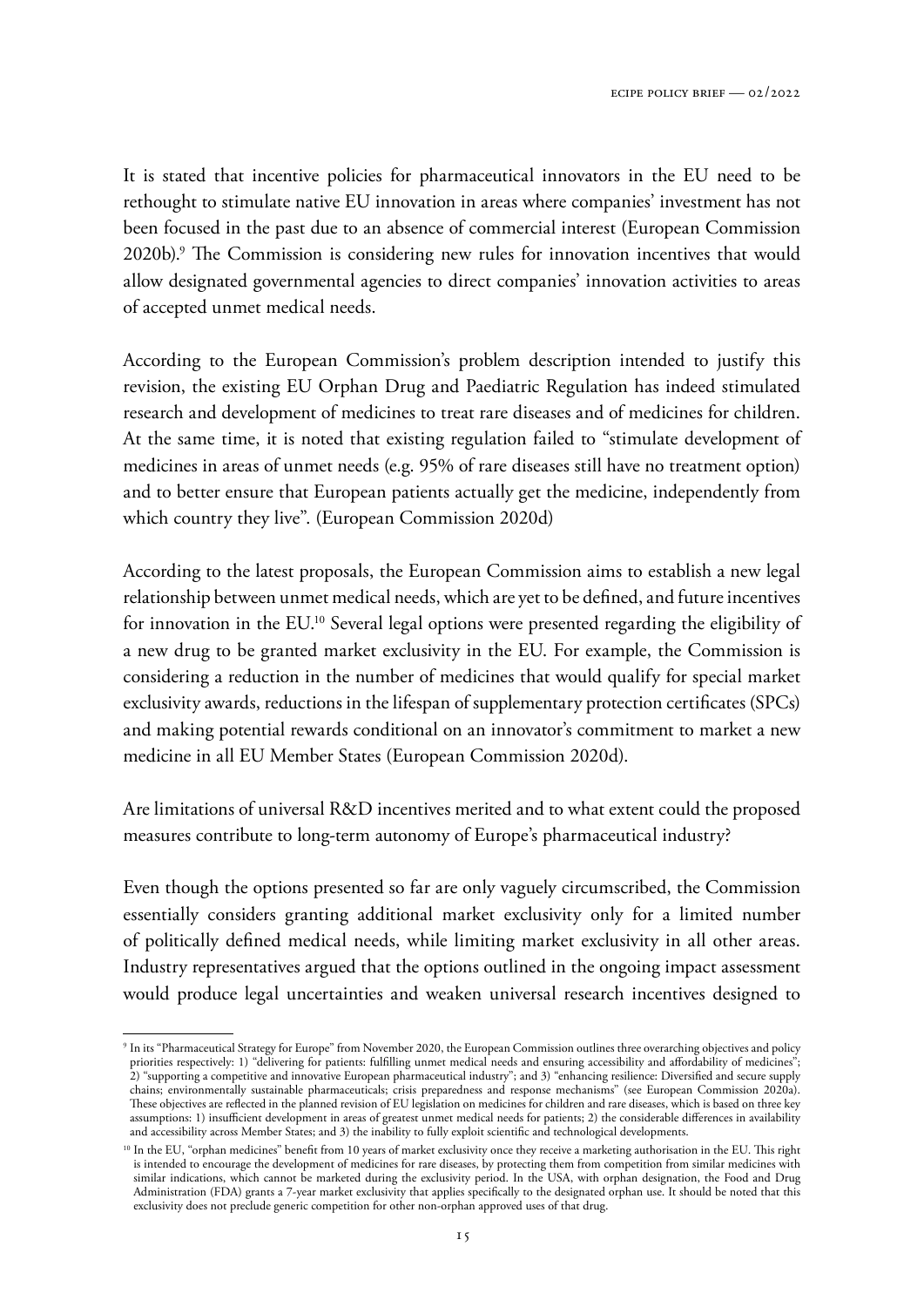It is stated that incentive policies for pharmaceutical innovators in the EU need to be rethought to stimulate native EU innovation in areas where companies' investment has not been focused in the past due to an absence of commercial interest (European Commission 2020b).[9] The Commission is considering new rules for innovation incentives that would allow designated governmental agencies to direct companies' innovation activities to areas of accepted unmet medical needs.

According to the European Commission's problem description intended to justify this revision, the existing EU Orphan Drug and Paediatric Regulation has indeed stimulated research and development of medicines to treat rare diseases and of medicines for children. At the same time, it is noted that existing regulation failed to "stimulate development of medicines in areas of unmet needs (e.g. 95% of rare diseases still have no treatment option) and to better ensure that European patients actually get the medicine, independently from which country they live". (European Commission 2020d)

According to the latest proposals, the European Commission aims to establish a new legal relationship between unmet medical needs, which are yet to be defined, and future incentives for innovation in the EU.[10] Several legal options were presented regarding the eligibility of a new drug to be granted market exclusivity in the EU. For example, the Commission is considering a reduction in the number of medicines that would qualify for special market exclusivity awards, reductions in the lifespan of supplementary protection certificates (SPCs) and making potential rewards conditional on an innovator's commitment to market a new medicine in all EU Member States (European Commission 2020d).

Are limitations of universal R&D incentives merited and to what extent could the proposed measures contribute to long-term autonomy of Europe's pharmaceutical industry?

Even though the options presented so far are only vaguely circumscribed, the Commission essentially considers granting additional market exclusivity only for a limited number of politically defined medical needs, while limiting market exclusivity in all other areas. Industry representatives argued that the options outlined in the ongoing impact assessment would produce legal uncertainties and weaken universal research incentives designed to

---

[9] In its "Pharmaceutical Strategy for Europe" from November 2020, the European Commission outlines three overarching objectives and policy priorities respectively: 1) "delivering for patients: fulfilling unmet medical needs and ensuring accessibility and affordability of medicines"; 2) "supporting a competitive and innovative European pharmaceutical industry"; and 3) "enhancing resilience: Diversified and secure supply chains; environmentally sustainable pharmaceuticals; crisis preparedness and response mechanisms" (see European Commission 2020a). These objectives are reflected in the planned revision of EU legislation on medicines for children and rare diseases, which is based on three key assumptions: 1) insufficient development in areas of greatest unmet medical needs for patients; 2) the considerable differences in availability and accessibility across Member States; and 3) the inability to fully exploit scientific and technological developments.

[10] In the EU, "orphan medicines" benefit from 10 years of market exclusivity once they receive a marketing authorisation in the EU. This right is intended to encourage the development of medicines for rare diseases, by protecting them from competition from similar medicines with similar indications, which cannot be marketed during the exclusivity period. In the USA, with orphan designation, the Food and Drug Administration (FDA) grants a 7-year market exclusivity that applies specifically to the designated orphan use. It should be noted that this exclusivity does not preclude generic competition for other non-orphan approved uses of that drug.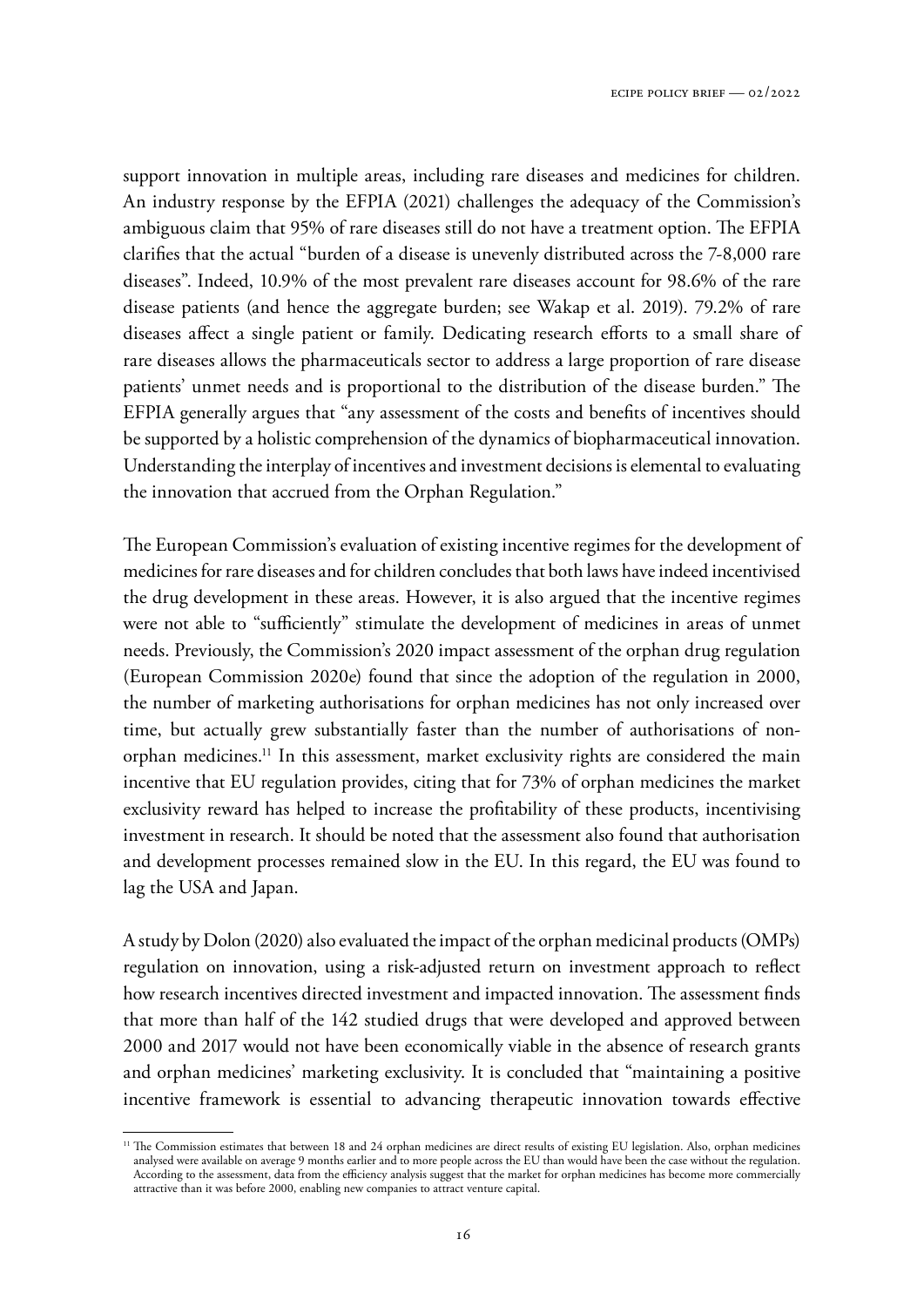support innovation in multiple areas, including rare diseases and medicines for children. An industry response by the EFPIA (2021) challenges the adequacy of the Commission's ambiguous claim that 95% of rare diseases still do not have a treatment option. The EFPIA clarifies that the actual "burden of a disease is unevenly distributed across the 7-8,000 rare diseases". Indeed, 10.9% of the most prevalent rare diseases account for 98.6% of the rare disease patients (and hence the aggregate burden; see Wakap et al. 2019). 79.2% of rare diseases affect a single patient or family. Dedicating research efforts to a small share of rare diseases allows the pharmaceuticals sector to address a large proportion of rare disease patients' unmet needs and is proportional to the distribution of the disease burden." The EFPIA generally argues that "any assessment of the costs and benefits of incentives should be supported by a holistic comprehension of the dynamics of biopharmaceutical innovation. Understanding the interplay of incentives and investment decisions is elemental to evaluating the innovation that accrued from the Orphan Regulation."

The European Commission's evaluation of existing incentive regimes for the development of medicines for rare diseases and for children concludes that both laws have indeed incentivised the drug development in these areas. However, it is also argued that the incentive regimes were not able to "sufficiently" stimulate the development of medicines in areas of unmet needs. Previously, the Commission's 2020 impact assessment of the orphan drug regulation (European Commission 2020e) found that since the adoption of the regulation in 2000, the number of marketing authorisations for orphan medicines has not only increased over time, but actually grew substantially faster than the number of authorisations of non-orphan medicines.[11] In this assessment, market exclusivity rights are considered the main incentive that EU regulation provides, citing that for 73% of orphan medicines the market exclusivity reward has helped to increase the profitability of these products, incentivising investment in research. It should be noted that the assessment also found that authorisation and development processes remained slow in the EU. In this regard, the EU was found to lag the USA and Japan.

A study by Dolon (2020) also evaluated the impact of the orphan medicinal products (OMPs) regulation on innovation, using a risk-adjusted return on investment approach to reflect how research incentives directed investment and impacted innovation. The assessment finds that more than half of the 142 studied drugs that were developed and approved between 2000 and 2017 would not have been economically viable in the absence of research grants and orphan medicines' marketing exclusivity. It is concluded that "maintaining a positive incentive framework is essential to advancing therapeutic innovation towards effective

[11] The Commission estimates that between 18 and 24 orphan medicines are direct results of existing EU legislation. Also, orphan medicines analysed were available on average 9 months earlier and to more people across the EU than would have been the case without the regulation. According to the assessment, data from the efficiency analysis suggest that the market for orphan medicines has become more commercially attractive than it was before 2000, enabling new companies to attract venture capital.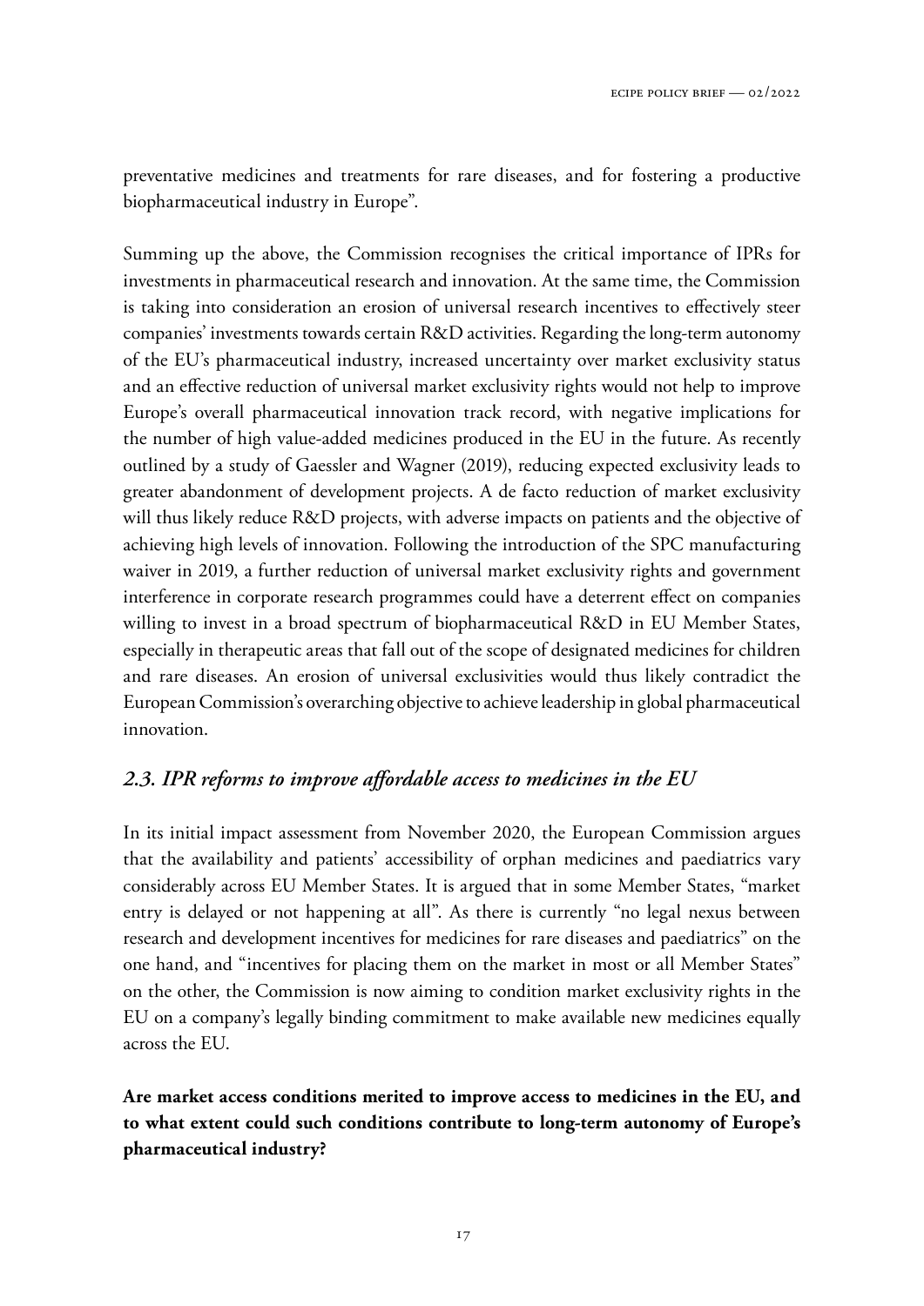preventative medicines and treatments for rare diseases, and for fostering a productive biopharmaceutical industry in Europe".

Summing up the above, the Commission recognises the critical importance of IPRs for investments in pharmaceutical research and innovation. At the same time, the Commission is taking into consideration an erosion of universal research incentives to effectively steer companies' investments towards certain R&D activities. Regarding the long-term autonomy of the EU's pharmaceutical industry, increased uncertainty over market exclusivity status and an effective reduction of universal market exclusivity rights would not help to improve Europe's overall pharmaceutical innovation track record, with negative implications for the number of high value-added medicines produced in the EU in the future. As recently outlined by a study of Gaessler and Wagner (2019), reducing expected exclusivity leads to greater abandonment of development projects. A de facto reduction of market exclusivity will thus likely reduce R&D projects, with adverse impacts on patients and the objective of achieving high levels of innovation. Following the introduction of the SPC manufacturing waiver in 2019, a further reduction of universal market exclusivity rights and government interference in corporate research programmes could have a deterrent effect on companies willing to invest in a broad spectrum of biopharmaceutical R&D in EU Member States, especially in therapeutic areas that fall out of the scope of designated medicines for children and rare diseases. An erosion of universal exclusivities would thus likely contradict the European Commission's overarching objective to achieve leadership in global pharmaceutical innovation.

### *2.3. IPR reforms to improve affordable access to medicines in the EU*

In its initial impact assessment from November 2020, the European Commission argues that the availability and patients' accessibility of orphan medicines and paediatrics vary considerably across EU Member States. It is argued that in some Member States, "market entry is delayed or not happening at all". As there is currently "no legal nexus between research and development incentives for medicines for rare diseases and paediatrics" on the one hand, and "incentives for placing them on the market in most or all Member States" on the other, the Commission is now aiming to condition market exclusivity rights in the EU on a company's legally binding commitment to make available new medicines equally across the EU.

**Are market access conditions merited to improve access to medicines in the EU, and to what extent could such conditions contribute to long-term autonomy of Europe's pharmaceutical industry?**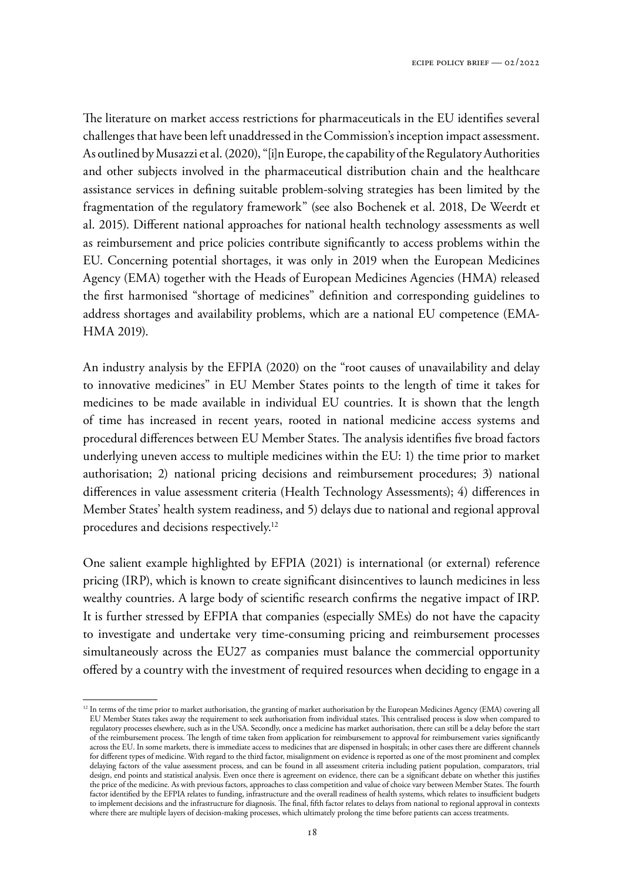The literature on market access restrictions for pharmaceuticals in the EU identifies several challenges that have been left unaddressed in the Commission's inception impact assessment. As outlined by Musazzi et al. (2020), "[i]n Europe, the capability of the Regulatory Authorities and other subjects involved in the pharmaceutical distribution chain and the healthcare assistance services in defining suitable problem-solving strategies has been limited by the fragmentation of the regulatory framework" (see also Bochenek et al. 2018, De Weerdt et al. 2015). Different national approaches for national health technology assessments as well as reimbursement and price policies contribute significantly to access problems within the EU. Concerning potential shortages, it was only in 2019 when the European Medicines Agency (EMA) together with the Heads of European Medicines Agencies (HMA) released the first harmonised "shortage of medicines" definition and corresponding guidelines to address shortages and availability problems, which are a national EU competence (EMA-HMA 2019).

An industry analysis by the EFPIA (2020) on the "root causes of unavailability and delay to innovative medicines" in EU Member States points to the length of time it takes for medicines to be made available in individual EU countries. It is shown that the length of time has increased in recent years, rooted in national medicine access systems and procedural differences between EU Member States. The analysis identifies five broad factors underlying uneven access to multiple medicines within the EU: 1) the time prior to market authorisation; 2) national pricing decisions and reimbursement procedures; 3) national differences in value assessment criteria (Health Technology Assessments); 4) differences in Member States' health system readiness, and 5) delays due to national and regional approval procedures and decisions respectively.[12]

One salient example highlighted by EFPIA (2021) is international (or external) reference pricing (IRP), which is known to create significant disincentives to launch medicines in less wealthy countries. A large body of scientific research confirms the negative impact of IRP. It is further stressed by EFPIA that companies (especially SMEs) do not have the capacity to investigate and undertake very time-consuming pricing and reimbursement processes simultaneously across the EU27 as companies must balance the commercial opportunity offered by a country with the investment of required resources when deciding to engage in a

[12] In terms of the time prior to market authorisation, the granting of market authorisation by the European Medicines Agency (EMA) covering all EU Member States takes away the requirement to seek authorisation from individual states. This centralised process is slow when compared to regulatory processes elsewhere, such as in the USA. Secondly, once a medicine has market authorisation, there can still be a delay before the start of the reimbursement process. The length of time taken from application for reimbursement to approval for reimbursement varies significantly across the EU. In some markets, there is immediate access to medicines that are dispensed in hospitals; in other cases there are different channels for different types of medicine. With regard to the third factor, misalignment on evidence is reported as one of the most prominent and complex delaying factors of the value assessment process, and can be found in all assessment criteria including patient population, comparators, trial design, end points and statistical analysis. Even once there is agreement on evidence, there can be a significant debate on whether this justifies the price of the medicine. As with previous factors, approaches to class competition and value of choice vary between Member States. The fourth factor identified by the EFPIA relates to funding, infrastructure and the overall readiness of health systems, which relates to insufficient budgets to implement decisions and the infrastructure for diagnosis. The final, fifth factor relates to delays from national to regional approval in contexts where there are multiple layers of decision-making processes, which ultimately prolong the time before patients can access treatments.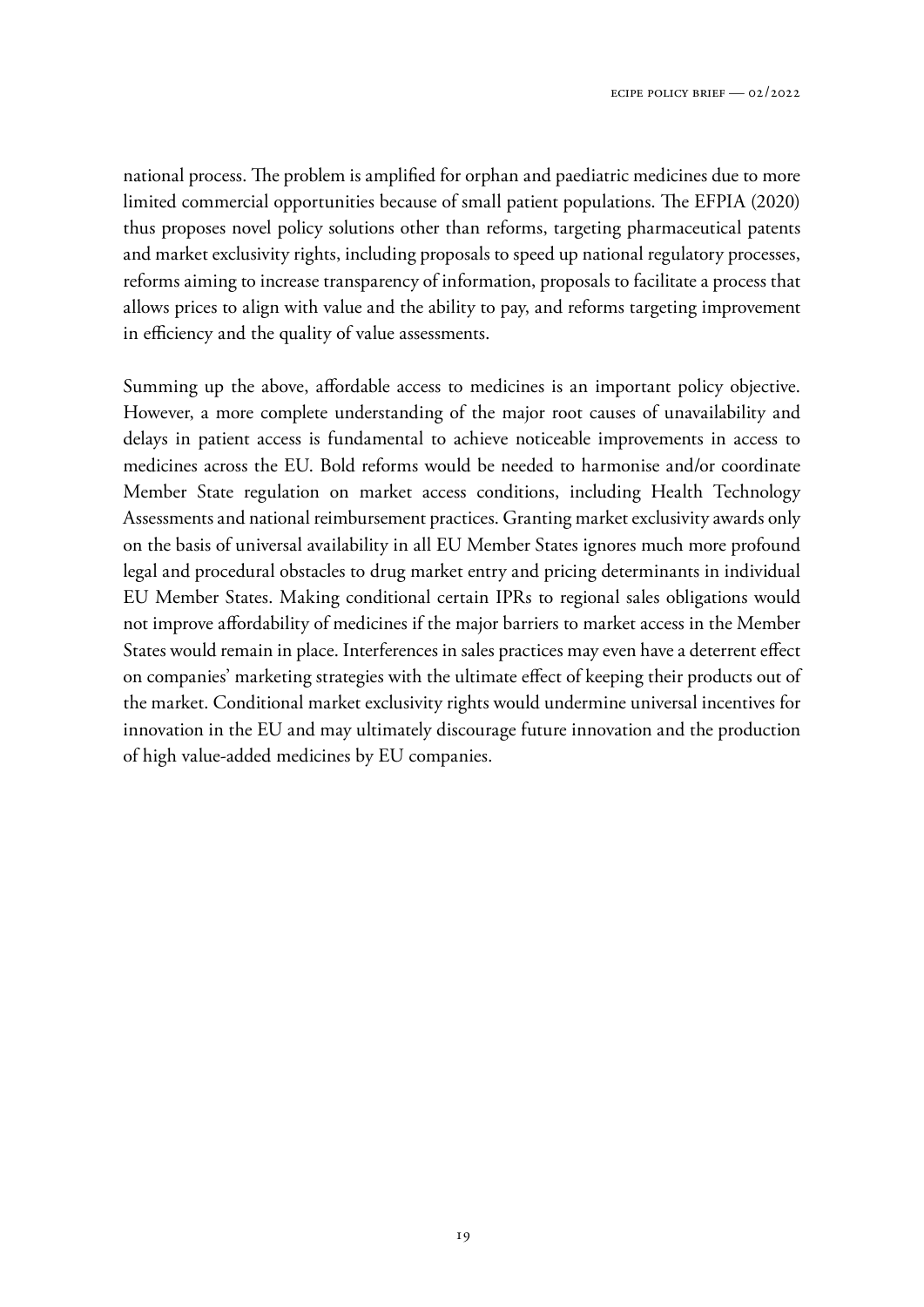national process. The problem is amplified for orphan and paediatric medicines due to more limited commercial opportunities because of small patient populations. The EFPIA (2020) thus proposes novel policy solutions other than reforms, targeting pharmaceutical patents and market exclusivity rights, including proposals to speed up national regulatory processes, reforms aiming to increase transparency of information, proposals to facilitate a process that allows prices to align with value and the ability to pay, and reforms targeting improvement in efficiency and the quality of value assessments.

Summing up the above, affordable access to medicines is an important policy objective. However, a more complete understanding of the major root causes of unavailability and delays in patient access is fundamental to achieve noticeable improvements in access to medicines across the EU. Bold reforms would be needed to harmonise and/or coordinate Member State regulation on market access conditions, including Health Technology Assessments and national reimbursement practices. Granting market exclusivity awards only on the basis of universal availability in all EU Member States ignores much more profound legal and procedural obstacles to drug market entry and pricing determinants in individual EU Member States. Making conditional certain IPRs to regional sales obligations would not improve affordability of medicines if the major barriers to market access in the Member States would remain in place. Interferences in sales practices may even have a deterrent effect on companies' marketing strategies with the ultimate effect of keeping their products out of the market. Conditional market exclusivity rights would undermine universal incentives for innovation in the EU and may ultimately discourage future innovation and the production of high value-added medicines by EU companies.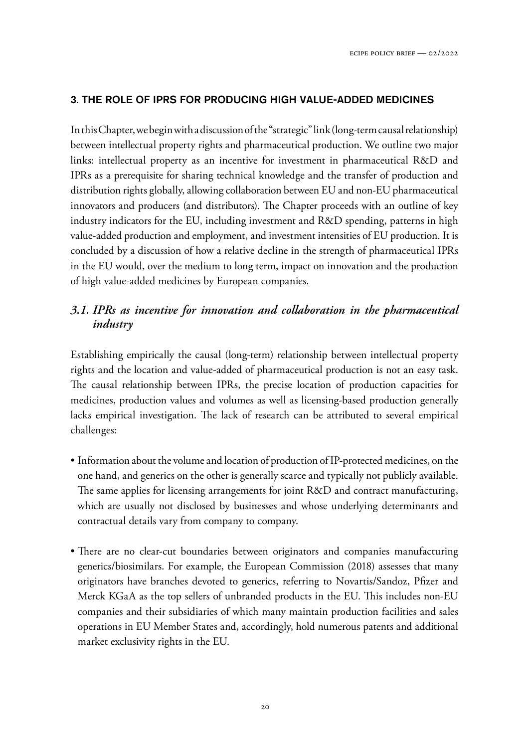## 3. THE ROLE OF IPRS FOR PRODUCING HIGH VALUE-ADDED MEDICINES

In this Chapter, we begin with a discussion of the "strategic" link (long-term causal relationship) between intellectual property rights and pharmaceutical production. We outline two major links: intellectual property as an incentive for investment in pharmaceutical R&D and IPRs as a prerequisite for sharing technical knowledge and the transfer of production and distribution rights globally, allowing collaboration between EU and non-EU pharmaceutical innovators and producers (and distributors). The Chapter proceeds with an outline of key industry indicators for the EU, including investment and R&D spending, patterns in high value-added production and employment, and investment intensities of EU production. It is concluded by a discussion of how a relative decline in the strength of pharmaceutical IPRs in the EU would, over the medium to long term, impact on innovation and the production of high value-added medicines by European companies.

### *3.1. IPRs as incentive for innovation and collaboration in the pharmaceutical industry*

Establishing empirically the causal (long-term) relationship between intellectual property rights and the location and value-added of pharmaceutical production is not an easy task. The causal relationship between IPRs, the precise location of production capacities for medicines, production values and volumes as well as licensing-based production generally lacks empirical investigation. The lack of research can be attributed to several empirical challenges:

- Information about the volume and location of production of IP-protected medicines, on the one hand, and generics on the other is generally scarce and typically not publicly available. The same applies for licensing arrangements for joint R&D and contract manufacturing, which are usually not disclosed by businesses and whose underlying determinants and contractual details vary from company to company.

- There are no clear-cut boundaries between originators and companies manufacturing generics/biosimilars. For example, the European Commission (2018) assesses that many originators have branches devoted to generics, referring to Novartis/Sandoz, Pfizer and Merck KGaA as the top sellers of unbranded products in the EU. This includes non-EU companies and their subsidiaries of which many maintain production facilities and sales operations in EU Member States and, accordingly, hold numerous patents and additional market exclusivity rights in the EU.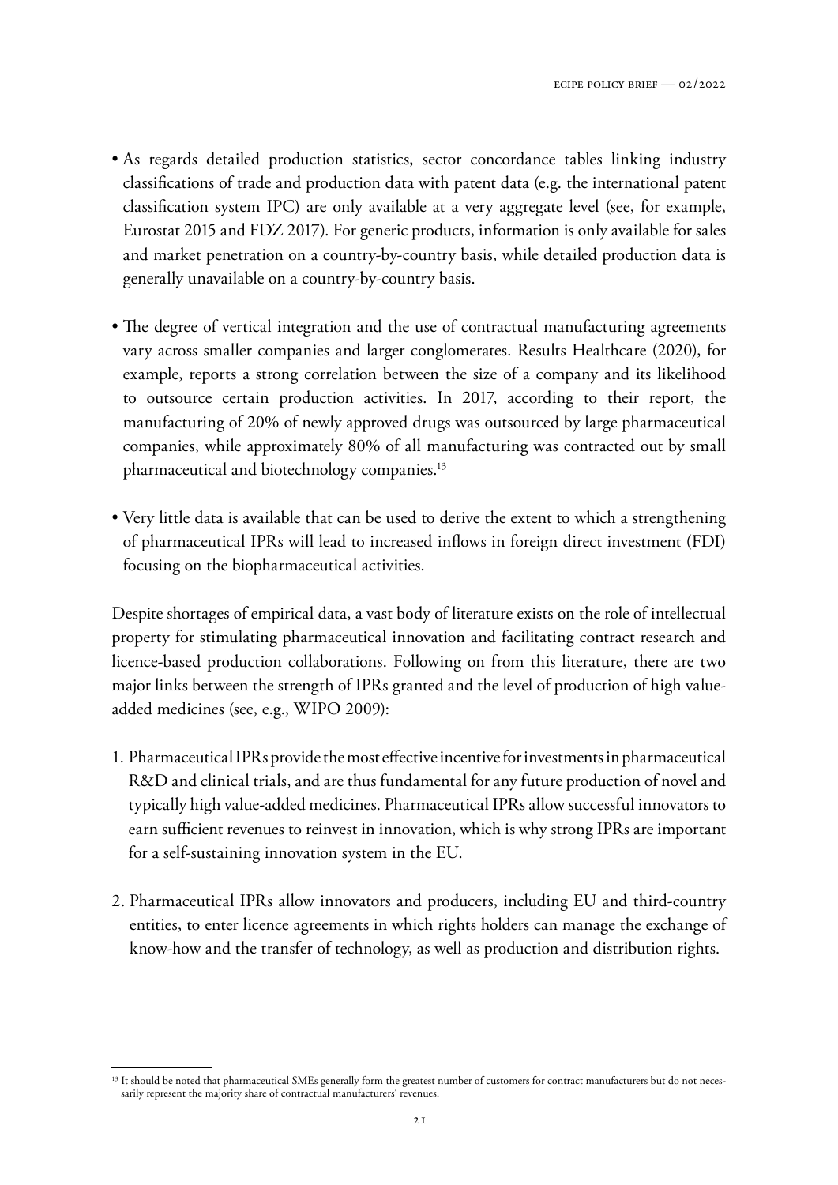- As regards detailed production statistics, sector concordance tables linking industry classifications of trade and production data with patent data (e.g. the international patent classification system IPC) are only available at a very aggregate level (see, for example, Eurostat 2015 and FDZ 2017). For generic products, information is only available for sales and market penetration on a country-by-country basis, while detailed production data is generally unavailable on a country-by-country basis.

- The degree of vertical integration and the use of contractual manufacturing agreements vary across smaller companies and larger conglomerates. Results Healthcare (2020), for example, reports a strong correlation between the size of a company and its likelihood to outsource certain production activities. In 2017, according to their report, the manufacturing of 20% of newly approved drugs was outsourced by large pharmaceutical companies, while approximately 80% of all manufacturing was contracted out by small pharmaceutical and biotechnology companies.[13]

- Very little data is available that can be used to derive the extent to which a strengthening of pharmaceutical IPRs will lead to increased inflows in foreign direct investment (FDI) focusing on the biopharmaceutical activities.

Despite shortages of empirical data, a vast body of literature exists on the role of intellectual property for stimulating pharmaceutical innovation and facilitating contract research and licence-based production collaborations. Following on from this literature, there are two major links between the strength of IPRs granted and the level of production of high value-added medicines (see, e.g., WIPO 2009):

1. Pharmaceutical IPRs provide the most effective incentive for investments in pharmaceutical R&D and clinical trials, and are thus fundamental for any future production of novel and typically high value-added medicines. Pharmaceutical IPRs allow successful innovators to earn sufficient revenues to reinvest in innovation, which is why strong IPRs are important for a self-sustaining innovation system in the EU.

2. Pharmaceutical IPRs allow innovators and producers, including EU and third-country entities, to enter licence agreements in which rights holders can manage the exchange of know-how and the transfer of technology, as well as production and distribution rights.

[13] It should be noted that pharmaceutical SMEs generally form the greatest number of customers for contract manufacturers but do not necessarily represent the majority share of contractual manufacturers' revenues.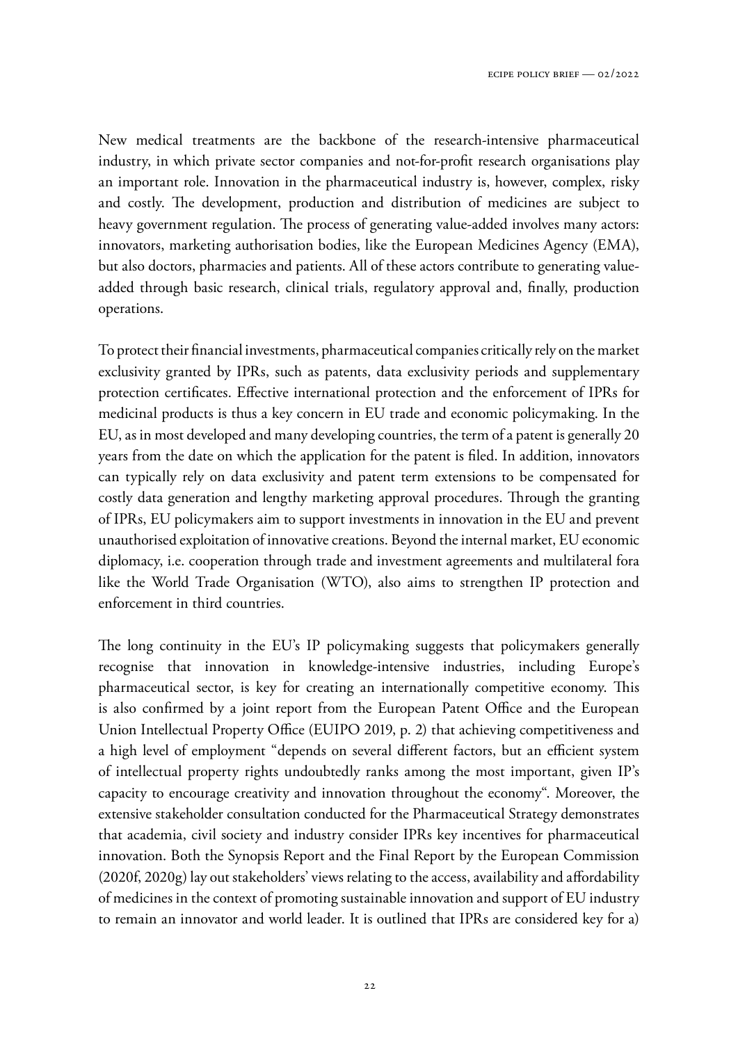New medical treatments are the backbone of the research-intensive pharmaceutical industry, in which private sector companies and not-for-profit research organisations play an important role. Innovation in the pharmaceutical industry is, however, complex, risky and costly. The development, production and distribution of medicines are subject to heavy government regulation. The process of generating value-added involves many actors: innovators, marketing authorisation bodies, like the European Medicines Agency (EMA), but also doctors, pharmacies and patients. All of these actors contribute to generating value-added through basic research, clinical trials, regulatory approval and, finally, production operations.

To protect their financial investments, pharmaceutical companies critically rely on the market exclusivity granted by IPRs, such as patents, data exclusivity periods and supplementary protection certificates. Effective international protection and the enforcement of IPRs for medicinal products is thus a key concern in EU trade and economic policymaking. In the EU, as in most developed and many developing countries, the term of a patent is generally 20 years from the date on which the application for the patent is filed. In addition, innovators can typically rely on data exclusivity and patent term extensions to be compensated for costly data generation and lengthy marketing approval procedures. Through the granting of IPRs, EU policymakers aim to support investments in innovation in the EU and prevent unauthorised exploitation of innovative creations. Beyond the internal market, EU economic diplomacy, i.e. cooperation through trade and investment agreements and multilateral fora like the World Trade Organisation (WTO), also aims to strengthen IP protection and enforcement in third countries.

The long continuity in the EU's IP policymaking suggests that policymakers generally recognise that innovation in knowledge-intensive industries, including Europe's pharmaceutical sector, is key for creating an internationally competitive economy. This is also confirmed by a joint report from the European Patent Office and the European Union Intellectual Property Office (EUIPO 2019, p. 2) that achieving competitiveness and a high level of employment "depends on several different factors, but an efficient system of intellectual property rights undoubtedly ranks among the most important, given IP's capacity to encourage creativity and innovation throughout the economy". Moreover, the extensive stakeholder consultation conducted for the Pharmaceutical Strategy demonstrates that academia, civil society and industry consider IPRs key incentives for pharmaceutical innovation. Both the Synopsis Report and the Final Report by the European Commission (2020f, 2020g) lay out stakeholders' views relating to the access, availability and affordability of medicines in the context of promoting sustainable innovation and support of EU industry to remain an innovator and world leader. It is outlined that IPRs are considered key for a)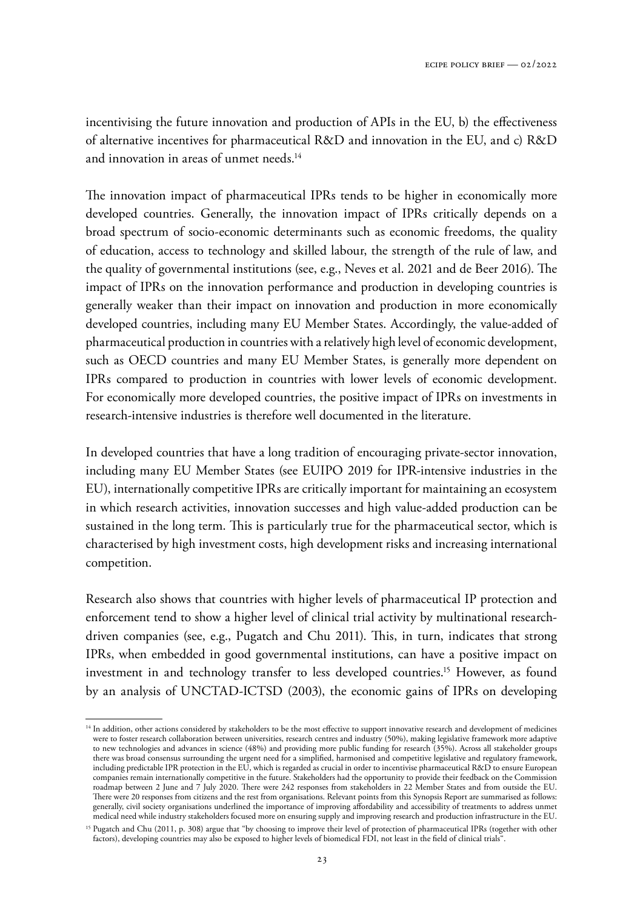incentivising the future innovation and production of APIs in the EU, b) the effectiveness of alternative incentives for pharmaceutical R&D and innovation in the EU, and c) R&D and innovation in areas of unmet needs.[14]

The innovation impact of pharmaceutical IPRs tends to be higher in economically more developed countries. Generally, the innovation impact of IPRs critically depends on a broad spectrum of socio-economic determinants such as economic freedoms, the quality of education, access to technology and skilled labour, the strength of the rule of law, and the quality of governmental institutions (see, e.g., Neves et al. 2021 and de Beer 2016). The impact of IPRs on the innovation performance and production in developing countries is generally weaker than their impact on innovation and production in more economically developed countries, including many EU Member States. Accordingly, the value-added of pharmaceutical production in countries with a relatively high level of economic development, such as OECD countries and many EU Member States, is generally more dependent on IPRs compared to production in countries with lower levels of economic development. For economically more developed countries, the positive impact of IPRs on investments in research-intensive industries is therefore well documented in the literature.

In developed countries that have a long tradition of encouraging private-sector innovation, including many EU Member States (see EUIPO 2019 for IPR-intensive industries in the EU), internationally competitive IPRs are critically important for maintaining an ecosystem in which research activities, innovation successes and high value-added production can be sustained in the long term. This is particularly true for the pharmaceutical sector, which is characterised by high investment costs, high development risks and increasing international competition.

Research also shows that countries with higher levels of pharmaceutical IP protection and enforcement tend to show a higher level of clinical trial activity by multinational research-driven companies (see, e.g., Pugatch and Chu 2011). This, in turn, indicates that strong IPRs, when embedded in good governmental institutions, can have a positive impact on investment in and technology transfer to less developed countries.[15] However, as found by an analysis of UNCTAD-ICTSD (2003), the economic gains of IPRs on developing

---

[14] In addition, other actions considered by stakeholders to be the most effective to support innovative research and development of medicines were to foster research collaboration between universities, research centres and industry (50%), making legislative framework more adaptive to new technologies and advances in science (48%) and providing more public funding for research (35%). Across all stakeholder groups there was broad consensus surrounding the urgent need for a simplified, harmonised and competitive legislative and regulatory framework, including predictable IPR protection in the EU, which is regarded as crucial in order to incentivise pharmaceutical R&D to ensure European companies remain internationally competitive in the future. Stakeholders had the opportunity to provide their feedback on the Commission roadmap between 2 June and 7 July 2020. There were 242 responses from stakeholders in 22 Member States and from outside the EU. There were 20 responses from citizens and the rest from organisations. Relevant points from this Synopsis Report are summarised as follows: generally, civil society organisations underlined the importance of improving affordability and accessibility of treatments to address unmet medical need while industry stakeholders focused more on ensuring supply and improving research and production infrastructure in the EU.

[15] Pugatch and Chu (2011, p. 308) argue that "by choosing to improve their level of protection of pharmaceutical IPRs (together with other factors), developing countries may also be exposed to higher levels of biomedical FDI, not least in the field of clinical trials".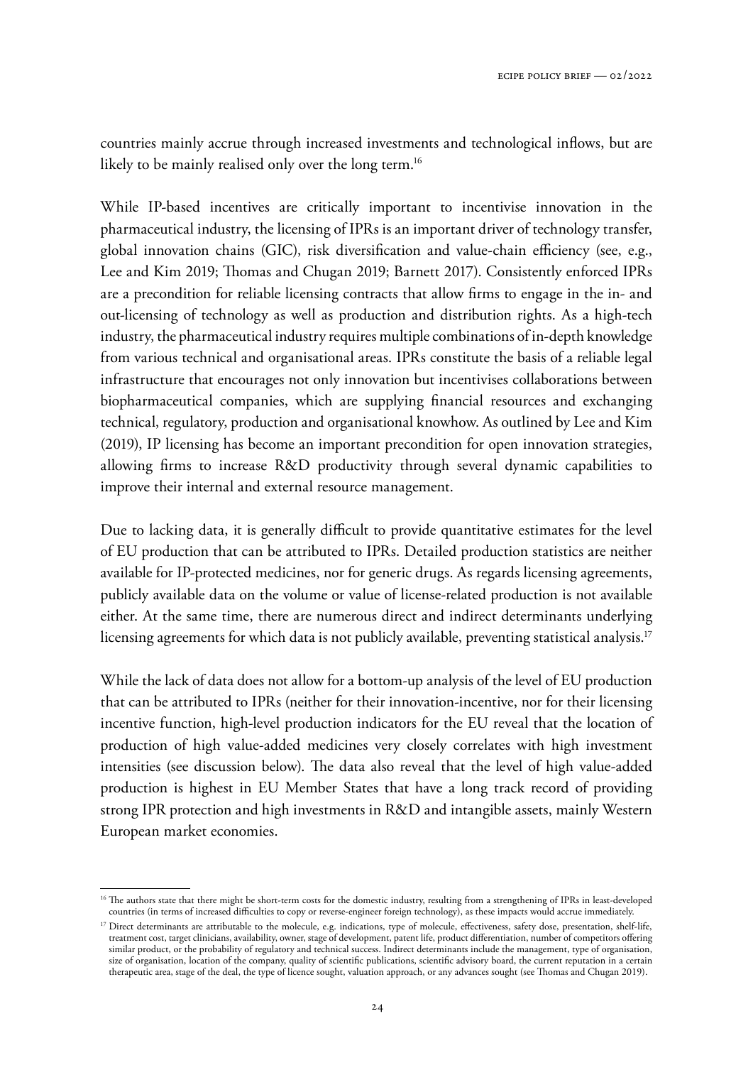countries mainly accrue through increased investments and technological inflows, but are likely to be mainly realised only over the long term.[16]

While IP-based incentives are critically important to incentivise innovation in the pharmaceutical industry, the licensing of IPRs is an important driver of technology transfer, global innovation chains (GIC), risk diversification and value-chain efficiency (see, e.g., Lee and Kim 2019; Thomas and Chugan 2019; Barnett 2017). Consistently enforced IPRs are a precondition for reliable licensing contracts that allow firms to engage in the in- and out-licensing of technology as well as production and distribution rights. As a high-tech industry, the pharmaceutical industry requires multiple combinations of in-depth knowledge from various technical and organisational areas. IPRs constitute the basis of a reliable legal infrastructure that encourages not only innovation but incentivises collaborations between biopharmaceutical companies, which are supplying financial resources and exchanging technical, regulatory, production and organisational knowhow. As outlined by Lee and Kim (2019), IP licensing has become an important precondition for open innovation strategies, allowing firms to increase R&D productivity through several dynamic capabilities to improve their internal and external resource management.

Due to lacking data, it is generally difficult to provide quantitative estimates for the level of EU production that can be attributed to IPRs. Detailed production statistics are neither available for IP-protected medicines, nor for generic drugs. As regards licensing agreements, publicly available data on the volume or value of license-related production is not available either. At the same time, there are numerous direct and indirect determinants underlying licensing agreements for which data is not publicly available, preventing statistical analysis.[17]

While the lack of data does not allow for a bottom-up analysis of the level of EU production that can be attributed to IPRs (neither for their innovation-incentive, nor for their licensing incentive function, high-level production indicators for the EU reveal that the location of production of high value-added medicines very closely correlates with high investment intensities (see discussion below). The data also reveal that the level of high value-added production is highest in EU Member States that have a long track record of providing strong IPR protection and high investments in R&D and intangible assets, mainly Western European market economies.

---

[16] The authors state that there might be short-term costs for the domestic industry, resulting from a strengthening of IPRs in least-developed countries (in terms of increased difficulties to copy or reverse-engineer foreign technology), as these impacts would accrue immediately.

[17] Direct determinants are attributable to the molecule, e.g. indications, type of molecule, effectiveness, safety dose, presentation, shelf-life, treatment cost, target clinicians, availability, owner, stage of development, patent life, product differentiation, number of competitors offering similar product, or the probability of regulatory and technical success. Indirect determinants include the management, type of organisation, size of organisation, location of the company, quality of scientific publications, scientific advisory board, the current reputation in a certain therapeutic area, stage of the deal, the type of licence sought, valuation approach, or any advances sought (see Thomas and Chugan 2019).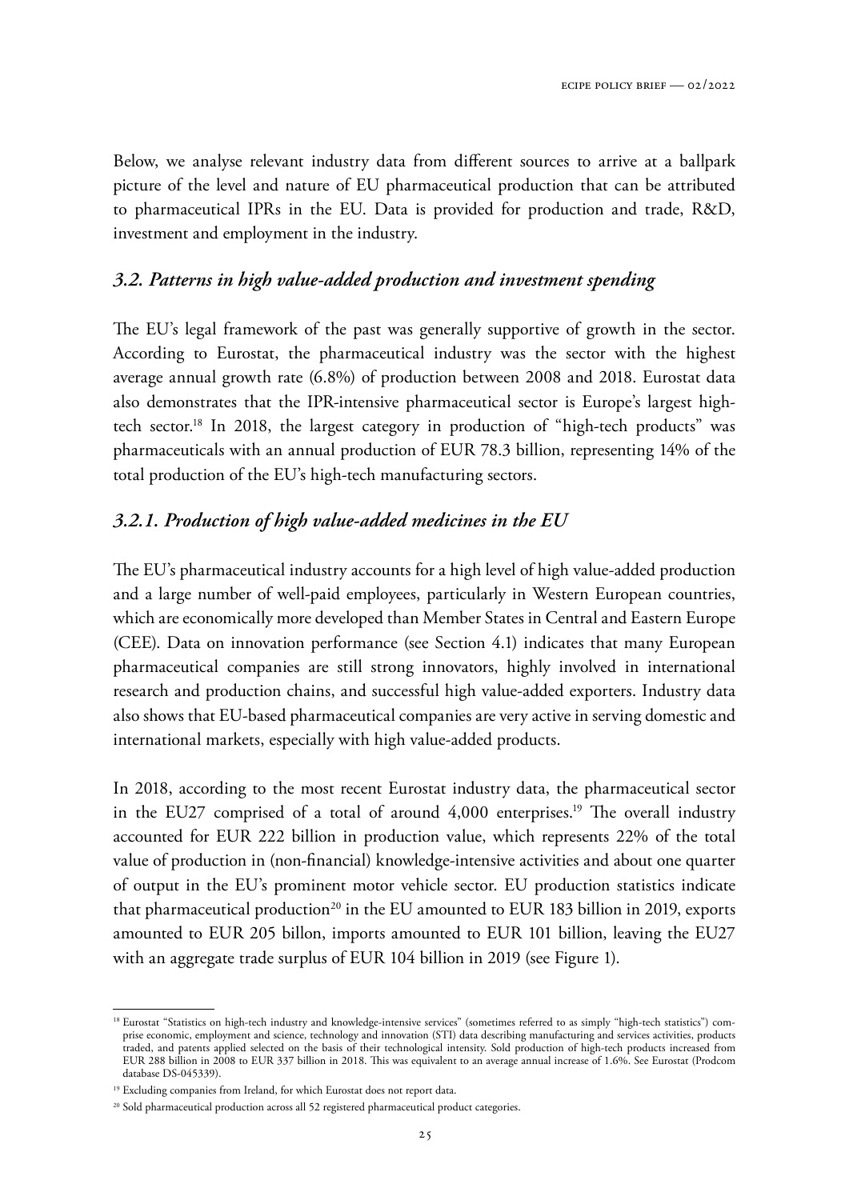Below, we analyse relevant industry data from different sources to arrive at a ballpark picture of the level and nature of EU pharmaceutical production that can be attributed to pharmaceutical IPRs in the EU. Data is provided for production and trade, R&D, investment and employment in the industry.

### *3.2. Patterns in high value-added production and investment spending*

The EU's legal framework of the past was generally supportive of growth in the sector. According to Eurostat, the pharmaceutical industry was the sector with the highest average annual growth rate (6.8%) of production between 2008 and 2018. Eurostat data also demonstrates that the IPR-intensive pharmaceutical sector is Europe's largest high-tech sector.[18] In 2018, the largest category in production of "high-tech products" was pharmaceuticals with an annual production of EUR 78.3 billion, representing 14% of the total production of the EU's high-tech manufacturing sectors.

### *3.2.1. Production of high value-added medicines in the EU*

The EU's pharmaceutical industry accounts for a high level of high value-added production and a large number of well-paid employees, particularly in Western European countries, which are economically more developed than Member States in Central and Eastern Europe (CEE). Data on innovation performance (see Section 4.1) indicates that many European pharmaceutical companies are still strong innovators, highly involved in international research and production chains, and successful high value-added exporters. Industry data also shows that EU-based pharmaceutical companies are very active in serving domestic and international markets, especially with high value-added products.

In 2018, according to the most recent Eurostat industry data, the pharmaceutical sector in the EU27 comprised of a total of around 4,000 enterprises.[19] The overall industry accounted for EUR 222 billion in production value, which represents 22% of the total value of production in (non-financial) knowledge-intensive activities and about one quarter of output in the EU's prominent motor vehicle sector. EU production statistics indicate that pharmaceutical production[20] in the EU amounted to EUR 183 billion in 2019, exports amounted to EUR 205 billon, imports amounted to EUR 101 billion, leaving the EU27 with an aggregate trade surplus of EUR 104 billion in 2019 (see Figure 1).

---

[18] Eurostat "Statistics on high-tech industry and knowledge-intensive services" (sometimes referred to as simply "high-tech statistics") comprise economic, employment and science, technology and innovation (STI) data describing manufacturing and services activities, products traded, and patents applied selected on the basis of their technological intensity. Sold production of high-tech products increased from EUR 288 billion in 2008 to EUR 337 billion in 2018. This was equivalent to an average annual increase of 1.6%. See Eurostat (Prodcom database DS-045339).

[19] Excluding companies from Ireland, for which Eurostat does not report data.

[20] Sold pharmaceutical production across all 52 registered pharmaceutical product categories.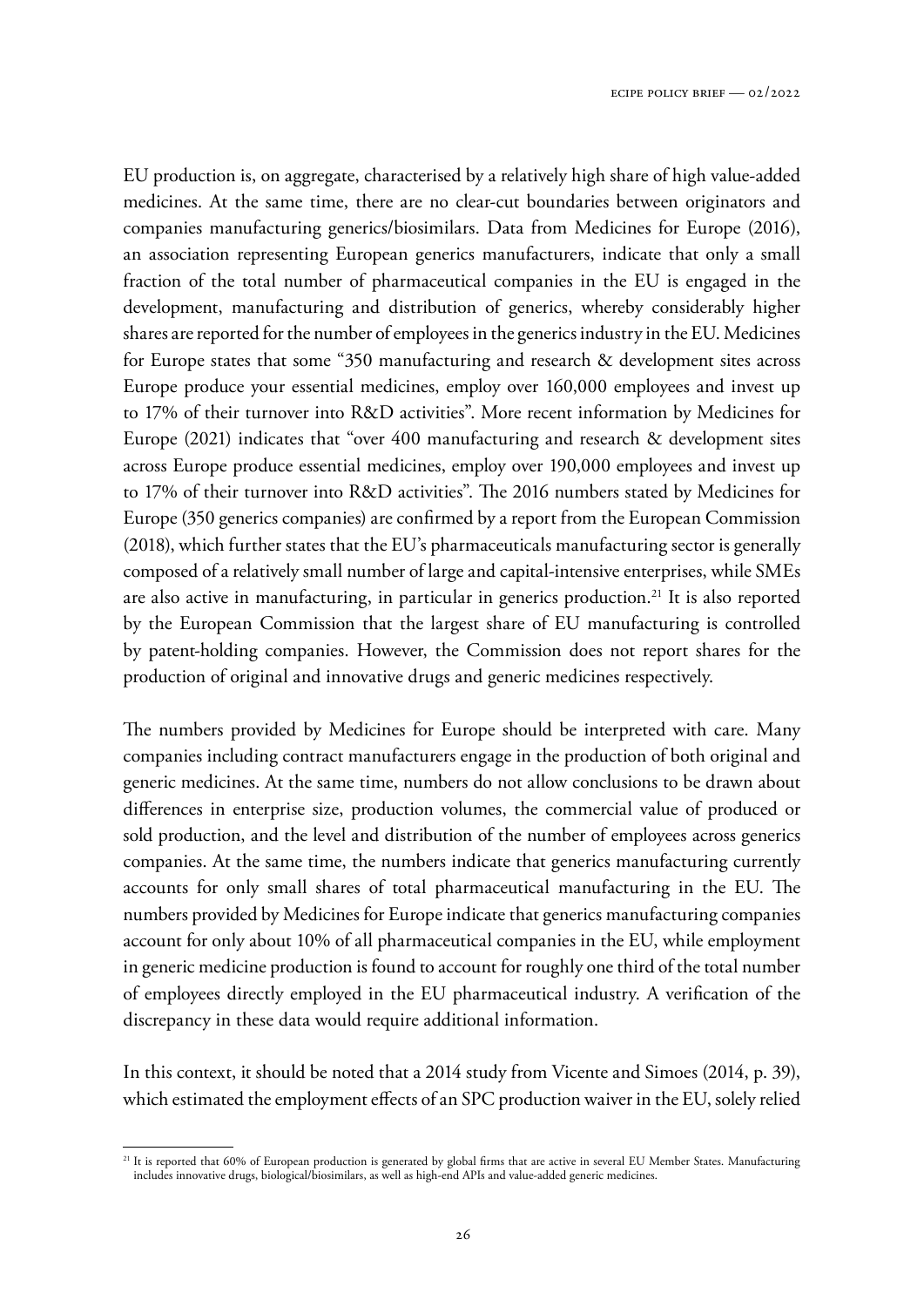EU production is, on aggregate, characterised by a relatively high share of high value-added medicines. At the same time, there are no clear-cut boundaries between originators and companies manufacturing generics/biosimilars. Data from Medicines for Europe (2016), an association representing European generics manufacturers, indicate that only a small fraction of the total number of pharmaceutical companies in the EU is engaged in the development, manufacturing and distribution of generics, whereby considerably higher shares are reported for the number of employees in the generics industry in the EU. Medicines for Europe states that some "350 manufacturing and research & development sites across Europe produce your essential medicines, employ over 160,000 employees and invest up to 17% of their turnover into R&D activities". More recent information by Medicines for Europe (2021) indicates that "over 400 manufacturing and research & development sites across Europe produce essential medicines, employ over 190,000 employees and invest up to 17% of their turnover into R&D activities". The 2016 numbers stated by Medicines for Europe (350 generics companies) are confirmed by a report from the European Commission (2018), which further states that the EU's pharmaceuticals manufacturing sector is generally composed of a relatively small number of large and capital-intensive enterprises, while SMEs are also active in manufacturing, in particular in generics production.[21] It is also reported by the European Commission that the largest share of EU manufacturing is controlled by patent-holding companies. However, the Commission does not report shares for the production of original and innovative drugs and generic medicines respectively.

The numbers provided by Medicines for Europe should be interpreted with care. Many companies including contract manufacturers engage in the production of both original and generic medicines. At the same time, numbers do not allow conclusions to be drawn about differences in enterprise size, production volumes, the commercial value of produced or sold production, and the level and distribution of the number of employees across generics companies. At the same time, the numbers indicate that generics manufacturing currently accounts for only small shares of total pharmaceutical manufacturing in the EU. The numbers provided by Medicines for Europe indicate that generics manufacturing companies account for only about 10% of all pharmaceutical companies in the EU, while employment in generic medicine production is found to account for roughly one third of the total number of employees directly employed in the EU pharmaceutical industry. A verification of the discrepancy in these data would require additional information.

In this context, it should be noted that a 2014 study from Vicente and Simoes (2014, p. 39), which estimated the employment effects of an SPC production waiver in the EU, solely relied

[21] It is reported that 60% of European production is generated by global firms that are active in several EU Member States. Manufacturing includes innovative drugs, biological/biosimilars, as well as high-end APIs and value-added generic medicines.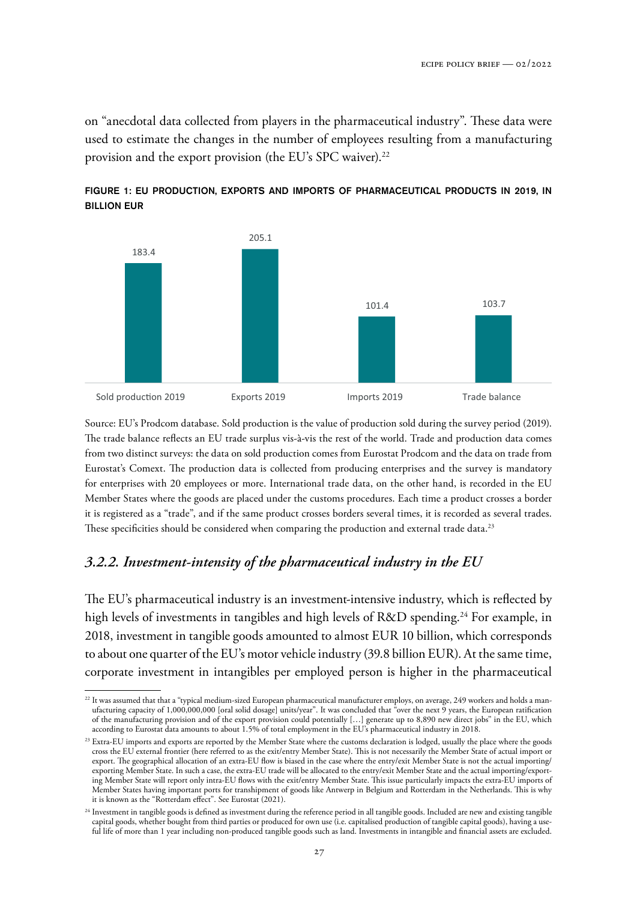on "anecdotal data collected from players in the pharmaceutical industry". These data were used to estimate the changes in the number of employees resulting from a manufacturing provision and the export provision (the EU's SPC waiver).[22]

**FIGURE 1: EU PRODUCTION, EXPORTS AND IMPORTS OF PHARMACEUTICAL PRODUCTS IN 2019, IN BILLION EUR**

| Sold production 2019 | Exports 2019 | Imports 2019 | Trade balance |
| --- | --- | --- | --- |
| 183.4 | 205.1 | 101.4 | 103.7 |

Source: EU's Prodcom database. Sold production is the value of production sold during the survey period (2019). The trade balance reflects an EU trade surplus vis-à-vis the rest of the world. Trade and production data comes from two distinct surveys: the data on sold production comes from Eurostat Prodcom and the data on trade from Eurostat's Comext. The production data is collected from producing enterprises and the survey is mandatory for enterprises with 20 employees or more. International trade data, on the other hand, is recorded in the EU Member States where the goods are placed under the customs procedures. Each time a product crosses a border it is registered as a "trade", and if the same product crosses borders several times, it is recorded as several trades. These specificities should be considered when comparing the production and external trade data.[23]

### *3.2.2. Investment-intensity of the pharmaceutical industry in the EU*

The EU's pharmaceutical industry is an investment-intensive industry, which is reflected by high levels of investments in tangibles and high levels of R&D spending.[24] For example, in 2018, investment in tangible goods amounted to almost EUR 10 billion, which corresponds to about one quarter of the EU's motor vehicle industry (39.8 billion EUR). At the same time, corporate investment in intangibles per employed person is higher in the pharmaceutical

---

[22] It was assumed that that a "typical medium-sized European pharmaceutical manufacturer employs, on average, 249 workers and holds a manufacturing capacity of 1,000,000,000 [oral solid dosage] units/year". It was concluded that "over the next 9 years, the European ratification of the manufacturing provision and of the export provision could potentially […] generate up to 8,890 new direct jobs" in the EU, which according to Eurostat data amounts to about 1.5% of total employment in the EU's pharmaceutical industry in 2018.

[23] Extra-EU imports and exports are reported by the Member State where the customs declaration is lodged, usually the place where the goods cross the EU external frontier (here referred to as the exit/entry Member State). This is not necessarily the Member State of actual import or export. The geographical allocation of an extra-EU flow is biased in the case where the entry/exit Member State is not the actual importing/exporting Member State. In such a case, the extra-EU trade will be allocated to the entry/exit Member State and the actual importing/exporting Member State will report only intra-EU flows with the exit/entry Member State. This issue particularly impacts the extra-EU imports of Member States having important ports for transhipment of goods like Antwerp in Belgium and Rotterdam in the Netherlands. This is why it is known as the "Rotterdam effect". See Eurostat (2021).

[24] Investment in tangible goods is defined as investment during the reference period in all tangible goods. Included are new and existing tangible capital goods, whether bought from third parties or produced for own use (i.e. capitalised production of tangible capital goods), having a useful life of more than 1 year including non-produced tangible goods such as land. Investments in intangible and financial assets are excluded.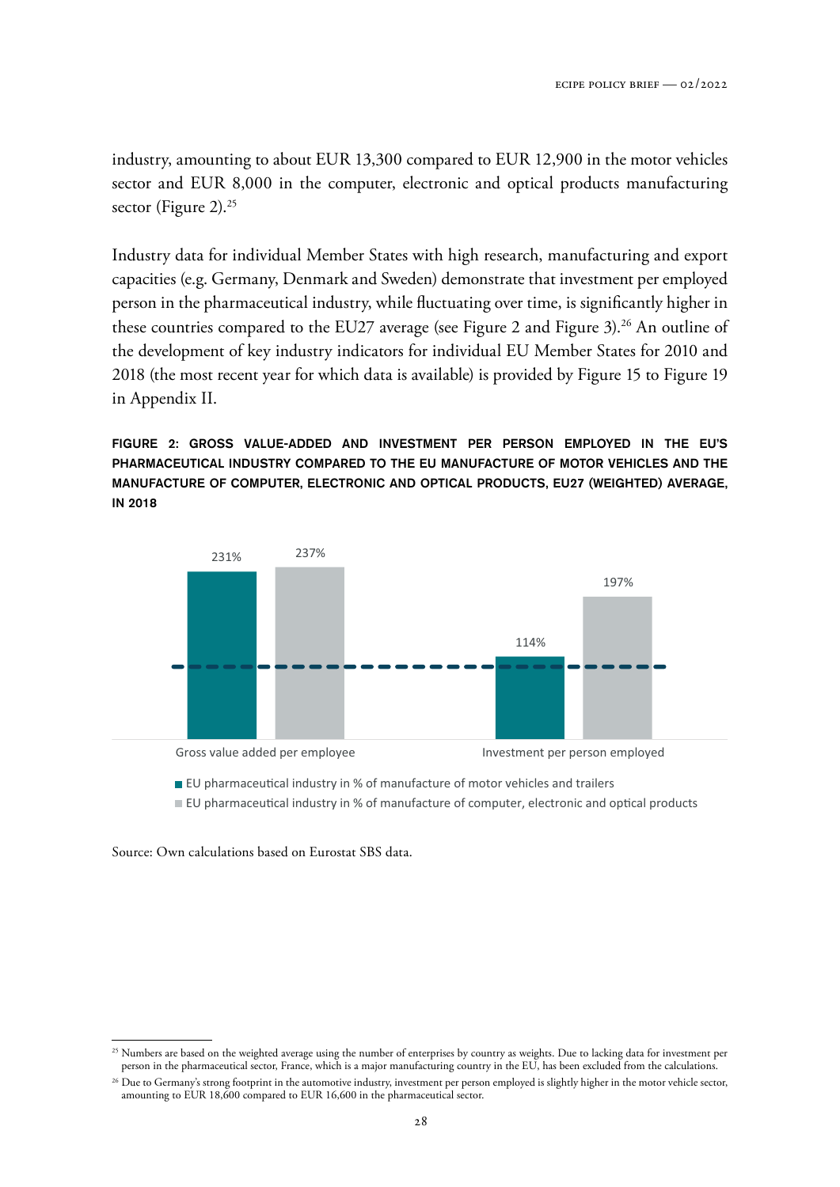industry, amounting to about EUR 13,300 compared to EUR 12,900 in the motor vehicles sector and EUR 8,000 in the computer, electronic and optical products manufacturing sector (Figure 2).[25]

Industry data for individual Member States with high research, manufacturing and export capacities (e.g. Germany, Denmark and Sweden) demonstrate that investment per employed person in the pharmaceutical industry, while fluctuating over time, is significantly higher in these countries compared to the EU27 average (see Figure 2 and Figure 3).[26] An outline of the development of key industry indicators for individual EU Member States for 2010 and 2018 (the most recent year for which data is available) is provided by Figure 15 to Figure 19 in Appendix II.

**FIGURE 2: GROSS VALUE-ADDED AND INVESTMENT PER PERSON EMPLOYED IN THE EU'S PHARMACEUTICAL INDUSTRY COMPARED TO THE EU MANUFACTURE OF MOTOR VEHICLES AND THE MANUFACTURE OF COMPUTER, ELECTRONIC AND OPTICAL PRODUCTS, EU27 (WEIGHTED) AVERAGE, IN 2018**

| | Gross value added per employee | Investment per person employed |
|---|---|---|
| EU pharmaceutical industry in % of manufacture of motor vehicles and trailers | 231% | 114% |
| EU pharmaceutical industry in % of manufacture of computer, electronic and optical products | 237% | 197% |

Source: Own calculations based on Eurostat SBS data.

---

[25] Numbers are based on the weighted average using the number of enterprises by country as weights. Due to lacking data for investment per person in the pharmaceutical sector, France, which is a major manufacturing country in the EU, has been excluded from the calculations.

[26] Due to Germany's strong footprint in the automotive industry, investment per person employed is slightly higher in the motor vehicle sector, amounting to EUR 18,600 compared to EUR 16,600 in the pharmaceutical sector.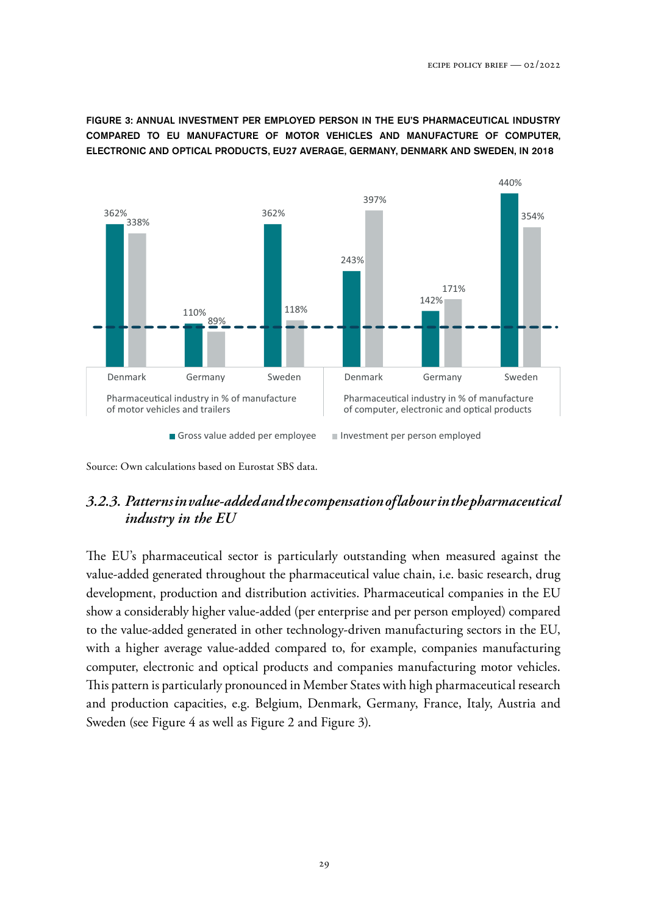**FIGURE 3: ANNUAL INVESTMENT PER EMPLOYED PERSON IN THE EU'S PHARMACEUTICAL INDUSTRY COMPARED TO EU MANUFACTURE OF MOTOR VEHICLES AND MANUFACTURE OF COMPUTER, ELECTRONIC AND OPTICAL PRODUCTS, EU27 AVERAGE, GERMANY, DENMARK AND SWEDEN, IN 2018**

| | Pharmaceutical industry in % of manufacture of motor vehicles and trailers | | | Pharmaceutical industry in % of manufacture of computer, electronic and optical products | | |
|---|---|---|---|---|---|---|
| | Denmark | Germany | Sweden | Denmark | Germany | Sweden |
| Gross value added per employee | 362% | 110% | 362% | 243% | 142% | 440% |
| Investment per person employed | 338% | 89% | 118% | 397% | 171% | 354% |

Source: Own calculations based on Eurostat SBS data.

### *3.2.3. Patterns in value-added and the compensation of labour in the pharmaceutical industry in the EU*

The EU's pharmaceutical sector is particularly outstanding when measured against the value-added generated throughout the pharmaceutical value chain, i.e. basic research, drug development, production and distribution activities. Pharmaceutical companies in the EU show a considerably higher value-added (per enterprise and per person employed) compared to the value-added generated in other technology-driven manufacturing sectors in the EU, with a higher average value-added compared to, for example, companies manufacturing computer, electronic and optical products and companies manufacturing motor vehicles. This pattern is particularly pronounced in Member States with high pharmaceutical research and production capacities, e.g. Belgium, Denmark, Germany, France, Italy, Austria and Sweden (see Figure 4 as well as Figure 2 and Figure 3).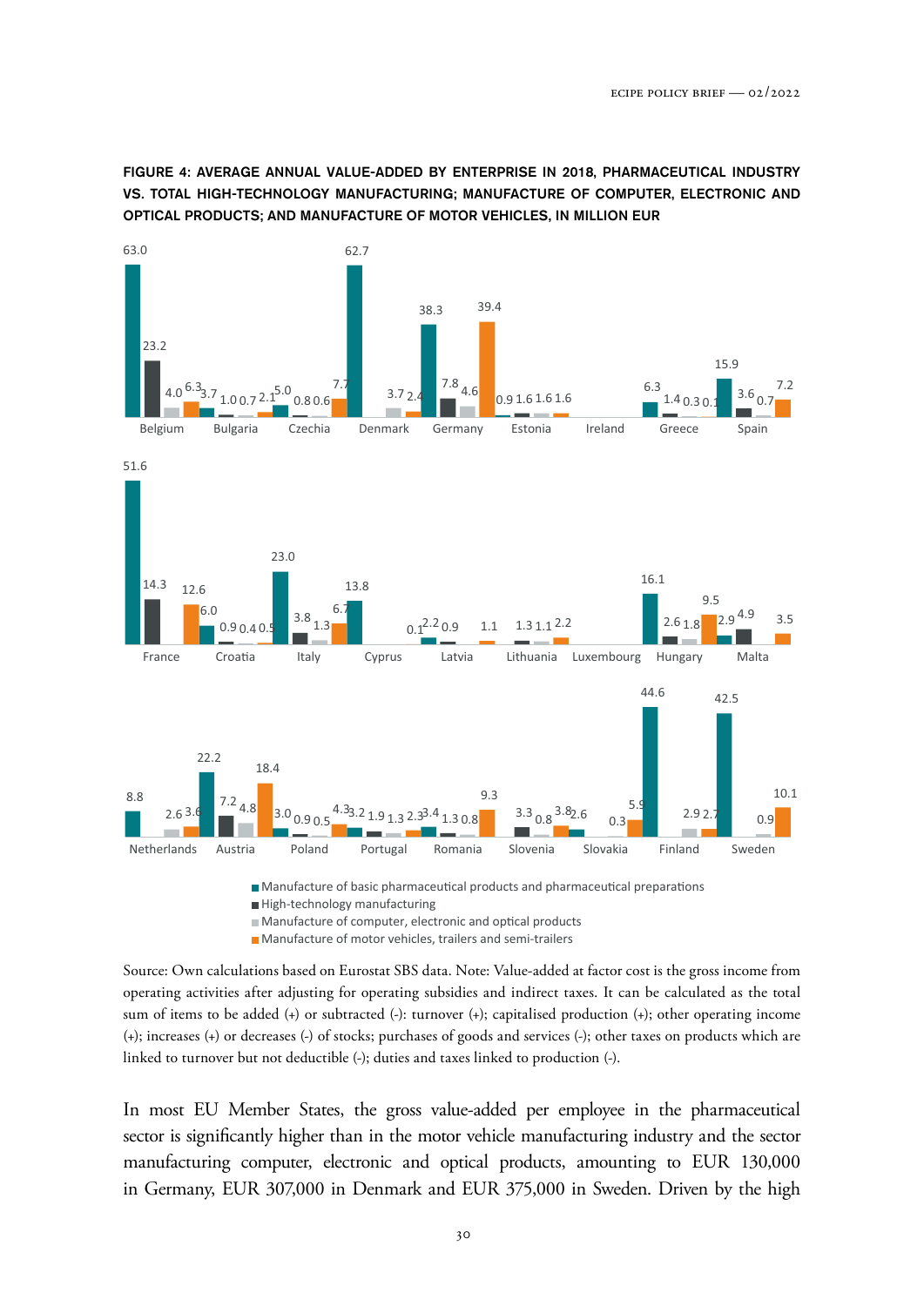**FIGURE 4: AVERAGE ANNUAL VALUE-ADDED BY ENTERPRISE IN 2018, PHARMACEUTICAL INDUSTRY VS. TOTAL HIGH-TECHNOLOGY MANUFACTURING; MANUFACTURE OF COMPUTER, ELECTRONIC AND OPTICAL PRODUCTS; AND MANUFACTURE OF MOTOR VEHICLES, IN MILLION EUR**

Source: Own calculations based on Eurostat SBS data. Note: Value-added at factor cost is the gross income from operating activities after adjusting for operating subsidies and indirect taxes. It can be calculated as the total sum of items to be added (+) or subtracted (-): turnover (+); capitalised production (+); other operating income (+); increases (+) or decreases (-) of stocks; purchases of goods and services (-); other taxes on products which are linked to turnover but not deductible (-); duties and taxes linked to production (-).

In most EU Member States, the gross value-added per employee in the pharmaceutical sector is significantly higher than in the motor vehicle manufacturing industry and the sector manufacturing computer, electronic and optical products, amounting to EUR 130,000 in Germany, EUR 307,000 in Denmark and EUR 375,000 in Sweden. Driven by the high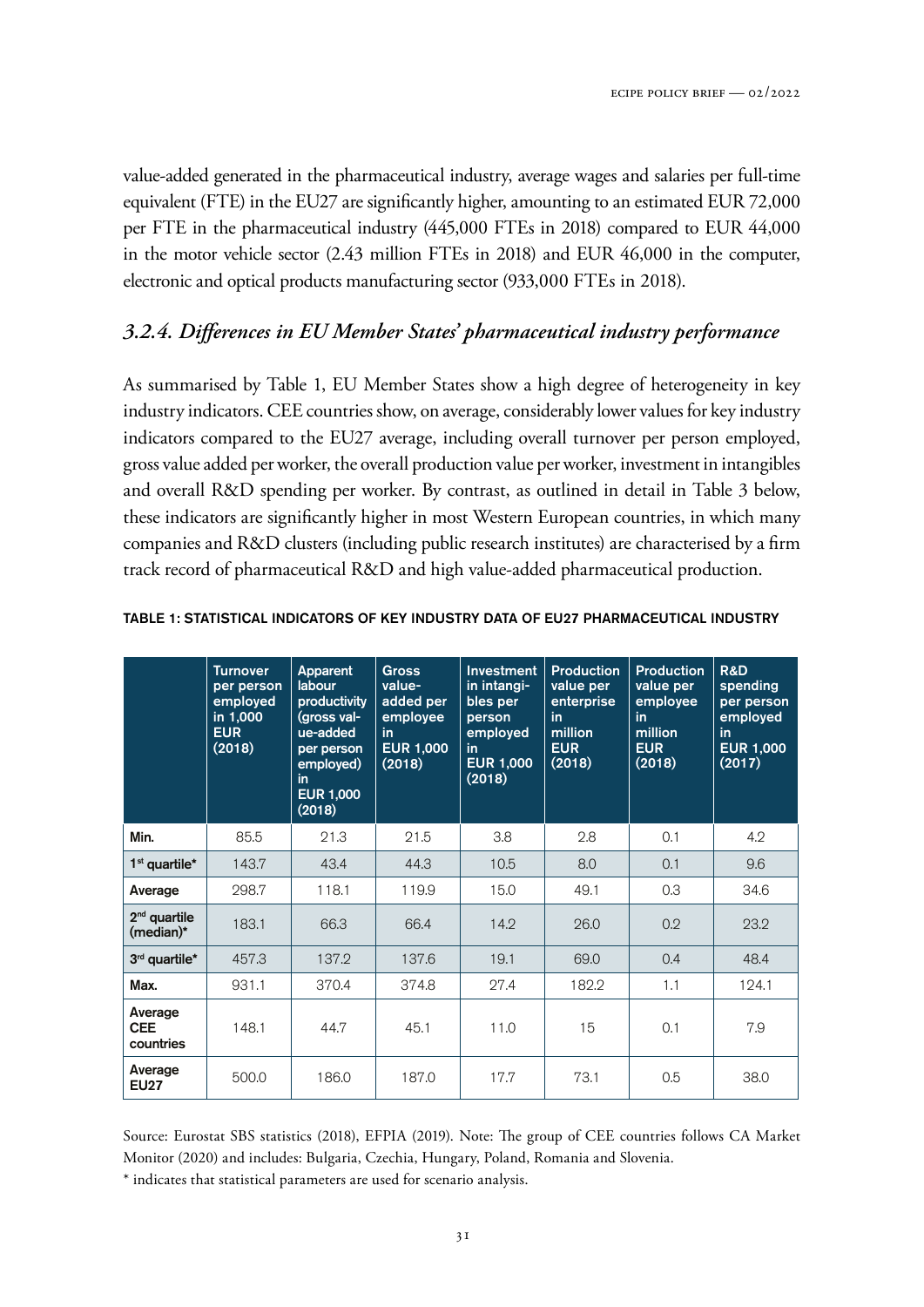value-added generated in the pharmaceutical industry, average wages and salaries per full-time equivalent (FTE) in the EU27 are significantly higher, amounting to an estimated EUR 72,000 per FTE in the pharmaceutical industry (445,000 FTEs in 2018) compared to EUR 44,000 in the motor vehicle sector (2.43 million FTEs in 2018) and EUR 46,000 in the computer, electronic and optical products manufacturing sector (933,000 FTEs in 2018).

### *3.2.4. Differences in EU Member States' pharmaceutical industry performance*

As summarised by Table 1, EU Member States show a high degree of heterogeneity in key industry indicators. CEE countries show, on average, considerably lower values for key industry indicators compared to the EU27 average, including overall turnover per person employed, gross value added per worker, the overall production value per worker, investment in intangibles and overall R&D spending per worker. By contrast, as outlined in detail in Table 3 below, these indicators are significantly higher in most Western European countries, in which many companies and R&D clusters (including public research institutes) are characterised by a firm track record of pharmaceutical R&D and high value-added pharmaceutical production.

**TABLE 1: STATISTICAL INDICATORS OF KEY INDUSTRY DATA OF EU27 PHARMACEUTICAL INDUSTRY**

| | Turnover per person employed in 1,000 EUR (2018) | Apparent labour productivity (gross value-added per person employed) in EUR 1,000 (2018) | Gross value-added per employee in EUR 1,000 (2018) | Investment in intangibles per person employed in EUR 1,000 (2018) | Production value per enterprise in million EUR (2018) | Production value per employee in million EUR (2018) | R&D spending per person employed in EUR 1,000 (2017) |
|---|---|---|---|---|---|---|---|
| **Min.** | 85.5 | 21.3 | 21.5 | 3.8 | 2.8 | 0.1 | 4.2 |
| **1st quartile*** | 143.7 | 43.4 | 44.3 | 10.5 | 8.0 | 0.1 | 9.6 |
| **Average** | 298.7 | 118.1 | 119.9 | 15.0 | 49.1 | 0.3 | 34.6 |
| **2nd quartile (median)*** | 183.1 | 66.3 | 66.4 | 14.2 | 26.0 | 0.2 | 23.2 |
| **3rd quartile*** | 457.3 | 137.2 | 137.6 | 19.1 | 69.0 | 0.4 | 48.4 |
| **Max.** | 931.1 | 370.4 | 374.8 | 27.4 | 182.2 | 1.1 | 124.1 |
| **Average CEE countries** | 148.1 | 44.7 | 45.1 | 11.0 | 15 | 0.1 | 7.9 |
| **Average EU27** | 500.0 | 186.0 | 187.0 | 17.7 | 73.1 | 0.5 | 38.0 |

Source: Eurostat SBS statistics (2018), EFPIA (2019). Note: The group of CEE countries follows CA Market Monitor (2020) and includes: Bulgaria, Czechia, Hungary, Poland, Romania and Slovenia.

* indicates that statistical parameters are used for scenario analysis.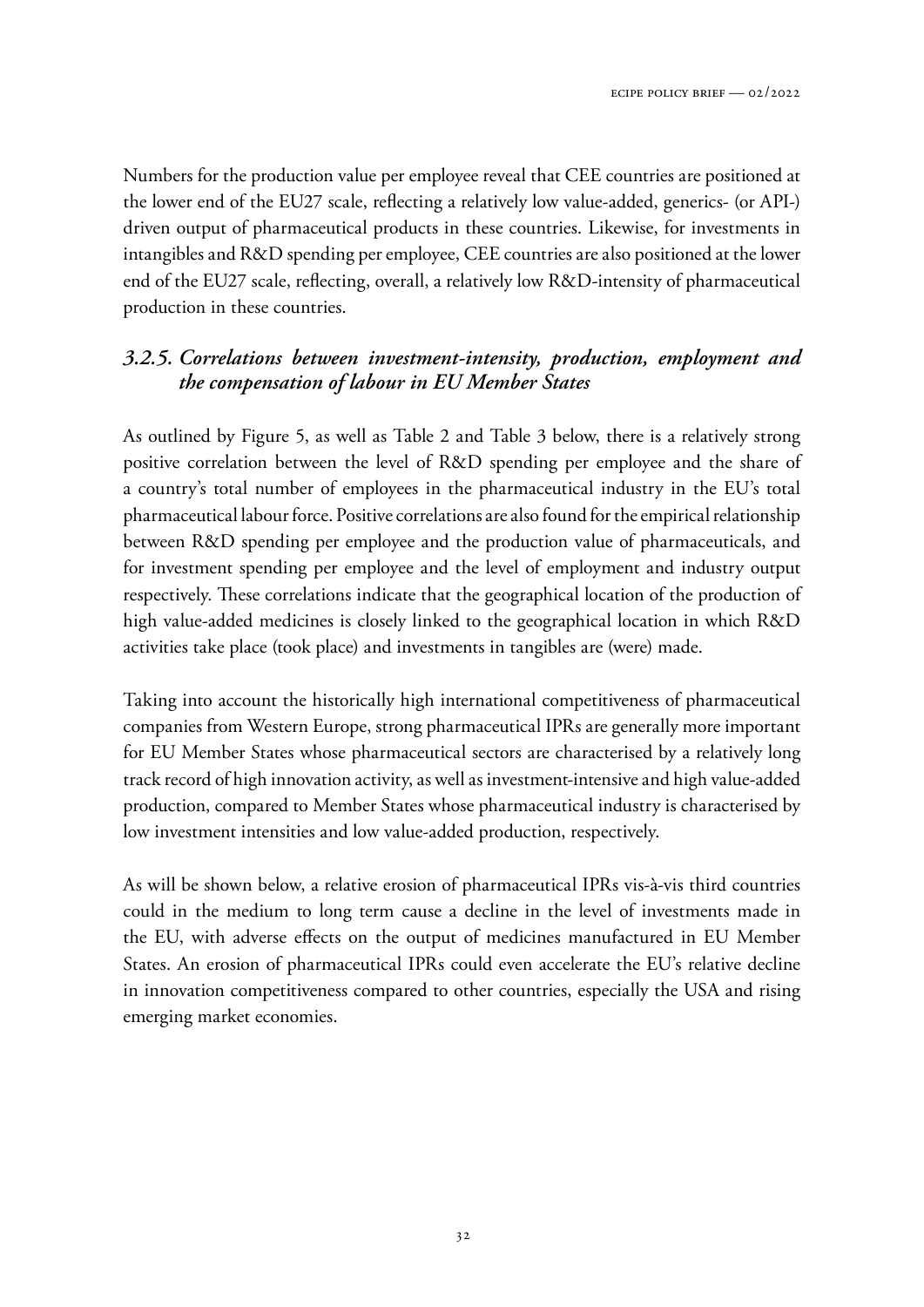Numbers for the production value per employee reveal that CEE countries are positioned at the lower end of the EU27 scale, reflecting a relatively low value-added, generics- (or API-) driven output of pharmaceutical products in these countries. Likewise, for investments in intangibles and R&D spending per employee, CEE countries are also positioned at the lower end of the EU27 scale, reflecting, overall, a relatively low R&D-intensity of pharmaceutical production in these countries.

### *3.2.5. Correlations between investment-intensity, production, employment and the compensation of labour in EU Member States*

As outlined by Figure 5, as well as Table 2 and Table 3 below, there is a relatively strong positive correlation between the level of R&D spending per employee and the share of a country's total number of employees in the pharmaceutical industry in the EU's total pharmaceutical labour force. Positive correlations are also found for the empirical relationship between R&D spending per employee and the production value of pharmaceuticals, and for investment spending per employee and the level of employment and industry output respectively. These correlations indicate that the geographical location of the production of high value-added medicines is closely linked to the geographical location in which R&D activities take place (took place) and investments in tangibles are (were) made.

Taking into account the historically high international competitiveness of pharmaceutical companies from Western Europe, strong pharmaceutical IPRs are generally more important for EU Member States whose pharmaceutical sectors are characterised by a relatively long track record of high innovation activity, as well as investment-intensive and high value-added production, compared to Member States whose pharmaceutical industry is characterised by low investment intensities and low value-added production, respectively.

As will be shown below, a relative erosion of pharmaceutical IPRs vis-à-vis third countries could in the medium to long term cause a decline in the level of investments made in the EU, with adverse effects on the output of medicines manufactured in EU Member States. An erosion of pharmaceutical IPRs could even accelerate the EU's relative decline in innovation competitiveness compared to other countries, especially the USA and rising emerging market economies.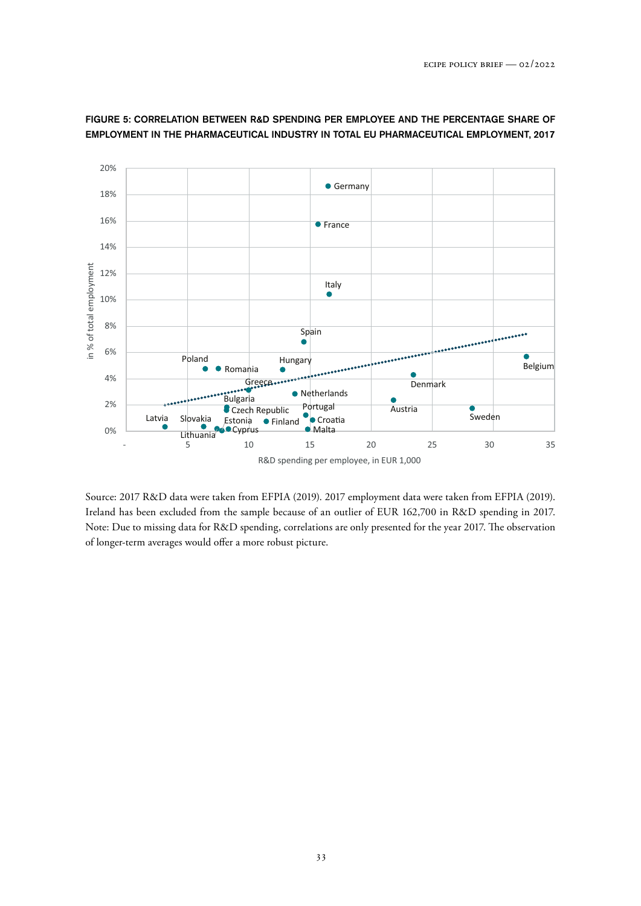**FIGURE 5: CORRELATION BETWEEN R&D SPENDING PER EMPLOYEE AND THE PERCENTAGE SHARE OF EMPLOYMENT IN THE PHARMACEUTICAL INDUSTRY IN TOTAL EU PHARMACEUTICAL EMPLOYMENT, 2017**

Source: 2017 R&D data were taken from EFPIA (2019). 2017 employment data were taken from EFPIA (2019). Ireland has been excluded from the sample because of an outlier of EUR 162,700 in R&D spending in 2017. Note: Due to missing data for R&D spending, correlations are only presented for the year 2017. The observation of longer-term averages would offer a more robust picture.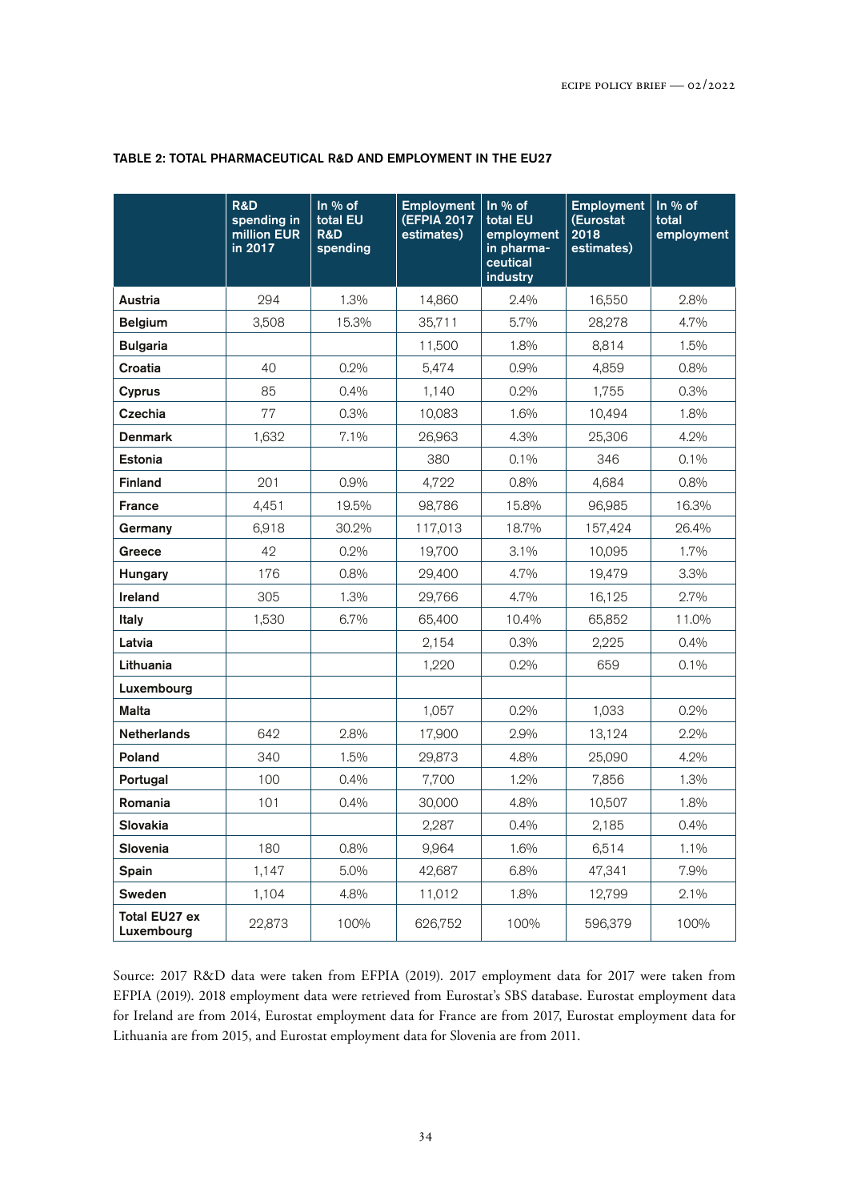**TABLE 2: TOTAL PHARMACEUTICAL R&D AND EMPLOYMENT IN THE EU27**

| | R&D spending in million EUR in 2017 | In % of total EU R&D spending | Employment (EFPIA 2017 estimates) | In % of total EU employment in pharma-ceutical industry | Employment (Eurostat 2018 estimates) | In % of total employment |
|---|---|---|---|---|---|---|
| **Austria** | 294 | 1.3% | 14,860 | 2.4% | 16,550 | 2.8% |
| **Belgium** | 3,508 | 15.3% | 35,711 | 5.7% | 28,278 | 4.7% |
| **Bulgaria** | | | 11,500 | 1.8% | 8,814 | 1.5% |
| **Croatia** | 40 | 0.2% | 5,474 | 0.9% | 4,859 | 0.8% |
| **Cyprus** | 85 | 0.4% | 1,140 | 0.2% | 1,755 | 0.3% |
| **Czechia** | 77 | 0.3% | 10,083 | 1.6% | 10,494 | 1.8% |
| **Denmark** | 1,632 | 7.1% | 26,963 | 4.3% | 25,306 | 4.2% |
| **Estonia** | | | 380 | 0.1% | 346 | 0.1% |
| **Finland** | 201 | 0.9% | 4,722 | 0.8% | 4,684 | 0.8% |
| **France** | 4,451 | 19.5% | 98,786 | 15.8% | 96,985 | 16.3% |
| **Germany** | 6,918 | 30.2% | 117,013 | 18.7% | 157,424 | 26.4% |
| **Greece** | 42 | 0.2% | 19,700 | 3.1% | 10,095 | 1.7% |
| **Hungary** | 176 | 0.8% | 29,400 | 4.7% | 19,479 | 3.3% |
| **Ireland** | 305 | 1.3% | 29,766 | 4.7% | 16,125 | 2.7% |
| **Italy** | 1,530 | 6.7% | 65,400 | 10.4% | 65,852 | 11.0% |
| **Latvia** | | | 2,154 | 0.3% | 2,225 | 0.4% |
| **Lithuania** | | | 1,220 | 0.2% | 659 | 0.1% |
| **Luxembourg** | | | | | | |
| **Malta** | | | 1,057 | 0.2% | 1,033 | 0.2% |
| **Netherlands** | 642 | 2.8% | 17,900 | 2.9% | 13,124 | 2.2% |
| **Poland** | 340 | 1.5% | 29,873 | 4.8% | 25,090 | 4.2% |
| **Portugal** | 100 | 0.4% | 7,700 | 1.2% | 7,856 | 1.3% |
| **Romania** | 101 | 0.4% | 30,000 | 4.8% | 10,507 | 1.8% |
| **Slovakia** | | | 2,287 | 0.4% | 2,185 | 0.4% |
| **Slovenia** | 180 | 0.8% | 9,964 | 1.6% | 6,514 | 1.1% |
| **Spain** | 1,147 | 5.0% | 42,687 | 6.8% | 47,341 | 7.9% |
| **Sweden** | 1,104 | 4.8% | 11,012 | 1.8% | 12,799 | 2.1% |
| **Total EU27 ex Luxembourg** | 22,873 | 100% | 626,752 | 100% | 596,379 | 100% |

Source: 2017 R&D data were taken from EFPIA (2019). 2017 employment data for 2017 were taken from EFPIA (2019). 2018 employment data were retrieved from Eurostat's SBS database. Eurostat employment data for Ireland are from 2014, Eurostat employment data for France are from 2017, Eurostat employment data for Lithuania are from 2015, and Eurostat employment data for Slovenia are from 2011.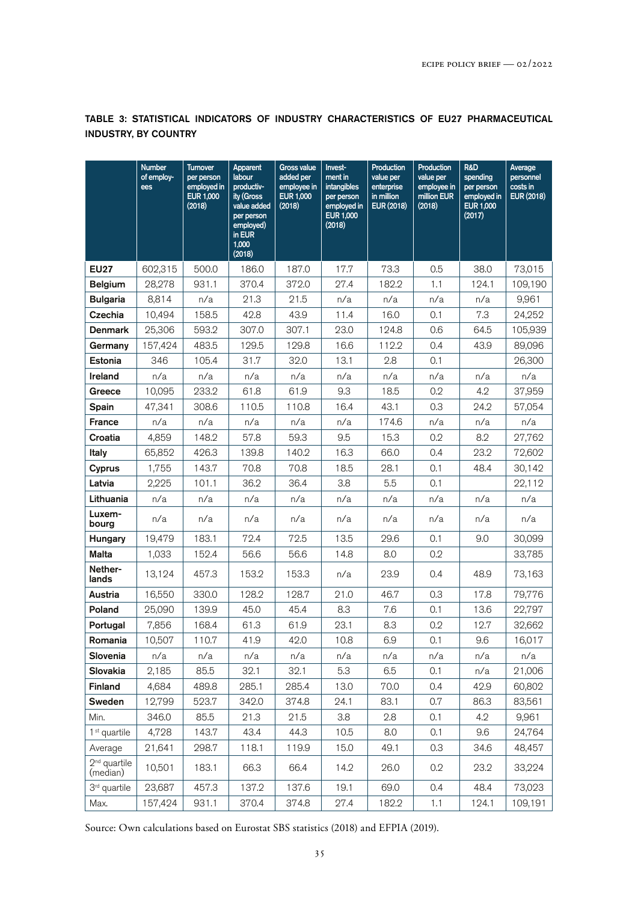**TABLE 3: STATISTICAL INDICATORS OF INDUSTRY CHARACTERISTICS OF EU27 PHARMACEUTICAL INDUSTRY, BY COUNTRY**

| | Number of employees | Turnover per person employed in EUR 1,000 (2018) | Apparent labour productivity (Gross value added per person employed) in EUR 1,000 (2018) | Gross value added per employee in EUR 1,000 (2018) | Investment in intangibles per person employed in EUR 1,000 (2018) | Production value per enterprise in million EUR (2018) | Production value per employee in million EUR (2018) | R&D spending per person employed in EUR 1,000 (2017) | Average personnel costs in EUR (2018) |
|---|---|---|---|---|---|---|---|---|---|
| **EU27** | 602,315 | 500.0 | 186.0 | 187.0 | 17.7 | 73.3 | 0.5 | 38.0 | 73,015 |
| **Belgium** | 28,278 | 931.1 | 370.4 | 372.0 | 27.4 | 182.2 | 1.1 | 124.1 | 109,190 |
| **Bulgaria** | 8,814 | n/a | 21.3 | 21.5 | n/a | n/a | n/a | n/a | 9,961 |
| **Czechia** | 10,494 | 158.5 | 42.8 | 43.9 | 11.4 | 16.0 | 0.1 | 7.3 | 24,252 |
| **Denmark** | 25,306 | 593.2 | 307.0 | 307.1 | 23.0 | 124.8 | 0.6 | 64.5 | 105,939 |
| **Germany** | 157,424 | 483.5 | 129.5 | 129.8 | 16.6 | 112.2 | 0.4 | 43.9 | 89,096 |
| **Estonia** | 346 | 105.4 | 31.7 | 32.0 | 13.1 | 2.8 | 0.1 | | 26,300 |
| **Ireland** | n/a | n/a | n/a | n/a | n/a | n/a | n/a | n/a | n/a |
| **Greece** | 10,095 | 233.2 | 61.8 | 61.9 | 9.3 | 18.5 | 0.2 | 4.2 | 37,959 |
| **Spain** | 47,341 | 308.6 | 110.5 | 110.8 | 16.4 | 43.1 | 0.3 | 24.2 | 57,054 |
| **France** | n/a | n/a | n/a | n/a | n/a | 174.6 | n/a | n/a | n/a |
| **Croatia** | 4,859 | 148.2 | 57.8 | 59.3 | 9.5 | 15.3 | 0.2 | 8.2 | 27,762 |
| **Italy** | 65,852 | 426.3 | 139.8 | 140.2 | 16.3 | 66.0 | 0.4 | 23.2 | 72,602 |
| **Cyprus** | 1,755 | 143.7 | 70.8 | 70.8 | 18.5 | 28.1 | 0.1 | 48.4 | 30,142 |
| **Latvia** | 2,225 | 101.1 | 36.2 | 36.4 | 3.8 | 5.5 | 0.1 | | 22,112 |
| **Lithuania** | n/a | n/a | n/a | n/a | n/a | n/a | n/a | n/a | n/a |
| **Luxembourg** | n/a | n/a | n/a | n/a | n/a | n/a | n/a | n/a | n/a |
| **Hungary** | 19,479 | 183.1 | 72.4 | 72.5 | 13.5 | 29.6 | 0.1 | 9.0 | 30,099 |
| **Malta** | 1,033 | 152.4 | 56.6 | 56.6 | 14.8 | 8.0 | 0.2 | | 33,785 |
| **Netherlands** | 13,124 | 457.3 | 153.2 | 153.3 | n/a | 23.9 | 0.4 | 48.9 | 73,163 |
| **Austria** | 16,550 | 330.0 | 128.2 | 128.7 | 21.0 | 46.7 | 0.3 | 17.8 | 79,776 |
| **Poland** | 25,090 | 139.9 | 45.0 | 45.4 | 8.3 | 7.6 | 0.1 | 13.6 | 22,797 |
| **Portugal** | 7,856 | 168.4 | 61.3 | 61.9 | 23.1 | 8.3 | 0.2 | 12.7 | 32,662 |
| **Romania** | 10,507 | 110.7 | 41.9 | 42.0 | 10.8 | 6.9 | 0.1 | 9.6 | 16,017 |
| **Slovenia** | n/a | n/a | n/a | n/a | n/a | n/a | n/a | n/a | n/a |
| **Slovakia** | 2,185 | 85.5 | 32.1 | 32.1 | 5.3 | 6.5 | 0.1 | n/a | 21,006 |
| **Finland** | 4,684 | 489.8 | 285.1 | 285.4 | 13.0 | 70.0 | 0.4 | 42.9 | 60,802 |
| **Sweden** | 12,799 | 523.7 | 342.0 | 374.8 | 24.1 | 83.1 | 0.7 | 86.3 | 83,561 |
| Min. | 346.0 | 85.5 | 21.3 | 21.5 | 3.8 | 2.8 | 0.1 | 4.2 | 9,961 |
| 1st quartile | 4,728 | 143.7 | 43.4 | 44.3 | 10.5 | 8.0 | 0.1 | 9.6 | 24,764 |
| Average | 21,641 | 298.7 | 118.1 | 119.9 | 15.0 | 49.1 | 0.3 | 34.6 | 48,457 |
| 2nd quartile (median) | 10,501 | 183.1 | 66.3 | 66.4 | 14.2 | 26.0 | 0.2 | 23.2 | 33,224 |
| 3rd quartile | 23,687 | 457.3 | 137.2 | 137.6 | 19.1 | 69.0 | 0.4 | 48.4 | 73,023 |
| Max. | 157,424 | 931.1 | 370.4 | 374.8 | 27.4 | 182.2 | 1.1 | 124.1 | 109,191 |

Source: Own calculations based on Eurostat SBS statistics (2018) and EFPIA (2019).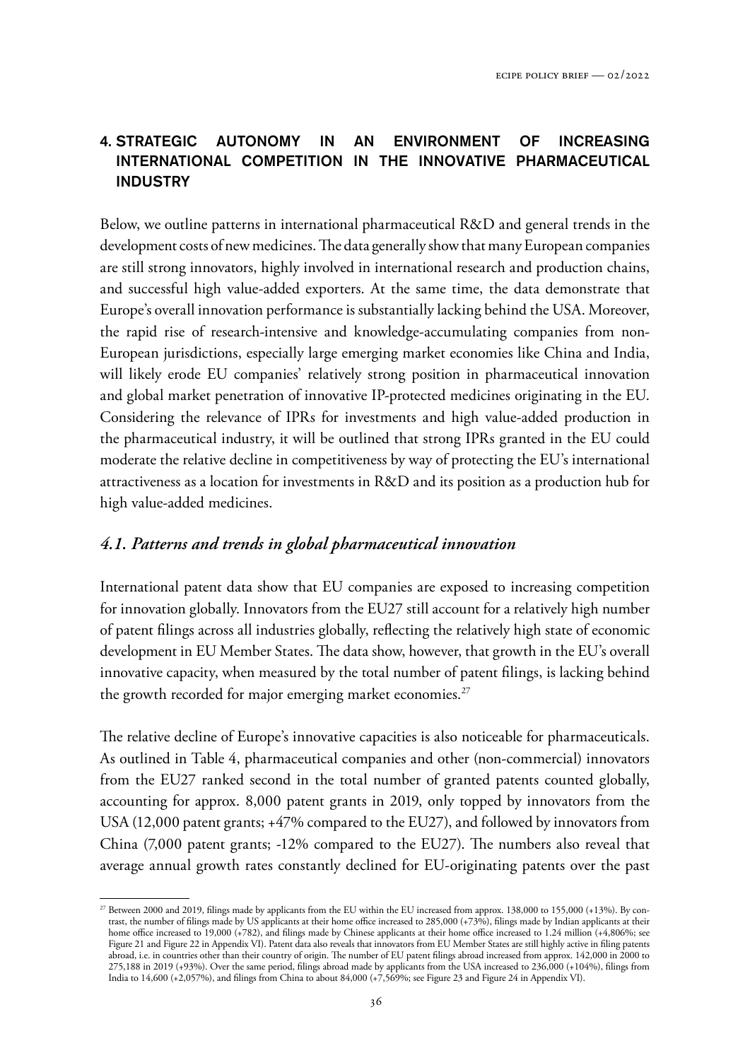## 4. STRATEGIC AUTONOMY IN AN ENVIRONMENT OF INCREASING INTERNATIONAL COMPETITION IN THE INNOVATIVE PHARMACEUTICAL INDUSTRY

Below, we outline patterns in international pharmaceutical R&D and general trends in the development costs of new medicines. The data generally show that many European companies are still strong innovators, highly involved in international research and production chains, and successful high value-added exporters. At the same time, the data demonstrate that Europe's overall innovation performance is substantially lacking behind the USA. Moreover, the rapid rise of research-intensive and knowledge-accumulating companies from non-European jurisdictions, especially large emerging market economies like China and India, will likely erode EU companies' relatively strong position in pharmaceutical innovation and global market penetration of innovative IP-protected medicines originating in the EU. Considering the relevance of IPRs for investments and high value-added production in the pharmaceutical industry, it will be outlined that strong IPRs granted in the EU could moderate the relative decline in competitiveness by way of protecting the EU's international attractiveness as a location for investments in R&D and its position as a production hub for high value-added medicines.

### *4.1. Patterns and trends in global pharmaceutical innovation*

International patent data show that EU companies are exposed to increasing competition for innovation globally. Innovators from the EU27 still account for a relatively high number of patent filings across all industries globally, reflecting the relatively high state of economic development in EU Member States. The data show, however, that growth in the EU's overall innovative capacity, when measured by the total number of patent filings, is lacking behind the growth recorded for major emerging market economies.[27]

The relative decline of Europe's innovative capacities is also noticeable for pharmaceuticals. As outlined in Table 4, pharmaceutical companies and other (non-commercial) innovators from the EU27 ranked second in the total number of granted patents counted globally, accounting for approx. 8,000 patent grants in 2019, only topped by innovators from the USA (12,000 patent grants; +47% compared to the EU27), and followed by innovators from China (7,000 patent grants; -12% compared to the EU27). The numbers also reveal that average annual growth rates constantly declined for EU-originating patents over the past

[27] Between 2000 and 2019, filings made by applicants from the EU within the EU increased from approx. 138,000 to 155,000 (+13%). By contrast, the number of filings made by US applicants at their home office increased to 285,000 (+73%), filings made by Indian applicants at their home office increased to 19,000 (+782), and filings made by Chinese applicants at their home office increased to 1.24 million (+4,806%; see Figure 21 and Figure 22 in Appendix VI). Patent data also reveals that innovators from EU Member States are still highly active in filing patents abroad, i.e. in countries other than their country of origin. The number of EU patent filings abroad increased from approx. 142,000 in 2000 to 275,188 in 2019 (+93%). Over the same period, filings abroad made by applicants from the USA increased to 236,000 (+104%), filings from India to 14,600 (+2,057%), and filings from China to about 84,000 (+7,569%; see Figure 23 and Figure 24 in Appendix VI).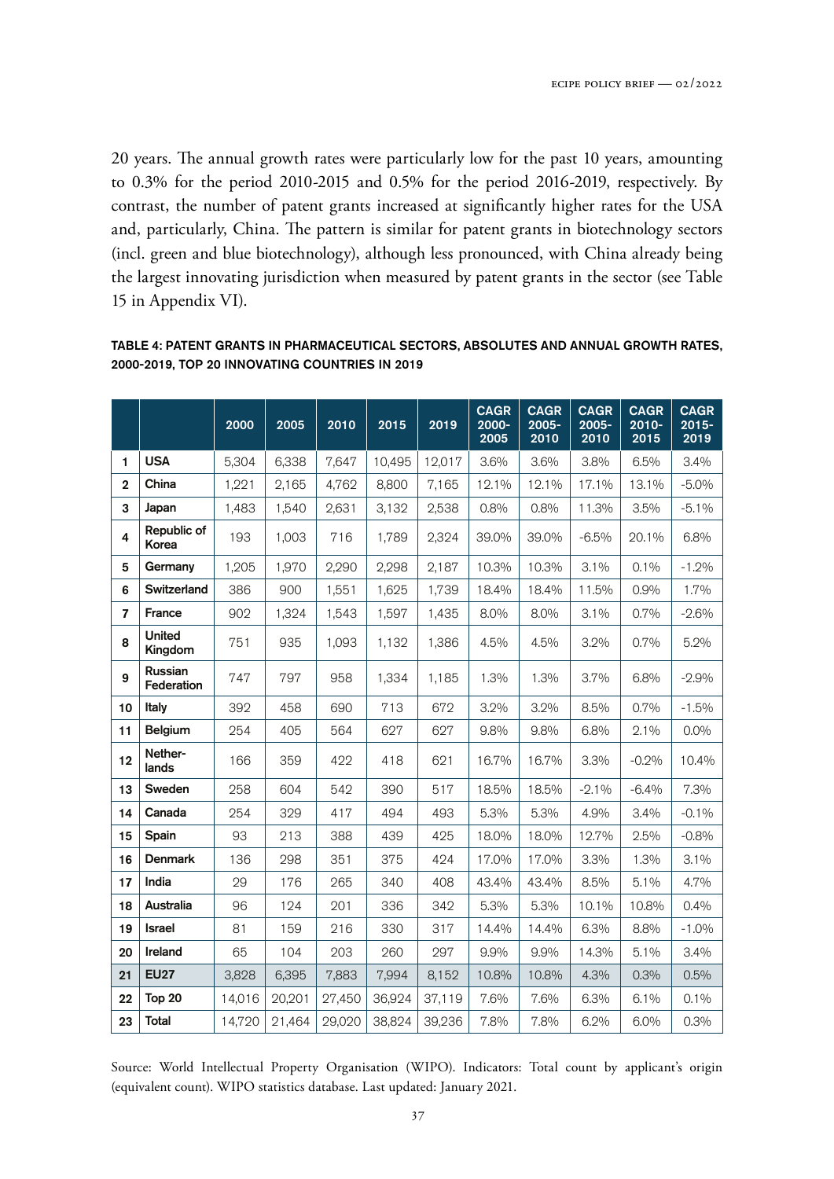20 years. The annual growth rates were particularly low for the past 10 years, amounting to 0.3% for the period 2010-2015 and 0.5% for the period 2016-2019, respectively. By contrast, the number of patent grants increased at significantly higher rates for the USA and, particularly, China. The pattern is similar for patent grants in biotechnology sectors (incl. green and blue biotechnology), although less pronounced, with China already being the largest innovating jurisdiction when measured by patent grants in the sector (see Table 15 in Appendix VI).

**TABLE 4: PATENT GRANTS IN PHARMACEUTICAL SECTORS, ABSOLUTES AND ANNUAL GROWTH RATES, 2000-2019, TOP 20 INNOVATING COUNTRIES IN 2019**

| | | 2000 | 2005 | 2010 | 2015 | 2019 | CAGR 2000-2005 | CAGR 2005-2010 | CAGR 2005-2010 | CAGR 2010-2015 | CAGR 2015-2019 |
|---|---|---|---|---|---|---|---|---|---|---|---|
| 1 | **USA** | 5,304 | 6,338 | 7,647 | 10,495 | 12,017 | 3.6% | 3.6% | 3.8% | 6.5% | 3.4% |
| 2 | **China** | 1,221 | 2,165 | 4,762 | 8,800 | 7,165 | 12.1% | 12.1% | 17.1% | 13.1% | -5.0% |
| 3 | **Japan** | 1,483 | 1,540 | 2,631 | 3,132 | 2,538 | 0.8% | 0.8% | 11.3% | 3.5% | -5.1% |
| 4 | **Republic of Korea** | 193 | 1,003 | 716 | 1,789 | 2,324 | 39.0% | 39.0% | -6.5% | 20.1% | 6.8% |
| 5 | **Germany** | 1,205 | 1,970 | 2,290 | 2,298 | 2,187 | 10.3% | 10.3% | 3.1% | 0.1% | -1.2% |
| 6 | **Switzerland** | 386 | 900 | 1,551 | 1,625 | 1,739 | 18.4% | 18.4% | 11.5% | 0.9% | 1.7% |
| 7 | **France** | 902 | 1,324 | 1,543 | 1,597 | 1,435 | 8.0% | 8.0% | 3.1% | 0.7% | -2.6% |
| 8 | **United Kingdom** | 751 | 935 | 1,093 | 1,132 | 1,386 | 4.5% | 4.5% | 3.2% | 0.7% | 5.2% |
| 9 | **Russian Federation** | 747 | 797 | 958 | 1,334 | 1,185 | 1.3% | 1.3% | 3.7% | 6.8% | -2.9% |
| 10 | **Italy** | 392 | 458 | 690 | 713 | 672 | 3.2% | 3.2% | 8.5% | 0.7% | -1.5% |
| 11 | **Belgium** | 254 | 405 | 564 | 627 | 627 | 9.8% | 9.8% | 6.8% | 2.1% | 0.0% |
| 12 | **Netherlands** | 166 | 359 | 422 | 418 | 621 | 16.7% | 16.7% | 3.3% | -0.2% | 10.4% |
| 13 | **Sweden** | 258 | 604 | 542 | 390 | 517 | 18.5% | 18.5% | -2.1% | -6.4% | 7.3% |
| 14 | **Canada** | 254 | 329 | 417 | 494 | 493 | 5.3% | 5.3% | 4.9% | 3.4% | -0.1% |
| 15 | **Spain** | 93 | 213 | 388 | 439 | 425 | 18.0% | 18.0% | 12.7% | 2.5% | -0.8% |
| 16 | **Denmark** | 136 | 298 | 351 | 375 | 424 | 17.0% | 17.0% | 3.3% | 1.3% | 3.1% |
| 17 | **India** | 29 | 176 | 265 | 340 | 408 | 43.4% | 43.4% | 8.5% | 5.1% | 4.7% |
| 18 | **Australia** | 96 | 124 | 201 | 336 | 342 | 5.3% | 5.3% | 10.1% | 10.8% | 0.4% |
| 19 | **Israel** | 81 | 159 | 216 | 330 | 317 | 14.4% | 14.4% | 6.3% | 8.8% | -1.0% |
| 20 | **Ireland** | 65 | 104 | 203 | 260 | 297 | 9.9% | 9.9% | 14.3% | 5.1% | 3.4% |
| 21 | **EU27** | 3,828 | 6,395 | 7,883 | 7,994 | 8,152 | 10.8% | 10.8% | 4.3% | 0.3% | 0.5% |
| 22 | **Top 20** | 14,016 | 20,201 | 27,450 | 36,924 | 37,119 | 7.6% | 7.6% | 6.3% | 6.1% | 0.1% |
| 23 | **Total** | 14,720 | 21,464 | 29,020 | 38,824 | 39,236 | 7.8% | 7.8% | 6.2% | 6.0% | 0.3% |

Source: World Intellectual Property Organisation (WIPO). Indicators: Total count by applicant's origin (equivalent count). WIPO statistics database. Last updated: January 2021.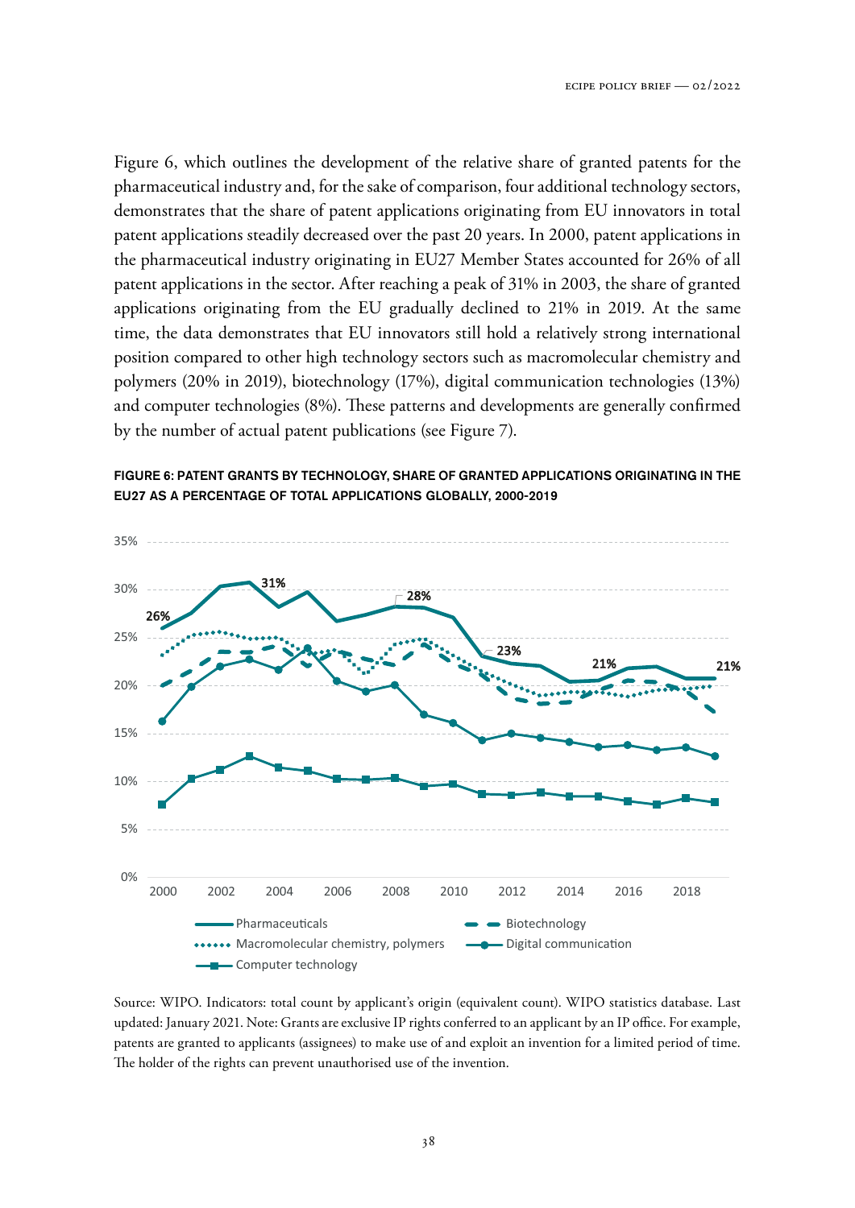Figure 6, which outlines the development of the relative share of granted patents for the pharmaceutical industry and, for the sake of comparison, four additional technology sectors, demonstrates that the share of patent applications originating from EU innovators in total patent applications steadily decreased over the past 20 years. In 2000, patent applications in the pharmaceutical industry originating in EU27 Member States accounted for 26% of all patent applications in the sector. After reaching a peak of 31% in 2003, the share of granted applications originating from the EU gradually declined to 21% in 2019. At the same time, the data demonstrates that EU innovators still hold a relatively strong international position compared to other high technology sectors such as macromolecular chemistry and polymers (20% in 2019), biotechnology (17%), digital communication technologies (13%) and computer technologies (8%). These patterns and developments are generally confirmed by the number of actual patent publications (see Figure 7).

**FIGURE 6: PATENT GRANTS BY TECHNOLOGY, SHARE OF GRANTED APPLICATIONS ORIGINATING IN THE EU27 AS A PERCENTAGE OF TOTAL APPLICATIONS GLOBALLY, 2000-2019**

Source: WIPO. Indicators: total count by applicant's origin (equivalent count). WIPO statistics database. Last updated: January 2021. Note: Grants are exclusive IP rights conferred to an applicant by an IP office. For example, patents are granted to applicants (assignees) to make use of and exploit an invention for a limited period of time. The holder of the rights can prevent unauthorised use of the invention.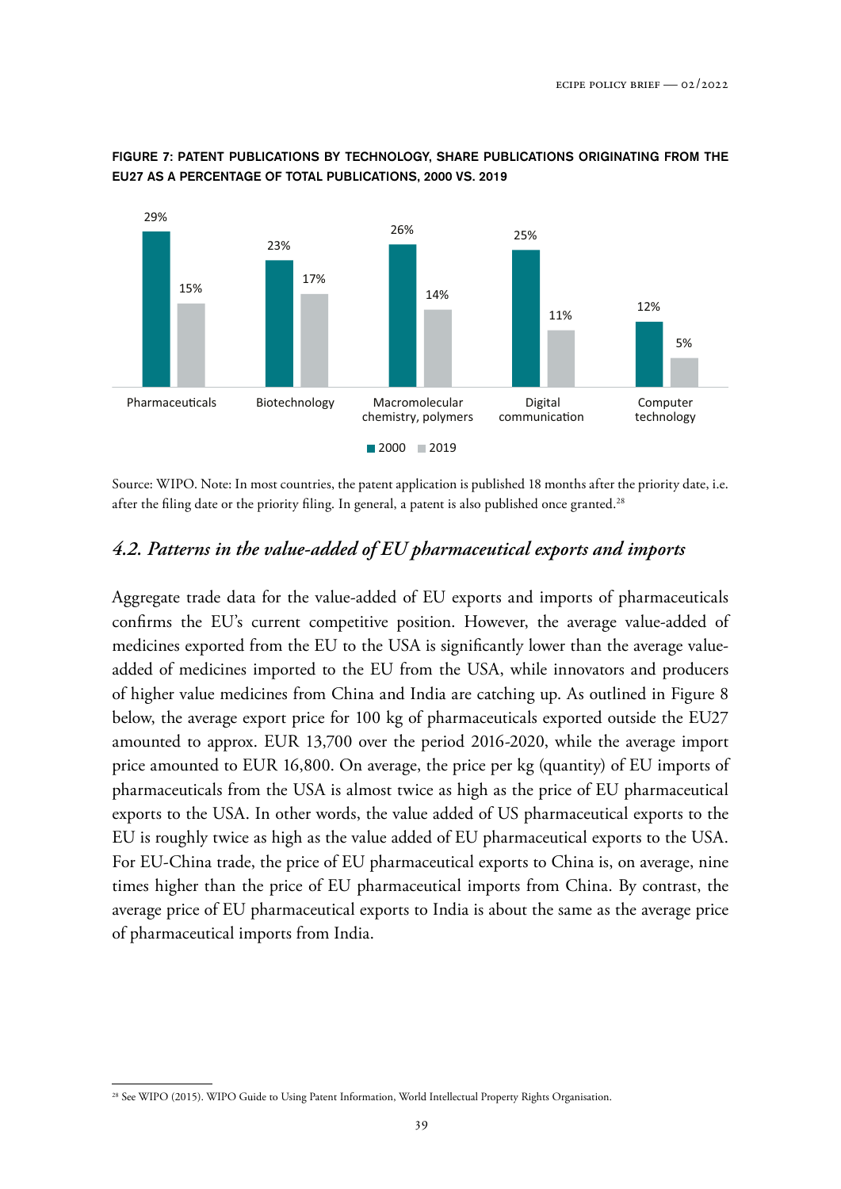**FIGURE 7: PATENT PUBLICATIONS BY TECHNOLOGY, SHARE PUBLICATIONS ORIGINATING FROM THE EU27 AS A PERCENTAGE OF TOTAL PUBLICATIONS, 2000 VS. 2019**

| Technology | 2000 | 2019 |
| --- | --- | --- |
| Pharmaceuticals | 29% | 15% |
| Biotechnology | 23% | 17% |
| Macromolecular chemistry, polymers | 26% | 14% |
| Digital communication | 25% | 11% |
| Computer technology | 12% | 5% |

Source: WIPO. Note: In most countries, the patent application is published 18 months after the priority date, i.e. after the filing date or the priority filing. In general, a patent is also published once granted.[28]

## *4.2. Patterns in the value-added of EU pharmaceutical exports and imports*

Aggregate trade data for the value-added of EU exports and imports of pharmaceuticals confirms the EU's current competitive position. However, the average value-added of medicines exported from the EU to the USA is significantly lower than the average value-added of medicines imported to the EU from the USA, while innovators and producers of higher value medicines from China and India are catching up. As outlined in Figure 8 below, the average export price for 100 kg of pharmaceuticals exported outside the EU27 amounted to approx. EUR 13,700 over the period 2016-2020, while the average import price amounted to EUR 16,800. On average, the price per kg (quantity) of EU imports of pharmaceuticals from the USA is almost twice as high as the price of EU pharmaceutical exports to the USA. In other words, the value added of US pharmaceutical exports to the EU is roughly twice as high as the value added of EU pharmaceutical exports to the USA. For EU-China trade, the price of EU pharmaceutical exports to China is, on average, nine times higher than the price of EU pharmaceutical imports from China. By contrast, the average price of EU pharmaceutical exports to India is about the same as the average price of pharmaceutical imports from India.

[28] See WIPO (2015). WIPO Guide to Using Patent Information, World Intellectual Property Rights Organisation.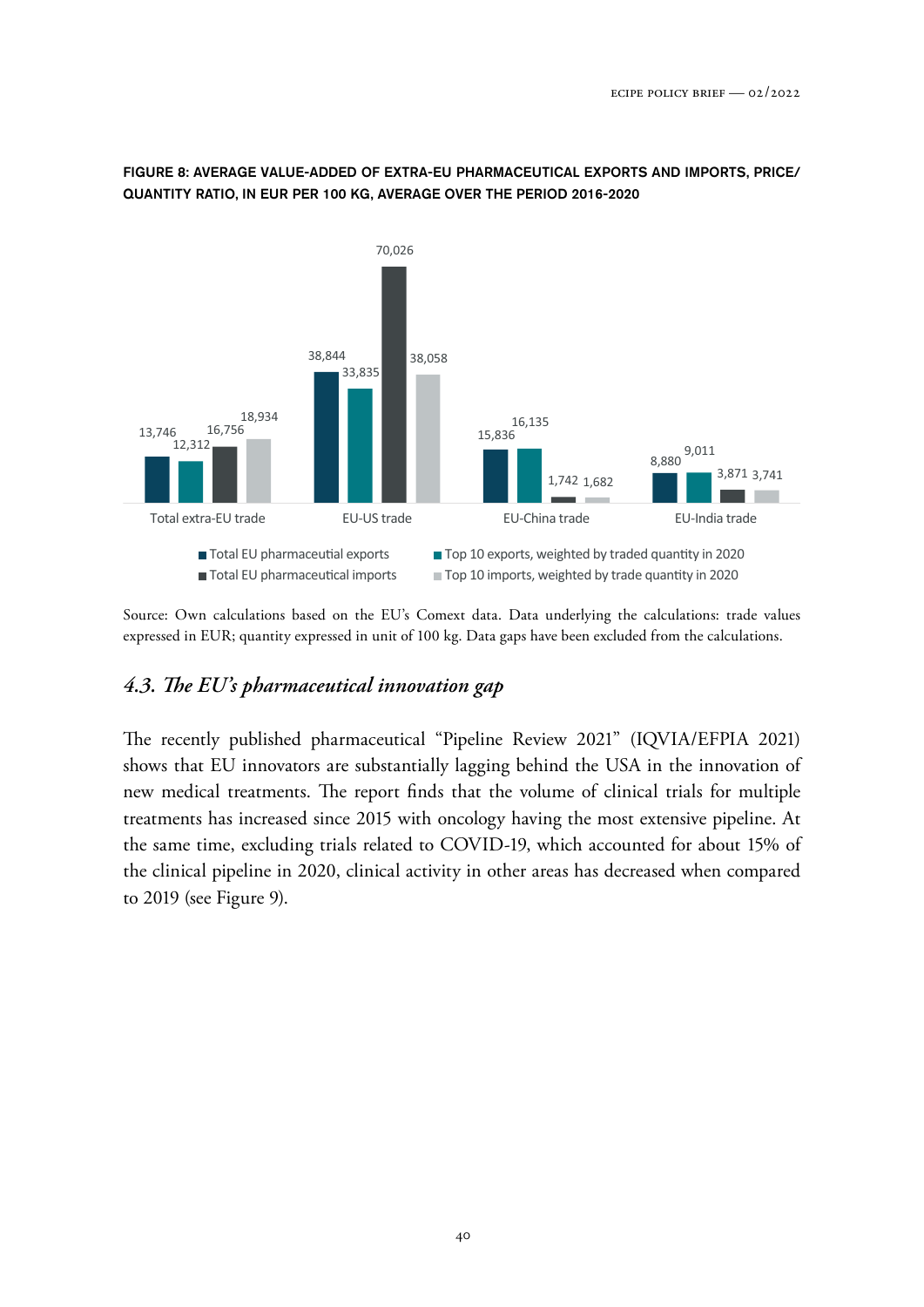FIGURE 8: AVERAGE VALUE-ADDED OF EXTRA-EU PHARMACEUTICAL EXPORTS AND IMPORTS, PRICE/ QUANTITY RATIO, IN EUR PER 100 KG, AVERAGE OVER THE PERIOD 2016-2020

| | Total EU pharmaceutial exports | Top 10 exports, weighted by traded quantity in 2020 | Total EU pharmaceutical imports | Top 10 imports, weighted by trade quantity in 2020 |
|---|---|---|---|---|
| Total extra-EU trade | 13,746 | 12,312 | 16,756 | 18,934 |
| EU-US trade | 38,844 | 33,835 | 70,026 | 38,058 |
| EU-China trade | 15,836 | 16,135 | 1,742 | 1,682 |
| EU-India trade | 8,880 | 9,011 | 3,871 | 3,741 |

Source: Own calculations based on the EU's Comext data. Data underlying the calculations: trade values expressed in EUR; quantity expressed in unit of 100 kg. Data gaps have been excluded from the calculations.

### *4.3. The EU's pharmaceutical innovation gap*

The recently published pharmaceutical "Pipeline Review 2021" (IQVIA/EFPIA 2021) shows that EU innovators are substantially lagging behind the USA in the innovation of new medical treatments. The report finds that the volume of clinical trials for multiple treatments has increased since 2015 with oncology having the most extensive pipeline. At the same time, excluding trials related to COVID-19, which accounted for about 15% of the clinical pipeline in 2020, clinical activity in other areas has decreased when compared to 2019 (see Figure 9).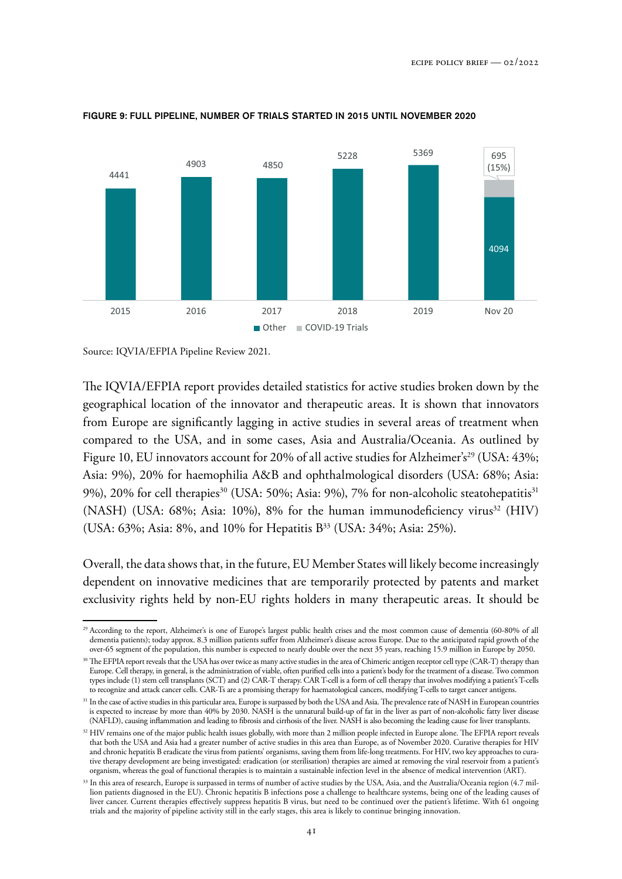**FIGURE 9: FULL PIPELINE, NUMBER OF TRIALS STARTED IN 2015 UNTIL NOVEMBER 2020**

| Year | Other | COVID-19 Trials |
|---|---|---|
| 2015 | 4441 | |
| 2016 | 4903 | |
| 2017 | 4850 | |
| 2018 | 5228 | |
| 2019 | 5369 | |
| Nov 20 | 4094 | 695 (15%) |

Source: IQVIA/EFPIA Pipeline Review 2021.

The IQVIA/EFPIA report provides detailed statistics for active studies broken down by the geographical location of the innovator and therapeutic areas. It is shown that innovators from Europe are significantly lagging in active studies in several areas of treatment when compared to the USA, and in some cases, Asia and Australia/Oceania. As outlined by Figure 10, EU innovators account for 20% of all active studies for Alzheimer's[29] (USA: 43%; Asia: 9%), 20% for haemophilia A&B and ophthalmological disorders (USA: 68%; Asia: 9%), 20% for cell therapies[30] (USA: 50%; Asia: 9%), 7% for non-alcoholic steatohepatitis[31] (NASH) (USA: 68%; Asia: 10%), 8% for the human immunodeficiency virus[32] (HIV) (USA: 63%; Asia: 8%, and 10% for Hepatitis B[33] (USA: 34%; Asia: 25%).

Overall, the data shows that, in the future, EU Member States will likely become increasingly dependent on innovative medicines that are temporarily protected by patents and market exclusivity rights held by non-EU rights holders in many therapeutic areas. It should be

[29] According to the report, Alzheimer's is one of Europe's largest public health crises and the most common cause of dementia (60-80% of all dementia patients); today approx. 8.3 million patients suffer from Alzheimer's disease across Europe. Due to the anticipated rapid growth of the over-65 segment of the population, this number is expected to nearly double over the next 35 years, reaching 15.9 million in Europe by 2050.

[30] The EFPIA report reveals that the USA has over twice as many active studies in the area of Chimeric antigen receptor cell type (CAR-T) therapy than Europe. Cell therapy, in general, is the administration of viable, often purified cells into a patient's body for the treatment of a disease. Two common types include (1) stem cell transplants (SCT) and (2) CAR-T therapy. CAR T-cell is a form of cell therapy that involves modifying a patient's T-cells to recognize and attack cancer cells. CAR-Ts are a promising therapy for haematological cancers, modifying T-cells to target cancer antigens.

[31] In the case of active studies in this particular area, Europe is surpassed by both the USA and Asia. The prevalence rate of NASH in European countries is expected to increase by more than 40% by 2030. NASH is the unnatural build-up of fat in the liver as part of non-alcoholic fatty liver disease (NAFLD), causing inflammation and leading to fibrosis and cirrhosis of the liver. NASH is also becoming the leading cause for liver transplants.

[32] HIV remains one of the major public health issues globally, with more than 2 million people infected in Europe alone. The EFPIA report reveals that both the USA and Asia had a greater number of active studies in this area than Europe, as of November 2020. Curative therapies for HIV and chronic hepatitis B eradicate the virus from patients' organisms, saving them from life-long treatments. For HIV, two key approaches to curative therapy development are being investigated: eradication (or sterilisation) therapies are aimed at removing the viral reservoir from a patient's organism, whereas the goal of functional therapies is to maintain a sustainable infection level in the absence of medical intervention (ART).

[33] In this area of research, Europe is surpassed in terms of number of active studies by the USA, Asia, and the Australia/Oceania region (4.7 million patients diagnosed in the EU). Chronic hepatitis B infections pose a challenge to healthcare systems, being one of the leading causes of liver cancer. Current therapies effectively suppress hepatitis B virus, but need to be continued over the patient's lifetime. With 61 ongoing trials and the majority of pipeline activity still in the early stages, this area is likely to continue bringing innovation.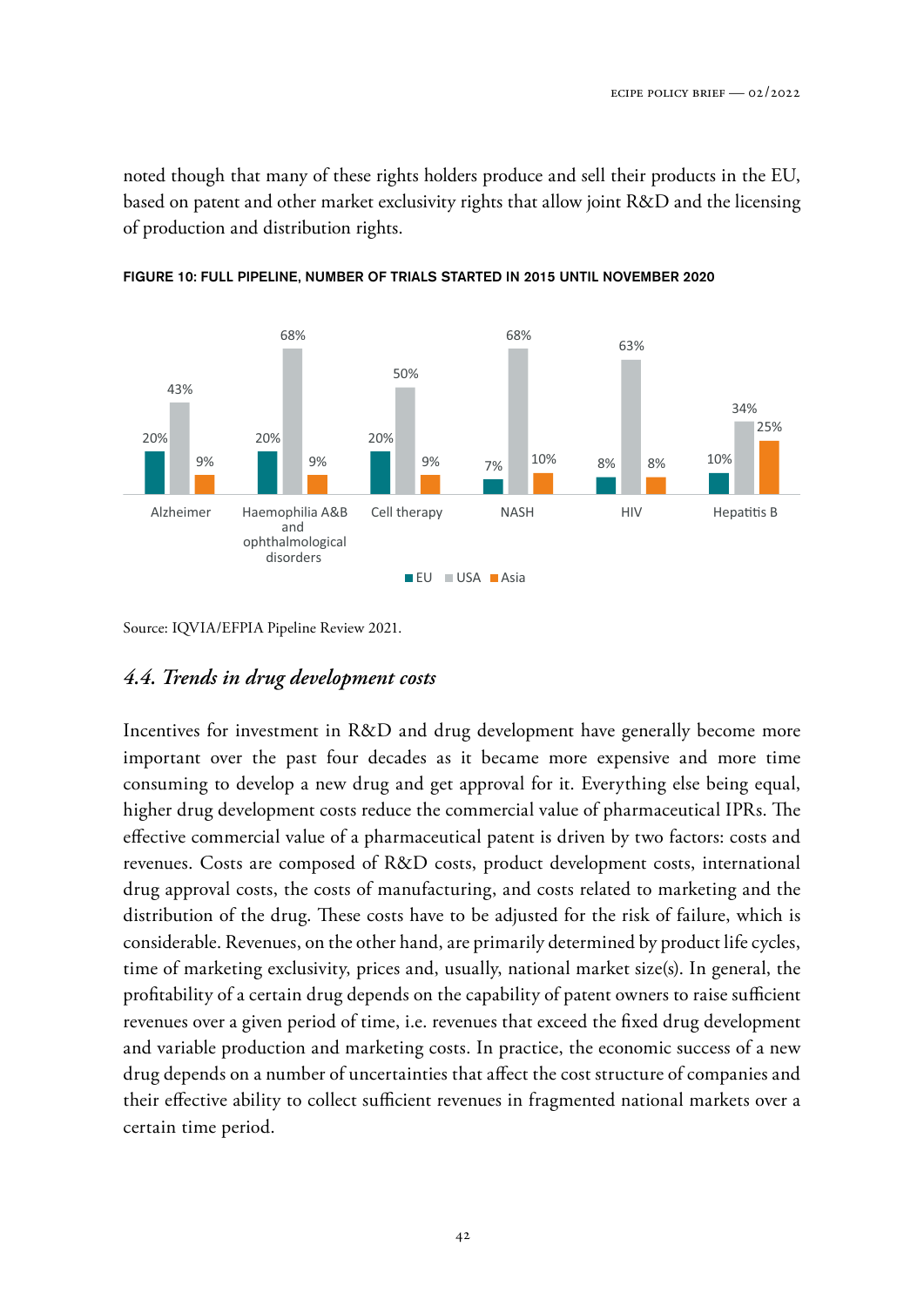noted though that many of these rights holders produce and sell their products in the EU, based on patent and other market exclusivity rights that allow joint R&D and the licensing of production and distribution rights.

**FIGURE 10: FULL PIPELINE, NUMBER OF TRIALS STARTED IN 2015 UNTIL NOVEMBER 2020**

| | EU | USA | Asia |
|---|---|---|---|
| Alzheimer | 20% | 43% | 9% |
| Haemophilia A&B and ophthalmological disorders | 20% | 68% | 9% |
| Cell therapy | 20% | 50% | 9% |
| NASH | 7% | 68% | 10% |
| HIV | 8% | 63% | 8% |
| Hepatitis B | 10% | 34% | 25% |

Source: IQVIA/EFPIA Pipeline Review 2021.

## *4.4. Trends in drug development costs*

Incentives for investment in R&D and drug development have generally become more important over the past four decades as it became more expensive and more time consuming to develop a new drug and get approval for it. Everything else being equal, higher drug development costs reduce the commercial value of pharmaceutical IPRs. The effective commercial value of a pharmaceutical patent is driven by two factors: costs and revenues. Costs are composed of R&D costs, product development costs, international drug approval costs, the costs of manufacturing, and costs related to marketing and the distribution of the drug. These costs have to be adjusted for the risk of failure, which is considerable. Revenues, on the other hand, are primarily determined by product life cycles, time of marketing exclusivity, prices and, usually, national market size(s). In general, the profitability of a certain drug depends on the capability of patent owners to raise sufficient revenues over a given period of time, i.e. revenues that exceed the fixed drug development and variable production and marketing costs. In practice, the economic success of a new drug depends on a number of uncertainties that affect the cost structure of companies and their effective ability to collect sufficient revenues in fragmented national markets over a certain time period.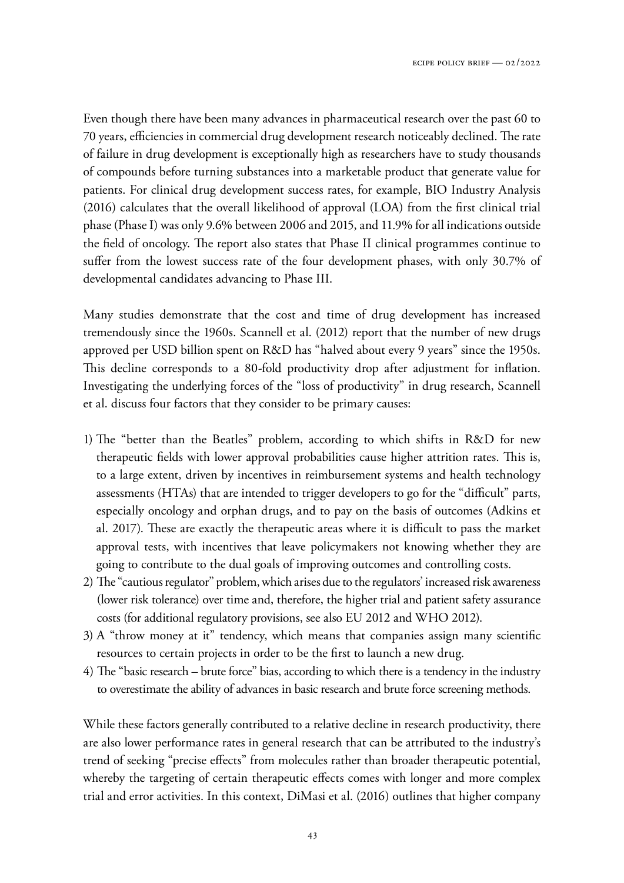Even though there have been many advances in pharmaceutical research over the past 60 to 70 years, efficiencies in commercial drug development research noticeably declined. The rate of failure in drug development is exceptionally high as researchers have to study thousands of compounds before turning substances into a marketable product that generate value for patients. For clinical drug development success rates, for example, BIO Industry Analysis (2016) calculates that the overall likelihood of approval (LOA) from the first clinical trial phase (Phase I) was only 9.6% between 2006 and 2015, and 11.9% for all indications outside the field of oncology. The report also states that Phase II clinical programmes continue to suffer from the lowest success rate of the four development phases, with only 30.7% of developmental candidates advancing to Phase III.

Many studies demonstrate that the cost and time of drug development has increased tremendously since the 1960s. Scannell et al. (2012) report that the number of new drugs approved per USD billion spent on R&D has "halved about every 9 years" since the 1950s. This decline corresponds to a 80-fold productivity drop after adjustment for inflation. Investigating the underlying forces of the "loss of productivity" in drug research, Scannell et al. discuss four factors that they consider to be primary causes:

1) The "better than the Beatles" problem, according to which shifts in R&D for new therapeutic fields with lower approval probabilities cause higher attrition rates. This is, to a large extent, driven by incentives in reimbursement systems and health technology assessments (HTAs) that are intended to trigger developers to go for the "difficult" parts, especially oncology and orphan drugs, and to pay on the basis of outcomes (Adkins et al. 2017). These are exactly the therapeutic areas where it is difficult to pass the market approval tests, with incentives that leave policymakers not knowing whether they are going to contribute to the dual goals of improving outcomes and controlling costs.
2) The "cautious regulator" problem, which arises due to the regulators' increased risk awareness (lower risk tolerance) over time and, therefore, the higher trial and patient safety assurance costs (for additional regulatory provisions, see also EU 2012 and WHO 2012).
3) A "throw money at it" tendency, which means that companies assign many scientific resources to certain projects in order to be the first to launch a new drug.
4) The "basic research – brute force" bias, according to which there is a tendency in the industry to overestimate the ability of advances in basic research and brute force screening methods.

While these factors generally contributed to a relative decline in research productivity, there are also lower performance rates in general research that can be attributed to the industry's trend of seeking "precise effects" from molecules rather than broader therapeutic potential, whereby the targeting of certain therapeutic effects comes with longer and more complex trial and error activities. In this context, DiMasi et al. (2016) outlines that higher company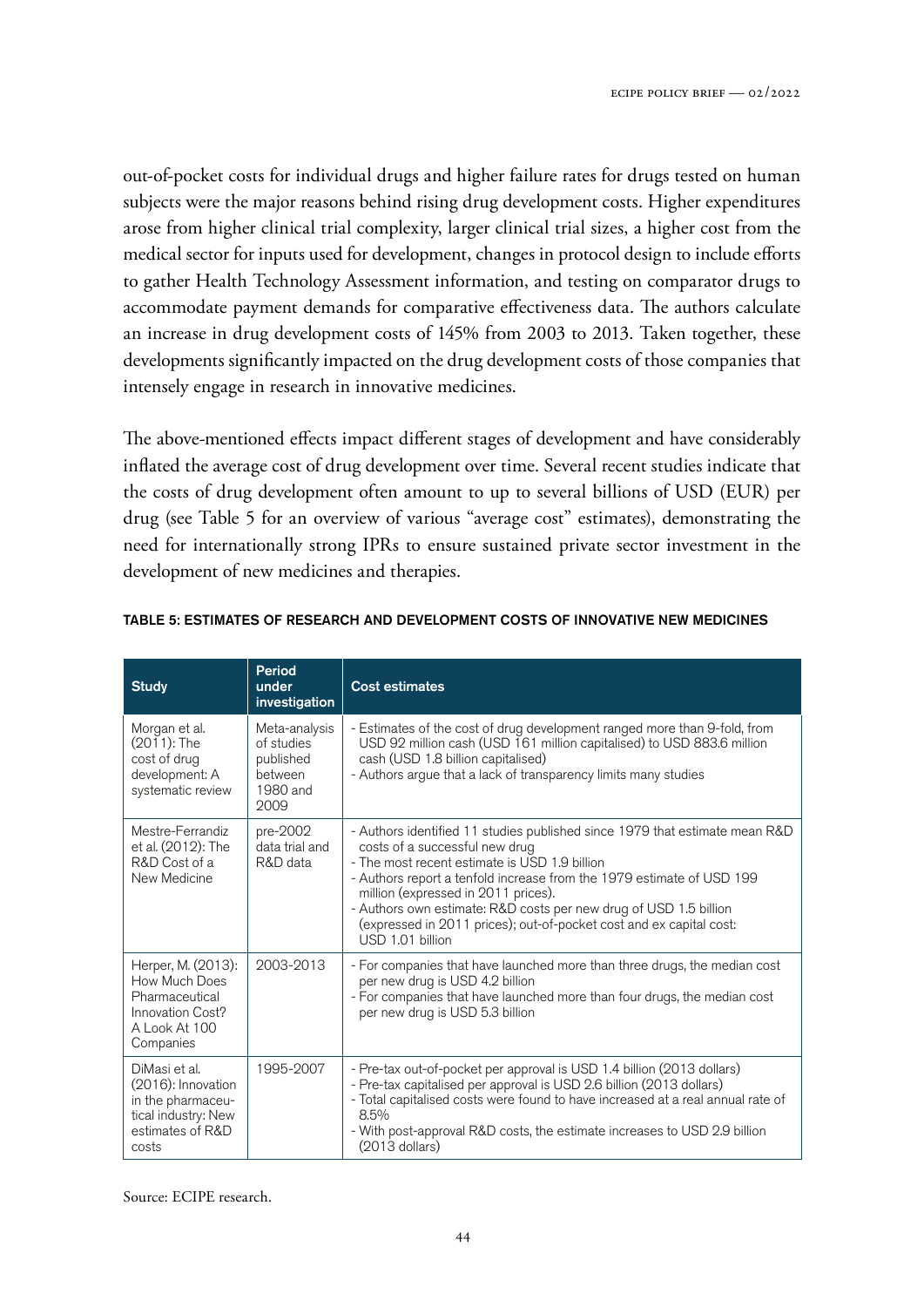out-of-pocket costs for individual drugs and higher failure rates for drugs tested on human subjects were the major reasons behind rising drug development costs. Higher expenditures arose from higher clinical trial complexity, larger clinical trial sizes, a higher cost from the medical sector for inputs used for development, changes in protocol design to include efforts to gather Health Technology Assessment information, and testing on comparator drugs to accommodate payment demands for comparative effectiveness data. The authors calculate an increase in drug development costs of 145% from 2003 to 2013. Taken together, these developments significantly impacted on the drug development costs of those companies that intensely engage in research in innovative medicines.

The above-mentioned effects impact different stages of development and have considerably inflated the average cost of drug development over time. Several recent studies indicate that the costs of drug development often amount to up to several billions of USD (EUR) per drug (see Table 5 for an overview of various "average cost" estimates), demonstrating the need for internationally strong IPRs to ensure sustained private sector investment in the development of new medicines and therapies.

**TABLE 5: ESTIMATES OF RESEARCH AND DEVELOPMENT COSTS OF INNOVATIVE NEW MEDICINES**

| Study | Period under investigation | Cost estimates |
|---|---|---|
| Morgan et al. (2011): The cost of drug development: A systematic review | Meta-analysis of studies published between 1980 and 2009 | - Estimates of the cost of drug development ranged more than 9-fold, from USD 92 million cash (USD 161 million capitalised) to USD 883.6 million cash (USD 1.8 billion capitalised)<br>- Authors argue that a lack of transparency limits many studies |
| Mestre-Ferrandiz et al. (2012): The R&D Cost of a New Medicine | pre-2002 data trial and R&D data | - Authors identified 11 studies published since 1979 that estimate mean R&D costs of a successful new drug<br>- The most recent estimate is USD 1.9 billion<br>- Authors report a tenfold increase from the 1979 estimate of USD 199 million (expressed in 2011 prices).<br>- Authors own estimate: R&D costs per new drug of USD 1.5 billion (expressed in 2011 prices); out-of-pocket cost and ex capital cost: USD 1.01 billion |
| Herper, M. (2013): How Much Does Pharmaceutical Innovation Cost? A Look At 100 Companies | 2003-2013 | - For companies that have launched more than three drugs, the median cost per new drug is USD 4.2 billion<br>- For companies that have launched more than four drugs, the median cost per new drug is USD 5.3 billion |
| DiMasi et al. (2016): Innovation in the pharmaceutical industry: New estimates of R&D costs | 1995-2007 | - Pre-tax out-of-pocket per approval is USD 1.4 billion (2013 dollars)<br>- Pre-tax capitalised per approval is USD 2.6 billion (2013 dollars)<br>- Total capitalised costs were found to have increased at a real annual rate of 8.5%<br>- With post-approval R&D costs, the estimate increases to USD 2.9 billion (2013 dollars) |

Source: ECIPE research.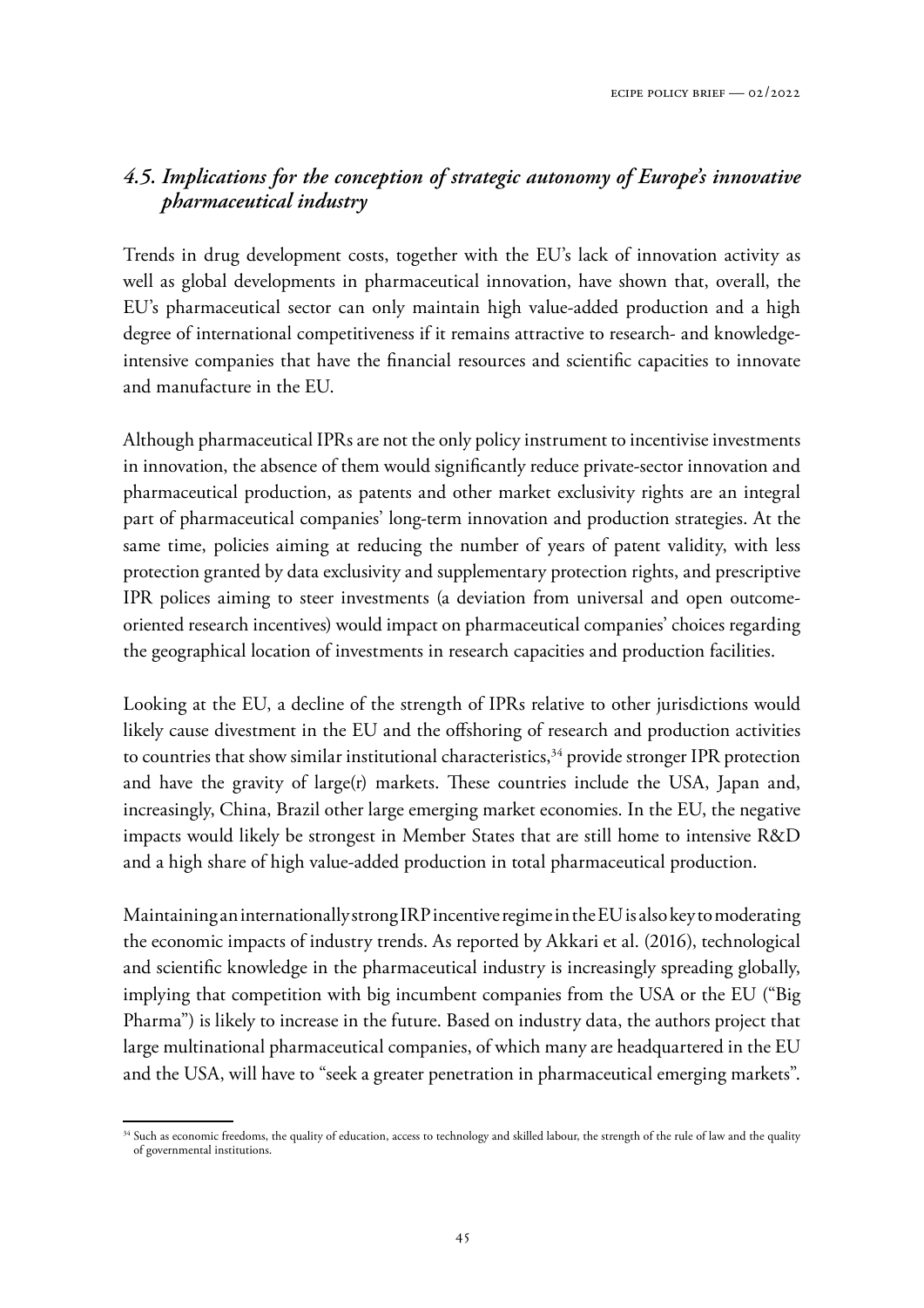## *4.5. Implications for the conception of strategic autonomy of Europe's innovative pharmaceutical industry*

Trends in drug development costs, together with the EU's lack of innovation activity as well as global developments in pharmaceutical innovation, have shown that, overall, the EU's pharmaceutical sector can only maintain high value-added production and a high degree of international competitiveness if it remains attractive to research- and knowledge-intensive companies that have the financial resources and scientific capacities to innovate and manufacture in the EU.

Although pharmaceutical IPRs are not the only policy instrument to incentivise investments in innovation, the absence of them would significantly reduce private-sector innovation and pharmaceutical production, as patents and other market exclusivity rights are an integral part of pharmaceutical companies' long-term innovation and production strategies. At the same time, policies aiming at reducing the number of years of patent validity, with less protection granted by data exclusivity and supplementary protection rights, and prescriptive IPR polices aiming to steer investments (a deviation from universal and open outcome-oriented research incentives) would impact on pharmaceutical companies' choices regarding the geographical location of investments in research capacities and production facilities.

Looking at the EU, a decline of the strength of IPRs relative to other jurisdictions would likely cause divestment in the EU and the offshoring of research and production activities to countries that show similar institutional characteristics,[34] provide stronger IPR protection and have the gravity of large(r) markets. These countries include the USA, Japan and, increasingly, China, Brazil other large emerging market economies. In the EU, the negative impacts would likely be strongest in Member States that are still home to intensive R&D and a high share of high value-added production in total pharmaceutical production.

Maintaining an internationally strong IRP incentive regime in the EU is also key to moderating the economic impacts of industry trends. As reported by Akkari et al. (2016), technological and scientific knowledge in the pharmaceutical industry is increasingly spreading globally, implying that competition with big incumbent companies from the USA or the EU ("Big Pharma") is likely to increase in the future. Based on industry data, the authors project that large multinational pharmaceutical companies, of which many are headquartered in the EU and the USA, will have to "seek a greater penetration in pharmaceutical emerging markets".

---

[34] Such as economic freedoms, the quality of education, access to technology and skilled labour, the strength of the rule of law and the quality of governmental institutions.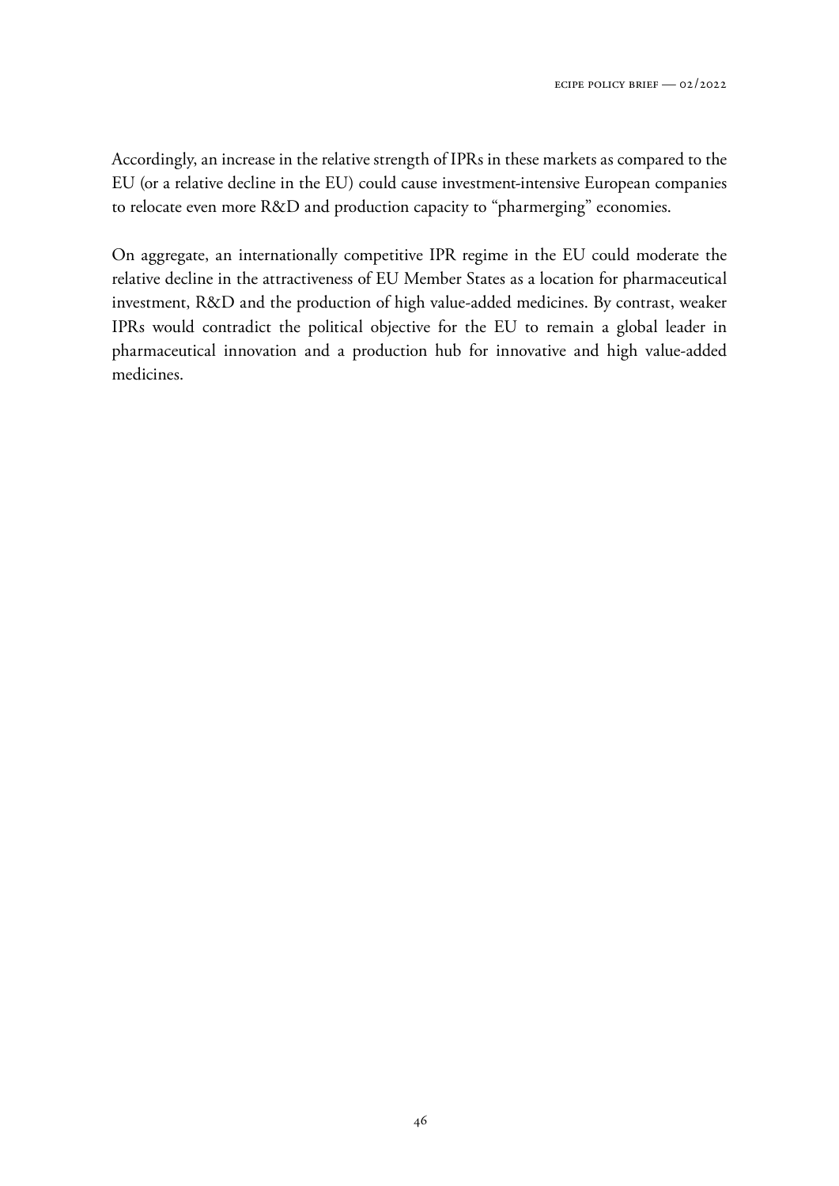Accordingly, an increase in the relative strength of IPRs in these markets as compared to the EU (or a relative decline in the EU) could cause investment-intensive European companies to relocate even more R&D and production capacity to "pharmerging" economies.

On aggregate, an internationally competitive IPR regime in the EU could moderate the relative decline in the attractiveness of EU Member States as a location for pharmaceutical investment, R&D and the production of high value-added medicines. By contrast, weaker IPRs would contradict the political objective for the EU to remain a global leader in pharmaceutical innovation and a production hub for innovative and high value-added medicines.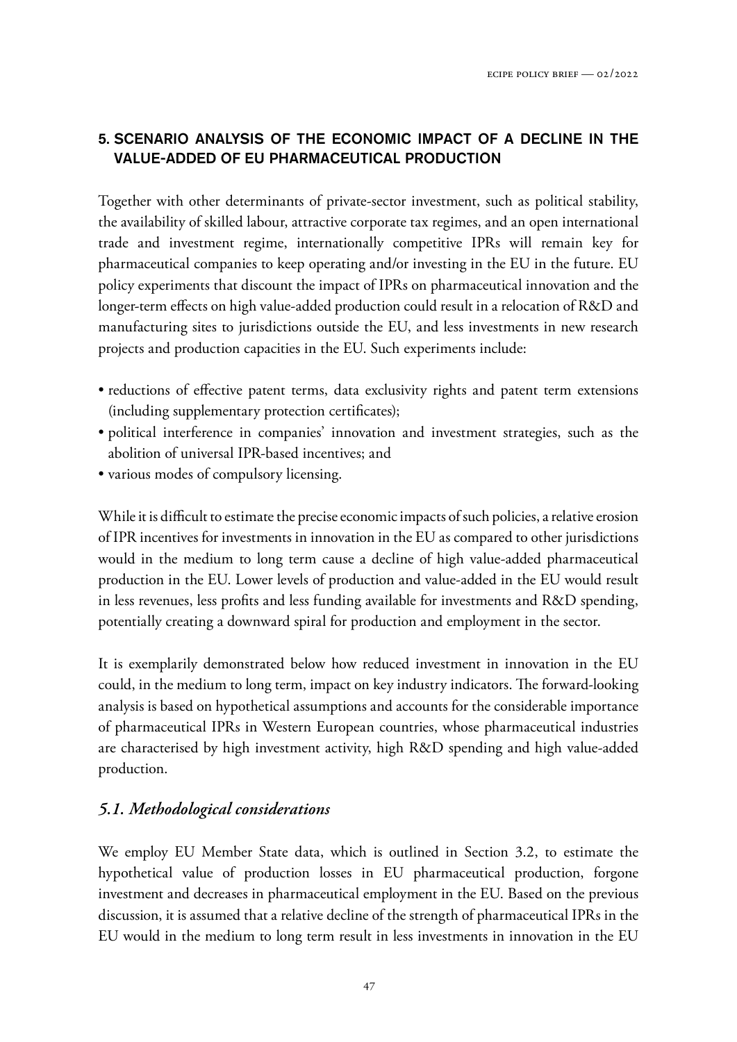## 5. SCENARIO ANALYSIS OF THE ECONOMIC IMPACT OF A DECLINE IN THE VALUE-ADDED OF EU PHARMACEUTICAL PRODUCTION

Together with other determinants of private-sector investment, such as political stability, the availability of skilled labour, attractive corporate tax regimes, and an open international trade and investment regime, internationally competitive IPRs will remain key for pharmaceutical companies to keep operating and/or investing in the EU in the future. EU policy experiments that discount the impact of IPRs on pharmaceutical innovation and the longer-term effects on high value-added production could result in a relocation of R&D and manufacturing sites to jurisdictions outside the EU, and less investments in new research projects and production capacities in the EU. Such experiments include:

- reductions of effective patent terms, data exclusivity rights and patent term extensions (including supplementary protection certificates);
- political interference in companies' innovation and investment strategies, such as the abolition of universal IPR-based incentives; and
- various modes of compulsory licensing.

While it is difficult to estimate the precise economic impacts of such policies, a relative erosion of IPR incentives for investments in innovation in the EU as compared to other jurisdictions would in the medium to long term cause a decline of high value-added pharmaceutical production in the EU. Lower levels of production and value-added in the EU would result in less revenues, less profits and less funding available for investments and R&D spending, potentially creating a downward spiral for production and employment in the sector.

It is exemplarily demonstrated below how reduced investment in innovation in the EU could, in the medium to long term, impact on key industry indicators. The forward-looking analysis is based on hypothetical assumptions and accounts for the considerable importance of pharmaceutical IPRs in Western European countries, whose pharmaceutical industries are characterised by high investment activity, high R&D spending and high value-added production.

### *5.1. Methodological considerations*

We employ EU Member State data, which is outlined in Section 3.2, to estimate the hypothetical value of production losses in EU pharmaceutical production, forgone investment and decreases in pharmaceutical employment in the EU. Based on the previous discussion, it is assumed that a relative decline of the strength of pharmaceutical IPRs in the EU would in the medium to long term result in less investments in innovation in the EU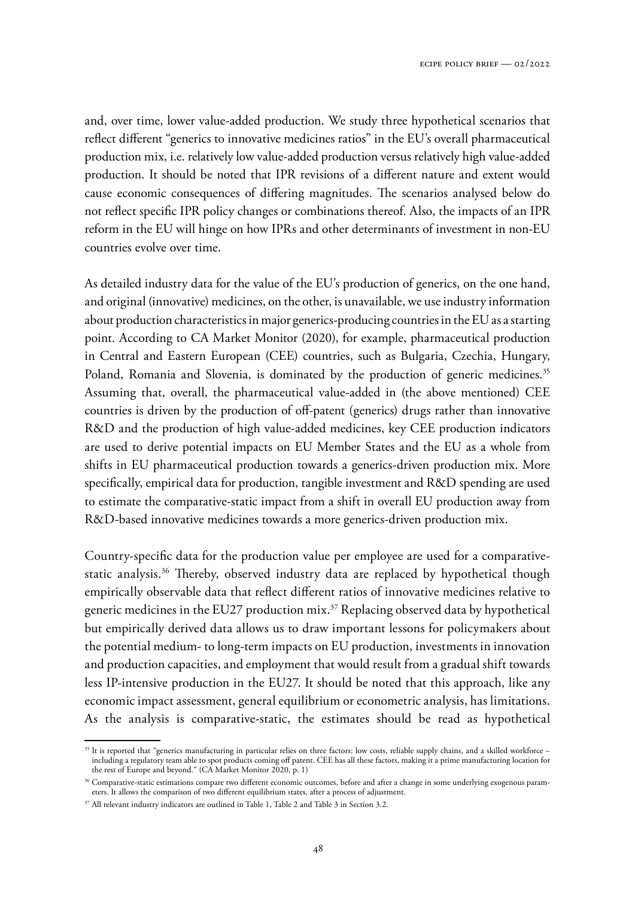and, over time, lower value-added production. We study three hypothetical scenarios that reflect different "generics to innovative medicines ratios" in the EU's overall pharmaceutical production mix, i.e. relatively low value-added production versus relatively high value-added production. It should be noted that IPR revisions of a different nature and extent would cause economic consequences of differing magnitudes. The scenarios analysed below do not reflect specific IPR policy changes or combinations thereof. Also, the impacts of an IPR reform in the EU will hinge on how IPRs and other determinants of investment in non-EU countries evolve over time.

As detailed industry data for the value of the EU's production of generics, on the one hand, and original (innovative) medicines, on the other, is unavailable, we use industry information about production characteristics in major generics-producing countries in the EU as a starting point. According to CA Market Monitor (2020), for example, pharmaceutical production in Central and Eastern European (CEE) countries, such as Bulgaria, Czechia, Hungary, Poland, Romania and Slovenia, is dominated by the production of generic medicines.[35] Assuming that, overall, the pharmaceutical value-added in (the above mentioned) CEE countries is driven by the production of off-patent (generics) drugs rather than innovative R&D and the production of high value-added medicines, key CEE production indicators are used to derive potential impacts on EU Member States and the EU as a whole from shifts in EU pharmaceutical production towards a generics-driven production mix. More specifically, empirical data for production, tangible investment and R&D spending are used to estimate the comparative-static impact from a shift in overall EU production away from R&D-based innovative medicines towards a more generics-driven production mix.

Country-specific data for the production value per employee are used for a comparative-static analysis.[36] Thereby, observed industry data are replaced by hypothetical though empirically observable data that reflect different ratios of innovative medicines relative to generic medicines in the EU27 production mix.[37] Replacing observed data by hypothetical but empirically derived data allows us to draw important lessons for policymakers about the potential medium- to long-term impacts on EU production, investments in innovation and production capacities, and employment that would result from a gradual shift towards less IP-intensive production in the EU27. It should be noted that this approach, like any economic impact assessment, general equilibrium or econometric analysis, has limitations. As the analysis is comparative-static, the estimates should be read as hypothetical

---

[35] It is reported that "generics manufacturing in particular relies on three factors: low costs, reliable supply chains, and a skilled workforce – including a regulatory team able to spot products coming off patent. CEE has all these factors, making it a prime manufacturing location for the rest of Europe and beyond." (CA Market Monitor 2020, p. 1)

[36] Comparative-static estimations compare two different economic outcomes, before and after a change in some underlying exogenous parameters. It allows the comparison of two different equilibrium states, after a process of adjustment.

[37] All relevant industry indicators are outlined in Table 1, Table 2 and Table 3 in Section 3.2.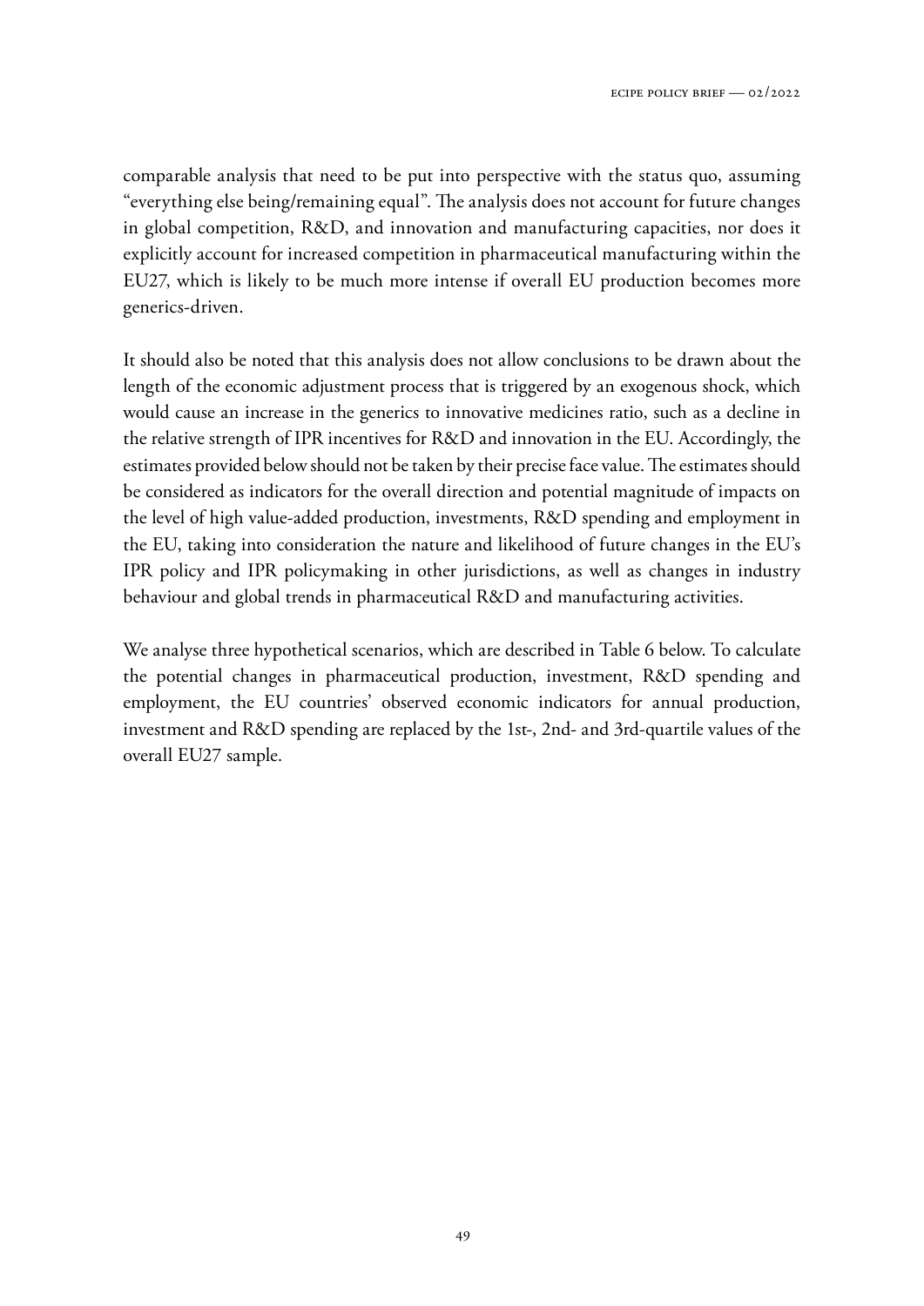comparable analysis that need to be put into perspective with the status quo, assuming "everything else being/remaining equal". The analysis does not account for future changes in global competition, R&D, and innovation and manufacturing capacities, nor does it explicitly account for increased competition in pharmaceutical manufacturing within the EU27, which is likely to be much more intense if overall EU production becomes more generics-driven.

It should also be noted that this analysis does not allow conclusions to be drawn about the length of the economic adjustment process that is triggered by an exogenous shock, which would cause an increase in the generics to innovative medicines ratio, such as a decline in the relative strength of IPR incentives for R&D and innovation in the EU. Accordingly, the estimates provided below should not be taken by their precise face value. The estimates should be considered as indicators for the overall direction and potential magnitude of impacts on the level of high value-added production, investments, R&D spending and employment in the EU, taking into consideration the nature and likelihood of future changes in the EU's IPR policy and IPR policymaking in other jurisdictions, as well as changes in industry behaviour and global trends in pharmaceutical R&D and manufacturing activities.

We analyse three hypothetical scenarios, which are described in Table 6 below. To calculate the potential changes in pharmaceutical production, investment, R&D spending and employment, the EU countries' observed economic indicators for annual production, investment and R&D spending are replaced by the 1st-, 2nd- and 3rd-quartile values of the overall EU27 sample.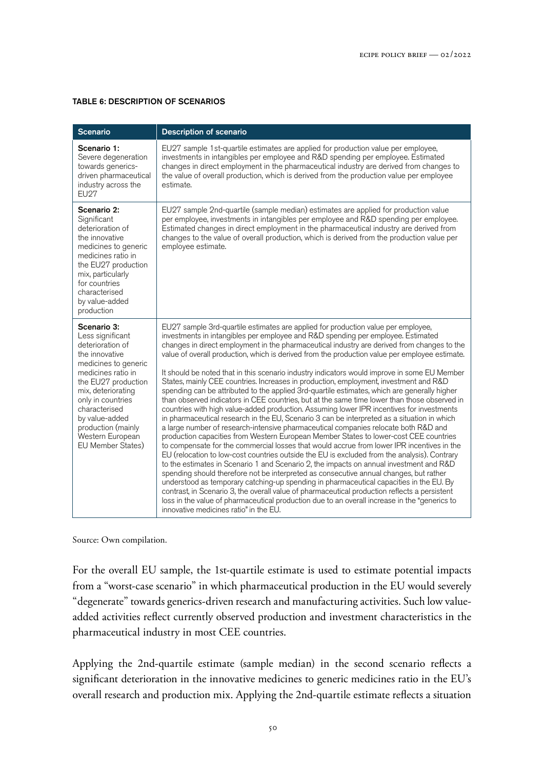**TABLE 6: DESCRIPTION OF SCENARIOS**

| Scenario | Description of scenario |
|---|---|
| **Scenario 1:** Severe degeneration towards generics-driven pharmaceutical industry across the EU27 | EU27 sample 1st-quartile estimates are applied for production value per employee, investments in intangibles per employee and R&D spending per employee. Estimated changes in direct employment in the pharmaceutical industry are derived from changes to the value of overall production, which is derived from the production value per employee estimate. |
| **Scenario 2:** Significant deterioration of the innovative medicines to generic medicines ratio in the EU27 production mix, particularly for countries characterised by value-added production | EU27 sample 2nd-quartile (sample median) estimates are applied for production value per employee, investments in intangibles per employee and R&D spending per employee. Estimated changes in direct employment in the pharmaceutical industry are derived from changes to the value of overall production, which is derived from the production value per employee estimate. |
| **Scenario 3:** Less significant deterioration of the innovative medicines to generic medicines ratio in the EU27 production mix, deteriorating only in countries characterised by value-added production (mainly Western European EU Member States) | EU27 sample 3rd-quartile estimates are applied for production value per employee, investments in intangibles per employee and R&D spending per employee. Estimated changes in direct employment in the pharmaceutical industry are derived from changes to the value of overall production, which is derived from the production value per employee estimate.<br><br>It should be noted that in this scenario industry indicators would improve in some EU Member States, mainly CEE countries. Increases in production, employment, investment and R&D spending can be attributed to the applied 3rd-quartile estimates, which are generally higher than observed indicators in CEE countries, but at the same time lower than those observed in countries with high value-added production. Assuming lower IPR incentives for investments in pharmaceutical research in the EU, Scenario 3 can be interpreted as a situation in which a large number of research-intensive pharmaceutical companies relocate both R&D and production capacities from Western European Member States to lower-cost CEE countries to compensate for the commercial losses that would accrue from lower IPR incentives in the EU (relocation to low-cost countries outside the EU is excluded from the analysis). Contrary to the estimates in Scenario 1 and Scenario 2, the impacts on annual investment and R&D spending should therefore not be interpreted as consecutive annual changes, but rather understood as temporary catching-up spending in pharmaceutical capacities in the EU. By contrast, in Scenario 3, the overall value of pharmaceutical production reflects a persistent loss in the value of pharmaceutical production due to an overall increase in the "generics to innovative medicines ratio" in the EU. |

Source: Own compilation.

For the overall EU sample, the 1st-quartile estimate is used to estimate potential impacts from a "worst-case scenario" in which pharmaceutical production in the EU would severely "degenerate" towards generics-driven research and manufacturing activities. Such low value-added activities reflect currently observed production and investment characteristics in the pharmaceutical industry in most CEE countries.

Applying the 2nd-quartile estimate (sample median) in the second scenario reflects a significant deterioration in the innovative medicines to generic medicines ratio in the EU's overall research and production mix. Applying the 2nd-quartile estimate reflects a situation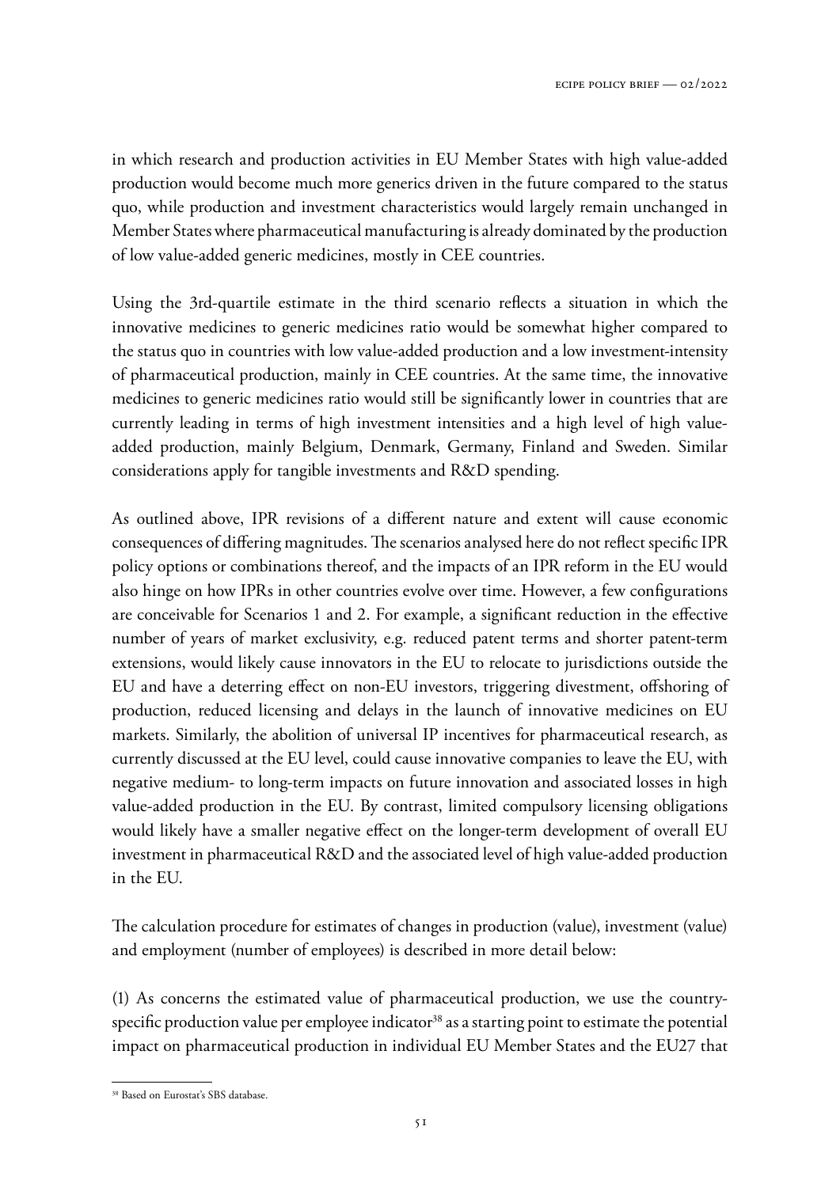in which research and production activities in EU Member States with high value-added production would become much more generics driven in the future compared to the status quo, while production and investment characteristics would largely remain unchanged in Member States where pharmaceutical manufacturing is already dominated by the production of low value-added generic medicines, mostly in CEE countries.

Using the 3rd-quartile estimate in the third scenario reflects a situation in which the innovative medicines to generic medicines ratio would be somewhat higher compared to the status quo in countries with low value-added production and a low investment-intensity of pharmaceutical production, mainly in CEE countries. At the same time, the innovative medicines to generic medicines ratio would still be significantly lower in countries that are currently leading in terms of high investment intensities and a high level of high value-added production, mainly Belgium, Denmark, Germany, Finland and Sweden. Similar considerations apply for tangible investments and R&D spending.

As outlined above, IPR revisions of a different nature and extent will cause economic consequences of differing magnitudes. The scenarios analysed here do not reflect specific IPR policy options or combinations thereof, and the impacts of an IPR reform in the EU would also hinge on how IPRs in other countries evolve over time. However, a few configurations are conceivable for Scenarios 1 and 2. For example, a significant reduction in the effective number of years of market exclusivity, e.g. reduced patent terms and shorter patent-term extensions, would likely cause innovators in the EU to relocate to jurisdictions outside the EU and have a deterring effect on non-EU investors, triggering divestment, offshoring of production, reduced licensing and delays in the launch of innovative medicines on EU markets. Similarly, the abolition of universal IP incentives for pharmaceutical research, as currently discussed at the EU level, could cause innovative companies to leave the EU, with negative medium- to long-term impacts on future innovation and associated losses in high value-added production in the EU. By contrast, limited compulsory licensing obligations would likely have a smaller negative effect on the longer-term development of overall EU investment in pharmaceutical R&D and the associated level of high value-added production in the EU.

The calculation procedure for estimates of changes in production (value), investment (value) and employment (number of employees) is described in more detail below:

(1) As concerns the estimated value of pharmaceutical production, we use the country-specific production value per employee indicator[38] as a starting point to estimate the potential impact on pharmaceutical production in individual EU Member States and the EU27 that

[38] Based on Eurostat's SBS database.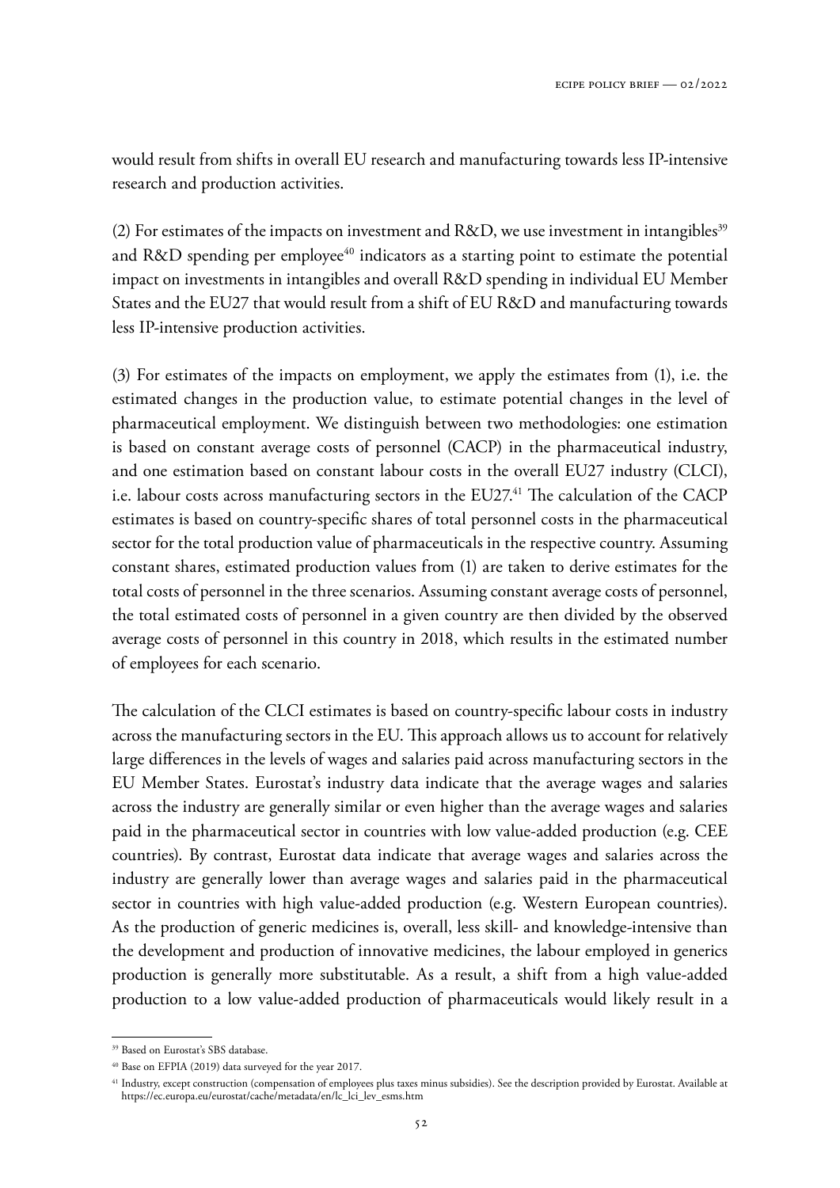would result from shifts in overall EU research and manufacturing towards less IP-intensive research and production activities.

(2) For estimates of the impacts on investment and R&D, we use investment in intangibles[39] and R&D spending per employee[40] indicators as a starting point to estimate the potential impact on investments in intangibles and overall R&D spending in individual EU Member States and the EU27 that would result from a shift of EU R&D and manufacturing towards less IP-intensive production activities.

(3) For estimates of the impacts on employment, we apply the estimates from (1), i.e. the estimated changes in the production value, to estimate potential changes in the level of pharmaceutical employment. We distinguish between two methodologies: one estimation is based on constant average costs of personnel (CACP) in the pharmaceutical industry, and one estimation based on constant labour costs in the overall EU27 industry (CLCI), i.e. labour costs across manufacturing sectors in the EU27.[41] The calculation of the CACP estimates is based on country-specific shares of total personnel costs in the pharmaceutical sector for the total production value of pharmaceuticals in the respective country. Assuming constant shares, estimated production values from (1) are taken to derive estimates for the total costs of personnel in the three scenarios. Assuming constant average costs of personnel, the total estimated costs of personnel in a given country are then divided by the observed average costs of personnel in this country in 2018, which results in the estimated number of employees for each scenario.

The calculation of the CLCI estimates is based on country-specific labour costs in industry across the manufacturing sectors in the EU. This approach allows us to account for relatively large differences in the levels of wages and salaries paid across manufacturing sectors in the EU Member States. Eurostat's industry data indicate that the average wages and salaries across the industry are generally similar or even higher than the average wages and salaries paid in the pharmaceutical sector in countries with low value-added production (e.g. CEE countries). By contrast, Eurostat data indicate that average wages and salaries across the industry are generally lower than average wages and salaries paid in the pharmaceutical sector in countries with high value-added production (e.g. Western European countries). As the production of generic medicines is, overall, less skill- and knowledge-intensive than the development and production of innovative medicines, the labour employed in generics production is generally more substitutable. As a result, a shift from a high value-added production to a low value-added production of pharmaceuticals would likely result in a

[39] Based on Eurostat's SBS database.

[40] Base on EFPIA (2019) data surveyed for the year 2017.

[41] Industry, except construction (compensation of employees plus taxes minus subsidies). See the description provided by Eurostat. Available at https://ec.europa.eu/eurostat/cache/metadata/en/lc_lci_lev_esms.htm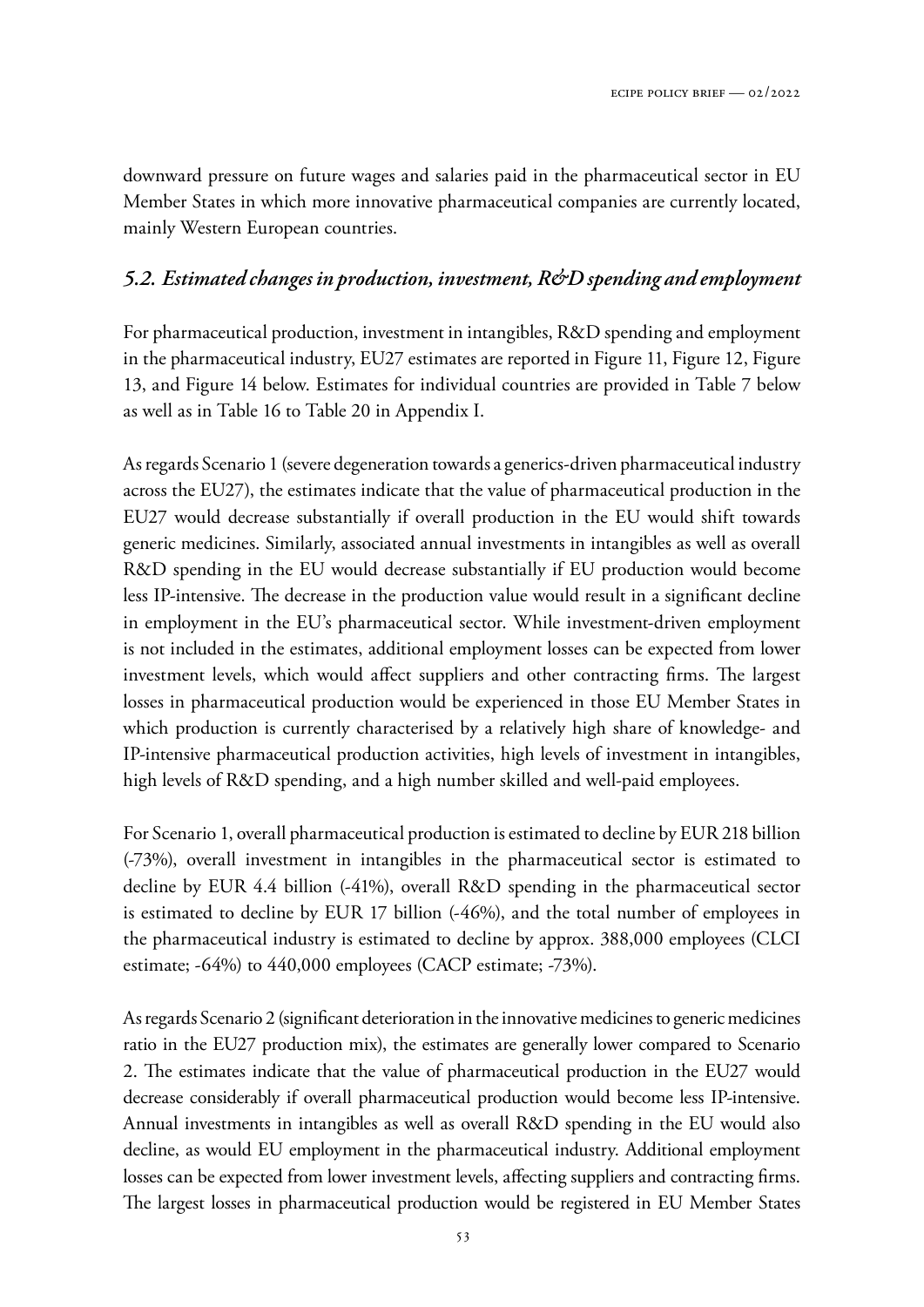downward pressure on future wages and salaries paid in the pharmaceutical sector in EU Member States in which more innovative pharmaceutical companies are currently located, mainly Western European countries.

### *5.2. Estimated changes in production, investment, R&D spending and employment*

For pharmaceutical production, investment in intangibles, R&D spending and employment in the pharmaceutical industry, EU27 estimates are reported in Figure 11, Figure 12, Figure 13, and Figure 14 below. Estimates for individual countries are provided in Table 7 below as well as in Table 16 to Table 20 in Appendix I.

As regards Scenario 1 (severe degeneration towards a generics-driven pharmaceutical industry across the EU27), the estimates indicate that the value of pharmaceutical production in the EU27 would decrease substantially if overall production in the EU would shift towards generic medicines. Similarly, associated annual investments in intangibles as well as overall R&D spending in the EU would decrease substantially if EU production would become less IP-intensive. The decrease in the production value would result in a significant decline in employment in the EU's pharmaceutical sector. While investment-driven employment is not included in the estimates, additional employment losses can be expected from lower investment levels, which would affect suppliers and other contracting firms. The largest losses in pharmaceutical production would be experienced in those EU Member States in which production is currently characterised by a relatively high share of knowledge- and IP-intensive pharmaceutical production activities, high levels of investment in intangibles, high levels of R&D spending, and a high number skilled and well-paid employees.

For Scenario 1, overall pharmaceutical production is estimated to decline by EUR 218 billion (-73%), overall investment in intangibles in the pharmaceutical sector is estimated to decline by EUR 4.4 billion (-41%), overall R&D spending in the pharmaceutical sector is estimated to decline by EUR 17 billion (-46%), and the total number of employees in the pharmaceutical industry is estimated to decline by approx. 388,000 employees (CLCI estimate; -64%) to 440,000 employees (CACP estimate; -73%).

As regards Scenario 2 (significant deterioration in the innovative medicines to generic medicines ratio in the EU27 production mix), the estimates are generally lower compared to Scenario 2. The estimates indicate that the value of pharmaceutical production in the EU27 would decrease considerably if overall pharmaceutical production would become less IP-intensive. Annual investments in intangibles as well as overall R&D spending in the EU would also decline, as would EU employment in the pharmaceutical industry. Additional employment losses can be expected from lower investment levels, affecting suppliers and contracting firms. The largest losses in pharmaceutical production would be registered in EU Member States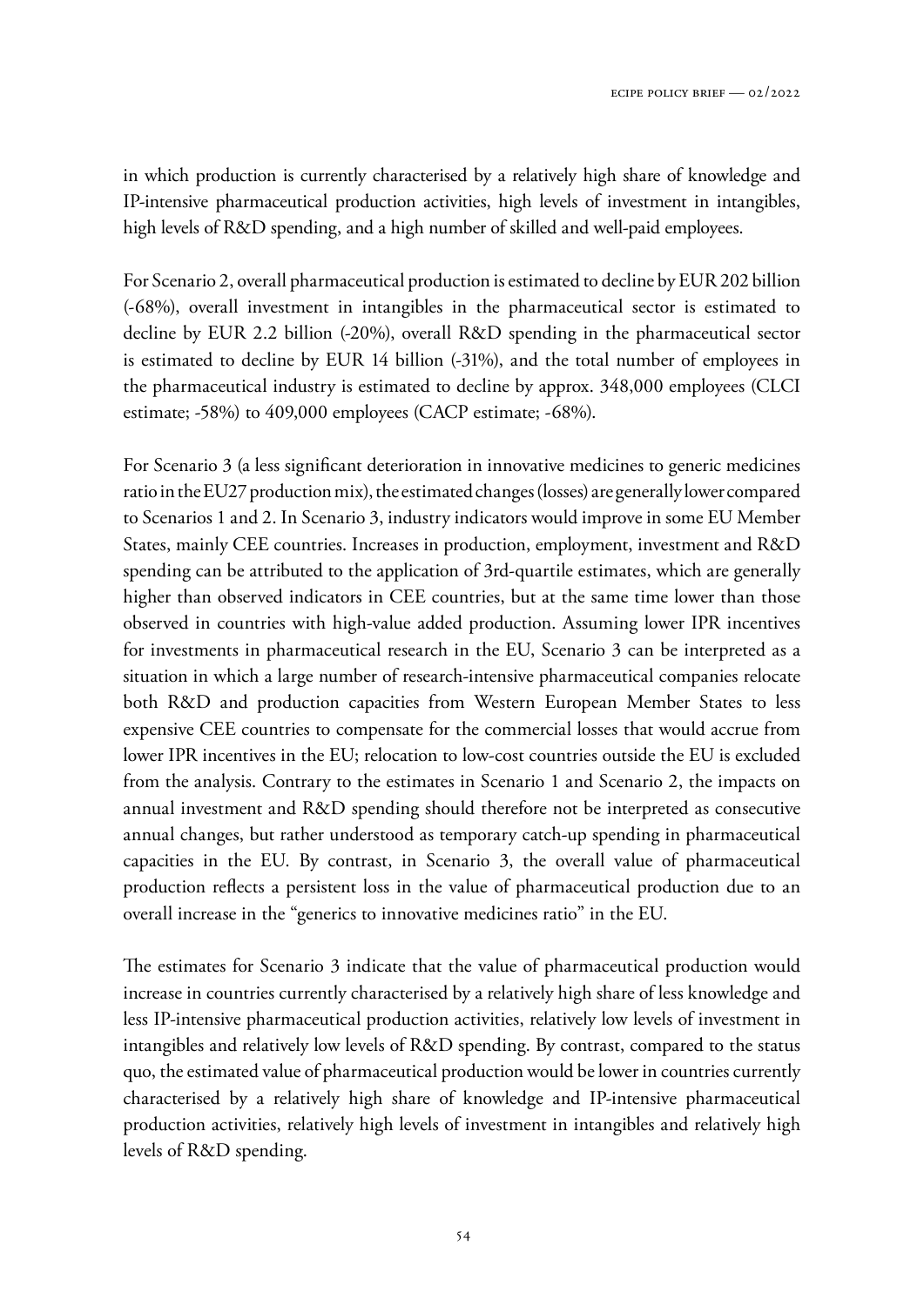in which production is currently characterised by a relatively high share of knowledge and IP-intensive pharmaceutical production activities, high levels of investment in intangibles, high levels of R&D spending, and a high number of skilled and well-paid employees.

For Scenario 2, overall pharmaceutical production is estimated to decline by EUR 202 billion (-68%), overall investment in intangibles in the pharmaceutical sector is estimated to decline by EUR 2.2 billion (-20%), overall R&D spending in the pharmaceutical sector is estimated to decline by EUR 14 billion (-31%), and the total number of employees in the pharmaceutical industry is estimated to decline by approx. 348,000 employees (CLCI estimate; -58%) to 409,000 employees (CACP estimate; -68%).

For Scenario 3 (a less significant deterioration in innovative medicines to generic medicines ratio in the EU27 production mix), the estimated changes (losses) are generally lower compared to Scenarios 1 and 2. In Scenario 3, industry indicators would improve in some EU Member States, mainly CEE countries. Increases in production, employment, investment and R&D spending can be attributed to the application of 3rd-quartile estimates, which are generally higher than observed indicators in CEE countries, but at the same time lower than those observed in countries with high-value added production. Assuming lower IPR incentives for investments in pharmaceutical research in the EU, Scenario 3 can be interpreted as a situation in which a large number of research-intensive pharmaceutical companies relocate both R&D and production capacities from Western European Member States to less expensive CEE countries to compensate for the commercial losses that would accrue from lower IPR incentives in the EU; relocation to low-cost countries outside the EU is excluded from the analysis. Contrary to the estimates in Scenario 1 and Scenario 2, the impacts on annual investment and R&D spending should therefore not be interpreted as consecutive annual changes, but rather understood as temporary catch-up spending in pharmaceutical capacities in the EU. By contrast, in Scenario 3, the overall value of pharmaceutical production reflects a persistent loss in the value of pharmaceutical production due to an overall increase in the "generics to innovative medicines ratio" in the EU.

The estimates for Scenario 3 indicate that the value of pharmaceutical production would increase in countries currently characterised by a relatively high share of less knowledge and less IP-intensive pharmaceutical production activities, relatively low levels of investment in intangibles and relatively low levels of R&D spending. By contrast, compared to the status quo, the estimated value of pharmaceutical production would be lower in countries currently characterised by a relatively high share of knowledge and IP-intensive pharmaceutical production activities, relatively high levels of investment in intangibles and relatively high levels of R&D spending.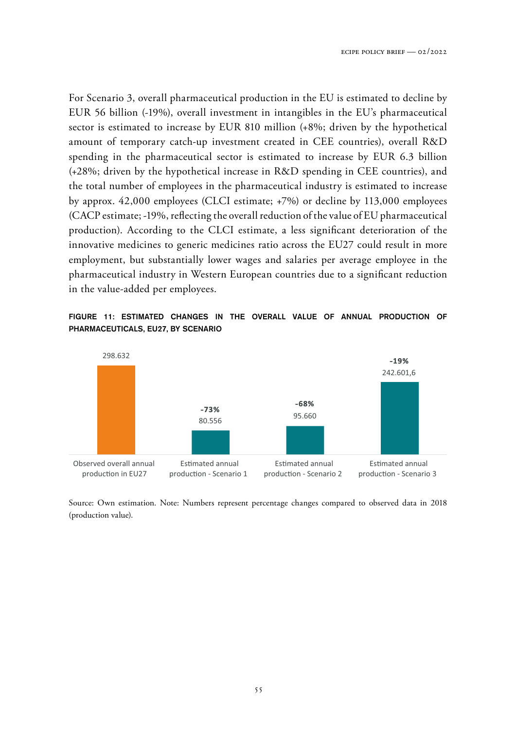For Scenario 3, overall pharmaceutical production in the EU is estimated to decline by EUR 56 billion (-19%), overall investment in intangibles in the EU's pharmaceutical sector is estimated to increase by EUR 810 million (+8%; driven by the hypothetical amount of temporary catch-up investment created in CEE countries), overall R&D spending in the pharmaceutical sector is estimated to increase by EUR 6.3 billion (+28%; driven by the hypothetical increase in R&D spending in CEE countries), and the total number of employees in the pharmaceutical industry is estimated to increase by approx. 42,000 employees (CLCI estimate; +7%) or decline by 113,000 employees (CACP estimate; -19%, reflecting the overall reduction of the value of EU pharmaceutical production). According to the CLCI estimate, a less significant deterioration of the innovative medicines to generic medicines ratio across the EU27 could result in more employment, but substantially lower wages and salaries per average employee in the pharmaceutical industry in Western European countries due to a significant reduction in the value-added per employees.

**FIGURE 11: ESTIMATED CHANGES IN THE OVERALL VALUE OF ANNUAL PRODUCTION OF PHARMACEUTICALS, EU27, BY SCENARIO**

| | Observed overall annual production in EU27 | Estimated annual production - Scenario 1 | Estimated annual production - Scenario 2 | Estimated annual production - Scenario 3 |
|---|---|---|---|---|
| Value | 298.632 | 80.556 | 95.660 | 242.601,6 |
| Change | | -73% | -68% | -19% |

Source: Own estimation. Note: Numbers represent percentage changes compared to observed data in 2018 (production value).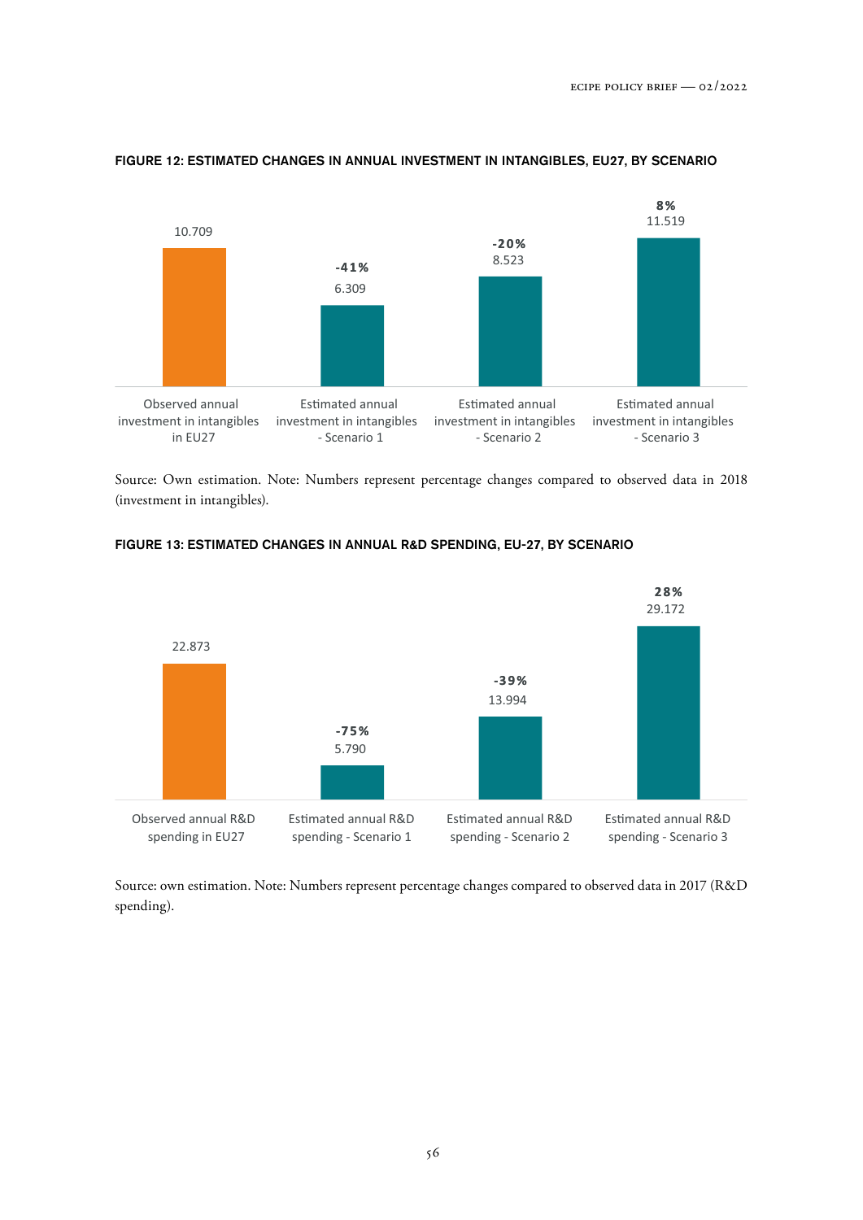**FIGURE 12: ESTIMATED CHANGES IN ANNUAL INVESTMENT IN INTANGIBLES, EU27, BY SCENARIO**

| | Observed annual investment in intangibles in EU27 | Estimated annual investment in intangibles - Scenario 1 | Estimated annual investment in intangibles - Scenario 2 | Estimated annual investment in intangibles - Scenario 3 |
|---|---|---|---|---|
| Value | 10.709 | 6.309 | 8.523 | 11.519 |
| Change | | -41% | -20% | 8% |

Source: Own estimation. Note: Numbers represent percentage changes compared to observed data in 2018 (investment in intangibles).

**FIGURE 13: ESTIMATED CHANGES IN ANNUAL R&D SPENDING, EU-27, BY SCENARIO**

| | Observed annual R&D spending in EU27 | Estimated annual R&D spending - Scenario 1 | Estimated annual R&D spending - Scenario 2 | Estimated annual R&D spending - Scenario 3 |
|---|---|---|---|---|
| Value | 22.873 | 5.790 | 13.994 | 29.172 |
| Change | | -75% | -39% | 28% |

Source: own estimation. Note: Numbers represent percentage changes compared to observed data in 2017 (R&D spending).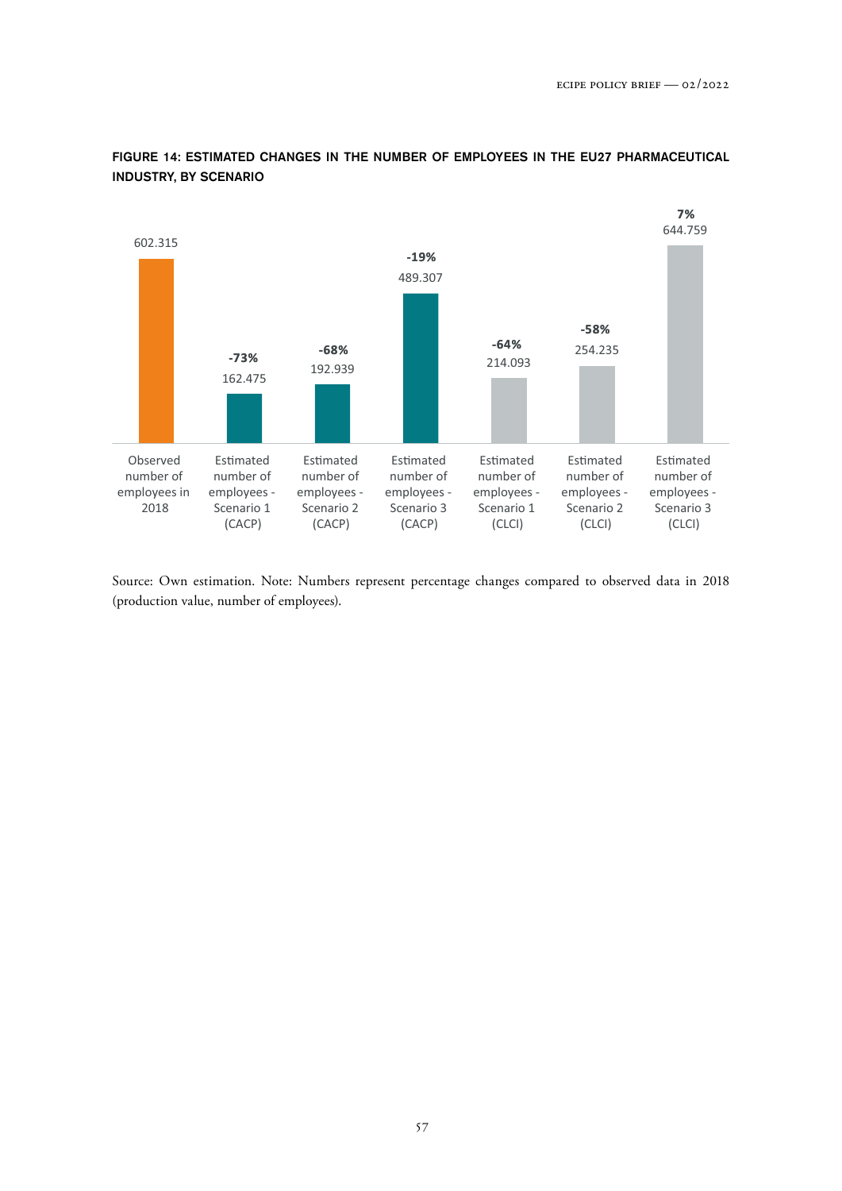**FIGURE 14: ESTIMATED CHANGES IN THE NUMBER OF EMPLOYEES IN THE EU27 PHARMACEUTICAL INDUSTRY, BY SCENARIO**

| Category | Number of employees | Change |
|---|---|---|
| Observed number of employees in 2018 | 602.315 | |
| Estimated number of employees - Scenario 1 (CACP) | 162.475 | -73% |
| Estimated number of employees - Scenario 2 (CACP) | 192.939 | -68% |
| Estimated number of employees - Scenario 3 (CACP) | 489.307 | -19% |
| Estimated number of employees - Scenario 1 (CLCI) | 214.093 | -64% |
| Estimated number of employees - Scenario 2 (CLCI) | 254.235 | -58% |
| Estimated number of employees - Scenario 3 (CLCI) | 644.759 | 7% |

Source: Own estimation. Note: Numbers represent percentage changes compared to observed data in 2018 (production value, number of employees).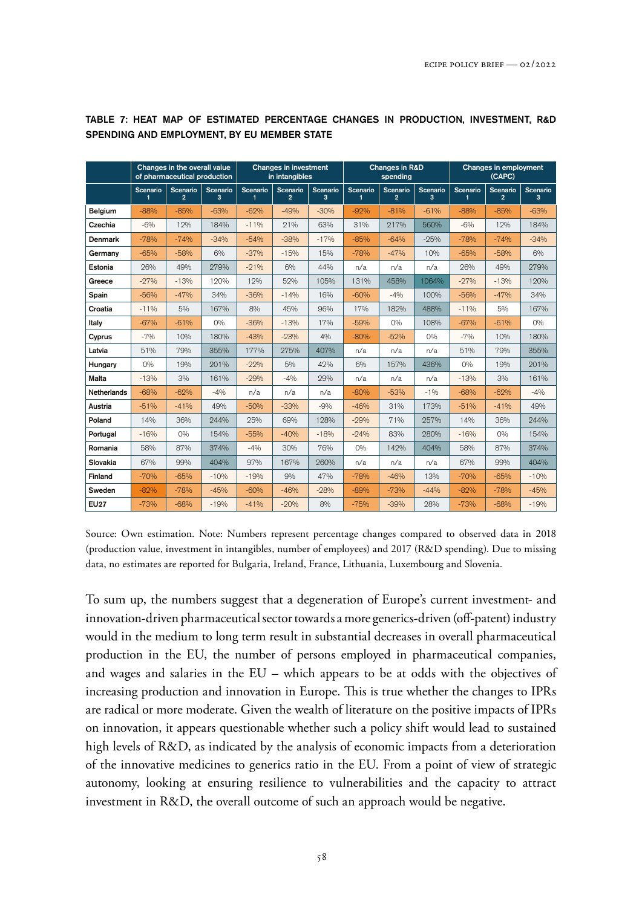**TABLE 7: HEAT MAP OF ESTIMATED PERCENTAGE CHANGES IN PRODUCTION, INVESTMENT, R&D SPENDING AND EMPLOYMENT, BY EU MEMBER STATE**

| | Changes in the overall value of pharmaceutical production | | | Changes in investment in intangibles | | | Changes in R&D spending | | | Changes in employment (CAPC) | | |
|---|---|---|---|---|---|---|---|---|---|---|---|---|
| | Scenario 1 | Scenario 2 | Scenario 3 | Scenario 1 | Scenario 2 | Scenario 3 | Scenario 1 | Scenario 2 | Scenario 3 | Scenario 1 | Scenario 2 | Scenario 3 |
| **Belgium** | -88% | -85% | -63% | -62% | -49% | -30% | -92% | -81% | -61% | -88% | -85% | -63% |
| **Czechia** | -6% | 12% | 184% | -11% | 21% | 63% | 31% | 217% | 560% | -6% | 12% | 184% |
| **Denmark** | -78% | -74% | -34% | -54% | -38% | -17% | -85% | -64% | -25% | -78% | -74% | -34% |
| **Germany** | -65% | -58% | 6% | -37% | -15% | 15% | -78% | -47% | 10% | -65% | -58% | 6% |
| **Estonia** | 26% | 49% | 279% | -21% | 6% | 44% | n/a | n/a | n/a | 26% | 49% | 279% |
| **Greece** | -27% | -13% | 120% | 12% | 52% | 105% | 131% | 458% | 1064% | -27% | -13% | 120% |
| **Spain** | -56% | -47% | 34% | -36% | -14% | 16% | -60% | -4% | 100% | -56% | -47% | 34% |
| **Croatia** | -11% | 5% | 167% | 8% | 45% | 96% | 17% | 182% | 488% | -11% | 5% | 167% |
| **Italy** | -67% | -61% | 0% | -36% | -13% | 17% | -59% | 0% | 108% | -67% | -61% | 0% |
| **Cyprus** | -7% | 10% | 180% | -43% | -23% | 4% | -80% | -52% | 0% | -7% | 10% | 180% |
| **Latvia** | 51% | 79% | 355% | 177% | 275% | 407% | n/a | n/a | n/a | 51% | 79% | 355% |
| **Hungary** | 0% | 19% | 201% | -22% | 5% | 42% | 6% | 157% | 436% | 0% | 19% | 201% |
| **Malta** | -13% | 3% | 161% | -29% | -4% | 29% | n/a | n/a | n/a | -13% | 3% | 161% |
| **Netherlands** | -68% | -62% | -4% | n/a | n/a | n/a | -80% | -53% | -1% | -68% | -62% | -4% |
| **Austria** | -51% | -41% | 49% | -50% | -33% | -9% | -46% | 31% | 173% | -51% | -41% | 49% |
| **Poland** | 14% | 36% | 244% | 25% | 69% | 128% | -29% | 71% | 257% | 14% | 36% | 244% |
| **Portugal** | -16% | 0% | 154% | -55% | -40% | -18% | -24% | 83% | 280% | -16% | 0% | 154% |
| **Romania** | 58% | 87% | 374% | -4% | 30% | 76% | 0% | 142% | 404% | 58% | 87% | 374% |
| **Slovakia** | 67% | 99% | 404% | 97% | 167% | 260% | n/a | n/a | n/a | 67% | 99% | 404% |
| **Finland** | -70% | -65% | -10% | -19% | 9% | 47% | -78% | -46% | 13% | -70% | -65% | -10% |
| **Sweden** | -82% | -78% | -45% | -60% | -46% | -28% | -89% | -73% | -44% | -82% | -78% | -45% |
| **EU27** | -73% | -68% | -19% | -41% | -20% | 8% | -75% | -39% | 28% | -73% | -68% | -19% |

Source: Own estimation. Note: Numbers represent percentage changes compared to observed data in 2018 (production value, investment in intangibles, number of employees) and 2017 (R&D spending). Due to missing data, no estimates are reported for Bulgaria, Ireland, France, Lithuania, Luxembourg and Slovenia.

To sum up, the numbers suggest that a degeneration of Europe's current investment- and innovation-driven pharmaceutical sector towards a more generics-driven (off-patent) industry would in the medium to long term result in substantial decreases in overall pharmaceutical production in the EU, the number of persons employed in pharmaceutical companies, and wages and salaries in the EU – which appears to be at odds with the objectives of increasing production and innovation in Europe. This is true whether the changes to IPRs are radical or more moderate. Given the wealth of literature on the positive impacts of IPRs on innovation, it appears questionable whether such a policy shift would lead to sustained high levels of R&D, as indicated by the analysis of economic impacts from a deterioration of the innovative medicines to generics ratio in the EU. From a point of view of strategic autonomy, looking at ensuring resilience to vulnerabilities and the capacity to attract investment in R&D, the overall outcome of such an approach would be negative.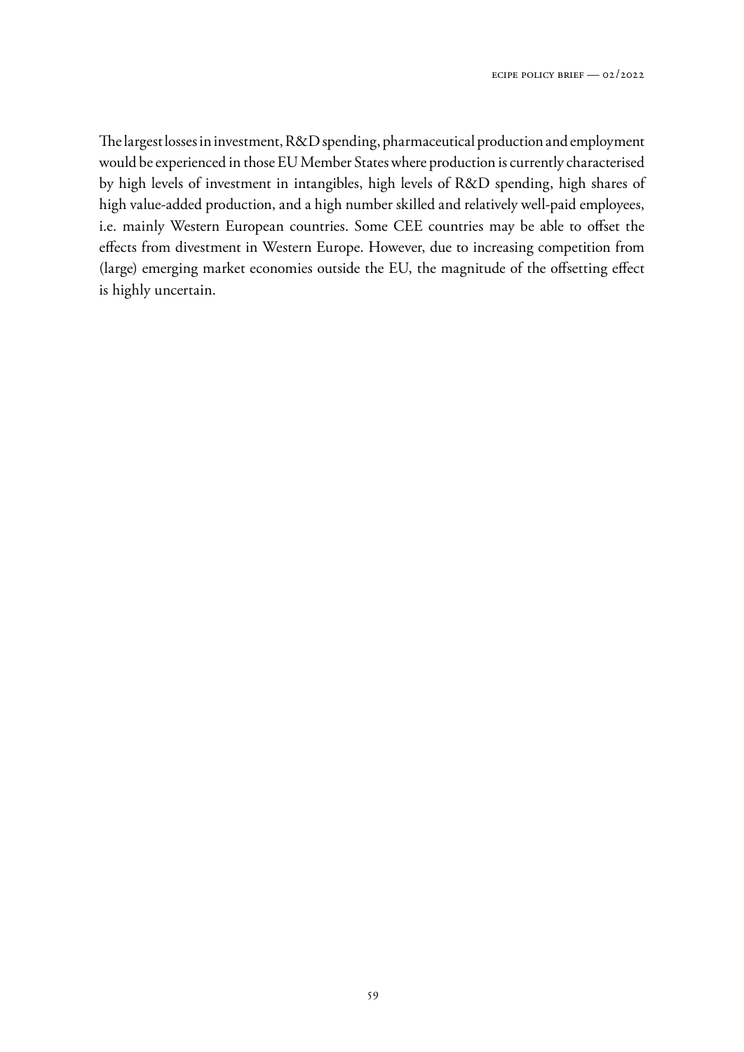The largest losses in investment, R&D spending, pharmaceutical production and employment would be experienced in those EU Member States where production is currently characterised by high levels of investment in intangibles, high levels of R&D spending, high shares of high value-added production, and a high number skilled and relatively well-paid employees, i.e. mainly Western European countries. Some CEE countries may be able to offset the effects from divestment in Western Europe. However, due to increasing competition from (large) emerging market economies outside the EU, the magnitude of the offsetting effect is highly uncertain.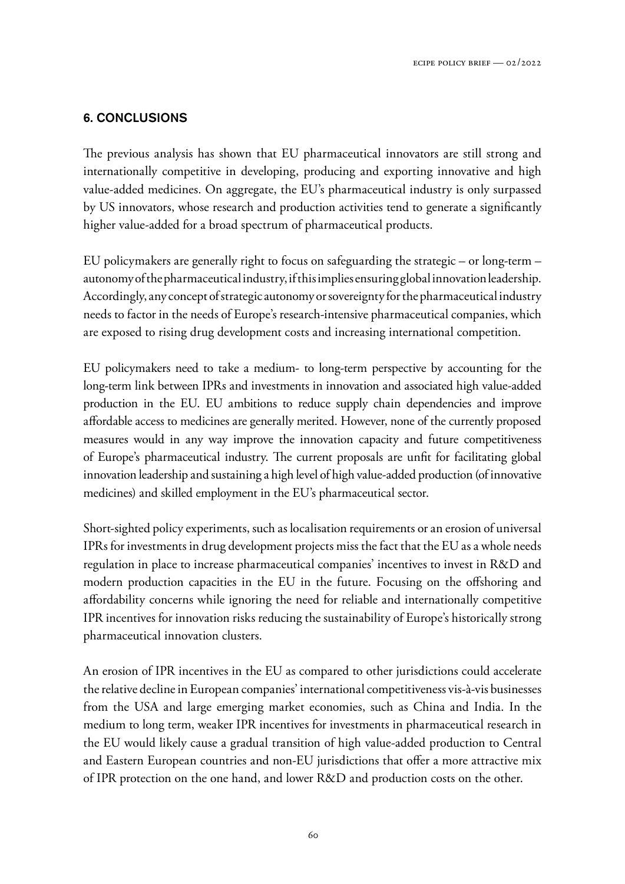## 6. CONCLUSIONS

The previous analysis has shown that EU pharmaceutical innovators are still strong and internationally competitive in developing, producing and exporting innovative and high value-added medicines. On aggregate, the EU's pharmaceutical industry is only surpassed by US innovators, whose research and production activities tend to generate a significantly higher value-added for a broad spectrum of pharmaceutical products.

EU policymakers are generally right to focus on safeguarding the strategic – or long-term – autonomy of the pharmaceutical industry, if this implies ensuring global innovation leadership. Accordingly, any concept of strategic autonomy or sovereignty for the pharmaceutical industry needs to factor in the needs of Europe's research-intensive pharmaceutical companies, which are exposed to rising drug development costs and increasing international competition.

EU policymakers need to take a medium- to long-term perspective by accounting for the long-term link between IPRs and investments in innovation and associated high value-added production in the EU. EU ambitions to reduce supply chain dependencies and improve affordable access to medicines are generally merited. However, none of the currently proposed measures would in any way improve the innovation capacity and future competitiveness of Europe's pharmaceutical industry. The current proposals are unfit for facilitating global innovation leadership and sustaining a high level of high value-added production (of innovative medicines) and skilled employment in the EU's pharmaceutical sector.

Short-sighted policy experiments, such as localisation requirements or an erosion of universal IPRs for investments in drug development projects miss the fact that the EU as a whole needs regulation in place to increase pharmaceutical companies' incentives to invest in R&D and modern production capacities in the EU in the future. Focusing on the offshoring and affordability concerns while ignoring the need for reliable and internationally competitive IPR incentives for innovation risks reducing the sustainability of Europe's historically strong pharmaceutical innovation clusters.

An erosion of IPR incentives in the EU as compared to other jurisdictions could accelerate the relative decline in European companies' international competitiveness vis-à-vis businesses from the USA and large emerging market economies, such as China and India. In the medium to long term, weaker IPR incentives for investments in pharmaceutical research in the EU would likely cause a gradual transition of high value-added production to Central and Eastern European countries and non-EU jurisdictions that offer a more attractive mix of IPR protection on the one hand, and lower R&D and production costs on the other.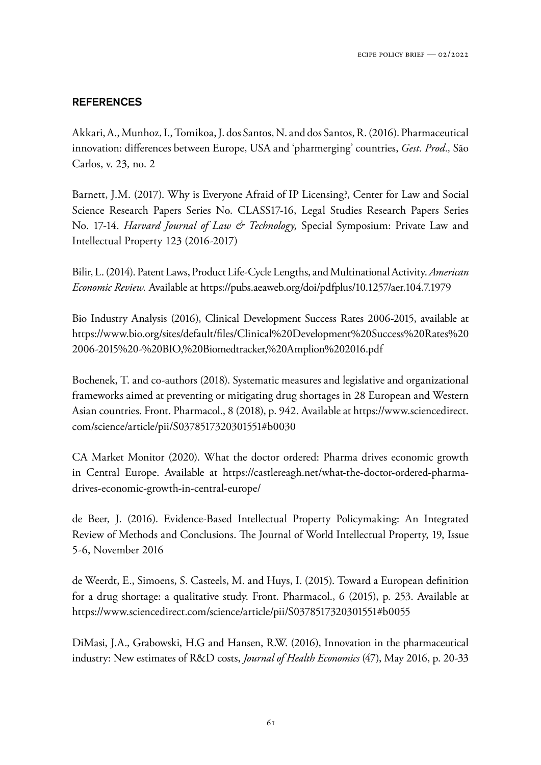## REFERENCES

Akkari, A., Munhoz, I., Tomikoa, J. dos Santos, N. and dos Santos, R. (2016). Pharmaceutical innovation: differences between Europe, USA and 'pharmerging' countries, *Gest. Prod.,* São Carlos, v. 23, no. 2

Barnett, J.M. (2017). Why is Everyone Afraid of IP Licensing?, Center for Law and Social Science Research Papers Series No. CLASS17-16, Legal Studies Research Papers Series No. 17-14. *Harvard Journal of Law & Technology,* Special Symposium: Private Law and Intellectual Property 123 (2016-2017)

Bilir, L. (2014). Patent Laws, Product Life-Cycle Lengths, and Multinational Activity. *American Economic Review.* Available at https://pubs.aeaweb.org/doi/pdfplus/10.1257/aer.104.7.1979

Bio Industry Analysis (2016), Clinical Development Success Rates 2006-2015, available at https://www.bio.org/sites/default/files/Clinical%20Development%20Success%20Rates%202006-2015%20-%20BIO,%20Biomedtracker,%20Amplion%202016.pdf

Bochenek, T. and co-authors (2018). Systematic measures and legislative and organizational frameworks aimed at preventing or mitigating drug shortages in 28 European and Western Asian countries. Front. Pharmacol., 8 (2018), p. 942. Available at https://www.sciencedirect.com/science/article/pii/S0378517320301551#b0030

CA Market Monitor (2020). What the doctor ordered: Pharma drives economic growth in Central Europe. Available at https://castlereagh.net/what-the-doctor-ordered-pharma-drives-economic-growth-in-central-europe/

de Beer, J. (2016). Evidence-Based Intellectual Property Policymaking: An Integrated Review of Methods and Conclusions. The Journal of World Intellectual Property, 19, Issue 5-6, November 2016

de Weerdt, E., Simoens, S. Casteels, M. and Huys, I. (2015). Toward a European definition for a drug shortage: a qualitative study. Front. Pharmacol., 6 (2015), p. 253. Available at https://www.sciencedirect.com/science/article/pii/S0378517320301551#b0055

DiMasi, J.A., Grabowski, H.G and Hansen, R.W. (2016), Innovation in the pharmaceutical industry: New estimates of R&D costs, *Journal of Health Economics* (47), May 2016, p. 20-33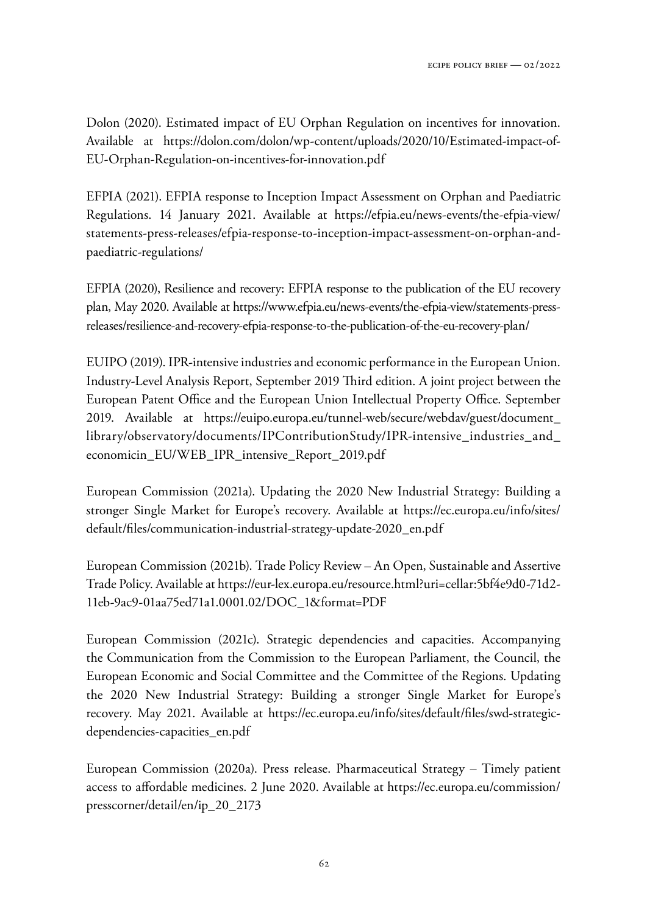Dolon (2020). Estimated impact of EU Orphan Regulation on incentives for innovation. Available at https://dolon.com/dolon/wp-content/uploads/2020/10/Estimated-impact-of-EU-Orphan-Regulation-on-incentives-for-innovation.pdf

EFPIA (2021). EFPIA response to Inception Impact Assessment on Orphan and Paediatric Regulations. 14 January 2021. Available at https://efpia.eu/news-events/the-efpia-view/statements-press-releases/efpia-response-to-inception-impact-assessment-on-orphan-and-paediatric-regulations/

EFPIA (2020), Resilience and recovery: EFPIA response to the publication of the EU recovery plan, May 2020. Available at https://www.efpia.eu/news-events/the-efpia-view/statements-press-releases/resilience-and-recovery-efpia-response-to-the-publication-of-the-eu-recovery-plan/

EUIPO (2019). IPR-intensive industries and economic performance in the European Union. Industry-Level Analysis Report, September 2019 Third edition. A joint project between the European Patent Office and the European Union Intellectual Property Office. September 2019. Available at https://euipo.europa.eu/tunnel-web/secure/webdav/guest/document_library/observatory/documents/IPContributionStudy/IPR-intensive_industries_and_economicin_EU/WEB_IPR_intensive_Report_2019.pdf

European Commission (2021a). Updating the 2020 New Industrial Strategy: Building a stronger Single Market for Europe's recovery. Available at https://ec.europa.eu/info/sites/default/files/communication-industrial-strategy-update-2020_en.pdf

European Commission (2021b). Trade Policy Review – An Open, Sustainable and Assertive Trade Policy. Available at https://eur-lex.europa.eu/resource.html?uri=cellar:5bf4e9d0-71d2-11eb-9ac9-01aa75ed71a1.0001.02/DOC_1&format=PDF

European Commission (2021c). Strategic dependencies and capacities. Accompanying the Communication from the Commission to the European Parliament, the Council, the European Economic and Social Committee and the Committee of the Regions. Updating the 2020 New Industrial Strategy: Building a stronger Single Market for Europe's recovery. May 2021. Available at https://ec.europa.eu/info/sites/default/files/swd-strategic-dependencies-capacities_en.pdf

European Commission (2020a). Press release. Pharmaceutical Strategy – Timely patient access to affordable medicines. 2 June 2020. Available at https://ec.europa.eu/commission/presscorner/detail/en/ip_20_2173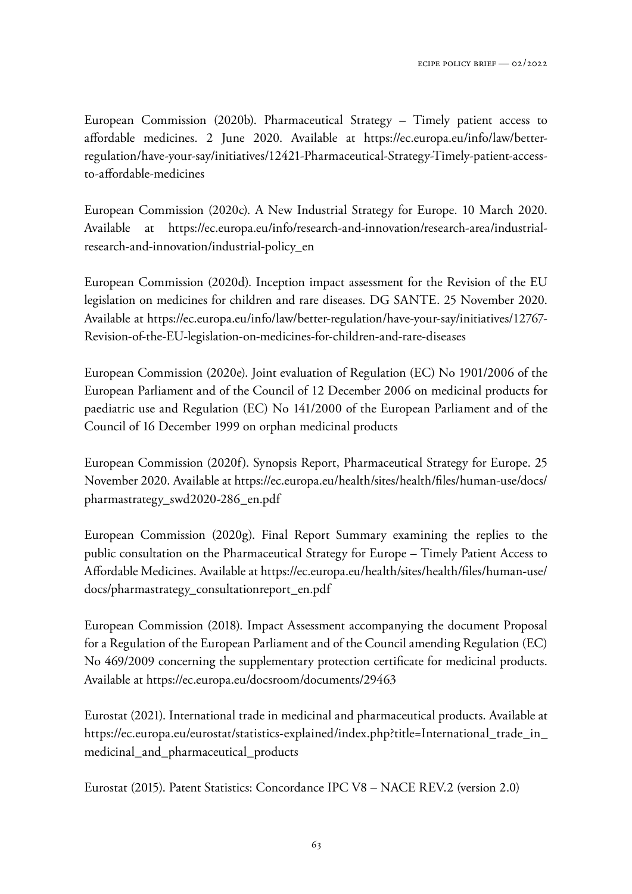European Commission (2020b). Pharmaceutical Strategy – Timely patient access to affordable medicines. 2 June 2020. Available at https://ec.europa.eu/info/law/better-regulation/have-your-say/initiatives/12421-Pharmaceutical-Strategy-Timely-patient-access-to-affordable-medicines

European Commission (2020c). A New Industrial Strategy for Europe. 10 March 2020. Available at https://ec.europa.eu/info/research-and-innovation/research-area/industrial-research-and-innovation/industrial-policy_en

European Commission (2020d). Inception impact assessment for the Revision of the EU legislation on medicines for children and rare diseases. DG SANTE. 25 November 2020. Available at https://ec.europa.eu/info/law/better-regulation/have-your-say/initiatives/12767-Revision-of-the-EU-legislation-on-medicines-for-children-and-rare-diseases

European Commission (2020e). Joint evaluation of Regulation (EC) No 1901/2006 of the European Parliament and of the Council of 12 December 2006 on medicinal products for paediatric use and Regulation (EC) No 141/2000 of the European Parliament and of the Council of 16 December 1999 on orphan medicinal products

European Commission (2020f). Synopsis Report, Pharmaceutical Strategy for Europe. 25 November 2020. Available at https://ec.europa.eu/health/sites/health/files/human-use/docs/pharmastrategy_swd2020-286_en.pdf

European Commission (2020g). Final Report Summary examining the replies to the public consultation on the Pharmaceutical Strategy for Europe – Timely Patient Access to Affordable Medicines. Available at https://ec.europa.eu/health/sites/health/files/human-use/docs/pharmastrategy_consultationreport_en.pdf

European Commission (2018). Impact Assessment accompanying the document Proposal for a Regulation of the European Parliament and of the Council amending Regulation (EC) No 469/2009 concerning the supplementary protection certificate for medicinal products. Available at https://ec.europa.eu/docsroom/documents/29463

Eurostat (2021). International trade in medicinal and pharmaceutical products. Available at https://ec.europa.eu/eurostat/statistics-explained/index.php?title=International_trade_in_medicinal_and_pharmaceutical_products

Eurostat (2015). Patent Statistics: Concordance IPC V8 – NACE REV.2 (version 2.0)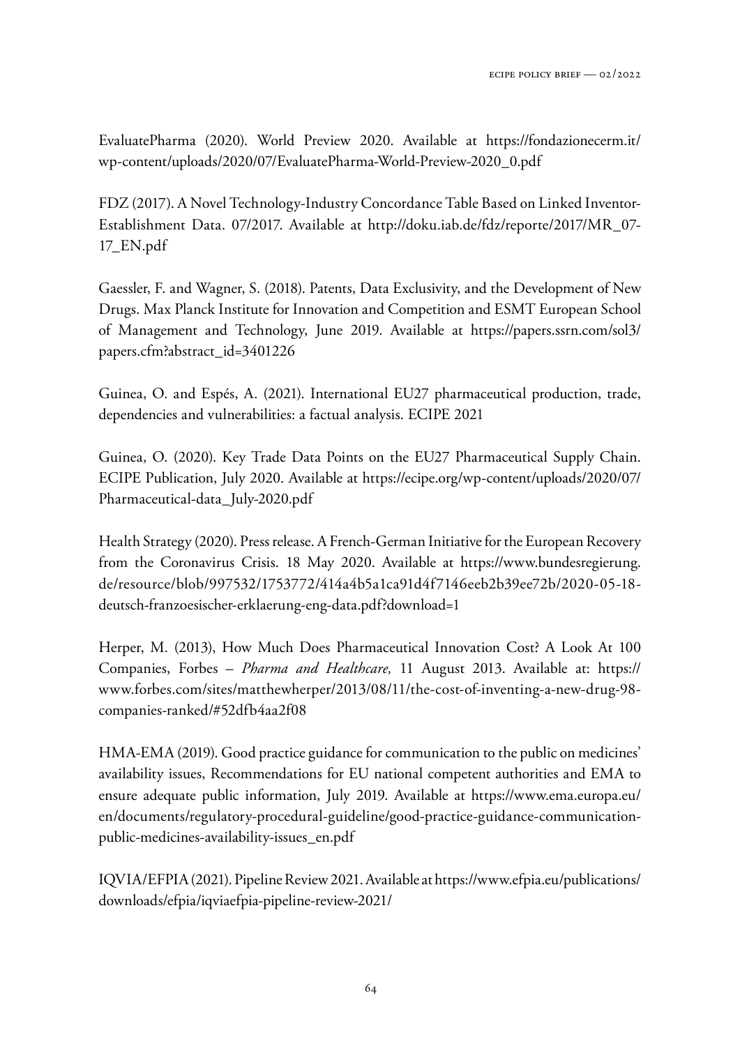EvaluatePharma (2020). World Preview 2020. Available at https://fondazionecerm.it/wp-content/uploads/2020/07/EvaluatePharma-World-Preview-2020_0.pdf

FDZ (2017). A Novel Technology-Industry Concordance Table Based on Linked Inventor-Establishment Data. 07/2017. Available at http://doku.iab.de/fdz/reporte/2017/MR_07-17_EN.pdf

Gaessler, F. and Wagner, S. (2018). Patents, Data Exclusivity, and the Development of New Drugs. Max Planck Institute for Innovation and Competition and ESMT European School of Management and Technology, June 2019. Available at https://papers.ssrn.com/sol3/papers.cfm?abstract_id=3401226

Guinea, O. and Espés, A. (2021). International EU27 pharmaceutical production, trade, dependencies and vulnerabilities: a factual analysis. ECIPE 2021

Guinea, O. (2020). Key Trade Data Points on the EU27 Pharmaceutical Supply Chain. ECIPE Publication, July 2020. Available at https://ecipe.org/wp-content/uploads/2020/07/Pharmaceutical-data_July-2020.pdf

Health Strategy (2020). Press release. A French-German Initiative for the European Recovery from the Coronavirus Crisis. 18 May 2020. Available at https://www.bundesregierung.de/resource/blob/997532/1753772/414a4b5a1ca91d4f7146eeb2b39ee72b/2020-05-18-deutsch-franzoesischer-erklaerung-eng-data.pdf?download=1

Herper, M. (2013), How Much Does Pharmaceutical Innovation Cost? A Look At 100 Companies, Forbes – *Pharma and Healthcare,* 11 August 2013. Available at: https://www.forbes.com/sites/matthewherper/2013/08/11/the-cost-of-inventing-a-new-drug-98-companies-ranked/#52dfb4aa2f08

HMA-EMA (2019). Good practice guidance for communication to the public on medicines' availability issues, Recommendations for EU national competent authorities and EMA to ensure adequate public information, July 2019. Available at https://www.ema.europa.eu/en/documents/regulatory-procedural-guideline/good-practice-guidance-communication-public-medicines-availability-issues_en.pdf

IQVIA/EFPIA (2021). Pipeline Review 2021. Available at https://www.efpia.eu/publications/downloads/efpia/iqviaefpia-pipeline-review-2021/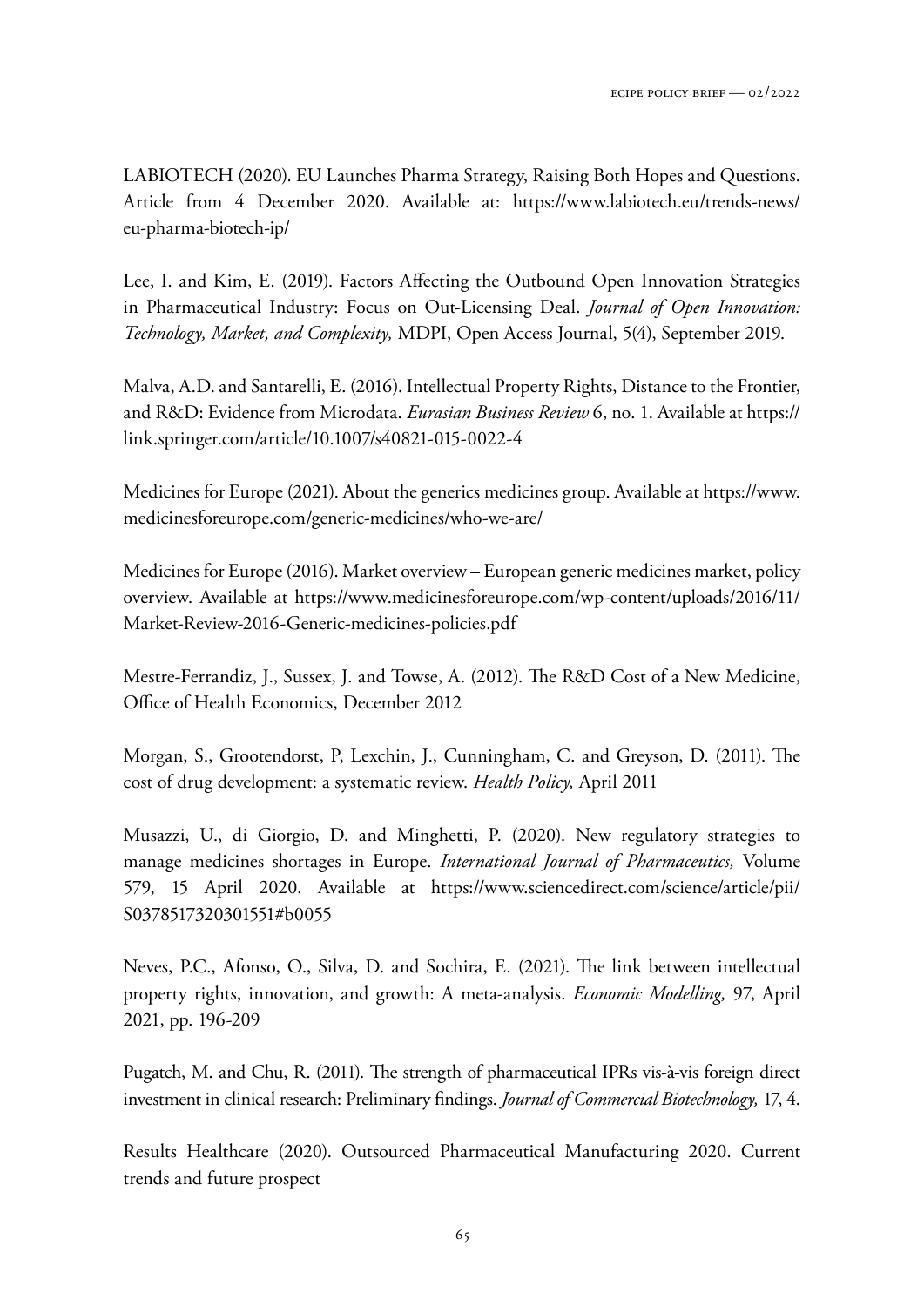LABIOTECH (2020). EU Launches Pharma Strategy, Raising Both Hopes and Questions. Article from 4 December 2020. Available at: https://www.labiotech.eu/trends-news/eu-pharma-biotech-ip/

Lee, I. and Kim, E. (2019). Factors Affecting the Outbound Open Innovation Strategies in Pharmaceutical Industry: Focus on Out-Licensing Deal. *Journal of Open Innovation: Technology, Market, and Complexity,* MDPI, Open Access Journal, 5(4), September 2019.

Malva, A.D. and Santarelli, E. (2016). Intellectual Property Rights, Distance to the Frontier, and R&D: Evidence from Microdata. *Eurasian Business Review* 6, no. 1. Available at https://link.springer.com/article/10.1007/s40821-015-0022-4

Medicines for Europe (2021). About the generics medicines group. Available at https://www.medicinesforeurope.com/generic-medicines/who-we-are/

Medicines for Europe (2016). Market overview – European generic medicines market, policy overview. Available at https://www.medicinesforeurope.com/wp-content/uploads/2016/11/Market-Review-2016-Generic-medicines-policies.pdf

Mestre-Ferrandiz, J., Sussex, J. and Towse, A. (2012). The R&D Cost of a New Medicine, Office of Health Economics, December 2012

Morgan, S., Grootendorst, P, Lexchin, J., Cunningham, C. and Greyson, D. (2011). The cost of drug development: a systematic review. *Health Policy,* April 2011

Musazzi, U., di Giorgio, D. and Minghetti, P. (2020). New regulatory strategies to manage medicines shortages in Europe. *International Journal of Pharmaceutics,* Volume 579, 15 April 2020. Available at https://www.sciencedirect.com/science/article/pii/S0378517320301551#b0055

Neves, P.C., Afonso, O., Silva, D. and Sochira, E. (2021). The link between intellectual property rights, innovation, and growth: A meta-analysis. *Economic Modelling,* 97, April 2021, pp. 196-209

Pugatch, M. and Chu, R. (2011). The strength of pharmaceutical IPRs vis-à-vis foreign direct investment in clinical research: Preliminary findings. *Journal of Commercial Biotechnology,* 17, 4.

Results Healthcare (2020). Outsourced Pharmaceutical Manufacturing 2020. Current trends and future prospect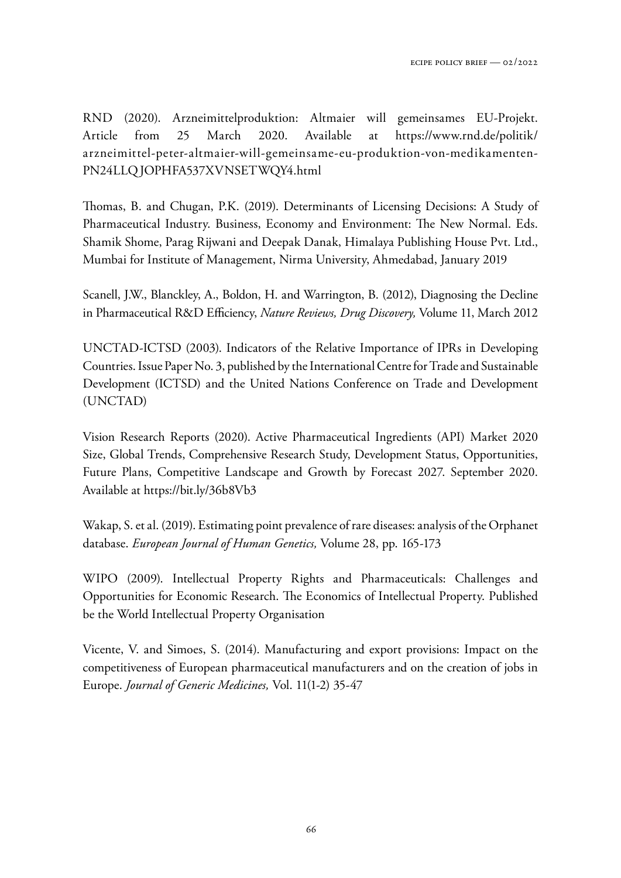RND (2020). Arzneimittelproduktion: Altmaier will gemeinsames EU-Projekt. Article from 25 March 2020. Available at https://www.rnd.de/politik/arzneimittel-peter-altmaier-will-gemeinsame-eu-produktion-von-medikamenten-PN24LLQJOPHFA537XVNSETWQY4.html

Thomas, B. and Chugan, P.K. (2019). Determinants of Licensing Decisions: A Study of Pharmaceutical Industry. Business, Economy and Environment: The New Normal. Eds. Shamik Shome, Parag Rijwani and Deepak Danak, Himalaya Publishing House Pvt. Ltd., Mumbai for Institute of Management, Nirma University, Ahmedabad, January 2019

Scanell, J.W., Blanckley, A., Boldon, H. and Warrington, B. (2012), Diagnosing the Decline in Pharmaceutical R&D Efficiency, *Nature Reviews, Drug Discovery,* Volume 11, March 2012

UNCTAD-ICTSD (2003). Indicators of the Relative Importance of IPRs in Developing Countries. Issue Paper No. 3, published by the International Centre for Trade and Sustainable Development (ICTSD) and the United Nations Conference on Trade and Development (UNCTAD)

Vision Research Reports (2020). Active Pharmaceutical Ingredients (API) Market 2020 Size, Global Trends, Comprehensive Research Study, Development Status, Opportunities, Future Plans, Competitive Landscape and Growth by Forecast 2027. September 2020. Available at https://bit.ly/36b8Vb3

Wakap, S. et al. (2019). Estimating point prevalence of rare diseases: analysis of the Orphanet database. *European Journal of Human Genetics,* Volume 28, pp. 165-173

WIPO (2009). Intellectual Property Rights and Pharmaceuticals: Challenges and Opportunities for Economic Research. The Economics of Intellectual Property. Published be the World Intellectual Property Organisation

Vicente, V. and Simoes, S. (2014). Manufacturing and export provisions: Impact on the competitiveness of European pharmaceutical manufacturers and on the creation of jobs in Europe. *Journal of Generic Medicines,* Vol. 11(1-2) 35-47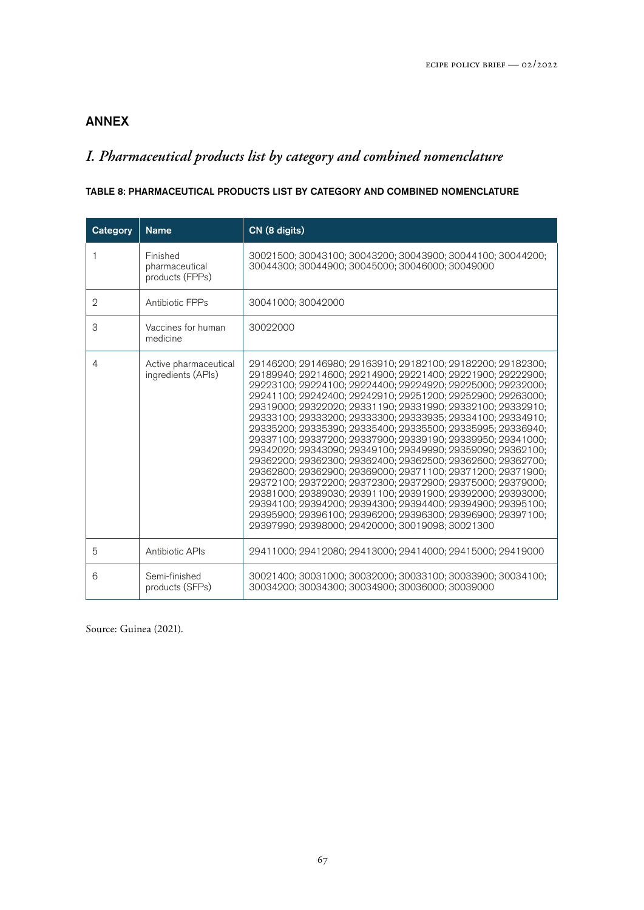## ANNEX

## *I. Pharmaceutical products list by category and combined nomenclature*

**TABLE 8: PHARMACEUTICAL PRODUCTS LIST BY CATEGORY AND COMBINED NOMENCLATURE**

| Category | Name | CN (8 digits) |
|---|---|---|
| 1 | Finished pharmaceutical products (FPPs) | 30021500; 30043100; 30043200; 30043900; 30044100; 30044200; 30044300; 30044900; 30045000; 30046000; 30049000 |
| 2 | Antibiotic FPPs | 30041000; 30042000 |
| 3 | Vaccines for human medicine | 30022000 |
| 4 | Active pharmaceutical ingredients (APIs) | 29146200; 29146980; 29163910; 29182100; 29182200; 29182300; 29189940; 29214600; 29214900; 29221400; 29221900; 29222900; 29223100; 29224100; 29224400; 29224920; 29225000; 29232000; 29241100; 29242400; 29242910; 29251200; 29252900; 29263000; 29319000; 29322020; 29331190; 29331990; 29332100; 29332910; 29333100; 29333200; 29333300; 29333935; 29334100; 29334910; 29335200; 29335390; 29335400; 29335500; 29335995; 29336940; 29337100; 29337200; 29337900; 29339190; 29339950; 29341000; 29342020; 29343090; 29349100; 29349990; 29359090; 29362100; 29362200; 29362300; 29362400; 29362500; 29362600; 29362700; 29362800; 29362900; 29369000; 29371100; 29371200; 29371900; 29372100; 29372200; 29372300; 29372900; 29375000; 29379000; 29381000; 29389030; 29391100; 29391900; 29392000; 29393000; 29394100; 29394200; 29394300; 29394400; 29394900; 29395100; 29395900; 29396100; 29396200; 29396300; 29396900; 29397100; 29397990; 29398000; 29420000; 30019098; 30021300 |
| 5 | Antibiotic APIs | 29411000; 29412080; 29413000; 29414000; 29415000; 29419000 |
| 6 | Semi-finished products (SFPs) | 30021400; 30031000; 30032000; 30033100; 30033900; 30034100; 30034200; 30034300; 30034900; 30036000; 30039000 |

Source: Guinea (2021).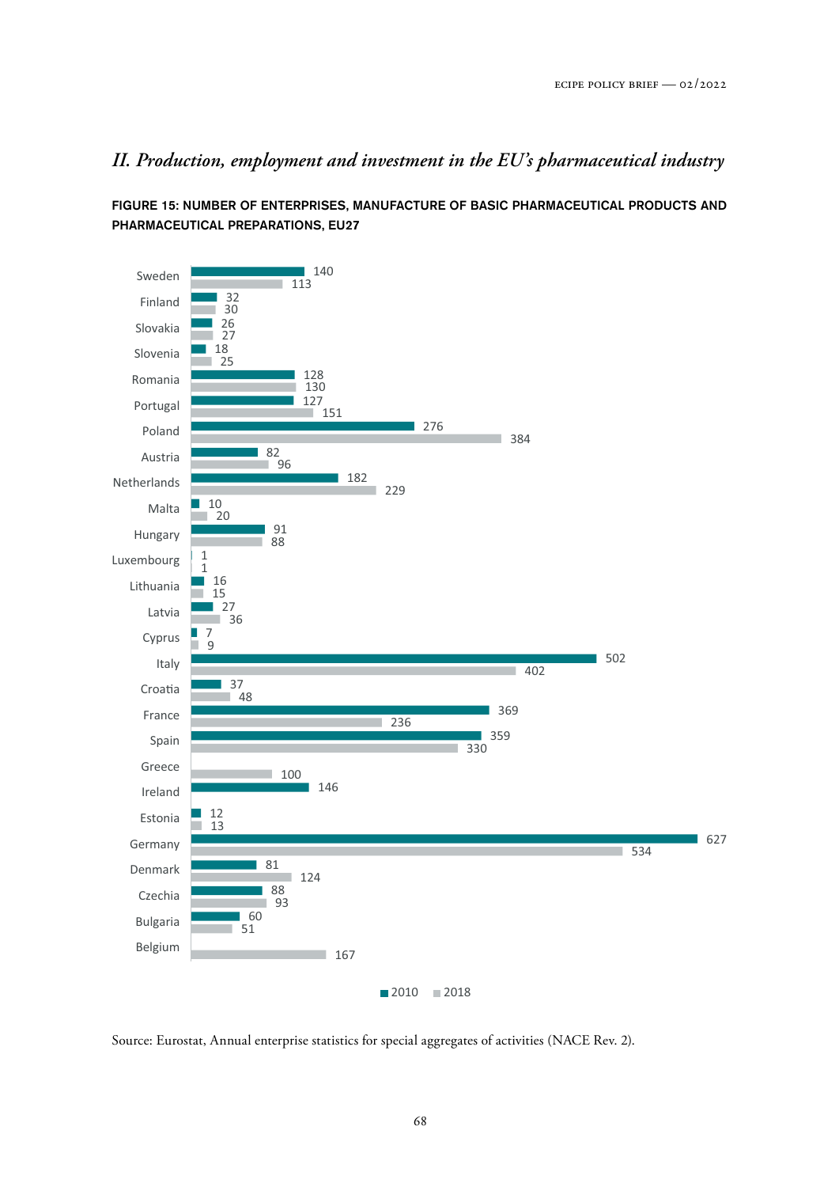## *II. Production, employment and investment in the EU's pharmaceutical industry*

**FIGURE 15: NUMBER OF ENTERPRISES, MANUFACTURE OF BASIC PHARMACEUTICAL PRODUCTS AND PHARMACEUTICAL PREPARATIONS, EU27**

| Country | 2010 | 2018 |
|---|---|---|
| Sweden | 140 | 113 |
| Finland | 32 | 30 |
| Slovakia | 26 | 27 |
| Slovenia | 18 | 25 |
| Romania | 128 | 130 |
| Portugal | 127 | 151 |
| Poland | 276 | 384 |
| Austria | 82 | 96 |
| Netherlands | 182 | 229 |
| Malta | 10 | 20 |
| Hungary | 91 | 88 |
| Luxembourg | 1 | 1 |
| Lithuania | 16 | 15 |
| Latvia | 27 | 36 |
| Cyprus | 7 | 9 |
| Italy | 502 | 402 |
| Croatia | 37 | 48 |
| France | 369 | 236 |
| Spain | 359 | 330 |
| Greece | | 100 |
| Ireland | 146 | |
| Estonia | 12 | 13 |
| Germany | 627 | 534 |
| Denmark | 81 | 124 |
| Czechia | 88 | 93 |
| Bulgaria | 60 | 51 |
| Belgium | | 167 |

Source: Eurostat, Annual enterprise statistics for special aggregates of activities (NACE Rev. 2).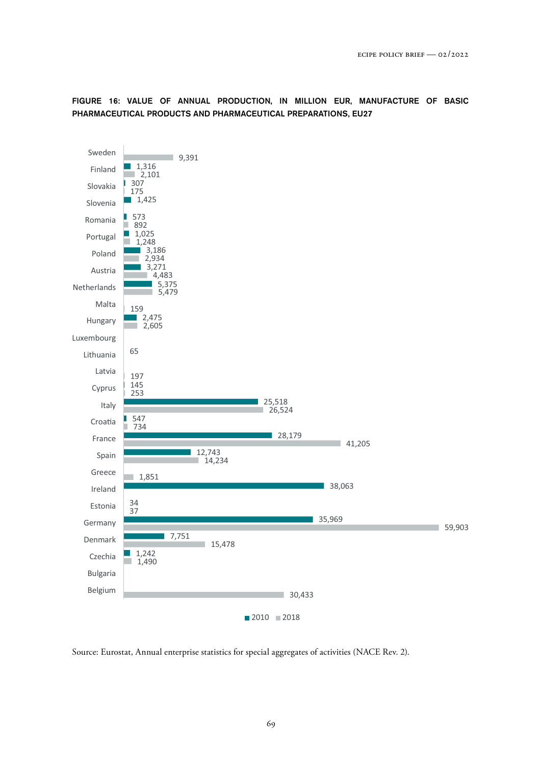**FIGURE 16: VALUE OF ANNUAL PRODUCTION, IN MILLION EUR, MANUFACTURE OF BASIC PHARMACEUTICAL PRODUCTS AND PHARMACEUTICAL PREPARATIONS, EU27**

| Country | 2010 | 2018 |
|---|---|---|
| Sweden | | 9,391 |
| Finland | 1,316 | 2,101 |
| Slovakia | 307 | 175 |
| Slovenia | 1,425 | |
| Romania | 573 | 892 |
| Portugal | 1,025 | 1,248 |
| Poland | 3,186 | 2,934 |
| Austria | 3,271 | 4,483 |
| Netherlands | 5,375 | 5,479 |
| Malta | | 159 |
| Hungary | 2,475 | 2,605 |
| Luxembourg | | |
| Lithuania | 65 | |
| Latvia | | 197 |
| Cyprus | 145 | 253 |
| Italy | 25,518 | 26,524 |
| Croatia | 547 | 734 |
| France | 28,179 | 41,205 |
| Spain | 12,743 | 14,234 |
| Greece | | 1,851 |
| Ireland | 38,063 | |
| Estonia | 34 | 37 |
| Germany | 35,969 | 59,903 |
| Denmark | 7,751 | 15,478 |
| Czechia | 1,242 | 1,490 |
| Bulgaria | | |
| Belgium | | 30,433 |

Source: Eurostat, Annual enterprise statistics for special aggregates of activities (NACE Rev. 2).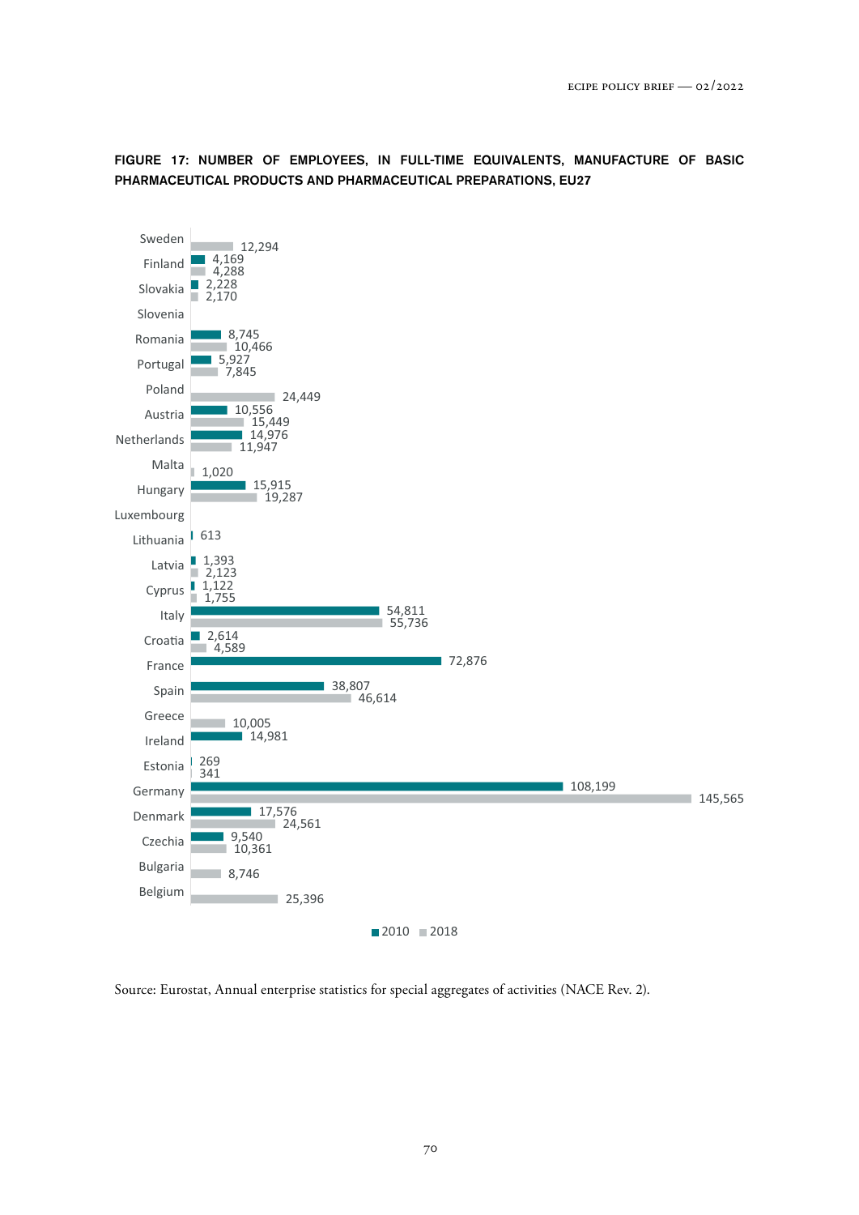**FIGURE 17: NUMBER OF EMPLOYEES, IN FULL-TIME EQUIVALENTS, MANUFACTURE OF BASIC PHARMACEUTICAL PRODUCTS AND PHARMACEUTICAL PREPARATIONS, EU27**

| Country | 2010 | 2018 |
|---|---|---|
| Sweden | | 12,294 |
| Finland | 4,169 | 4,288 |
| Slovakia | 2,228 | 2,170 |
| Slovenia | | |
| Romania | 8,745 | 10,466 |
| Portugal | 5,927 | 7,845 |
| Poland | | 24,449 |
| Austria | 10,556 | 15,449 |
| Netherlands | 14,976 | 11,947 |
| Malta | | 1,020 |
| Hungary | 15,915 | 19,287 |
| Luxembourg | | |
| Lithuania | 613 | |
| Latvia | 1,393 | 2,123 |
| Cyprus | 1,122 | 1,755 |
| Italy | 54,811 | 55,736 |
| Croatia | 2,614 | 4,589 |
| France | 72,876 | |
| Spain | 38,807 | 46,614 |
| Greece | | 10,005 |
| Ireland | 14,981 | |
| Estonia | 269 | 341 |
| Germany | 108,199 | 145,565 |
| Denmark | 17,576 | 24,561 |
| Czechia | 9,540 | 10,361 |
| Bulgaria | | 8,746 |
| Belgium | | 25,396 |

Source: Eurostat, Annual enterprise statistics for special aggregates of activities (NACE Rev. 2).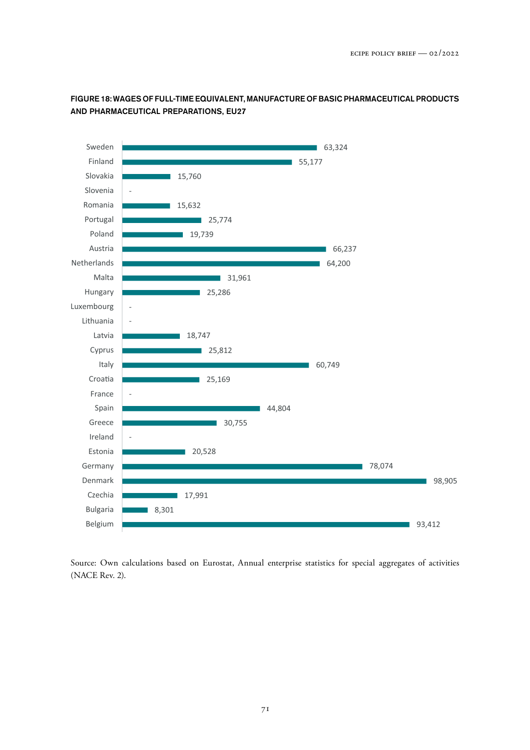**FIGURE 18: WAGES OF FULL-TIME EQUIVALENT, MANUFACTURE OF BASIC PHARMACEUTICAL PRODUCTS AND PHARMACEUTICAL PREPARATIONS, EU27**

| Country | Wages |
|---|---|
| Sweden | 63,324 |
| Finland | 55,177 |
| Slovakia | 15,760 |
| Slovenia | - |
| Romania | 15,632 |
| Portugal | 25,774 |
| Poland | 19,739 |
| Austria | 66,237 |
| Netherlands | 64,200 |
| Malta | 31,961 |
| Hungary | 25,286 |
| Luxembourg | - |
| Lithuania | - |
| Latvia | 18,747 |
| Cyprus | 25,812 |
| Italy | 60,749 |
| Croatia | 25,169 |
| France | - |
| Spain | 44,804 |
| Greece | 30,755 |
| Ireland | - |
| Estonia | 20,528 |
| Germany | 78,074 |
| Denmark | 98,905 |
| Czechia | 17,991 |
| Bulgaria | 8,301 |
| Belgium | 93,412 |

Source: Own calculations based on Eurostat, Annual enterprise statistics for special aggregates of activities (NACE Rev. 2).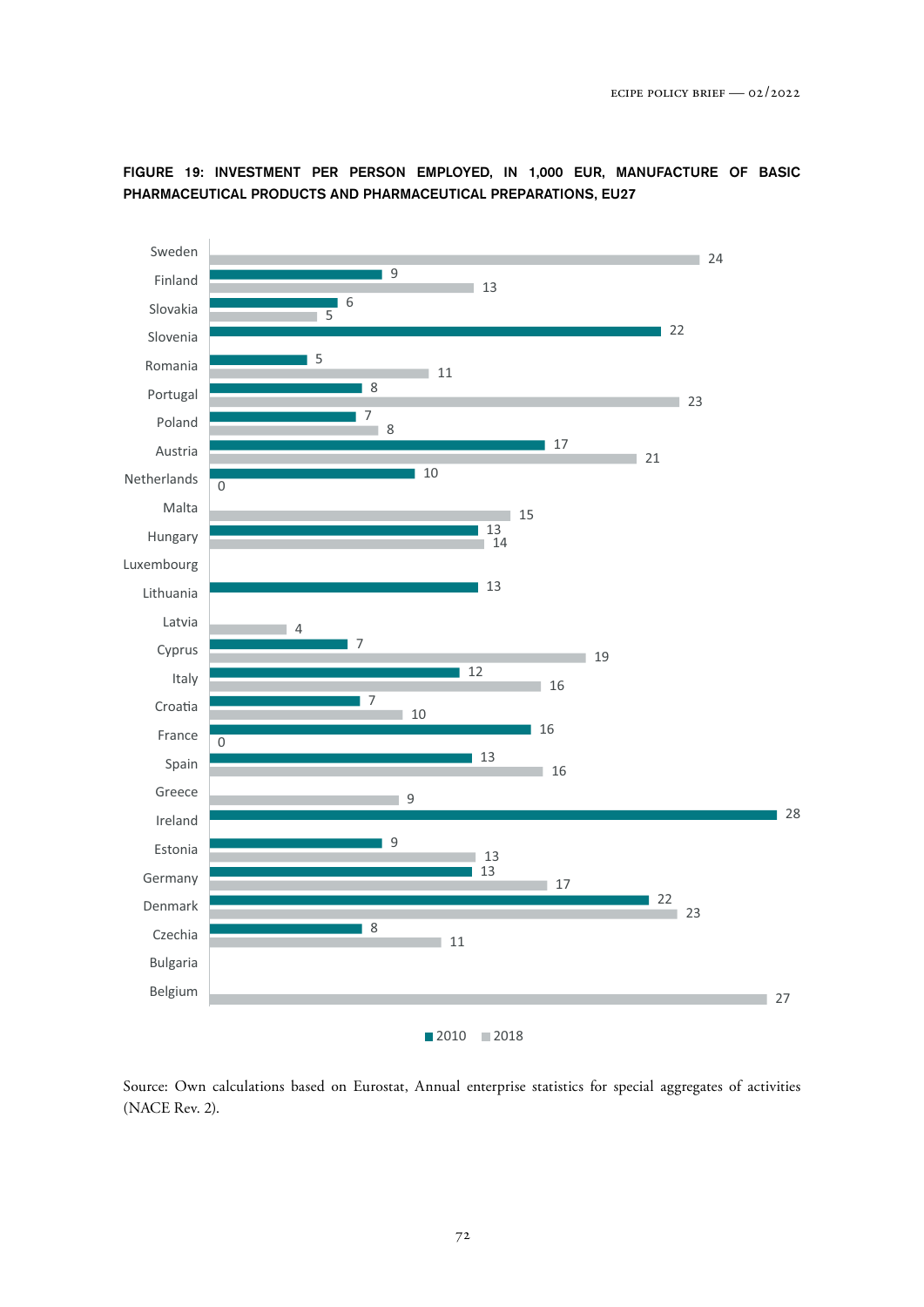**FIGURE 19: INVESTMENT PER PERSON EMPLOYED, IN 1,000 EUR, MANUFACTURE OF BASIC PHARMACEUTICAL PRODUCTS AND PHARMACEUTICAL PREPARATIONS, EU27**

| Country | 2010 | 2018 |
|---|---|---|
| Sweden | | 24 |
| Finland | 9 | 13 |
| Slovakia | 6 | 5 |
| Slovenia | 22 | |
| Romania | 5 | 11 |
| Portugal | 8 | 23 |
| Poland | 7 | 8 |
| Austria | 17 | 21 |
| Netherlands | 10 | 0 |
| Malta | | 15 |
| Hungary | 13 | 14 |
| Luxembourg | | |
| Lithuania | 13 | |
| Latvia | | 4 |
| Cyprus | 7 | 19 |
| Italy | 12 | 16 |
| Croatia | 7 | 10 |
| France | 16 | 0 |
| Spain | 13 | 16 |
| Greece | | 9 |
| Ireland | 28 | |
| Estonia | 9 | 13 |
| Germany | 13 | 17 |
| Denmark | 22 | 23 |
| Czechia | 8 | 11 |
| Bulgaria | | |
| Belgium | | 27 |

Source: Own calculations based on Eurostat, Annual enterprise statistics for special aggregates of activities (NACE Rev. 2).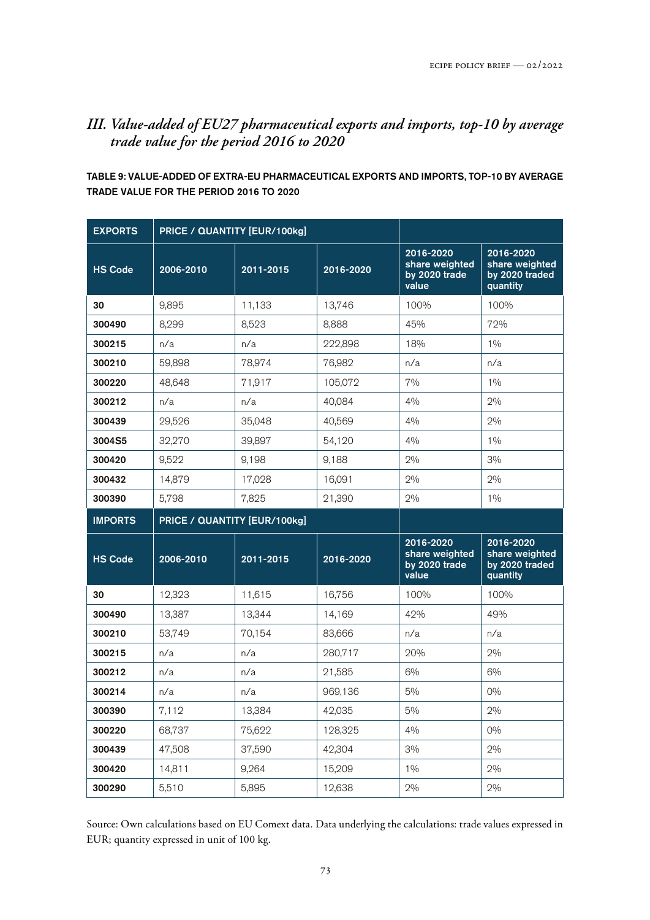## *III. Value-added of EU27 pharmaceutical exports and imports, top-10 by average trade value for the period 2016 to 2020*

**TABLE 9: VALUE-ADDED OF EXTRA-EU PHARMACEUTICAL EXPORTS AND IMPORTS, TOP-10 BY AVERAGE TRADE VALUE FOR THE PERIOD 2016 TO 2020**

| EXPORTS | PRICE / QUANTITY [EUR/100kg] | | | | |
|---|---|---|---|---|---|
| HS Code | 2006-2010 | 2011-2015 | 2016-2020 | 2016-2020 share weighted by 2020 trade value | 2016-2020 share weighted by 2020 traded quantity |
| 30 | 9,895 | 11,133 | 13,746 | 100% | 100% |
| 300490 | 8,299 | 8,523 | 8,888 | 45% | 72% |
| 300215 | n/a | n/a | 222,898 | 18% | 1% |
| 300210 | 59,898 | 78,974 | 76,982 | n/a | n/a |
| 300220 | 48,648 | 71,917 | 105,072 | 7% | 1% |
| 300212 | n/a | n/a | 40,084 | 4% | 2% |
| 300439 | 29,526 | 35,048 | 40,569 | 4% | 2% |
| 3004S5 | 32,270 | 39,897 | 54,120 | 4% | 1% |
| 300420 | 9,522 | 9,198 | 9,188 | 2% | 3% |
| 300432 | 14,879 | 17,028 | 16,091 | 2% | 2% |
| 300390 | 5,798 | 7,825 | 21,390 | 2% | 1% |
| **IMPORTS** | **PRICE / QUANTITY [EUR/100kg]** | | | | |
| **HS Code** | **2006-2010** | **2011-2015** | **2016-2020** | **2016-2020 share weighted by 2020 trade value** | **2016-2020 share weighted by 2020 traded quantity** |
| 30 | 12,323 | 11,615 | 16,756 | 100% | 100% |
| 300490 | 13,387 | 13,344 | 14,169 | 42% | 49% |
| 300210 | 53,749 | 70,154 | 83,666 | n/a | n/a |
| 300215 | n/a | n/a | 280,717 | 20% | 2% |
| 300212 | n/a | n/a | 21,585 | 6% | 6% |
| 300214 | n/a | n/a | 969,136 | 5% | 0% |
| 300390 | 7,112 | 13,384 | 42,035 | 5% | 2% |
| 300220 | 68,737 | 75,622 | 128,325 | 4% | 0% |
| 300439 | 47,508 | 37,590 | 42,304 | 3% | 2% |
| 300420 | 14,811 | 9,264 | 15,209 | 1% | 2% |
| 300290 | 5,510 | 5,895 | 12,638 | 2% | 2% |

Source: Own calculations based on EU Comext data. Data underlying the calculations: trade values expressed in EUR; quantity expressed in unit of 100 kg.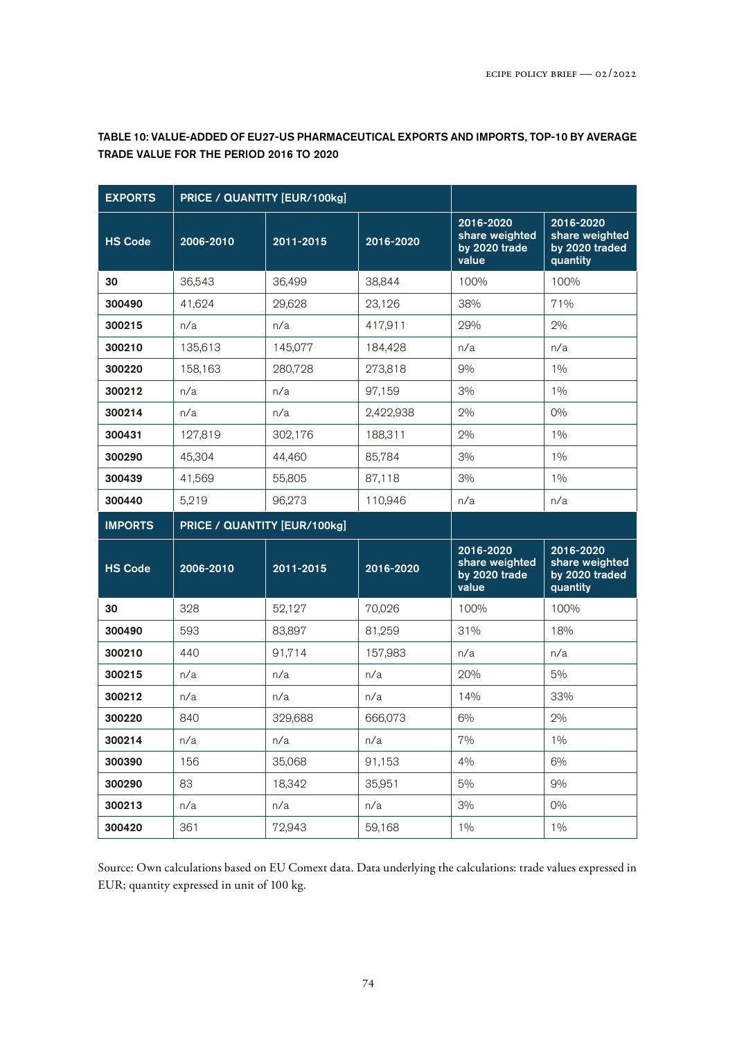**TABLE 10: VALUE-ADDED OF EU27-US PHARMACEUTICAL EXPORTS AND IMPORTS, TOP-10 BY AVERAGE TRADE VALUE FOR THE PERIOD 2016 TO 2020**

| EXPORTS | PRICE / QUANTITY [EUR/100kg] | | | | |
|---|---|---|---|---|---|
| HS Code | 2006-2010 | 2011-2015 | 2016-2020 | 2016-2020 share weighted by 2020 trade value | 2016-2020 share weighted by 2020 traded quantity |
| 30 | 36,543 | 36,499 | 38,844 | 100% | 100% |
| 300490 | 41,624 | 29,628 | 23,126 | 38% | 71% |
| 300215 | n/a | n/a | 417,911 | 29% | 2% |
| 300210 | 135,613 | 145,077 | 184,428 | n/a | n/a |
| 300220 | 158,163 | 280,728 | 273,818 | 9% | 1% |
| 300212 | n/a | n/a | 97,159 | 3% | 1% |
| 300214 | n/a | n/a | 2,422,938 | 2% | 0% |
| 300431 | 127,819 | 302,176 | 188,311 | 2% | 1% |
| 300290 | 45,304 | 44,460 | 85,784 | 3% | 1% |
| 300439 | 41,569 | 55,805 | 87,118 | 3% | 1% |
| 300440 | 5,219 | 96,273 | 110,946 | n/a | n/a |
| **IMPORTS** | **PRICE / QUANTITY [EUR/100kg]** | | | | |
| **HS Code** | **2006-2010** | **2011-2015** | **2016-2020** | **2016-2020 share weighted by 2020 trade value** | **2016-2020 share weighted by 2020 traded quantity** |
| 30 | 328 | 52,127 | 70,026 | 100% | 100% |
| 300490 | 593 | 83,897 | 81,259 | 31% | 18% |
| 300210 | 440 | 91,714 | 157,983 | n/a | n/a |
| 300215 | n/a | n/a | n/a | 20% | 5% |
| 300212 | n/a | n/a | n/a | 14% | 33% |
| 300220 | 840 | 329,688 | 666,073 | 6% | 2% |
| 300214 | n/a | n/a | n/a | 7% | 1% |
| 300390 | 156 | 35,068 | 91,153 | 4% | 6% |
| 300290 | 83 | 18,342 | 35,951 | 5% | 9% |
| 300213 | n/a | n/a | n/a | 3% | 0% |
| 300420 | 361 | 72,943 | 59,168 | 1% | 1% |

Source: Own calculations based on EU Comext data. Data underlying the calculations: trade values expressed in EUR; quantity expressed in unit of 100 kg.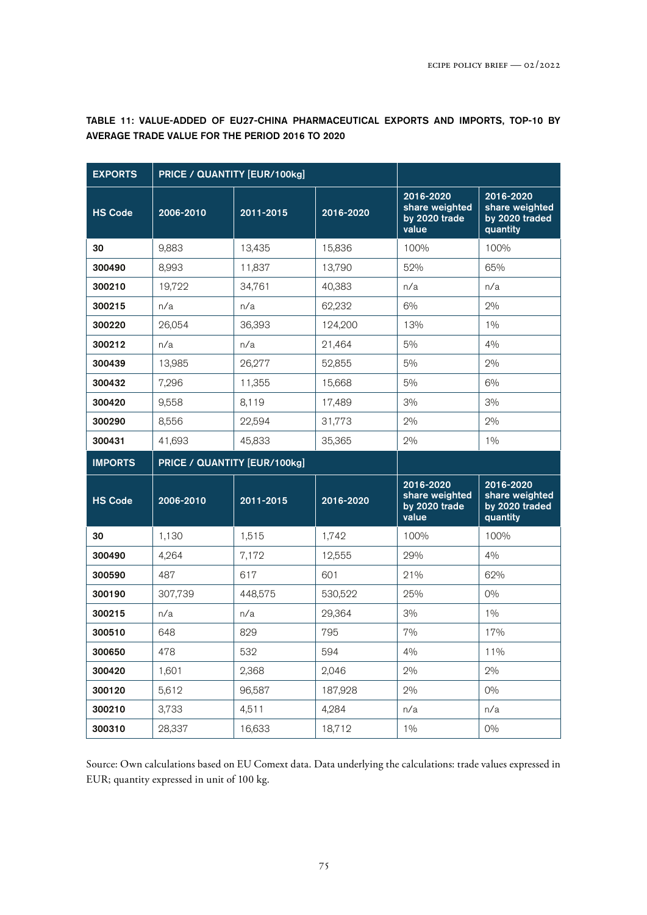**TABLE 11: VALUE-ADDED OF EU27-CHINA PHARMACEUTICAL EXPORTS AND IMPORTS, TOP-10 BY AVERAGE TRADE VALUE FOR THE PERIOD 2016 TO 2020**

| EXPORTS | PRICE / QUANTITY [EUR/100kg] | | | | |
|---|---|---|---|---|---|
| HS Code | 2006-2010 | 2011-2015 | 2016-2020 | 2016-2020 share weighted by 2020 trade value | 2016-2020 share weighted by 2020 traded quantity |
| 30 | 9,883 | 13,435 | 15,836 | 100% | 100% |
| 300490 | 8,993 | 11,837 | 13,790 | 52% | 65% |
| 300210 | 19,722 | 34,761 | 40,383 | n/a | n/a |
| 300215 | n/a | n/a | 62,232 | 6% | 2% |
| 300220 | 26,054 | 36,393 | 124,200 | 13% | 1% |
| 300212 | n/a | n/a | 21,464 | 5% | 4% |
| 300439 | 13,985 | 26,277 | 52,855 | 5% | 2% |
| 300432 | 7,296 | 11,355 | 15,668 | 5% | 6% |
| 300420 | 9,558 | 8,119 | 17,489 | 3% | 3% |
| 300290 | 8,556 | 22,594 | 31,773 | 2% | 2% |
| 300431 | 41,693 | 45,833 | 35,365 | 2% | 1% |
| **IMPORTS** | **PRICE / QUANTITY [EUR/100kg]** | | | | |
| **HS Code** | **2006-2010** | **2011-2015** | **2016-2020** | **2016-2020 share weighted by 2020 trade value** | **2016-2020 share weighted by 2020 traded quantity** |
| 30 | 1,130 | 1,515 | 1,742 | 100% | 100% |
| 300490 | 4,264 | 7,172 | 12,555 | 29% | 4% |
| 300590 | 487 | 617 | 601 | 21% | 62% |
| 300190 | 307,739 | 448,575 | 530,522 | 25% | 0% |
| 300215 | n/a | n/a | 29,364 | 3% | 1% |
| 300510 | 648 | 829 | 795 | 7% | 17% |
| 300650 | 478 | 532 | 594 | 4% | 11% |
| 300420 | 1,601 | 2,368 | 2,046 | 2% | 2% |
| 300120 | 5,612 | 96,587 | 187,928 | 2% | 0% |
| 300210 | 3,733 | 4,511 | 4,284 | n/a | n/a |
| 300310 | 28,337 | 16,633 | 18,712 | 1% | 0% |

Source: Own calculations based on EU Comext data. Data underlying the calculations: trade values expressed in EUR; quantity expressed in unit of 100 kg.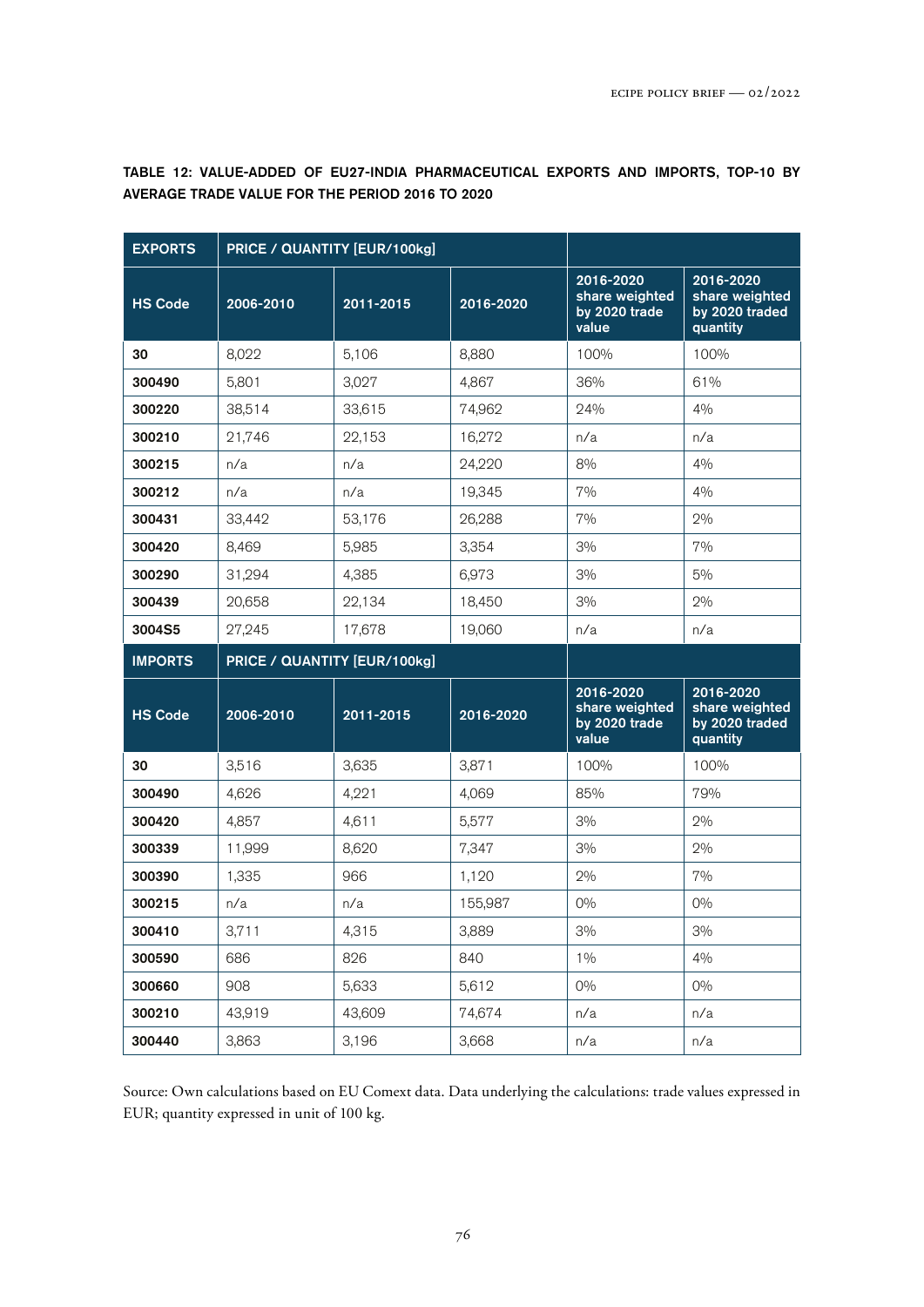**TABLE 12: VALUE-ADDED OF EU27-INDIA PHARMACEUTICAL EXPORTS AND IMPORTS, TOP-10 BY AVERAGE TRADE VALUE FOR THE PERIOD 2016 TO 2020**

| EXPORTS | PRICE / QUANTITY [EUR/100kg] | | | | |
|---|---|---|---|---|---|
| **HS Code** | **2006-2010** | **2011-2015** | **2016-2020** | **2016-2020 share weighted by 2020 trade value** | **2016-2020 share weighted by 2020 traded quantity** |
| **30** | 8,022 | 5,106 | 8,880 | 100% | 100% |
| **300490** | 5,801 | 3,027 | 4,867 | 36% | 61% |
| **300220** | 38,514 | 33,615 | 74,962 | 24% | 4% |
| **300210** | 21,746 | 22,153 | 16,272 | n/a | n/a |
| **300215** | n/a | n/a | 24,220 | 8% | 4% |
| **300212** | n/a | n/a | 19,345 | 7% | 4% |
| **300431** | 33,442 | 53,176 | 26,288 | 7% | 2% |
| **300420** | 8,469 | 5,985 | 3,354 | 3% | 7% |
| **300290** | 31,294 | 4,385 | 6,973 | 3% | 5% |
| **300439** | 20,658 | 22,134 | 18,450 | 3% | 2% |
| **3004S5** | 27,245 | 17,678 | 19,060 | n/a | n/a |
| **IMPORTS** | **PRICE / QUANTITY [EUR/100kg]** | | | | |
| **HS Code** | **2006-2010** | **2011-2015** | **2016-2020** | **2016-2020 share weighted by 2020 trade value** | **2016-2020 share weighted by 2020 traded quantity** |
| **30** | 3,516 | 3,635 | 3,871 | 100% | 100% |
| **300490** | 4,626 | 4,221 | 4,069 | 85% | 79% |
| **300420** | 4,857 | 4,611 | 5,577 | 3% | 2% |
| **300339** | 11,999 | 8,620 | 7,347 | 3% | 2% |
| **300390** | 1,335 | 966 | 1,120 | 2% | 7% |
| **300215** | n/a | n/a | 155,987 | 0% | 0% |
| **300410** | 3,711 | 4,315 | 3,889 | 3% | 3% |
| **300590** | 686 | 826 | 840 | 1% | 4% |
| **300660** | 908 | 5,633 | 5,612 | 0% | 0% |
| **300210** | 43,919 | 43,609 | 74,674 | n/a | n/a |
| **300440** | 3,863 | 3,196 | 3,668 | n/a | n/a |

Source: Own calculations based on EU Comext data. Data underlying the calculations: trade values expressed in EUR; quantity expressed in unit of 100 kg.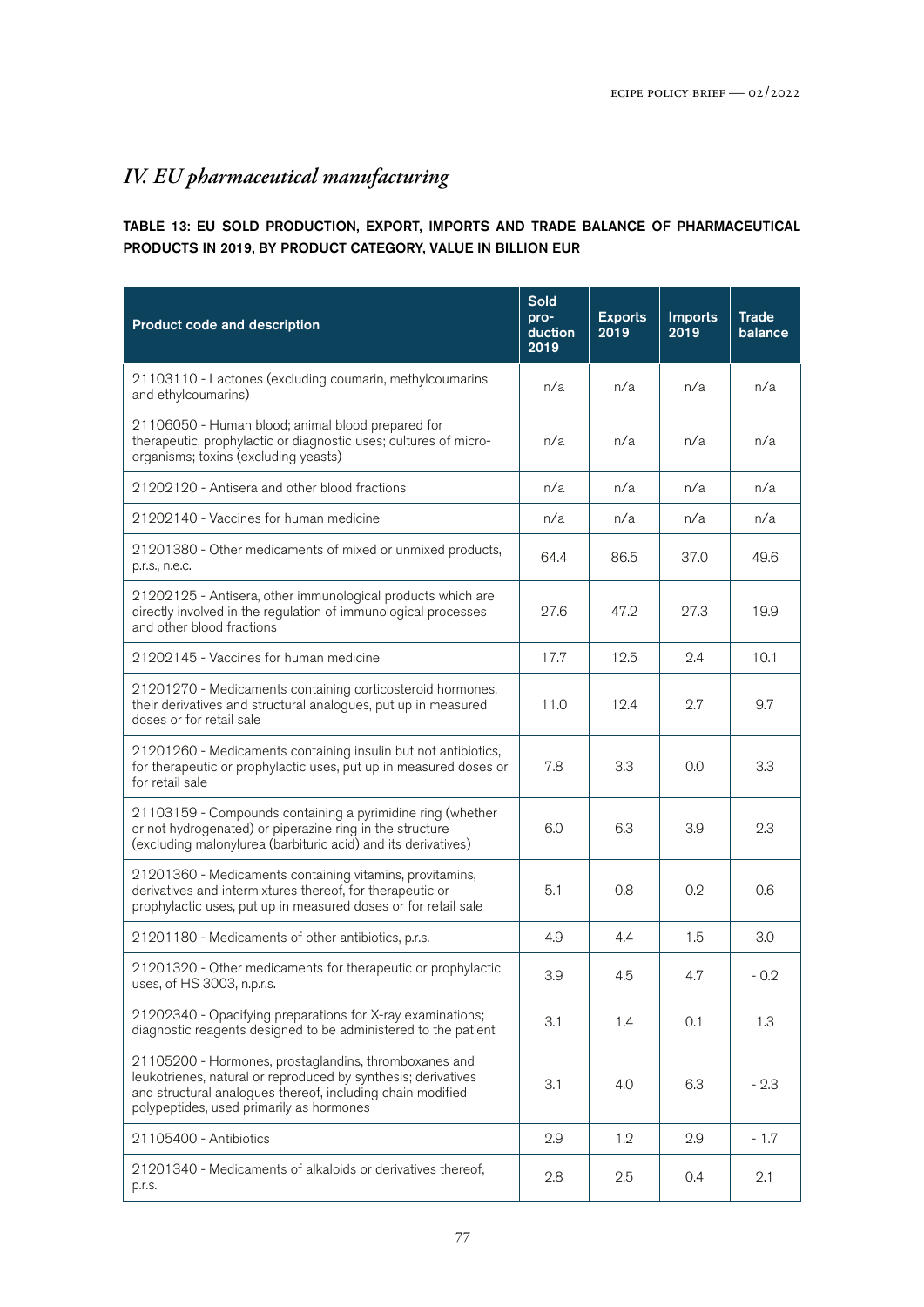## *IV. EU pharmaceutical manufacturing*

**TABLE 13: EU SOLD PRODUCTION, EXPORT, IMPORTS AND TRADE BALANCE OF PHARMACEUTICAL PRODUCTS IN 2019, BY PRODUCT CATEGORY, VALUE IN BILLION EUR**

| Product code and description | Sold production 2019 | Exports 2019 | Imports 2019 | Trade balance |
|---|---|---|---|---|
| 21103110 - Lactones (excluding coumarin, methylcoumarins and ethylcoumarins) | n/a | n/a | n/a | n/a |
| 21106050 - Human blood; animal blood prepared for therapeutic, prophylactic or diagnostic uses; cultures of micro-organisms; toxins (excluding yeasts) | n/a | n/a | n/a | n/a |
| 21202120 - Antisera and other blood fractions | n/a | n/a | n/a | n/a |
| 21202140 - Vaccines for human medicine | n/a | n/a | n/a | n/a |
| 21201380 - Other medicaments of mixed or unmixed products, p.r.s., n.e.c. | 64.4 | 86.5 | 37.0 | 49.6 |
| 21202125 - Antisera, other immunological products which are directly involved in the regulation of immunological processes and other blood fractions | 27.6 | 47.2 | 27.3 | 19.9 |
| 21202145 - Vaccines for human medicine | 17.7 | 12.5 | 2.4 | 10.1 |
| 21201270 - Medicaments containing corticosteroid hormones, their derivatives and structural analogues, put up in measured doses or for retail sale | 11.0 | 12.4 | 2.7 | 9.7 |
| 21201260 - Medicaments containing insulin but not antibiotics, for therapeutic or prophylactic uses, put up in measured doses or for retail sale | 7.8 | 3.3 | 0.0 | 3.3 |
| 21103159 - Compounds containing a pyrimidine ring (whether or not hydrogenated) or piperazine ring in the structure (excluding malonylurea (barbituric acid) and its derivatives) | 6.0 | 6.3 | 3.9 | 2.3 |
| 21201360 - Medicaments containing vitamins, provitamins, derivatives and intermixtures thereof, for therapeutic or prophylactic uses, put up in measured doses or for retail sale | 5.1 | 0.8 | 0.2 | 0.6 |
| 21201180 - Medicaments of other antibiotics, p.r.s. | 4.9 | 4.4 | 1.5 | 3.0 |
| 21201320 - Other medicaments for therapeutic or prophylactic uses, of HS 3003, n.p.r.s. | 3.9 | 4.5 | 4.7 | - 0.2 |
| 21202340 - Opacifying preparations for X-ray examinations; diagnostic reagents designed to be administered to the patient | 3.1 | 1.4 | 0.1 | 1.3 |
| 21105200 - Hormones, prostaglandins, thromboxanes and leukotrienes, natural or reproduced by synthesis; derivatives and structural analogues thereof, including chain modified polypeptides, used primarily as hormones | 3.1 | 4.0 | 6.3 | - 2.3 |
| 21105400 - Antibiotics | 2.9 | 1.2 | 2.9 | - 1.7 |
| 21201340 - Medicaments of alkaloids or derivatives thereof, p.r.s. | 2.8 | 2.5 | 0.4 | 2.1 |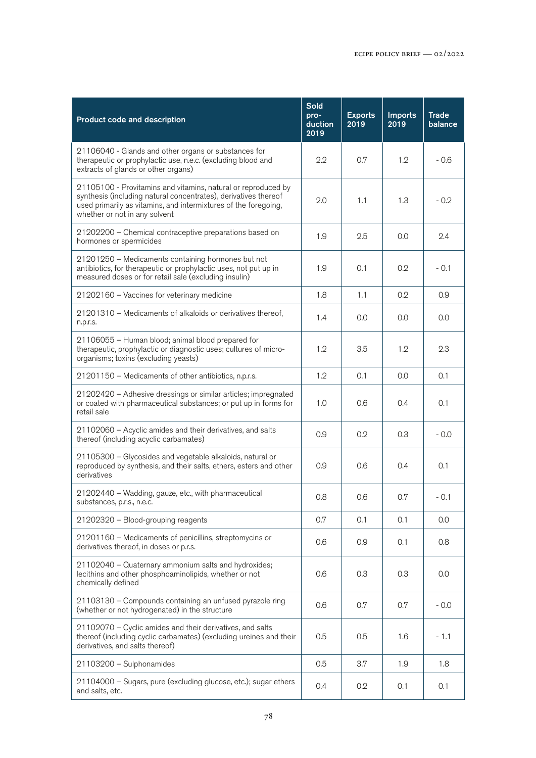| Product code and description | Sold pro-duction 2019 | Exports 2019 | Imports 2019 | Trade balance |
|---|---|---|---|---|
| 21106040 - Glands and other organs or substances for therapeutic or prophylactic use, n.e.c. (excluding blood and extracts of glands or other organs) | 2.2 | 0.7 | 1.2 | - 0.6 |
| 21105100 - Provitamins and vitamins, natural or reproduced by synthesis (including natural concentrates), derivatives thereof used primarily as vitamins, and intermixtures of the foregoing, whether or not in any solvent | 2.0 | 1.1 | 1.3 | - 0.2 |
| 21202200 – Chemical contraceptive preparations based on hormones or spermicides | 1.9 | 2.5 | 0.0 | 2.4 |
| 21201250 – Medicaments containing hormones but not antibiotics, for therapeutic or prophylactic uses, not put up in measured doses or for retail sale (excluding insulin) | 1.9 | 0.1 | 0.2 | - 0.1 |
| 21202160 – Vaccines for veterinary medicine | 1.8 | 1.1 | 0.2 | 0.9 |
| 21201310 – Medicaments of alkaloids or derivatives thereof, n.p.r.s. | 1.4 | 0.0 | 0.0 | 0.0 |
| 21106055 – Human blood; animal blood prepared for therapeutic, prophylactic or diagnostic uses; cultures of micro-organisms; toxins (excluding yeasts) | 1.2 | 3.5 | 1.2 | 2.3 |
| 21201150 – Medicaments of other antibiotics, n.p.r.s. | 1.2 | 0.1 | 0.0 | 0.1 |
| 21202420 – Adhesive dressings or similar articles; impregnated or coated with pharmaceutical substances; or put up in forms for retail sale | 1.0 | 0.6 | 0.4 | 0.1 |
| 21102060 – Acyclic amides and their derivatives, and salts thereof (including acyclic carbamates) | 0.9 | 0.2 | 0.3 | - 0.0 |
| 21105300 – Glycosides and vegetable alkaloids, natural or reproduced by synthesis, and their salts, ethers, esters and other derivatives | 0.9 | 0.6 | 0.4 | 0.1 |
| 21202440 – Wadding, gauze, etc., with pharmaceutical substances, p.r.s., n.e.c. | 0.8 | 0.6 | 0.7 | - 0.1 |
| 21202320 – Blood-grouping reagents | 0.7 | 0.1 | 0.1 | 0.0 |
| 21201160 – Medicaments of penicillins, streptomycins or derivatives thereof, in doses or p.r.s. | 0.6 | 0.9 | 0.1 | 0.8 |
| 21102040 – Quaternary ammonium salts and hydroxides; lecithins and other phosphoaminolipids, whether or not chemically defined | 0.6 | 0.3 | 0.3 | 0.0 |
| 21103130 – Compounds containing an unfused pyrazole ring (whether or not hydrogenated) in the structure | 0.6 | 0.7 | 0.7 | - 0.0 |
| 21102070 – Cyclic amides and their derivatives, and salts thereof (including cyclic carbamates) (excluding ureines and their derivatives, and salts thereof) | 0.5 | 0.5 | 1.6 | - 1.1 |
| 21103200 – Sulphonamides | 0.5 | 3.7 | 1.9 | 1.8 |
| 21104000 – Sugars, pure (excluding glucose, etc.); sugar ethers and salts, etc. | 0.4 | 0.2 | 0.1 | 0.1 |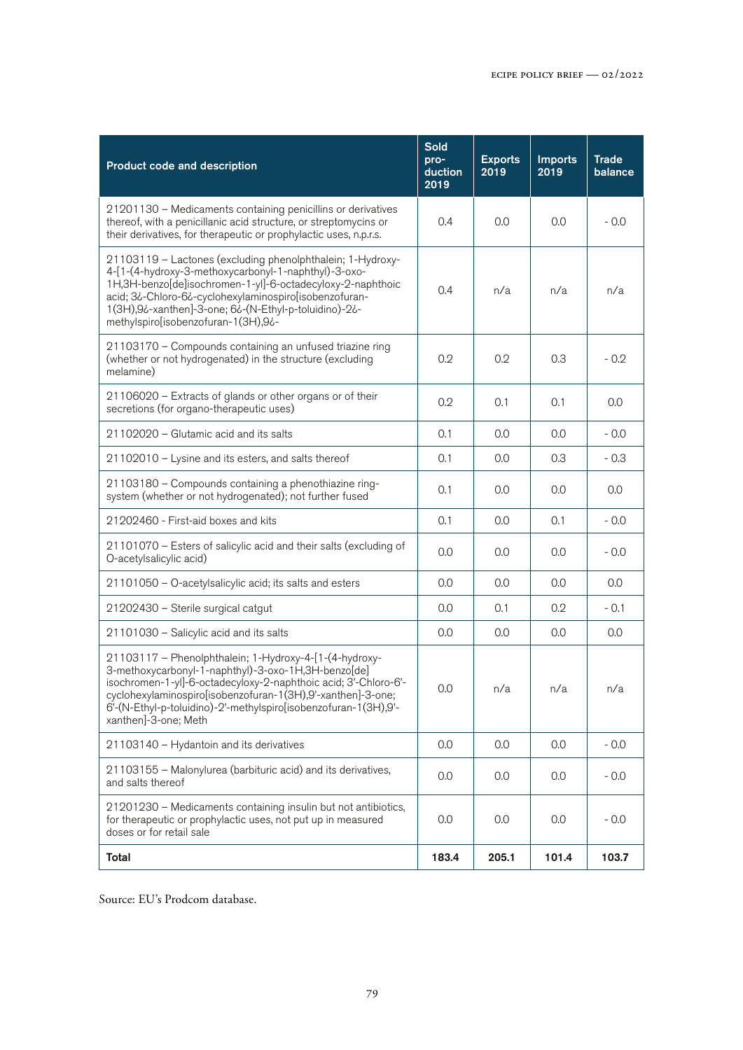| Product code and description | Sold pro-duction 2019 | Exports 2019 | Imports 2019 | Trade balance |
|---|---|---|---|---|
| 21201130 – Medicaments containing penicillins or derivatives thereof, with a penicillanic acid structure, or streptomycins or their derivatives, for therapeutic or prophylactic uses, n.p.r.s. | 0.4 | 0.0 | 0.0 | - 0.0 |
| 21103119 – Lactones (excluding phenolphthalein; 1-Hydroxy-4-[1-(4-hydroxy-3-methoxycarbonyl-1-naphthyl)-3-oxo-1H,3H-benzo[de]isochromen-1-yl]-6-octadecyloxy-2-naphthoic acid; 3¿-Chloro-6¿-cyclohexylaminospiro[isobenzofuran-1(3H),9¿-xanthen]-3-one; 6¿-(N-Ethyl-p-toluidino)-2¿-methylspiro[isobenzofuran-1(3H),9¿- | 0.4 | n/a | n/a | n/a |
| 21103170 – Compounds containing an unfused triazine ring (whether or not hydrogenated) in the structure (excluding melamine) | 0.2 | 0.2 | 0.3 | - 0.2 |
| 21106020 – Extracts of glands or other organs or of their secretions (for organo-therapeutic uses) | 0.2 | 0.1 | 0.1 | 0.0 |
| 21102020 – Glutamic acid and its salts | 0.1 | 0.0 | 0.0 | - 0.0 |
| 21102010 – Lysine and its esters, and salts thereof | 0.1 | 0.0 | 0.3 | - 0.3 |
| 21103180 – Compounds containing a phenothiazine ring-system (whether or not hydrogenated); not further fused | 0.1 | 0.0 | 0.0 | 0.0 |
| 21202460 - First-aid boxes and kits | 0.1 | 0.0 | 0.1 | - 0.0 |
| 21101070 – Esters of salicylic acid and their salts (excluding of O-acetylsalicylic acid) | 0.0 | 0.0 | 0.0 | - 0.0 |
| 21101050 – O-acetylsalicylic acid; its salts and esters | 0.0 | 0.0 | 0.0 | 0.0 |
| 21202430 – Sterile surgical catgut | 0.0 | 0.1 | 0.2 | - 0.1 |
| 21101030 – Salicylic acid and its salts | 0.0 | 0.0 | 0.0 | 0.0 |
| 21103117 – Phenolphthalein; 1-Hydroxy-4-[1-(4-hydroxy-3-methoxycarbonyl-1-naphthyl)-3-oxo-1H,3H-benzo[de]isochromen-1-yl]-6-octadecyloxy-2-naphthoic acid; 3'-Chloro-6'-cyclohexylaminospiro[isobenzofuran-1(3H),9'-xanthen]-3-one; 6'-(N-Ethyl-p-toluidino)-2'-methylspiro[isobenzofuran-1(3H),9'-xanthen]-3-one; Meth | 0.0 | n/a | n/a | n/a |
| 21103140 – Hydantoin and its derivatives | 0.0 | 0.0 | 0.0 | - 0.0 |
| 21103155 – Malonylurea (barbituric acid) and its derivatives, and salts thereof | 0.0 | 0.0 | 0.0 | - 0.0 |
| 21201230 – Medicaments containing insulin but not antibiotics, for therapeutic or prophylactic uses, not put up in measured doses or for retail sale | 0.0 | 0.0 | 0.0 | - 0.0 |
| **Total** | **183.4** | **205.1** | **101.4** | **103.7** |

Source: EU's Prodcom database.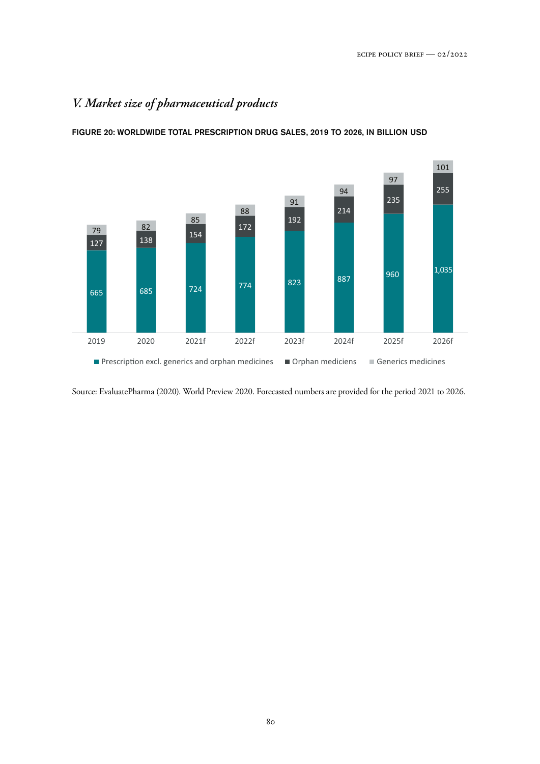## *V. Market size of pharmaceutical products*

**FIGURE 20: WORLDWIDE TOTAL PRESCRIPTION DRUG SALES, 2019 TO 2026, IN BILLION USD**

| | 2019 | 2020 | 2021f | 2022f | 2023f | 2024f | 2025f | 2026f |
|---|---|---|---|---|---|---|---|---|
| Prescription excl. generics and orphan medicines | 665 | 685 | 724 | 774 | 823 | 887 | 960 | 1,035 |
| Orphan mediciens | 127 | 138 | 154 | 172 | 192 | 214 | 235 | 255 |
| Generics medicines | 79 | 82 | 85 | 88 | 91 | 94 | 97 | 101 |

Source: EvaluatePharma (2020). World Preview 2020. Forecasted numbers are provided for the period 2021 to 2026.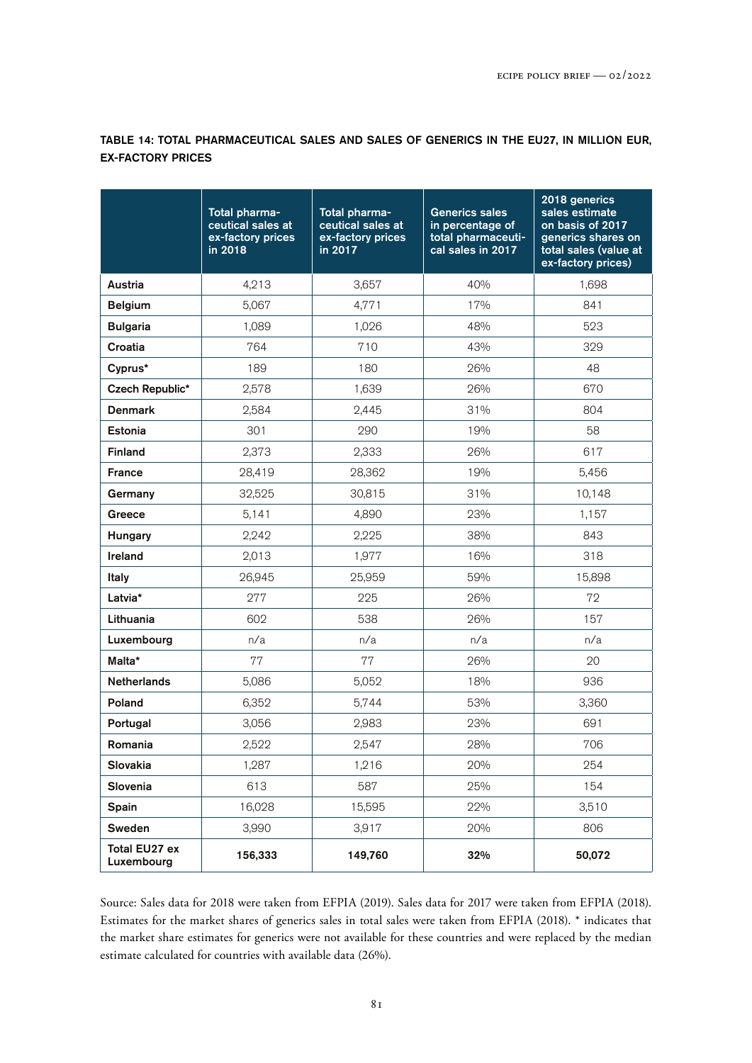**TABLE 14: TOTAL PHARMACEUTICAL SALES AND SALES OF GENERICS IN THE EU27, IN MILLION EUR, EX-FACTORY PRICES**

| | Total pharmaceutical sales at ex-factory prices in 2018 | Total pharmaceutical sales at ex-factory prices in 2017 | Generics sales in percentage of total pharmaceutical sales in 2017 | 2018 generics sales estimate on basis of 2017 generics shares on total sales (value at ex-factory prices) |
|---|---|---|---|---|
| **Austria** | 4,213 | 3,657 | 40% | 1,698 |
| **Belgium** | 5,067 | 4,771 | 17% | 841 |
| **Bulgaria** | 1,089 | 1,026 | 48% | 523 |
| **Croatia** | 764 | 710 | 43% | 329 |
| **Cyprus*** | 189 | 180 | 26% | 48 |
| **Czech Republic*** | 2,578 | 1,639 | 26% | 670 |
| **Denmark** | 2,584 | 2,445 | 31% | 804 |
| **Estonia** | 301 | 290 | 19% | 58 |
| **Finland** | 2,373 | 2,333 | 26% | 617 |
| **France** | 28,419 | 28,362 | 19% | 5,456 |
| **Germany** | 32,525 | 30,815 | 31% | 10,148 |
| **Greece** | 5,141 | 4,890 | 23% | 1,157 |
| **Hungary** | 2,242 | 2,225 | 38% | 843 |
| **Ireland** | 2,013 | 1,977 | 16% | 318 |
| **Italy** | 26,945 | 25,959 | 59% | 15,898 |
| **Latvia*** | 277 | 225 | 26% | 72 |
| **Lithuania** | 602 | 538 | 26% | 157 |
| **Luxembourg** | n/a | n/a | n/a | n/a |
| **Malta*** | 77 | 77 | 26% | 20 |
| **Netherlands** | 5,086 | 5,052 | 18% | 936 |
| **Poland** | 6,352 | 5,744 | 53% | 3,360 |
| **Portugal** | 3,056 | 2,983 | 23% | 691 |
| **Romania** | 2,522 | 2,547 | 28% | 706 |
| **Slovakia** | 1,287 | 1,216 | 20% | 254 |
| **Slovenia** | 613 | 587 | 25% | 154 |
| **Spain** | 16,028 | 15,595 | 22% | 3,510 |
| **Sweden** | 3,990 | 3,917 | 20% | 806 |
| **Total EU27 ex Luxembourg** | **156,333** | **149,760** | **32%** | **50,072** |

Source: Sales data for 2018 were taken from EFPIA (2019). Sales data for 2017 were taken from EFPIA (2018). Estimates for the market shares of generics sales in total sales were taken from EFPIA (2018). * indicates that the market share estimates for generics were not available for these countries and were replaced by the median estimate calculated for countries with available data (26%).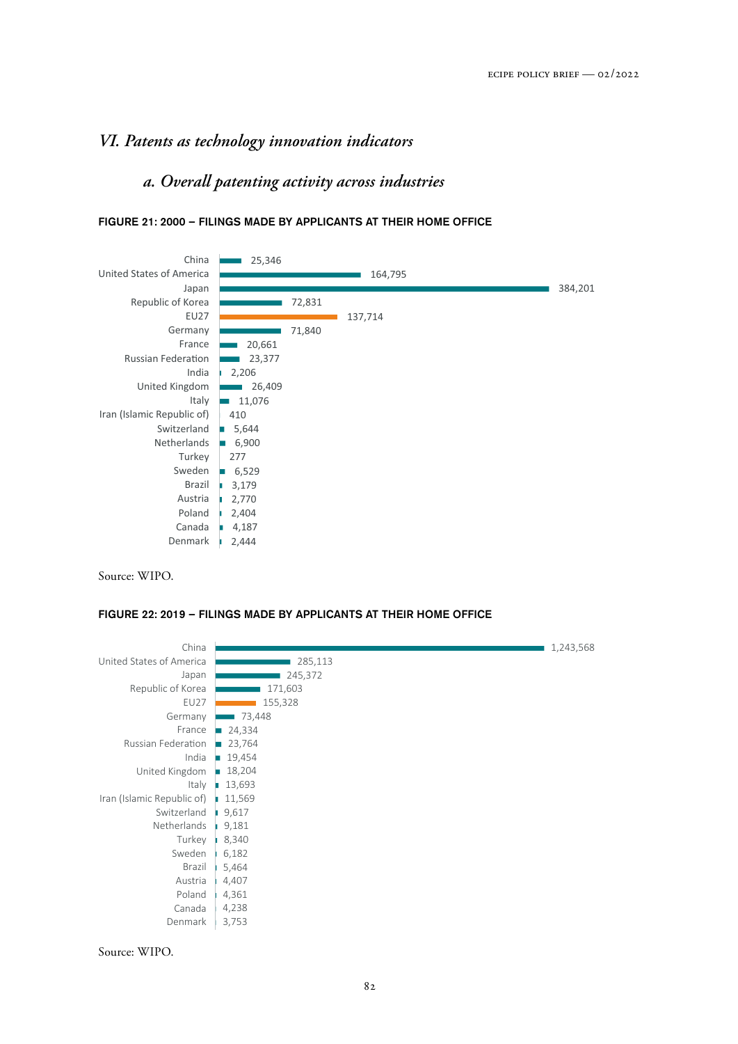## VI. Patents as technology innovation indicators

### a. Overall patenting activity across industries

**FIGURE 21: 2000 – FILINGS MADE BY APPLICANTS AT THEIR HOME OFFICE**

| Country | Filings |
|---|---|
| China | 25,346 |
| United States of America | 164,795 |
| Japan | 384,201 |
| Republic of Korea | 72,831 |
| EU27 | 137,714 |
| Germany | 71,840 |
| France | 20,661 |
| Russian Federation | 23,377 |
| India | 2,206 |
| United Kingdom | 26,409 |
| Italy | 11,076 |
| Iran (Islamic Republic of) | 410 |
| Switzerland | 5,644 |
| Netherlands | 6,900 |
| Turkey | 277 |
| Sweden | 6,529 |
| Brazil | 3,179 |
| Austria | 2,770 |
| Poland | 2,404 |
| Canada | 4,187 |
| Denmark | 2,444 |

Source: WIPO.

**FIGURE 22: 2019 – FILINGS MADE BY APPLICANTS AT THEIR HOME OFFICE**

| Country | Filings |
|---|---|
| China | 1,243,568 |
| United States of America | 285,113 |
| Japan | 245,372 |
| Republic of Korea | 171,603 |
| EU27 | 155,328 |
| Germany | 73,448 |
| France | 24,334 |
| Russian Federation | 23,764 |
| India | 19,454 |
| United Kingdom | 18,204 |
| Italy | 13,693 |
| Iran (Islamic Republic of) | 11,569 |
| Switzerland | 9,617 |
| Netherlands | 9,181 |
| Turkey | 8,340 |
| Sweden | 6,182 |
| Brazil | 5,464 |
| Austria | 4,407 |
| Poland | 4,361 |
| Canada | 4,238 |
| Denmark | 3,753 |

Source: WIPO.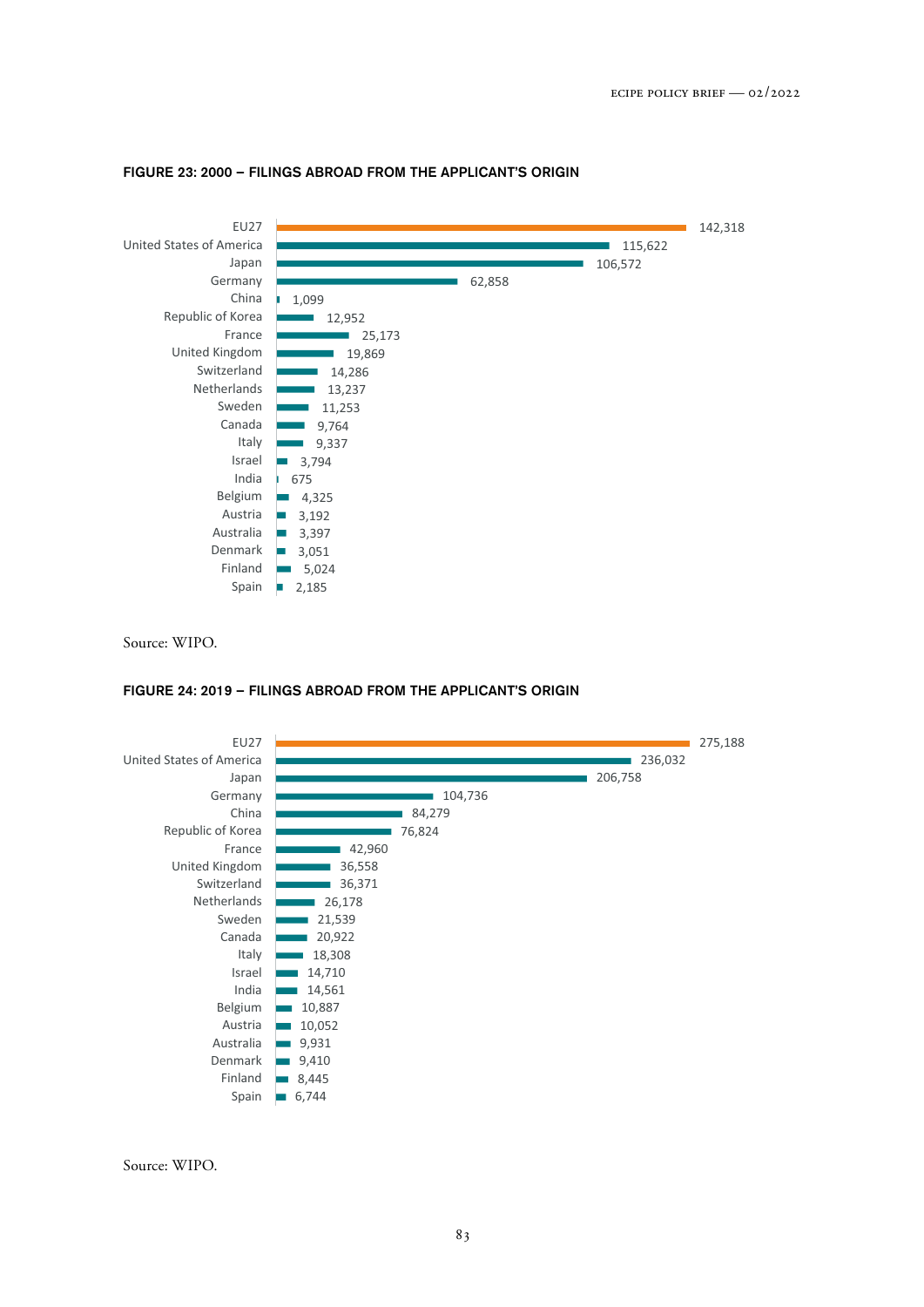**FIGURE 23: 2000 – FILINGS ABROAD FROM THE APPLICANT'S ORIGIN**

| Origin | Filings |
|---|---|
| EU27 | 142,318 |
| United States of America | 115,622 |
| Japan | 106,572 |
| Germany | 62,858 |
| China | 1,099 |
| Republic of Korea | 12,952 |
| France | 25,173 |
| United Kingdom | 19,869 |
| Switzerland | 14,286 |
| Netherlands | 13,237 |
| Sweden | 11,253 |
| Canada | 9,764 |
| Italy | 9,337 |
| Israel | 3,794 |
| India | 675 |
| Belgium | 4,325 |
| Austria | 3,192 |
| Australia | 3,397 |
| Denmark | 3,051 |
| Finland | 5,024 |
| Spain | 2,185 |

Source: WIPO.

**FIGURE 24: 2019 – FILINGS ABROAD FROM THE APPLICANT'S ORIGIN**

| Origin | Filings |
|---|---|
| EU27 | 275,188 |
| United States of America | 236,032 |
| Japan | 206,758 |
| Germany | 104,736 |
| China | 84,279 |
| Republic of Korea | 76,824 |
| France | 42,960 |
| United Kingdom | 36,558 |
| Switzerland | 36,371 |
| Netherlands | 26,178 |
| Sweden | 21,539 |
| Canada | 20,922 |
| Italy | 18,308 |
| Israel | 14,710 |
| India | 14,561 |
| Belgium | 10,887 |
| Austria | 10,052 |
| Australia | 9,931 |
| Denmark | 9,410 |
| Finland | 8,445 |
| Spain | 6,744 |

Source: WIPO.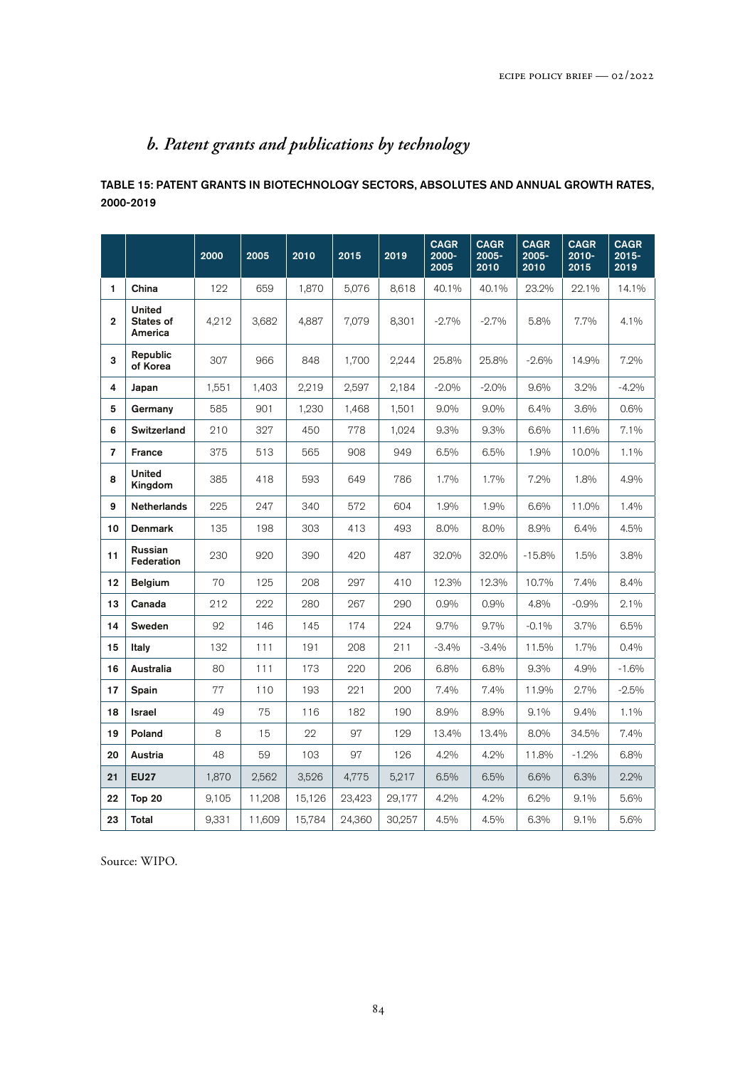## *b. Patent grants and publications by technology*

**TABLE 15: PATENT GRANTS IN BIOTECHNOLOGY SECTORS, ABSOLUTES AND ANNUAL GROWTH RATES, 2000-2019**

| | | 2000 | 2005 | 2010 | 2015 | 2019 | CAGR 2000-2005 | CAGR 2005-2010 | CAGR 2005-2010 | CAGR 2010-2015 | CAGR 2015-2019 |
|---|---|---|---|---|---|---|---|---|---|---|---|
| 1 | China | 122 | 659 | 1,870 | 5,076 | 8,618 | 40.1% | 40.1% | 23.2% | 22.1% | 14.1% |
| 2 | United States of America | 4,212 | 3,682 | 4,887 | 7,079 | 8,301 | -2.7% | -2.7% | 5.8% | 7.7% | 4.1% |
| 3 | Republic of Korea | 307 | 966 | 848 | 1,700 | 2,244 | 25.8% | 25.8% | -2.6% | 14.9% | 7.2% |
| 4 | Japan | 1,551 | 1,403 | 2,219 | 2,597 | 2,184 | -2.0% | -2.0% | 9.6% | 3.2% | -4.2% |
| 5 | Germany | 585 | 901 | 1,230 | 1,468 | 1,501 | 9.0% | 9.0% | 6.4% | 3.6% | 0.6% |
| 6 | Switzerland | 210 | 327 | 450 | 778 | 1,024 | 9.3% | 9.3% | 6.6% | 11.6% | 7.1% |
| 7 | France | 375 | 513 | 565 | 908 | 949 | 6.5% | 6.5% | 1.9% | 10.0% | 1.1% |
| 8 | United Kingdom | 385 | 418 | 593 | 649 | 786 | 1.7% | 1.7% | 7.2% | 1.8% | 4.9% |
| 9 | Netherlands | 225 | 247 | 340 | 572 | 604 | 1.9% | 1.9% | 6.6% | 11.0% | 1.4% |
| 10 | Denmark | 135 | 198 | 303 | 413 | 493 | 8.0% | 8.0% | 8.9% | 6.4% | 4.5% |
| 11 | Russian Federation | 230 | 920 | 390 | 420 | 487 | 32.0% | 32.0% | -15.8% | 1.5% | 3.8% |
| 12 | Belgium | 70 | 125 | 208 | 297 | 410 | 12.3% | 12.3% | 10.7% | 7.4% | 8.4% |
| 13 | Canada | 212 | 222 | 280 | 267 | 290 | 0.9% | 0.9% | 4.8% | -0.9% | 2.1% |
| 14 | Sweden | 92 | 146 | 145 | 174 | 224 | 9.7% | 9.7% | -0.1% | 3.7% | 6.5% |
| 15 | Italy | 132 | 111 | 191 | 208 | 211 | -3.4% | -3.4% | 11.5% | 1.7% | 0.4% |
| 16 | Australia | 80 | 111 | 173 | 220 | 206 | 6.8% | 6.8% | 9.3% | 4.9% | -1.6% |
| 17 | Spain | 77 | 110 | 193 | 221 | 200 | 7.4% | 7.4% | 11.9% | 2.7% | -2.5% |
| 18 | Israel | 49 | 75 | 116 | 182 | 190 | 8.9% | 8.9% | 9.1% | 9.4% | 1.1% |
| 19 | Poland | 8 | 15 | 22 | 97 | 129 | 13.4% | 13.4% | 8.0% | 34.5% | 7.4% |
| 20 | Austria | 48 | 59 | 103 | 97 | 126 | 4.2% | 4.2% | 11.8% | -1.2% | 6.8% |
| 21 | EU27 | 1,870 | 2,562 | 3,526 | 4,775 | 5,217 | 6.5% | 6.5% | 6.6% | 6.3% | 2.2% |
| 22 | Top 20 | 9,105 | 11,208 | 15,126 | 23,423 | 29,177 | 4.2% | 4.2% | 6.2% | 9.1% | 5.6% |
| 23 | Total | 9,331 | 11,609 | 15,784 | 24,360 | 30,257 | 4.5% | 4.5% | 6.3% | 9.1% | 5.6% |

Source: WIPO.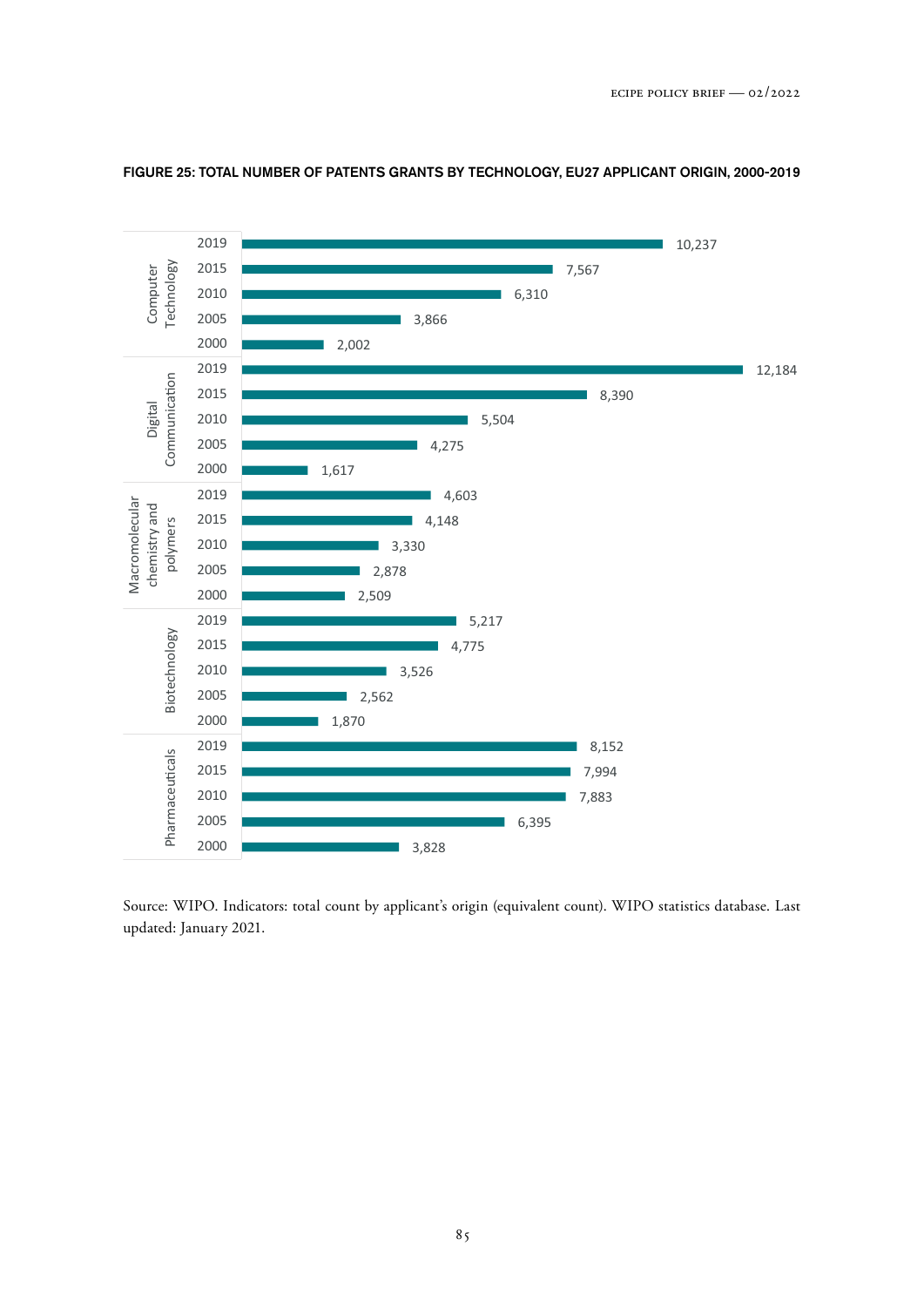**FIGURE 25: TOTAL NUMBER OF PATENTS GRANTS BY TECHNOLOGY, EU27 APPLICANT ORIGIN, 2000-2019**

| Technology | Year | Patent grants |
|---|---|---|
| Computer Technology | 2019 | 10,237 |
| | 2015 | 7,567 |
| | 2010 | 6,310 |
| | 2005 | 3,866 |
| | 2000 | 2,002 |
| Digital Communication | 2019 | 12,184 |
| | 2015 | 8,390 |
| | 2010 | 5,504 |
| | 2005 | 4,275 |
| | 2000 | 1,617 |
| Macromolecular chemistry and polymers | 2019 | 4,603 |
| | 2015 | 4,148 |
| | 2010 | 3,330 |
| | 2005 | 2,878 |
| | 2000 | 2,509 |
| Biotechnology | 2019 | 5,217 |
| | 2015 | 4,775 |
| | 2010 | 3,526 |
| | 2005 | 2,562 |
| | 2000 | 1,870 |
| Pharmaceuticals | 2019 | 8,152 |
| | 2015 | 7,994 |
| | 2010 | 7,883 |
| | 2005 | 6,395 |
| | 2000 | 3,828 |

Source: WIPO. Indicators: total count by applicant's origin (equivalent count). WIPO statistics database. Last updated: January 2021.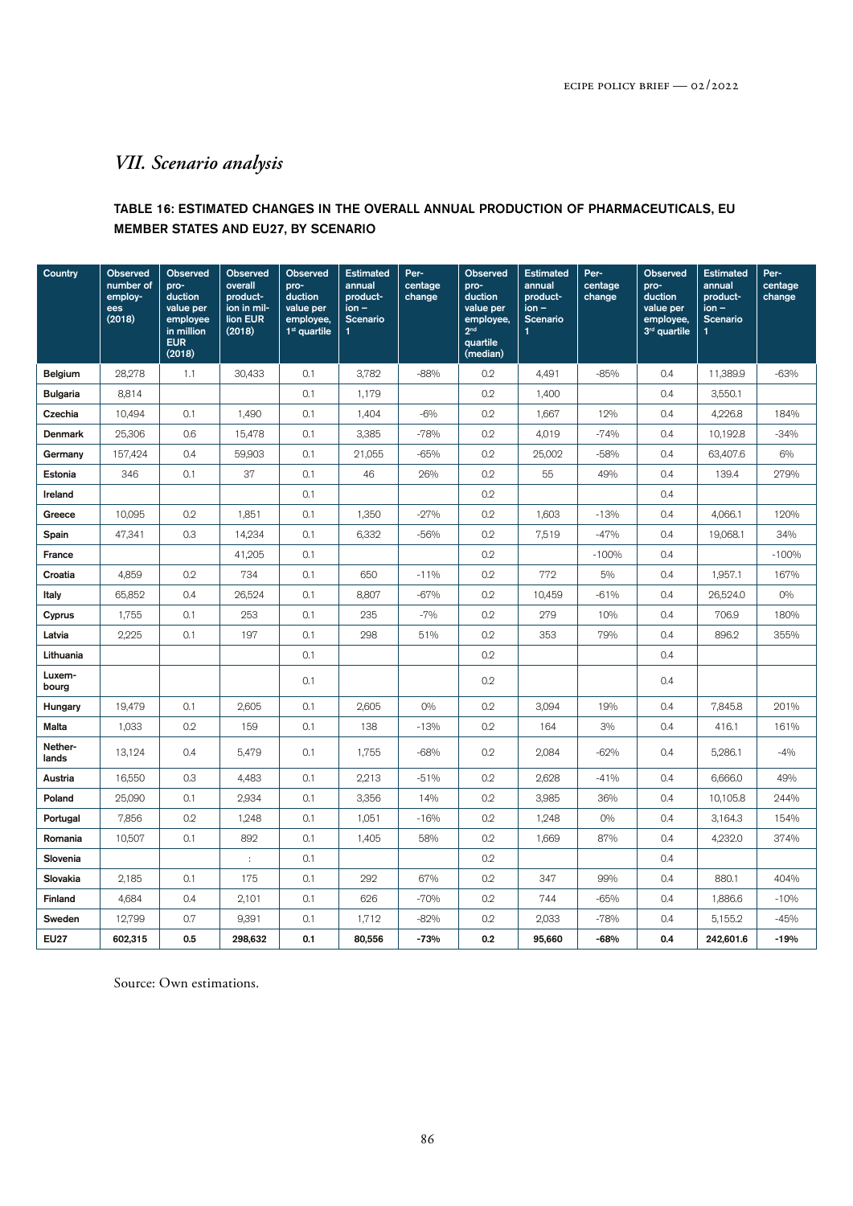## *VII. Scenario analysis*

### TABLE 16: ESTIMATED CHANGES IN THE OVERALL ANNUAL PRODUCTION OF PHARMACEUTICALS, EU MEMBER STATES AND EU27, BY SCENARIO

| Country | Observed number of employees (2018) | Observed production value per employee in million EUR (2018) | Observed overall production in million EUR (2018) | Observed production value per employee, 1st quartile | Estimated annual production – Scenario 1 | Percentage change | Observed production value per employee, 2nd quartile (median) | Estimated annual production – Scenario 1 | Percentage change | Observed production value per employee, 3rd quartile | Estimated annual production – Scenario 1 | Percentage change |
|---|---|---|---|---|---|---|---|---|---|---|---|---|
| Belgium | 28,278 | 1.1 | 30,433 | 0.1 | 3,782 | -88% | 0.2 | 4,491 | -85% | 0.4 | 11,389.9 | -63% |
| Bulgaria | 8,814 | | | 0.1 | 1,179 | | 0.2 | 1,400 | | 0.4 | 3,550.1 | |
| Czechia | 10,494 | 0.1 | 1,490 | 0.1 | 1,404 | -6% | 0.2 | 1,667 | 12% | 0.4 | 4,226.8 | 184% |
| Denmark | 25,306 | 0.6 | 15,478 | 0.1 | 3,385 | -78% | 0.2 | 4,019 | -74% | 0.4 | 10,192.8 | -34% |
| Germany | 157,424 | 0.4 | 59,903 | 0.1 | 21,055 | -65% | 0.2 | 25,002 | -58% | 0.4 | 63,407.6 | 6% |
| Estonia | 346 | 0.1 | 37 | 0.1 | 46 | 26% | 0.2 | 55 | 49% | 0.4 | 139.4 | 279% |
| Ireland | | | | 0.1 | | | 0.2 | | | 0.4 | | |
| Greece | 10,095 | 0.2 | 1,851 | 0.1 | 1,350 | -27% | 0.2 | 1,603 | -13% | 0.4 | 4,066.1 | 120% |
| Spain | 47,341 | 0.3 | 14,234 | 0.1 | 6,332 | -56% | 0.2 | 7,519 | -47% | 0.4 | 19,068.1 | 34% |
| France | | | 41,205 | 0.1 | | | 0.2 | | -100% | 0.4 | | -100% |
| Croatia | 4,859 | 0.2 | 734 | 0.1 | 650 | -11% | 0.2 | 772 | 5% | 0.4 | 1,957.1 | 167% |
| Italy | 65,852 | 0.4 | 26,524 | 0.1 | 8,807 | -67% | 0.2 | 10,459 | -61% | 0.4 | 26,524.0 | 0% |
| Cyprus | 1,755 | 0.1 | 253 | 0.1 | 235 | -7% | 0.2 | 279 | 10% | 0.4 | 706.9 | 180% |
| Latvia | 2,225 | 0.1 | 197 | 0.1 | 298 | 51% | 0.2 | 353 | 79% | 0.4 | 896.2 | 355% |
| Lithuania | | | | 0.1 | | | 0.2 | | | 0.4 | | |
| Luxembourg | | | | 0.1 | | | 0.2 | | | 0.4 | | |
| Hungary | 19,479 | 0.1 | 2,605 | 0.1 | 2,605 | 0% | 0.2 | 3,094 | 19% | 0.4 | 7,845.8 | 201% |
| Malta | 1,033 | 0.2 | 159 | 0.1 | 138 | -13% | 0.2 | 164 | 3% | 0.4 | 416.1 | 161% |
| Netherlands | 13,124 | 0.4 | 5,479 | 0.1 | 1,755 | -68% | 0.2 | 2,084 | -62% | 0.4 | 5,286.1 | -4% |
| Austria | 16,550 | 0.3 | 4,483 | 0.1 | 2,213 | -51% | 0.2 | 2,628 | -41% | 0.4 | 6,666.0 | 49% |
| Poland | 25,090 | 0.1 | 2,934 | 0.1 | 3,356 | 14% | 0.2 | 3,985 | 36% | 0.4 | 10,105.8 | 244% |
| Portugal | 7,856 | 0.2 | 1,248 | 0.1 | 1,051 | -16% | 0.2 | 1,248 | 0% | 0.4 | 3,164.3 | 154% |
| Romania | 10,507 | 0.1 | 892 | 0.1 | 1,405 | 58% | 0.2 | 1,669 | 87% | 0.4 | 4,232.0 | 374% |
| Slovenia | | | : | 0.1 | | | 0.2 | | | 0.4 | | |
| Slovakia | 2,185 | 0.1 | 175 | 0.1 | 292 | 67% | 0.2 | 347 | 99% | 0.4 | 880.1 | 404% |
| Finland | 4,684 | 0.4 | 2,101 | 0.1 | 626 | -70% | 0.2 | 744 | -65% | 0.4 | 1,886.6 | -10% |
| Sweden | 12,799 | 0.7 | 9,391 | 0.1 | 1,712 | -82% | 0.2 | 2,033 | -78% | 0.4 | 5,155.2 | -45% |
| **EU27** | **602,315** | **0.5** | **298,632** | **0.1** | **80,556** | **-73%** | **0.2** | **95,660** | **-68%** | **0.4** | **242,601.6** | **-19%** |

Source: Own estimations.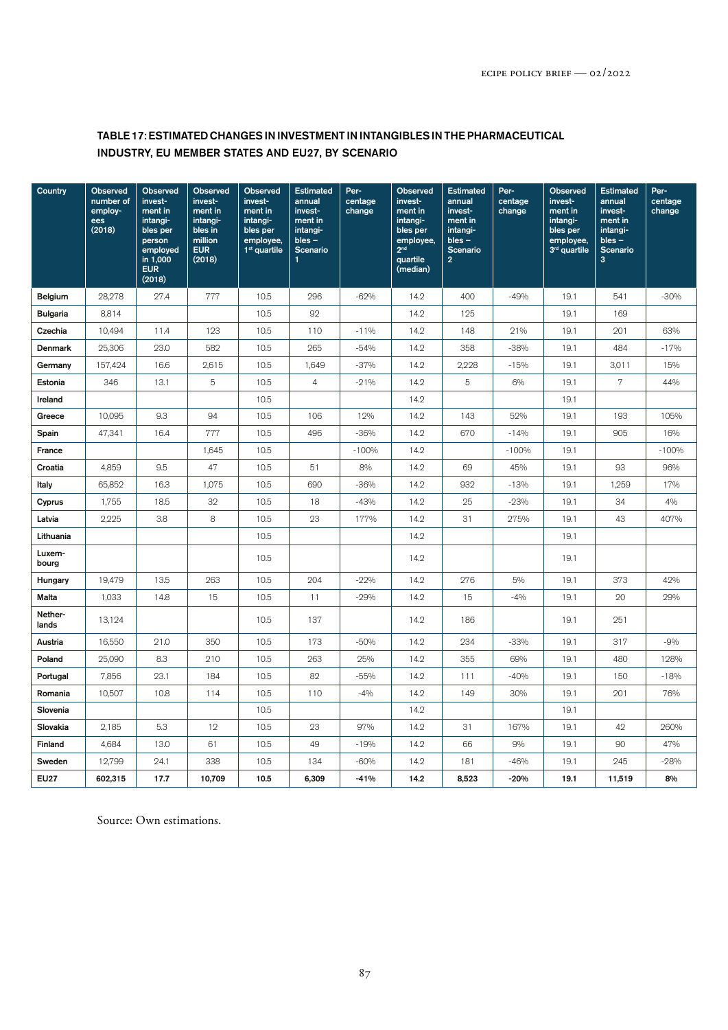**TABLE 17: ESTIMATED CHANGES IN INVESTMENT IN INTANGIBLES IN THE PHARMACEUTICAL INDUSTRY, EU MEMBER STATES AND EU27, BY SCENARIO**

| Country | Observed number of employees (2018) | Observed investment in intangibles per person employed in 1,000 EUR (2018) | Observed investment in intangibles in million EUR (2018) | Observed investment in intangibles per employee, 1st quartile | Estimated annual investment in intangibles – Scenario 1 | Percentage change | Observed investment in intangibles per employee, 2nd quartile (median) | Estimated annual investment in intangibles – Scenario 2 | Percentage change | Observed investment in intangibles per employee, 3rd quartile | Estimated annual investment in intangibles – Scenario 3 | Percentage change |
|---|---|---|---|---|---|---|---|---|---|---|---|---|
| Belgium | 28,278 | 27.4 | 777 | 10.5 | 296 | -62% | 14.2 | 400 | -49% | 19.1 | 541 | -30% |
| Bulgaria | 8,814 | | | 10.5 | 92 | | 14.2 | 125 | | 19.1 | 169 | |
| Czechia | 10,494 | 11.4 | 123 | 10.5 | 110 | -11% | 14.2 | 148 | 21% | 19.1 | 201 | 63% |
| Denmark | 25,306 | 23.0 | 582 | 10.5 | 265 | -54% | 14.2 | 358 | -38% | 19.1 | 484 | -17% |
| Germany | 157,424 | 16.6 | 2,615 | 10.5 | 1,649 | -37% | 14.2 | 2,228 | -15% | 19.1 | 3,011 | 15% |
| Estonia | 346 | 13.1 | 5 | 10.5 | 4 | -21% | 14.2 | 5 | 6% | 19.1 | 7 | 44% |
| Ireland | | | | 10.5 | | | 14.2 | | | 19.1 | | |
| Greece | 10,095 | 9.3 | 94 | 10.5 | 106 | 12% | 14.2 | 143 | 52% | 19.1 | 193 | 105% |
| Spain | 47,341 | 16.4 | 777 | 10.5 | 496 | -36% | 14.2 | 670 | -14% | 19.1 | 905 | 16% |
| France | | | 1,645 | 10.5 | | -100% | 14.2 | | -100% | 19.1 | | -100% |
| Croatia | 4,859 | 9.5 | 47 | 10.5 | 51 | 8% | 14.2 | 69 | 45% | 19.1 | 93 | 96% |
| Italy | 65,852 | 16.3 | 1,075 | 10.5 | 690 | -36% | 14.2 | 932 | -13% | 19.1 | 1,259 | 17% |
| Cyprus | 1,755 | 18.5 | 32 | 10.5 | 18 | -43% | 14.2 | 25 | -23% | 19.1 | 34 | 4% |
| Latvia | 2,225 | 3.8 | 8 | 10.5 | 23 | 177% | 14.2 | 31 | 275% | 19.1 | 43 | 407% |
| Lithuania | | | | 10.5 | | | 14.2 | | | 19.1 | | |
| Luxembourg | | | | 10.5 | | | 14.2 | | | 19.1 | | |
| Hungary | 19,479 | 13.5 | 263 | 10.5 | 204 | -22% | 14.2 | 276 | 5% | 19.1 | 373 | 42% |
| Malta | 1,033 | 14.8 | 15 | 10.5 | 11 | -29% | 14.2 | 15 | -4% | 19.1 | 20 | 29% |
| Netherlands | 13,124 | | | 10.5 | 137 | | 14.2 | 186 | | 19.1 | 251 | |
| Austria | 16,550 | 21.0 | 350 | 10.5 | 173 | -50% | 14.2 | 234 | -33% | 19.1 | 317 | -9% |
| Poland | 25,090 | 8.3 | 210 | 10.5 | 263 | 25% | 14.2 | 355 | 69% | 19.1 | 480 | 128% |
| Portugal | 7,856 | 23.1 | 184 | 10.5 | 82 | -55% | 14.2 | 111 | -40% | 19.1 | 150 | -18% |
| Romania | 10,507 | 10.8 | 114 | 10.5 | 110 | -4% | 14.2 | 149 | 30% | 19.1 | 201 | 76% |
| Slovenia | | | | 10.5 | | | 14.2 | | | 19.1 | | |
| Slovakia | 2,185 | 5.3 | 12 | 10.5 | 23 | 97% | 14.2 | 31 | 167% | 19.1 | 42 | 260% |
| Finland | 4,684 | 13.0 | 61 | 10.5 | 49 | -19% | 14.2 | 66 | 9% | 19.1 | 90 | 47% |
| Sweden | 12,799 | 24.1 | 338 | 10.5 | 134 | -60% | 14.2 | 181 | -46% | 19.1 | 245 | -28% |
| **EU27** | **602,315** | **17.7** | **10,709** | **10.5** | **6,309** | **-41%** | **14.2** | **8,523** | **-20%** | **19.1** | **11,519** | **8%** |

Source: Own estimations.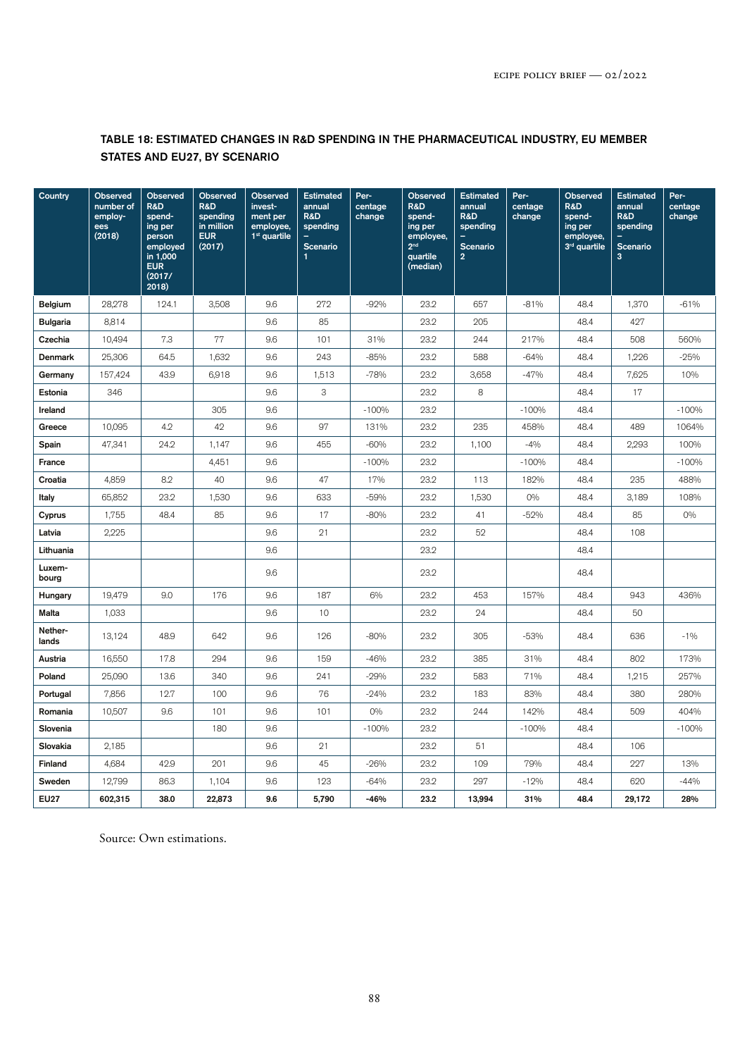**TABLE 18: ESTIMATED CHANGES IN R&D SPENDING IN THE PHARMACEUTICAL INDUSTRY, EU MEMBER STATES AND EU27, BY SCENARIO**

| Country | Observed number of employees (2018) | Observed R&D spending per person employed in 1,000 EUR (2017/2018) | Observed R&D spending in million EUR (2017) | Observed investment per employee, 1st quartile | Estimated annual R&D spending – Scenario 1 | Percentage change | Observed R&D spending per employee, 2nd quartile (median) | Estimated annual R&D spending – Scenario 2 | Percentage change | Observed R&D spending per employee, 3rd quartile | Estimated annual R&D spending – Scenario 3 | Percentage change |
|---|---|---|---|---|---|---|---|---|---|---|---|---|
| Belgium | 28,278 | 124.1 | 3,508 | 9.6 | 272 | -92% | 23.2 | 657 | -81% | 48.4 | 1,370 | -61% |
| Bulgaria | 8,814 | | | 9.6 | 85 | | 23.2 | 205 | | 48.4 | 427 | |
| Czechia | 10,494 | 7.3 | 77 | 9.6 | 101 | 31% | 23.2 | 244 | 217% | 48.4 | 508 | 560% |
| Denmark | 25,306 | 64.5 | 1,632 | 9.6 | 243 | -85% | 23.2 | 588 | -64% | 48.4 | 1,226 | -25% |
| Germany | 157,424 | 43.9 | 6,918 | 9.6 | 1,513 | -78% | 23.2 | 3,658 | -47% | 48.4 | 7,625 | 10% |
| Estonia | 346 | | | 9.6 | 3 | | 23.2 | 8 | | 48.4 | 17 | |
| Ireland | | | 305 | 9.6 | | -100% | 23.2 | | -100% | 48.4 | | -100% |
| Greece | 10,095 | 4.2 | 42 | 9.6 | 97 | 131% | 23.2 | 235 | 458% | 48.4 | 489 | 1064% |
| Spain | 47,341 | 24.2 | 1,147 | 9.6 | 455 | -60% | 23.2 | 1,100 | -4% | 48.4 | 2,293 | 100% |
| France | | | 4,451 | 9.6 | | -100% | 23.2 | | -100% | 48.4 | | -100% |
| Croatia | 4,859 | 8.2 | 40 | 9.6 | 47 | 17% | 23.2 | 113 | 182% | 48.4 | 235 | 488% |
| Italy | 65,852 | 23.2 | 1,530 | 9.6 | 633 | -59% | 23.2 | 1,530 | 0% | 48.4 | 3,189 | 108% |
| Cyprus | 1,755 | 48.4 | 85 | 9.6 | 17 | -80% | 23.2 | 41 | -52% | 48.4 | 85 | 0% |
| Latvia | 2,225 | | | 9.6 | 21 | | 23.2 | 52 | | 48.4 | 108 | |
| Lithuania | | | | 9.6 | | | 23.2 | | | 48.4 | | |
| Luxembourg | | | | 9.6 | | | 23.2 | | | 48.4 | | |
| Hungary | 19,479 | 9.0 | 176 | 9.6 | 187 | 6% | 23.2 | 453 | 157% | 48.4 | 943 | 436% |
| Malta | 1,033 | | | 9.6 | 10 | | 23.2 | 24 | | 48.4 | 50 | |
| Netherlands | 13,124 | 48.9 | 642 | 9.6 | 126 | -80% | 23.2 | 305 | -53% | 48.4 | 636 | -1% |
| Austria | 16,550 | 17.8 | 294 | 9.6 | 159 | -46% | 23.2 | 385 | 31% | 48.4 | 802 | 173% |
| Poland | 25,090 | 13.6 | 340 | 9.6 | 241 | -29% | 23.2 | 583 | 71% | 48.4 | 1,215 | 257% |
| Portugal | 7,856 | 12.7 | 100 | 9.6 | 76 | -24% | 23.2 | 183 | 83% | 48.4 | 380 | 280% |
| Romania | 10,507 | 9.6 | 101 | 9.6 | 101 | 0% | 23.2 | 244 | 142% | 48.4 | 509 | 404% |
| Slovenia | | | 180 | 9.6 | | -100% | 23.2 | | -100% | 48.4 | | -100% |
| Slovakia | 2,185 | | | 9.6 | 21 | | 23.2 | 51 | | 48.4 | 106 | |
| Finland | 4,684 | 42.9 | 201 | 9.6 | 45 | -26% | 23.2 | 109 | 79% | 48.4 | 227 | 13% |
| Sweden | 12,799 | 86.3 | 1,104 | 9.6 | 123 | -64% | 23.2 | 297 | -12% | 48.4 | 620 | -44% |
| **EU27** | **602,315** | **38.0** | **22,873** | **9.6** | **5,790** | **-46%** | **23.2** | **13,994** | **31%** | **48.4** | **29,172** | **28%** |

Source: Own estimations.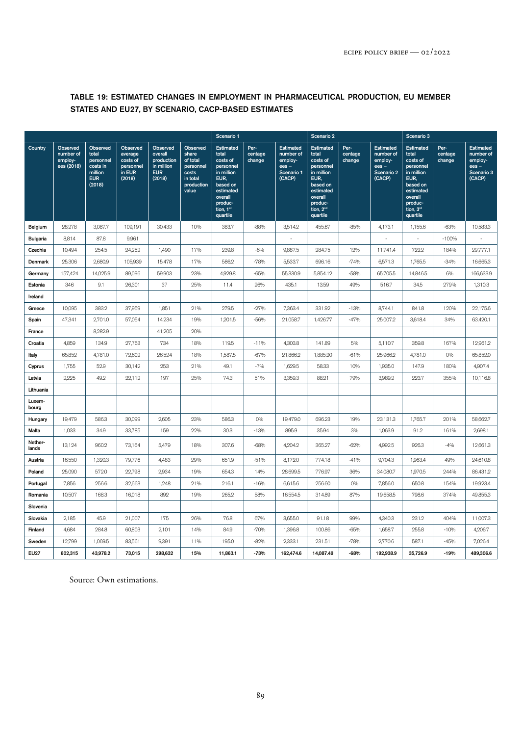**TABLE 19: ESTIMATED CHANGES IN EMPLOYMENT IN PHARMACEUTICAL PRODUCTION, EU MEMBER STATES AND EU27, BY SCENARIO, CACP-BASED ESTIMATES**

| | | | | | | Scenario 1 | | | Scenario 2 | | | Scenario 3 | | |
|---|---|---|---|---|---|---|---|---|---|---|---|---|---|---|
| Country | Observed number of employees (2018) | Observed total personnel costs in million EUR (2018) | Observed average costs of personnel in EUR (2018) | Observed overall production in million EUR (2018) | Observed share of total personnel costs in total production value | Estimated total costs of personnel in million EUR, based on estimated overall production, 1st quartile | Percentage change | Estimated number of employees – Scenario 1 (CACP) | Estimated total costs of personnel in million EUR, based on estimated overall production, 2nd quartile | Percentage change | Estimated number of employees – Scenario 2 (CACP) | Estimated total costs of personnel in million EUR, based on estimated overall production, 3rd quartile | Percentage change | Estimated number of employees – Scenario 3 (CACP) |
| Belgium | 28,278 | 3,087.7 | 109,191 | 30,433 | 10% | 383.7 | -88% | 3,514.2 | 455.67 | -85% | 4,173.1 | 1,155.6 | -63% | 10,583.3 |
| Bulgaria | 8,814 | 87.8 | 9,961 | | | | | - | | | - | - | -100% | - |
| Czechia | 10,494 | 254.5 | 24,252 | 1,490 | 17% | 239.8 | -6% | 9,887.5 | 284.75 | 12% | 11,741.4 | 722.2 | 184% | 29,777.1 |
| Denmark | 25,306 | 2,680.9 | 105,939 | 15,478 | 17% | 586.2 | -78% | 5,533.7 | 696.16 | -74% | 6,571.3 | 1,765.5 | -34% | 16,665.3 |
| Germany | 157,424 | 14,025.9 | 89,096 | 59,903 | 23% | 4,929.8 | -65% | 55,330.9 | 5,854.12 | -58% | 65,705.5 | 14,846.5 | 6% | 166,633.9 |
| Estonia | 346 | 9.1 | 26,301 | 37 | 25% | 11.4 | 26% | 435.1 | 13.59 | 49% | 516.7 | 34.5 | 279% | 1,310.3 |
| Ireland | | | | | | | | | | | | | | |
| Greece | 10,095 | 383.2 | 37,959 | 1,851 | 21% | 279.5 | -27% | 7,363.4 | 331.92 | -13% | 8,744.1 | 841.8 | 120% | 22,175.6 |
| Spain | 47,341 | 2,701.0 | 57,054 | 14,234 | 19% | 1,201.5 | -56% | 21,058.7 | 1,426.77 | -47% | 25,007.2 | 3,618.4 | 34% | 63,420.1 |
| France | | 8,282.9 | | 41,205 | 20% | | | | | | | | | |
| Croatia | 4,859 | 134.9 | 27,763 | 734 | 18% | 119.5 | -11% | 4,303.8 | 141.89 | 5% | 5,110.7 | 359.8 | 167% | 12,961.2 |
| Italy | 65,852 | 4,781.0 | 72,602 | 26,524 | 18% | 1,587.5 | -67% | 21,866.2 | 1,885.20 | -61% | 25,966.2 | 4,781.0 | 0% | 65,852.0 |
| Cyprus | 1,755 | 52.9 | 30,142 | 253 | 21% | 49.1 | -7% | 1,629.5 | 58.33 | 10% | 1,935.0 | 147.9 | 180% | 4,907.4 |
| Latvia | 2,225 | 49.2 | 22,112 | 197 | 25% | 74.3 | 51% | 3,359.3 | 88.21 | 79% | 3,989.2 | 223.7 | 355% | 10,116.8 |
| Lithuania | | | | | | | | | | | | | | |
| Luxembourg | | | | | | | | | | | | | | |
| Hungary | 19,479 | 586.3 | 30,099 | 2,605 | 23% | 586.3 | 0% | 19,479.0 | 696.23 | 19% | 23,131.3 | 1,765.7 | 201% | 58,662.7 |
| Malta | 1,033 | 34.9 | 33,785 | 159 | 22% | 30.3 | -13% | 895.9 | 35.94 | 3% | 1,063.9 | 91.2 | 161% | 2,698.1 |
| Netherlands | 13,124 | 960.2 | 73,164 | 5,479 | 18% | 307.6 | -68% | 4,204.2 | 365.27 | -62% | 4,992.5 | 926.3 | -4% | 12,661.3 |
| Austria | 16,550 | 1,320.3 | 79,776 | 4,483 | 29% | 651.9 | -51% | 8,172.0 | 774.18 | -41% | 9,704.3 | 1,963.4 | 49% | 24,610.8 |
| Poland | 25,090 | 572.0 | 22,798 | 2,934 | 19% | 654.3 | 14% | 28,699.5 | 776.97 | 36% | 34,080.7 | 1,970.5 | 244% | 86,431.2 |
| Portugal | 7,856 | 256.6 | 32,663 | 1,248 | 21% | 216.1 | -16% | 6,615.6 | 256.60 | 0% | 7,856.0 | 650.8 | 154% | 19,923.4 |
| Romania | 10,507 | 168.3 | 16,018 | 892 | 19% | 265.2 | 58% | 16,554.5 | 314.89 | 87% | 19,658.5 | 798.6 | 374% | 49,855.3 |
| Slovenia | | | | | | | | | | | | | | |
| Slovakia | 2,185 | 45.9 | 21,007 | 175 | 26% | 76.8 | 67% | 3,655.0 | 91.18 | 99% | 4,340.3 | 231.2 | 404% | 11,007.3 |
| Finland | 4,684 | 284.8 | 60,803 | 2,101 | 14% | 84.9 | -70% | 1,396.8 | 100.86 | -65% | 1,658.7 | 255.8 | -10% | 4,206.7 |
| Sweden | 12,799 | 1,069.5 | 83,561 | 9,391 | 11% | 195.0 | -82% | 2,333.1 | 231.51 | -78% | 2,770.6 | 587.1 | -45% | 7,026.4 |
| **EU27** | **602,315** | **43,978.2** | **73,015** | **298,632** | **15%** | **11,863.1** | **-73%** | **162,474.6** | **14,087.49** | **-68%** | **192,938.9** | **35,726.9** | **-19%** | **489,306.6** |

Source: Own estimations.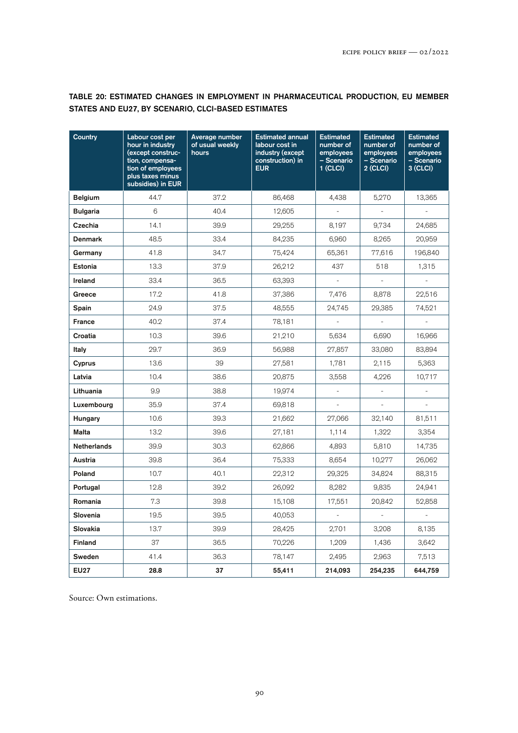**TABLE 20: ESTIMATED CHANGES IN EMPLOYMENT IN PHARMACEUTICAL PRODUCTION, EU MEMBER STATES AND EU27, BY SCENARIO, CLCI-BASED ESTIMATES**

| Country | Labour cost per hour in industry (except construction, compensation of employees plus taxes minus subsidies) in EUR | Average number of usual weekly hours | Estimated annual labour cost in industry (except construction) in EUR | Estimated number of employees – Scenario 1 (CLCI) | Estimated number of employees – Scenario 2 (CLCI) | Estimated number of employees – Scenario 3 (CLCI) |
|---|---|---|---|---|---|---|
| **Belgium** | 44.7 | 37.2 | 86,468 | 4,438 | 5,270 | 13,365 |
| **Bulgaria** | 6 | 40.4 | 12,605 | - | - | - |
| **Czechia** | 14.1 | 39.9 | 29,255 | 8,197 | 9,734 | 24,685 |
| **Denmark** | 48.5 | 33.4 | 84,235 | 6,960 | 8,265 | 20,959 |
| **Germany** | 41.8 | 34.7 | 75,424 | 65,361 | 77,616 | 196,840 |
| **Estonia** | 13.3 | 37.9 | 26,212 | 437 | 518 | 1,315 |
| **Ireland** | 33.4 | 36.5 | 63,393 | - | - | - |
| **Greece** | 17.2 | 41.8 | 37,386 | 7,476 | 8,878 | 22,516 |
| **Spain** | 24.9 | 37.5 | 48,555 | 24,745 | 29,385 | 74,521 |
| **France** | 40.2 | 37.4 | 78,181 | - | - | - |
| **Croatia** | 10.3 | 39.6 | 21,210 | 5,634 | 6,690 | 16,966 |
| **Italy** | 29.7 | 36.9 | 56,988 | 27,857 | 33,080 | 83,894 |
| **Cyprus** | 13.6 | 39 | 27,581 | 1,781 | 2,115 | 5,363 |
| **Latvia** | 10.4 | 38.6 | 20,875 | 3,558 | 4,226 | 10,717 |
| **Lithuania** | 9.9 | 38.8 | 19,974 | - | - | - |
| **Luxembourg** | 35.9 | 37.4 | 69,818 | - | - | - |
| **Hungary** | 10.6 | 39.3 | 21,662 | 27,066 | 32,140 | 81,511 |
| **Malta** | 13.2 | 39.6 | 27,181 | 1,114 | 1,322 | 3,354 |
| **Netherlands** | 39.9 | 30.3 | 62,866 | 4,893 | 5,810 | 14,735 |
| **Austria** | 39.8 | 36.4 | 75,333 | 8,654 | 10,277 | 26,062 |
| **Poland** | 10.7 | 40.1 | 22,312 | 29,325 | 34,824 | 88,315 |
| **Portugal** | 12.8 | 39.2 | 26,092 | 8,282 | 9,835 | 24,941 |
| **Romania** | 7.3 | 39.8 | 15,108 | 17,551 | 20,842 | 52,858 |
| **Slovenia** | 19.5 | 39.5 | 40,053 | - | - | - |
| **Slovakia** | 13.7 | 39.9 | 28,425 | 2,701 | 3,208 | 8,135 |
| **Finland** | 37 | 36.5 | 70,226 | 1,209 | 1,436 | 3,642 |
| **Sweden** | 41.4 | 36.3 | 78,147 | 2,495 | 2,963 | 7,513 |
| **EU27** | **28.8** | **37** | **55,411** | **214,093** | **254,235** | **644,759** |

Source: Own estimations.